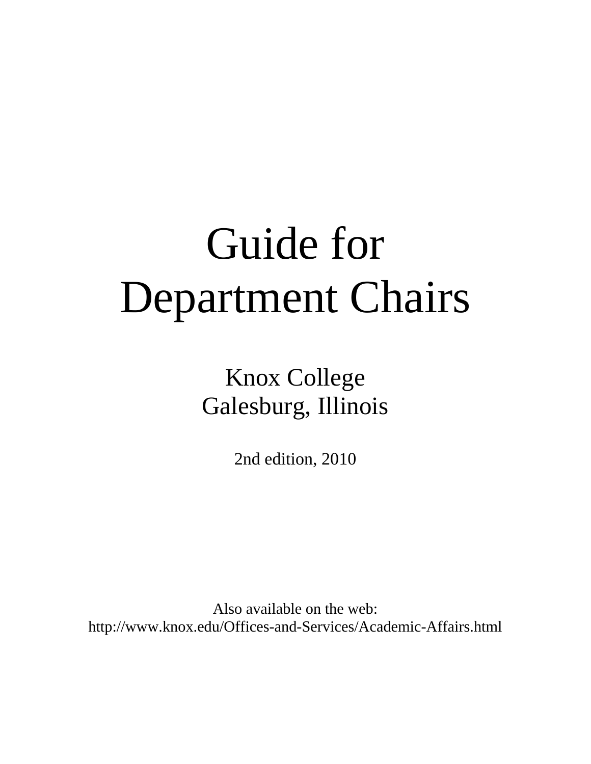# Guide for Department Chairs

Knox College
Galesburg, Illinois

2nd edition, 2010

Also available on the web:
http://www.knox.edu/Offices-and-Services/Academic-Affairs.html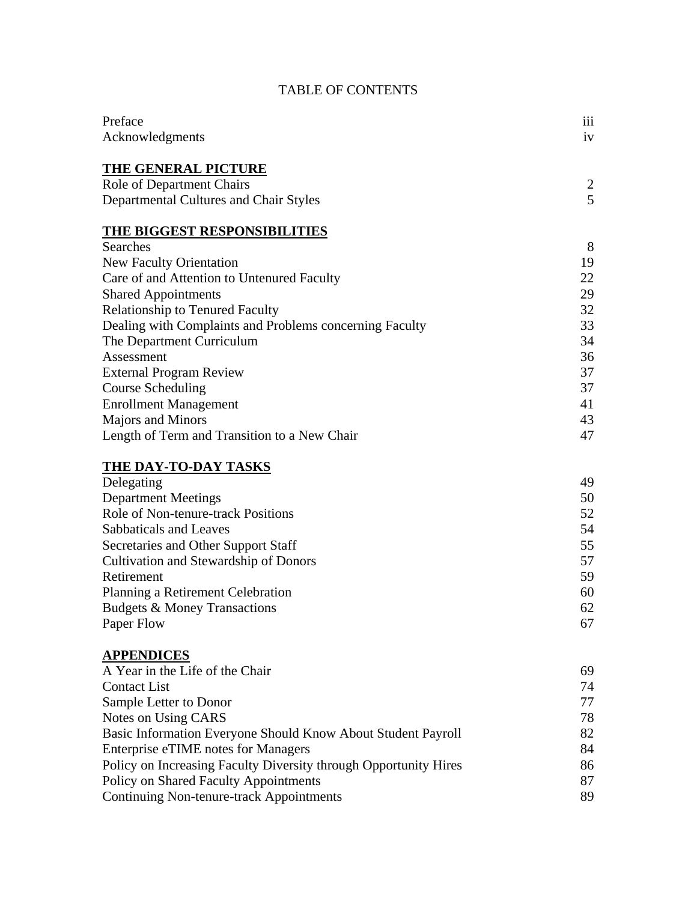# TABLE OF CONTENTS

| | |
|---|---|
| Preface | iii |
| Acknowledgments | iv |
| **THE GENERAL PICTURE** | |
| Role of Department Chairs | 2 |
| Departmental Cultures and Chair Styles | 5 |
| **THE BIGGEST RESPONSIBILITIES** | |
| Searches | 8 |
| New Faculty Orientation | 19 |
| Care of and Attention to Untenured Faculty | 22 |
| Shared Appointments | 29 |
| Relationship to Tenured Faculty | 32 |
| Dealing with Complaints and Problems concerning Faculty | 33 |
| The Department Curriculum | 34 |
| Assessment | 36 |
| External Program Review | 37 |
| Course Scheduling | 37 |
| Enrollment Management | 41 |
| Majors and Minors | 43 |
| Length of Term and Transition to a New Chair | 47 |
| **THE DAY-TO-DAY TASKS** | |
| Delegating | 49 |
| Department Meetings | 50 |
| Role of Non-tenure-track Positions | 52 |
| Sabbaticals and Leaves | 54 |
| Secretaries and Other Support Staff | 55 |
| Cultivation and Stewardship of Donors | 57 |
| Retirement | 59 |
| Planning a Retirement Celebration | 60 |
| Budgets & Money Transactions | 62 |
| Paper Flow | 67 |
| **APPENDICES** | |
| A Year in the Life of the Chair | 69 |
| Contact List | 74 |
| Sample Letter to Donor | 77 |
| Notes on Using CARS | 78 |
| Basic Information Everyone Should Know About Student Payroll | 82 |
| Enterprise eTIME notes for Managers | 84 |
| Policy on Increasing Faculty Diversity through Opportunity Hires | 86 |
| Policy on Shared Faculty Appointments | 87 |
| Continuing Non-tenure-track Appointments | 89 |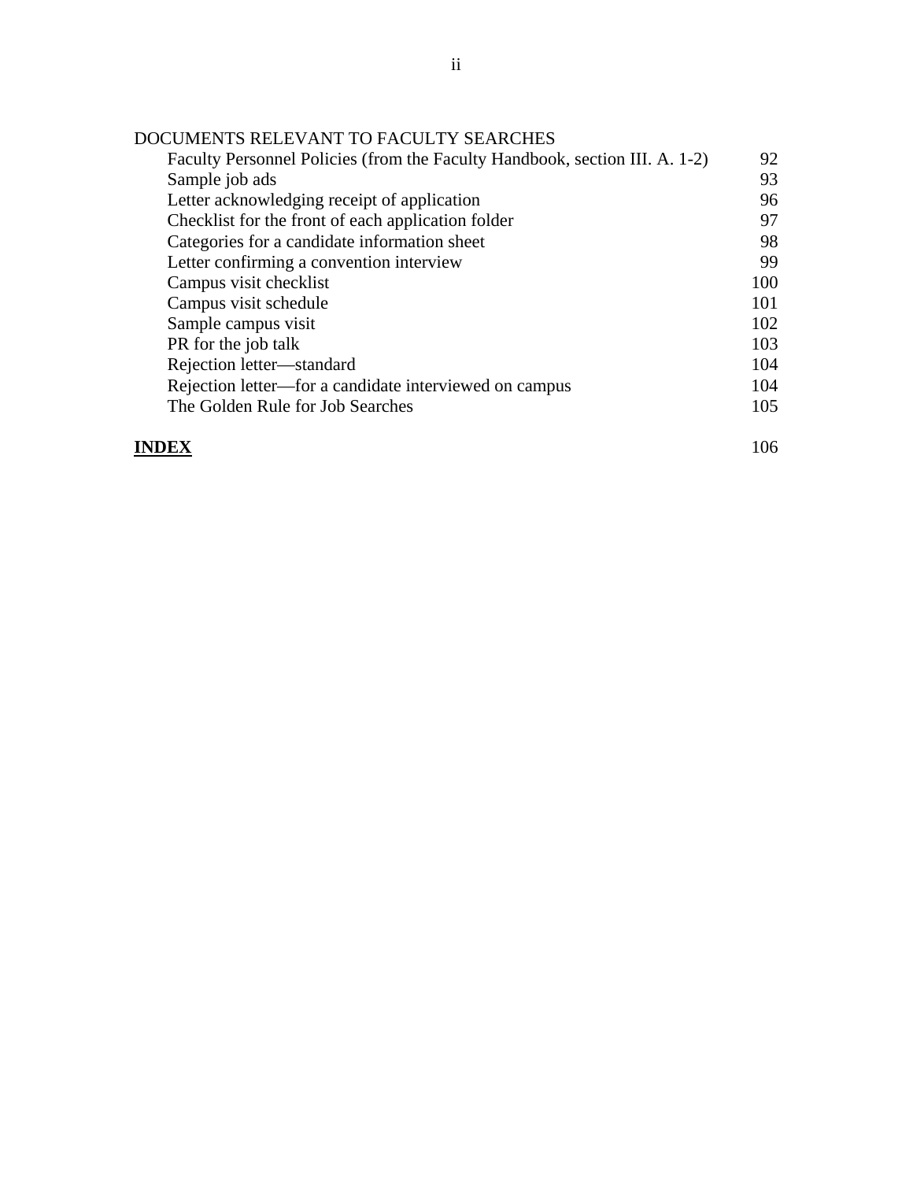DOCUMENTS RELEVANT TO FACULTY SEARCHES

| | |
|---|---|
| Faculty Personnel Policies (from the Faculty Handbook, section III. A. 1-2) | 92 |
| Sample job ads | 93 |
| Letter acknowledging receipt of application | 96 |
| Checklist for the front of each application folder | 97 |
| Categories for a candidate information sheet | 98 |
| Letter confirming a convention interview | 99 |
| Campus visit checklist | 100 |
| Campus visit schedule | 101 |
| Sample campus visit | 102 |
| PR for the job talk | 103 |
| Rejection letter—standard | 104 |
| Rejection letter—for a candidate interviewed on campus | 104 |
| The Golden Rule for Job Searches | 105 |

**INDEX** 106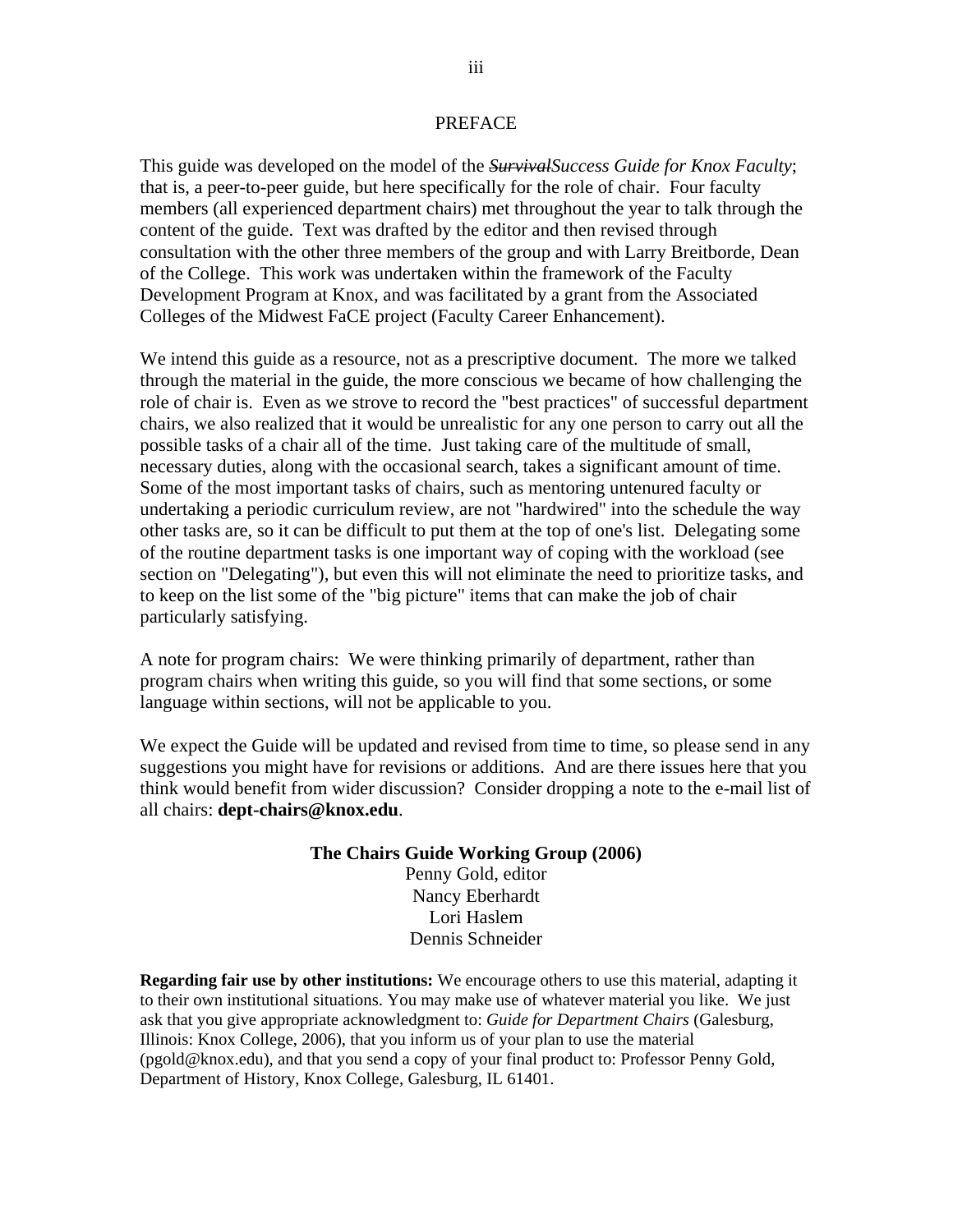# PREFACE

This guide was developed on the model of the ~~*Survival*~~*Success Guide for Knox Faculty*; that is, a peer-to-peer guide, but here specifically for the role of chair. Four faculty members (all experienced department chairs) met throughout the year to talk through the content of the guide. Text was drafted by the editor and then revised through consultation with the other three members of the group and with Larry Breitborde, Dean of the College. This work was undertaken within the framework of the Faculty Development Program at Knox, and was facilitated by a grant from the Associated Colleges of the Midwest FaCE project (Faculty Career Enhancement).

We intend this guide as a resource, not as a prescriptive document. The more we talked through the material in the guide, the more conscious we became of how challenging the role of chair is. Even as we strove to record the "best practices" of successful department chairs, we also realized that it would be unrealistic for any one person to carry out all the possible tasks of a chair all of the time. Just taking care of the multitude of small, necessary duties, along with the occasional search, takes a significant amount of time. Some of the most important tasks of chairs, such as mentoring untenured faculty or undertaking a periodic curriculum review, are not "hardwired" into the schedule the way other tasks are, so it can be difficult to put them at the top of one's list. Delegating some of the routine department tasks is one important way of coping with the workload (see section on "Delegating"), but even this will not eliminate the need to prioritize tasks, and to keep on the list some of the "big picture" items that can make the job of chair particularly satisfying.

A note for program chairs: We were thinking primarily of department, rather than program chairs when writing this guide, so you will find that some sections, or some language within sections, will not be applicable to you.

We expect the Guide will be updated and revised from time to time, so please send in any suggestions you might have for revisions or additions. And are there issues here that you think would benefit from wider discussion? Consider dropping a note to the e-mail list of all chairs: **dept-chairs@knox.edu**.

**The Chairs Guide Working Group (2006)**
Penny Gold, editor
Nancy Eberhardt
Lori Haslem
Dennis Schneider

**Regarding fair use by other institutions:** We encourage others to use this material, adapting it to their own institutional situations. You may make use of whatever material you like. We just ask that you give appropriate acknowledgment to: *Guide for Department Chairs* (Galesburg, Illinois: Knox College, 2006), that you inform us of your plan to use the material (pgold@knox.edu), and that you send a copy of your final product to: Professor Penny Gold, Department of History, Knox College, Galesburg, IL 61401.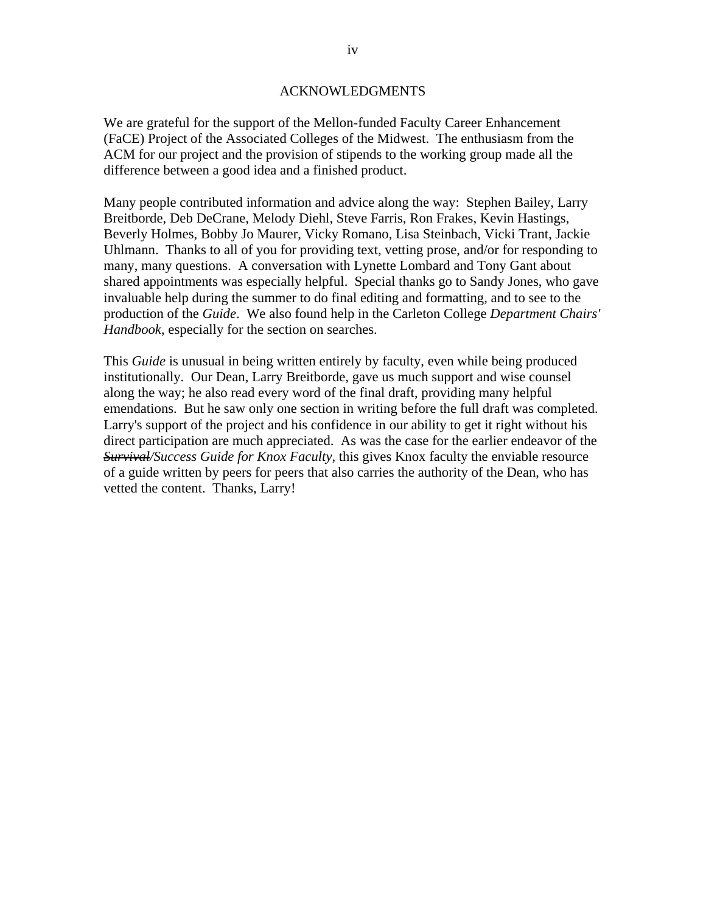# ACKNOWLEDGMENTS

We are grateful for the support of the Mellon-funded Faculty Career Enhancement (FaCE) Project of the Associated Colleges of the Midwest. The enthusiasm from the ACM for our project and the provision of stipends to the working group made all the difference between a good idea and a finished product.

Many people contributed information and advice along the way: Stephen Bailey, Larry Breitborde, Deb DeCrane, Melody Diehl, Steve Farris, Ron Frakes, Kevin Hastings, Beverly Holmes, Bobby Jo Maurer, Vicky Romano, Lisa Steinbach, Vicki Trant, Jackie Uhlmann. Thanks to all of you for providing text, vetting prose, and/or for responding to many, many questions. A conversation with Lynette Lombard and Tony Gant about shared appointments was especially helpful. Special thanks go to Sandy Jones, who gave invaluable help during the summer to do final editing and formatting, and to see to the production of the *Guide*. We also found help in the Carleton College *Department Chairs' Handbook*, especially for the section on searches.

This *Guide* is unusual in being written entirely by faculty, even while being produced institutionally. Our Dean, Larry Breitborde, gave us much support and wise counsel along the way; he also read every word of the final draft, providing many helpful emendations. But he saw only one section in writing before the full draft was completed. Larry's support of the project and his confidence in our ability to get it right without his direct participation are much appreciated. As was the case for the earlier endeavor of the *~~Survival~~/Success Guide for Knox Faculty*, this gives Knox faculty the enviable resource of a guide written by peers for peers that also carries the authority of the Dean, who has vetted the content. Thanks, Larry!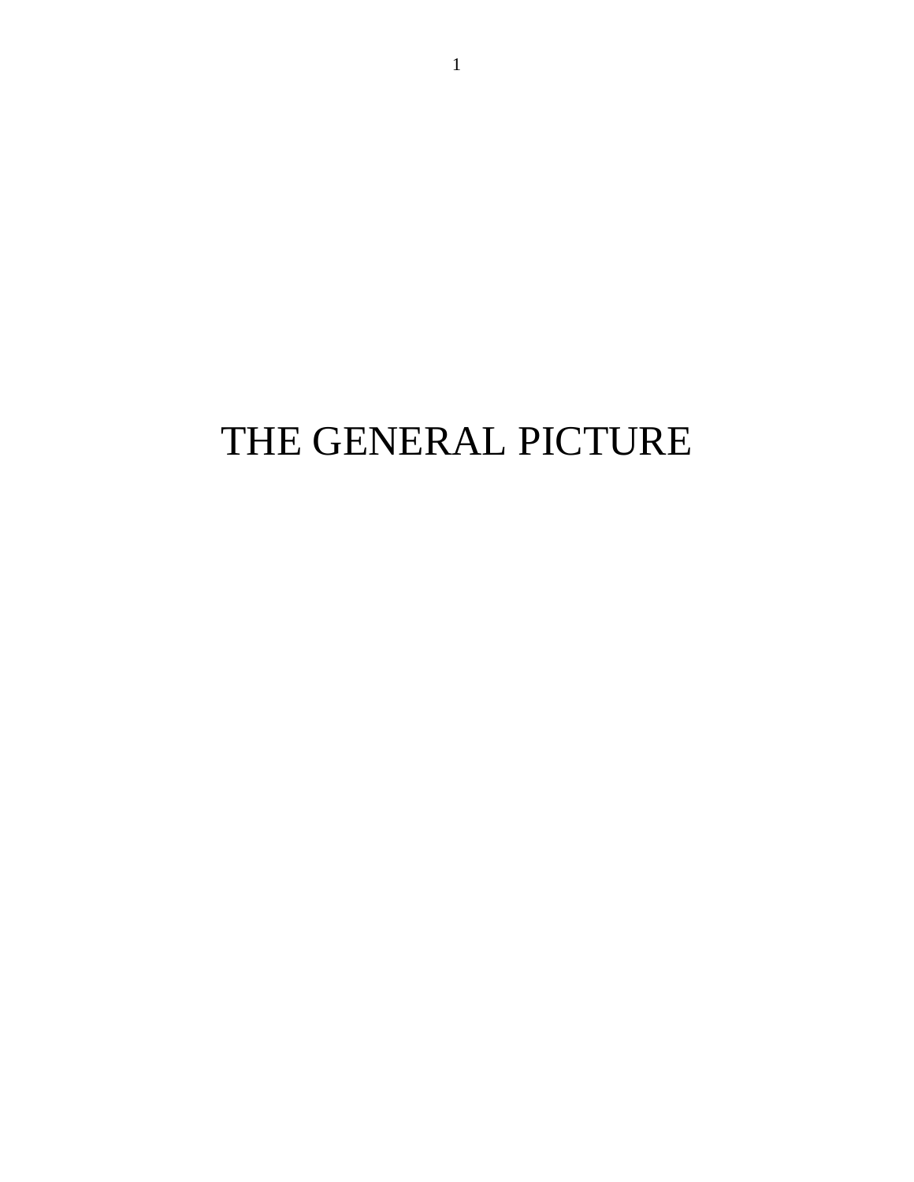# THE GENERAL PICTURE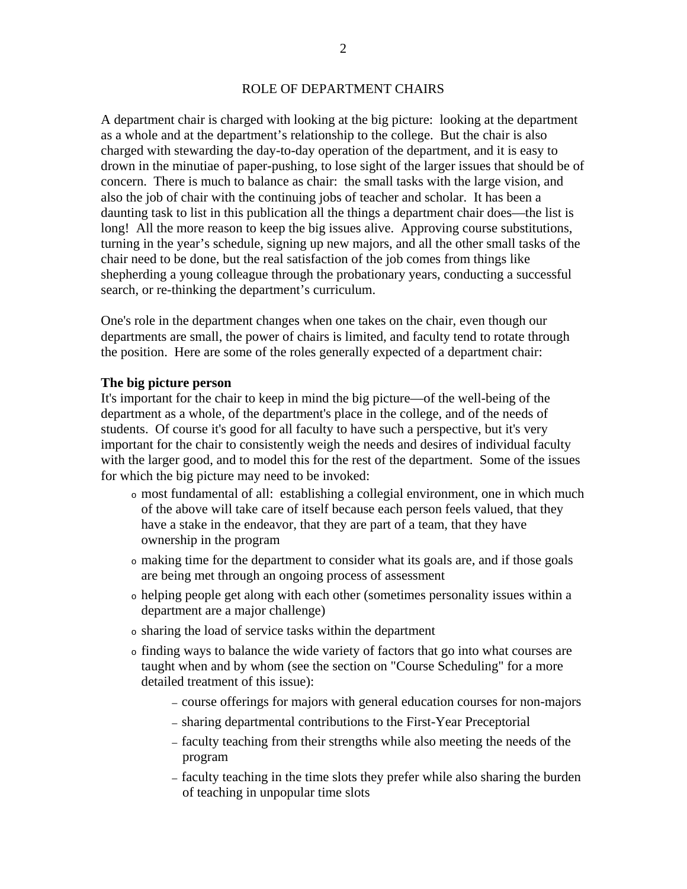## ROLE OF DEPARTMENT CHAIRS

A department chair is charged with looking at the big picture: looking at the department as a whole and at the department's relationship to the college. But the chair is also charged with stewarding the day-to-day operation of the department, and it is easy to drown in the minutiae of paper-pushing, to lose sight of the larger issues that should be of concern. There is much to balance as chair: the small tasks with the large vision, and also the job of chair with the continuing jobs of teacher and scholar. It has been a daunting task to list in this publication all the things a department chair does—the list is long! All the more reason to keep the big issues alive. Approving course substitutions, turning in the year's schedule, signing up new majors, and all the other small tasks of the chair need to be done, but the real satisfaction of the job comes from things like shepherding a young colleague through the probationary years, conducting a successful search, or re-thinking the department's curriculum.

One's role in the department changes when one takes on the chair, even though our departments are small, the power of chairs is limited, and faculty tend to rotate through the position. Here are some of the roles generally expected of a department chair:

**The big picture person**

It's important for the chair to keep in mind the big picture—of the well-being of the department as a whole, of the department's place in the college, and of the needs of students. Of course it's good for all faculty to have such a perspective, but it's very important for the chair to consistently weigh the needs and desires of individual faculty with the larger good, and to model this for the rest of the department. Some of the issues for which the big picture may need to be invoked:

- most fundamental of all: establishing a collegial environment, one in which much of the above will take care of itself because each person feels valued, that they have a stake in the endeavor, that they are part of a team, that they have ownership in the program
- making time for the department to consider what its goals are, and if those goals are being met through an ongoing process of assessment
- helping people get along with each other (sometimes personality issues within a department are a major challenge)
- sharing the load of service tasks within the department
- finding ways to balance the wide variety of factors that go into what courses are taught when and by whom (see the section on "Course Scheduling" for a more detailed treatment of this issue):
  - course offerings for majors with general education courses for non-majors
  - sharing departmental contributions to the First-Year Preceptorial
  - faculty teaching from their strengths while also meeting the needs of the program
  - faculty teaching in the time slots they prefer while also sharing the burden of teaching in unpopular time slots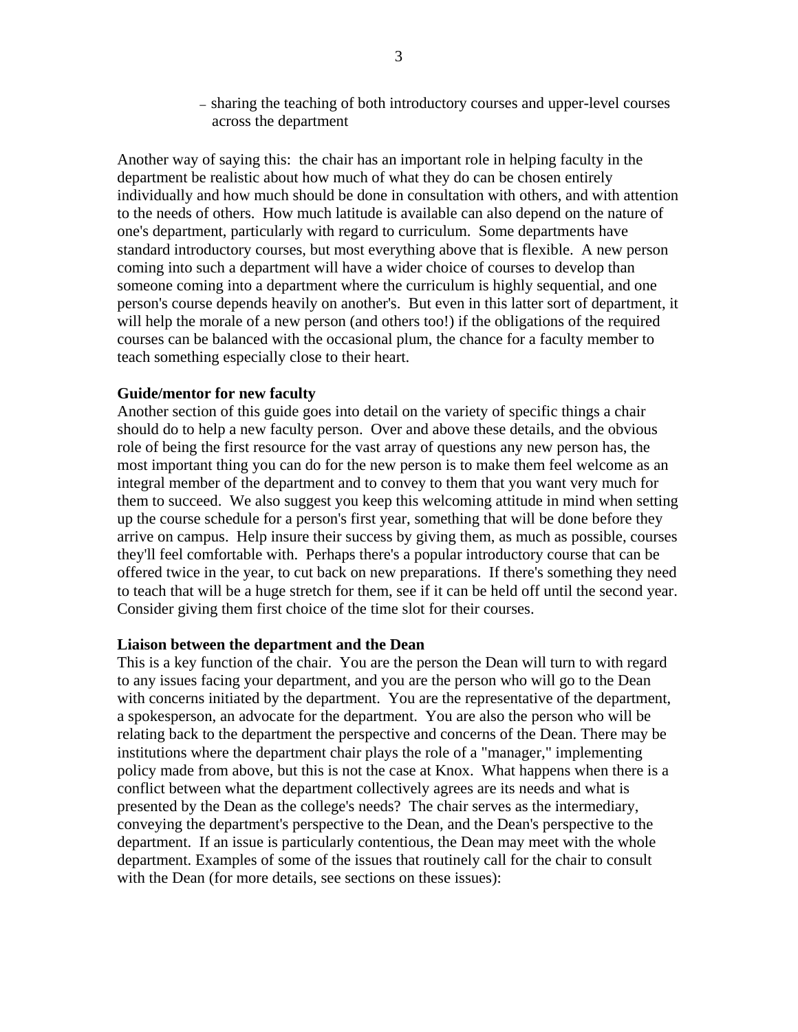– sharing the teaching of both introductory courses and upper-level courses across the department

Another way of saying this: the chair has an important role in helping faculty in the department be realistic about how much of what they do can be chosen entirely individually and how much should be done in consultation with others, and with attention to the needs of others. How much latitude is available can also depend on the nature of one's department, particularly with regard to curriculum. Some departments have standard introductory courses, but most everything above that is flexible. A new person coming into such a department will have a wider choice of courses to develop than someone coming into a department where the curriculum is highly sequential, and one person's course depends heavily on another's. But even in this latter sort of department, it will help the morale of a new person (and others too!) if the obligations of the required courses can be balanced with the occasional plum, the chance for a faculty member to teach something especially close to their heart.

**Guide/mentor for new faculty**

Another section of this guide goes into detail on the variety of specific things a chair should do to help a new faculty person. Over and above these details, and the obvious role of being the first resource for the vast array of questions any new person has, the most important thing you can do for the new person is to make them feel welcome as an integral member of the department and to convey to them that you want very much for them to succeed. We also suggest you keep this welcoming attitude in mind when setting up the course schedule for a person's first year, something that will be done before they arrive on campus. Help insure their success by giving them, as much as possible, courses they'll feel comfortable with. Perhaps there's a popular introductory course that can be offered twice in the year, to cut back on new preparations. If there's something they need to teach that will be a huge stretch for them, see if it can be held off until the second year. Consider giving them first choice of the time slot for their courses.

**Liaison between the department and the Dean**

This is a key function of the chair. You are the person the Dean will turn to with regard to any issues facing your department, and you are the person who will go to the Dean with concerns initiated by the department. You are the representative of the department, a spokesperson, an advocate for the department. You are also the person who will be relating back to the department the perspective and concerns of the Dean. There may be institutions where the department chair plays the role of a "manager," implementing policy made from above, but this is not the case at Knox. What happens when there is a conflict between what the department collectively agrees are its needs and what is presented by the Dean as the college's needs? The chair serves as the intermediary, conveying the department's perspective to the Dean, and the Dean's perspective to the department. If an issue is particularly contentious, the Dean may meet with the whole department. Examples of some of the issues that routinely call for the chair to consult with the Dean (for more details, see sections on these issues):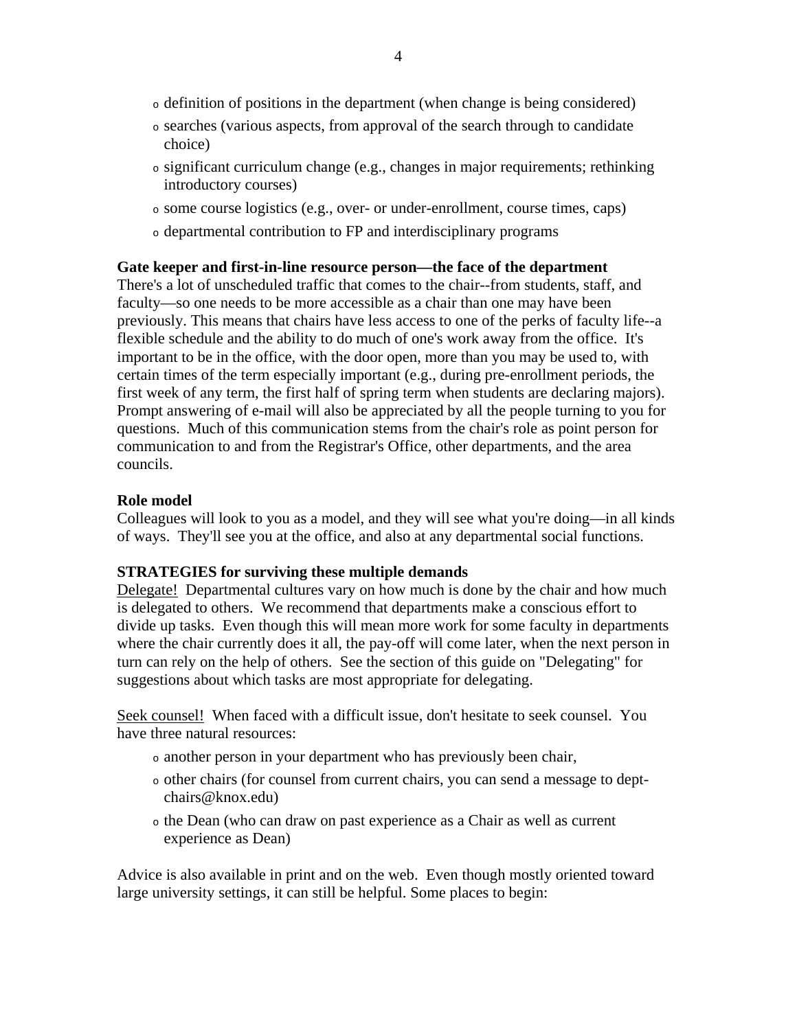- definition of positions in the department (when change is being considered)
- searches (various aspects, from approval of the search through to candidate choice)
- significant curriculum change (e.g., changes in major requirements; rethinking introductory courses)
- some course logistics (e.g., over- or under-enrollment, course times, caps)
- departmental contribution to FP and interdisciplinary programs

**Gate keeper and first-in-line resource person—the face of the department**
There's a lot of unscheduled traffic that comes to the chair--from students, staff, and faculty—so one needs to be more accessible as a chair than one may have been previously. This means that chairs have less access to one of the perks of faculty life--a flexible schedule and the ability to do much of one's work away from the office. It's important to be in the office, with the door open, more than you may be used to, with certain times of the term especially important (e.g., during pre-enrollment periods, the first week of any term, the first half of spring term when students are declaring majors). Prompt answering of e-mail will also be appreciated by all the people turning to you for questions. Much of this communication stems from the chair's role as point person for communication to and from the Registrar's Office, other departments, and the area councils.

**Role model**
Colleagues will look to you as a model, and they will see what you're doing—in all kinds of ways. They'll see you at the office, and also at any departmental social functions.

**STRATEGIES for surviving these multiple demands**
<u>Delegate!</u> Departmental cultures vary on how much is done by the chair and how much is delegated to others. We recommend that departments make a conscious effort to divide up tasks. Even though this will mean more work for some faculty in departments where the chair currently does it all, the pay-off will come later, when the next person in turn can rely on the help of others. See the section of this guide on "Delegating" for suggestions about which tasks are most appropriate for delegating.

<u>Seek counsel!</u> When faced with a difficult issue, don't hesitate to seek counsel. You have three natural resources:

- another person in your department who has previously been chair,
- other chairs (for counsel from current chairs, you can send a message to dept-chairs@knox.edu)
- the Dean (who can draw on past experience as a Chair as well as current experience as Dean)

Advice is also available in print and on the web. Even though mostly oriented toward large university settings, it can still be helpful. Some places to begin: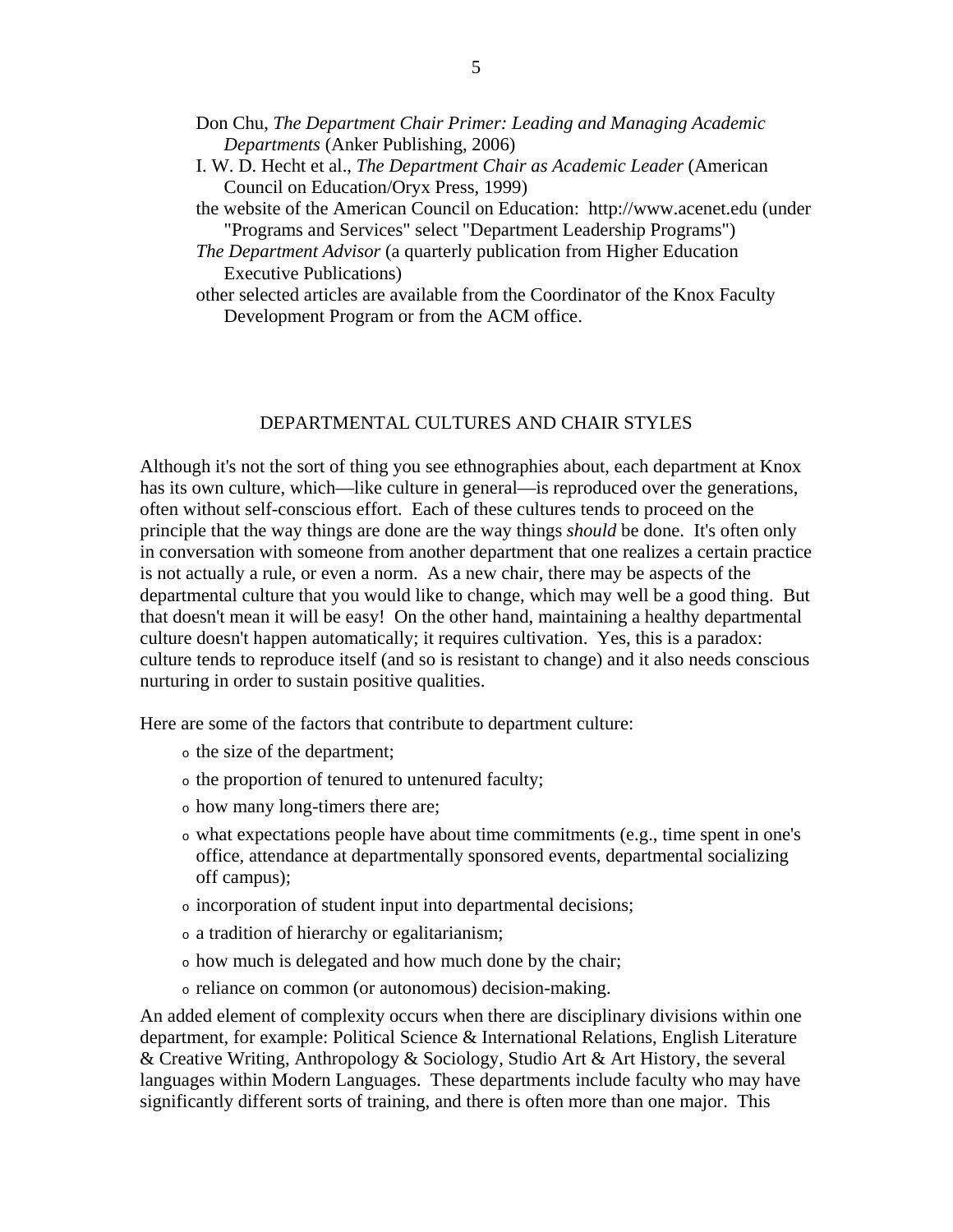Don Chu, *The Department Chair Primer: Leading and Managing Academic Departments* (Anker Publishing, 2006)

I. W. D. Hecht et al., *The Department Chair as Academic Leader* (American Council on Education/Oryx Press, 1999)

the website of the American Council on Education: http://www.acenet.edu (under "Programs and Services" select "Department Leadership Programs")

*The Department Advisor* (a quarterly publication from Higher Education Executive Publications)

other selected articles are available from the Coordinator of the Knox Faculty Development Program or from the ACM office.

## DEPARTMENTAL CULTURES AND CHAIR STYLES

Although it's not the sort of thing you see ethnographies about, each department at Knox has its own culture, which—like culture in general—is reproduced over the generations, often without self-conscious effort. Each of these cultures tends to proceed on the principle that the way things are done are the way things *should* be done. It's often only in conversation with someone from another department that one realizes a certain practice is not actually a rule, or even a norm. As a new chair, there may be aspects of the departmental culture that you would like to change, which may well be a good thing. But that doesn't mean it will be easy! On the other hand, maintaining a healthy departmental culture doesn't happen automatically; it requires cultivation. Yes, this is a paradox: culture tends to reproduce itself (and so is resistant to change) and it also needs conscious nurturing in order to sustain positive qualities.

Here are some of the factors that contribute to department culture:

- the size of the department;
- the proportion of tenured to untenured faculty;
- how many long-timers there are;
- what expectations people have about time commitments (e.g., time spent in one's office, attendance at departmentally sponsored events, departmental socializing off campus);
- incorporation of student input into departmental decisions;
- a tradition of hierarchy or egalitarianism;
- how much is delegated and how much done by the chair;
- reliance on common (or autonomous) decision-making.

An added element of complexity occurs when there are disciplinary divisions within one department, for example: Political Science & International Relations, English Literature & Creative Writing, Anthropology & Sociology, Studio Art & Art History, the several languages within Modern Languages. These departments include faculty who may have significantly different sorts of training, and there is often more than one major. This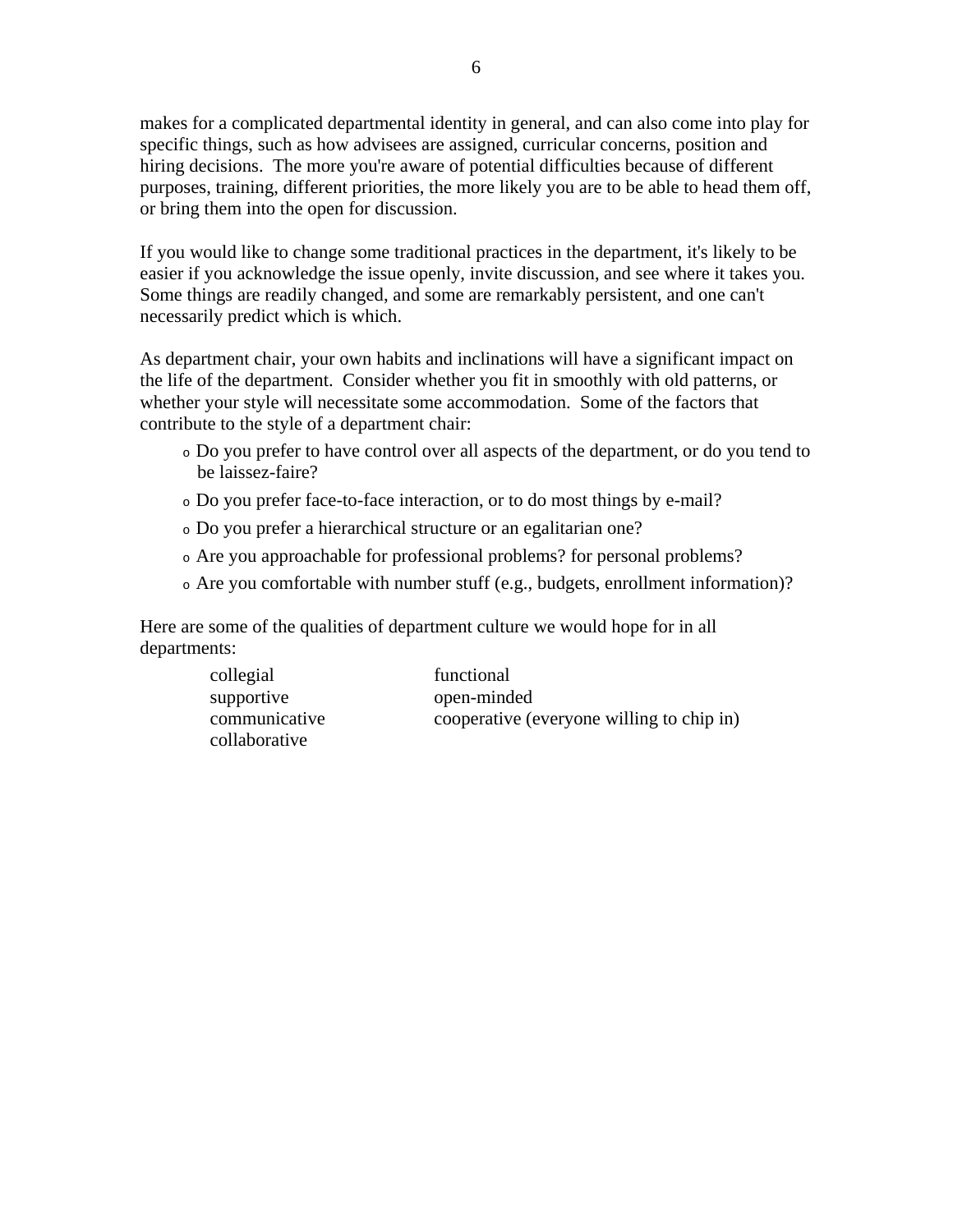makes for a complicated departmental identity in general, and can also come into play for specific things, such as how advisees are assigned, curricular concerns, position and hiring decisions. The more you're aware of potential difficulties because of different purposes, training, different priorities, the more likely you are to be able to head them off, or bring them into the open for discussion.

If you would like to change some traditional practices in the department, it's likely to be easier if you acknowledge the issue openly, invite discussion, and see where it takes you. Some things are readily changed, and some are remarkably persistent, and one can't necessarily predict which is which.

As department chair, your own habits and inclinations will have a significant impact on the life of the department. Consider whether you fit in smoothly with old patterns, or whether your style will necessitate some accommodation. Some of the factors that contribute to the style of a department chair:

- Do you prefer to have control over all aspects of the department, or do you tend to be laissez-faire?
- Do you prefer face-to-face interaction, or to do most things by e-mail?
- Do you prefer a hierarchical structure or an egalitarian one?
- Are you approachable for professional problems? for personal problems?
- Are you comfortable with number stuff (e.g., budgets, enrollment information)?

Here are some of the qualities of department culture we would hope for in all departments:

| | |
|---|---|
| collegial | functional |
| supportive | open-minded |
| communicative | cooperative (everyone willing to chip in) |
| collaborative | |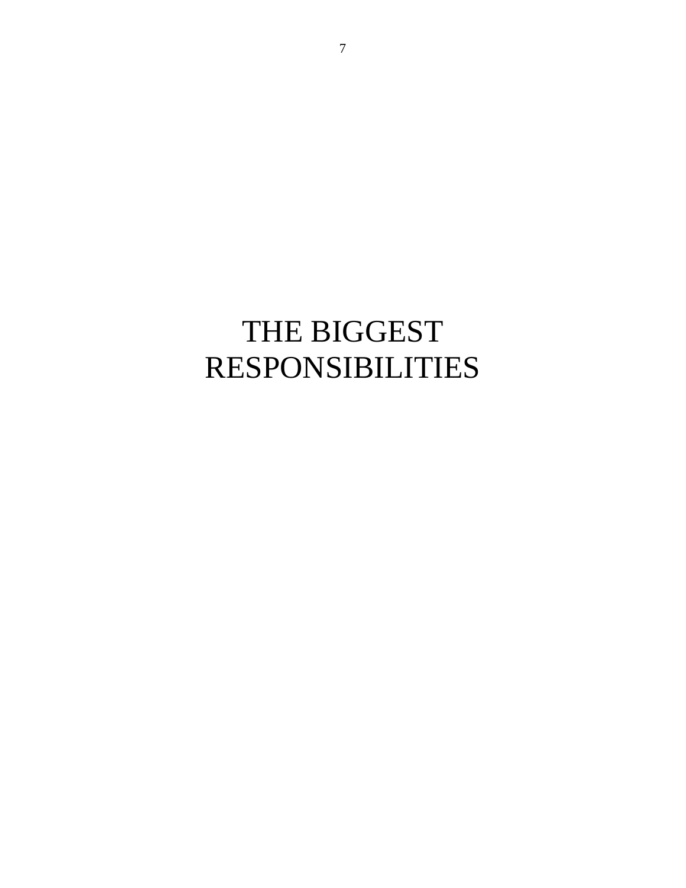# THE BIGGEST RESPONSIBILITIES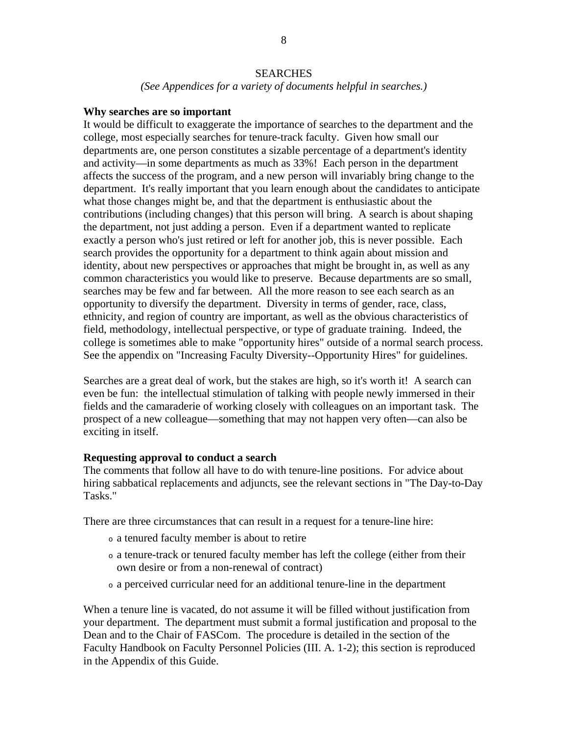# SEARCHES

*(See Appendices for a variety of documents helpful in searches.)*

**Why searches are so important**

It would be difficult to exaggerate the importance of searches to the department and the college, most especially searches for tenure-track faculty. Given how small our departments are, one person constitutes a sizable percentage of a department's identity and activity—in some departments as much as 33%! Each person in the department affects the success of the program, and a new person will invariably bring change to the department. It's really important that you learn enough about the candidates to anticipate what those changes might be, and that the department is enthusiastic about the contributions (including changes) that this person will bring. A search is about shaping the department, not just adding a person. Even if a department wanted to replicate exactly a person who's just retired or left for another job, this is never possible. Each search provides the opportunity for a department to think again about mission and identity, about new perspectives or approaches that might be brought in, as well as any common characteristics you would like to preserve. Because departments are so small, searches may be few and far between. All the more reason to see each search as an opportunity to diversify the department. Diversity in terms of gender, race, class, ethnicity, and region of country are important, as well as the obvious characteristics of field, methodology, intellectual perspective, or type of graduate training. Indeed, the college is sometimes able to make "opportunity hires" outside of a normal search process. See the appendix on "Increasing Faculty Diversity--Opportunity Hires" for guidelines.

Searches are a great deal of work, but the stakes are high, so it's worth it! A search can even be fun: the intellectual stimulation of talking with people newly immersed in their fields and the camaraderie of working closely with colleagues on an important task. The prospect of a new colleague—something that may not happen very often—can also be exciting in itself.

**Requesting approval to conduct a search**

The comments that follow all have to do with tenure-line positions. For advice about hiring sabbatical replacements and adjuncts, see the relevant sections in "The Day-to-Day Tasks."

There are three circumstances that can result in a request for a tenure-line hire:

- a tenured faculty member is about to retire
- a tenure-track or tenured faculty member has left the college (either from their own desire or from a non-renewal of contract)
- a perceived curricular need for an additional tenure-line in the department

When a tenure line is vacated, do not assume it will be filled without justification from your department. The department must submit a formal justification and proposal to the Dean and to the Chair of FASCom. The procedure is detailed in the section of the Faculty Handbook on Faculty Personnel Policies (III. A. 1-2); this section is reproduced in the Appendix of this Guide.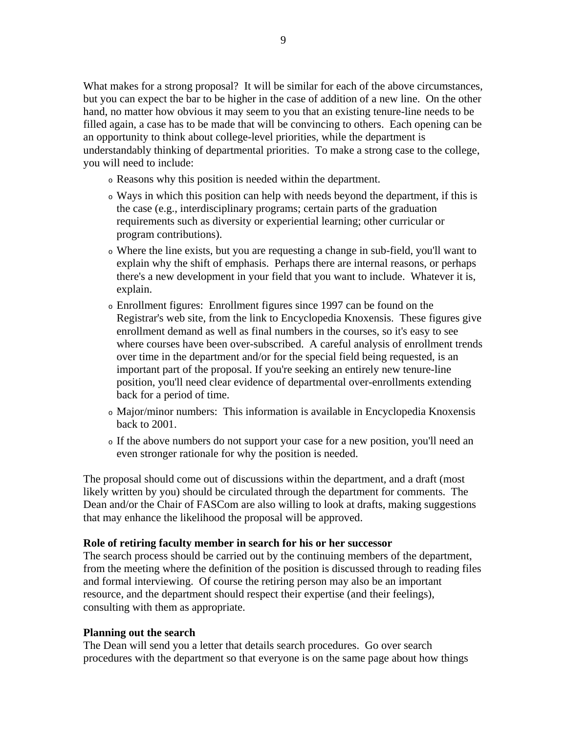What makes for a strong proposal? It will be similar for each of the above circumstances, but you can expect the bar to be higher in the case of addition of a new line. On the other hand, no matter how obvious it may seem to you that an existing tenure-line needs to be filled again, a case has to be made that will be convincing to others. Each opening can be an opportunity to think about college-level priorities, while the department is understandably thinking of departmental priorities. To make a strong case to the college, you will need to include:

- Reasons why this position is needed within the department.
- Ways in which this position can help with needs beyond the department, if this is the case (e.g., interdisciplinary programs; certain parts of the graduation requirements such as diversity or experiential learning; other curricular or program contributions).
- Where the line exists, but you are requesting a change in sub-field, you'll want to explain why the shift of emphasis. Perhaps there are internal reasons, or perhaps there's a new development in your field that you want to include. Whatever it is, explain.
- Enrollment figures: Enrollment figures since 1997 can be found on the Registrar's web site, from the link to Encyclopedia Knoxensis. These figures give enrollment demand as well as final numbers in the courses, so it's easy to see where courses have been over-subscribed. A careful analysis of enrollment trends over time in the department and/or for the special field being requested, is an important part of the proposal. If you're seeking an entirely new tenure-line position, you'll need clear evidence of departmental over-enrollments extending back for a period of time.
- Major/minor numbers: This information is available in Encyclopedia Knoxensis back to 2001.
- If the above numbers do not support your case for a new position, you'll need an even stronger rationale for why the position is needed.

The proposal should come out of discussions within the department, and a draft (most likely written by you) should be circulated through the department for comments. The Dean and/or the Chair of FASCom are also willing to look at drafts, making suggestions that may enhance the likelihood the proposal will be approved.

**Role of retiring faculty member in search for his or her successor**
The search process should be carried out by the continuing members of the department, from the meeting where the definition of the position is discussed through to reading files and formal interviewing. Of course the retiring person may also be an important resource, and the department should respect their expertise (and their feelings), consulting with them as appropriate.

**Planning out the search**
The Dean will send you a letter that details search procedures. Go over search procedures with the department so that everyone is on the same page about how things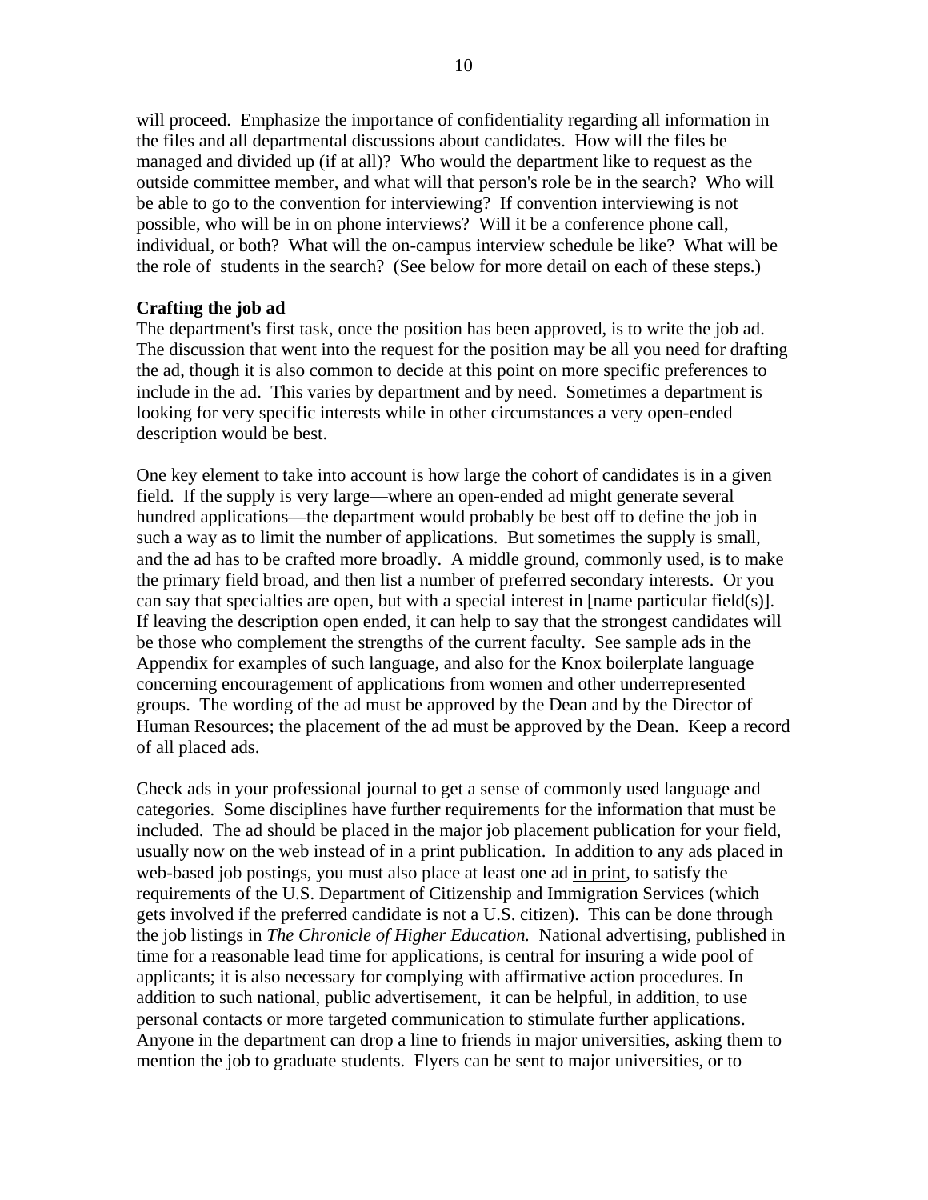will proceed. Emphasize the importance of confidentiality regarding all information in the files and all departmental discussions about candidates. How will the files be managed and divided up (if at all)? Who would the department like to request as the outside committee member, and what will that person's role be in the search? Who will be able to go to the convention for interviewing? If convention interviewing is not possible, who will be in on phone interviews? Will it be a conference phone call, individual, or both? What will the on-campus interview schedule be like? What will be the role of students in the search? (See below for more detail on each of these steps.)

**Crafting the job ad**

The department's first task, once the position has been approved, is to write the job ad. The discussion that went into the request for the position may be all you need for drafting the ad, though it is also common to decide at this point on more specific preferences to include in the ad. This varies by department and by need. Sometimes a department is looking for very specific interests while in other circumstances a very open-ended description would be best.

One key element to take into account is how large the cohort of candidates is in a given field. If the supply is very large—where an open-ended ad might generate several hundred applications—the department would probably be best off to define the job in such a way as to limit the number of applications. But sometimes the supply is small, and the ad has to be crafted more broadly. A middle ground, commonly used, is to make the primary field broad, and then list a number of preferred secondary interests. Or you can say that specialties are open, but with a special interest in [name particular field(s)]. If leaving the description open ended, it can help to say that the strongest candidates will be those who complement the strengths of the current faculty. See sample ads in the Appendix for examples of such language, and also for the Knox boilerplate language concerning encouragement of applications from women and other underrepresented groups. The wording of the ad must be approved by the Dean and by the Director of Human Resources; the placement of the ad must be approved by the Dean. Keep a record of all placed ads.

Check ads in your professional journal to get a sense of commonly used language and categories. Some disciplines have further requirements for the information that must be included. The ad should be placed in the major job placement publication for your field, usually now on the web instead of in a print publication. In addition to any ads placed in web-based job postings, you must also place at least one ad in print, to satisfy the requirements of the U.S. Department of Citizenship and Immigration Services (which gets involved if the preferred candidate is not a U.S. citizen). This can be done through the job listings in *The Chronicle of Higher Education.* National advertising, published in time for a reasonable lead time for applications, is central for insuring a wide pool of applicants; it is also necessary for complying with affirmative action procedures. In addition to such national, public advertisement, it can be helpful, in addition, to use personal contacts or more targeted communication to stimulate further applications. Anyone in the department can drop a line to friends in major universities, asking them to mention the job to graduate students. Flyers can be sent to major universities, or to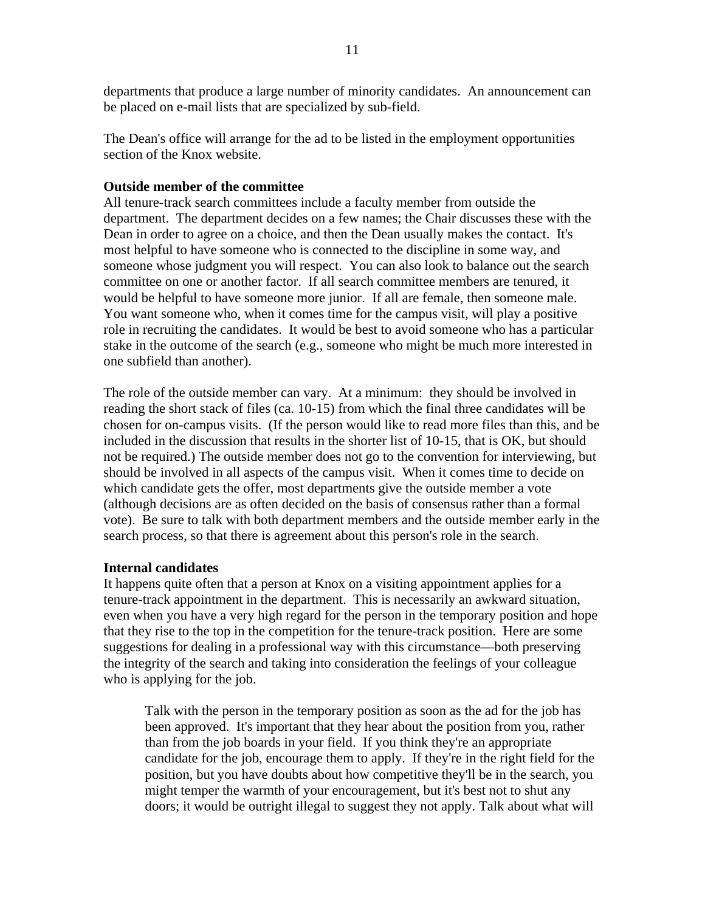departments that produce a large number of minority candidates. An announcement can be placed on e-mail lists that are specialized by sub-field.

The Dean's office will arrange for the ad to be listed in the employment opportunities section of the Knox website.

**Outside member of the committee**

All tenure-track search committees include a faculty member from outside the department. The department decides on a few names; the Chair discusses these with the Dean in order to agree on a choice, and then the Dean usually makes the contact. It's most helpful to have someone who is connected to the discipline in some way, and someone whose judgment you will respect. You can also look to balance out the search committee on one or another factor. If all search committee members are tenured, it would be helpful to have someone more junior. If all are female, then someone male. You want someone who, when it comes time for the campus visit, will play a positive role in recruiting the candidates. It would be best to avoid someone who has a particular stake in the outcome of the search (e.g., someone who might be much more interested in one subfield than another).

The role of the outside member can vary. At a minimum: they should be involved in reading the short stack of files (ca. 10-15) from which the final three candidates will be chosen for on-campus visits. (If the person would like to read more files than this, and be included in the discussion that results in the shorter list of 10-15, that is OK, but should not be required.) The outside member does not go to the convention for interviewing, but should be involved in all aspects of the campus visit. When it comes time to decide on which candidate gets the offer, most departments give the outside member a vote (although decisions are as often decided on the basis of consensus rather than a formal vote). Be sure to talk with both department members and the outside member early in the search process, so that there is agreement about this person's role in the search.

**Internal candidates**

It happens quite often that a person at Knox on a visiting appointment applies for a tenure-track appointment in the department. This is necessarily an awkward situation, even when you have a very high regard for the person in the temporary position and hope that they rise to the top in the competition for the tenure-track position. Here are some suggestions for dealing in a professional way with this circumstance—both preserving the integrity of the search and taking into consideration the feelings of your colleague who is applying for the job.

> Talk with the person in the temporary position as soon as the ad for the job has been approved. It's important that they hear about the position from you, rather than from the job boards in your field. If you think they're an appropriate candidate for the job, encourage them to apply. If they're in the right field for the position, but you have doubts about how competitive they'll be in the search, you might temper the warmth of your encouragement, but it's best not to shut any doors; it would be outright illegal to suggest they not apply. Talk about what will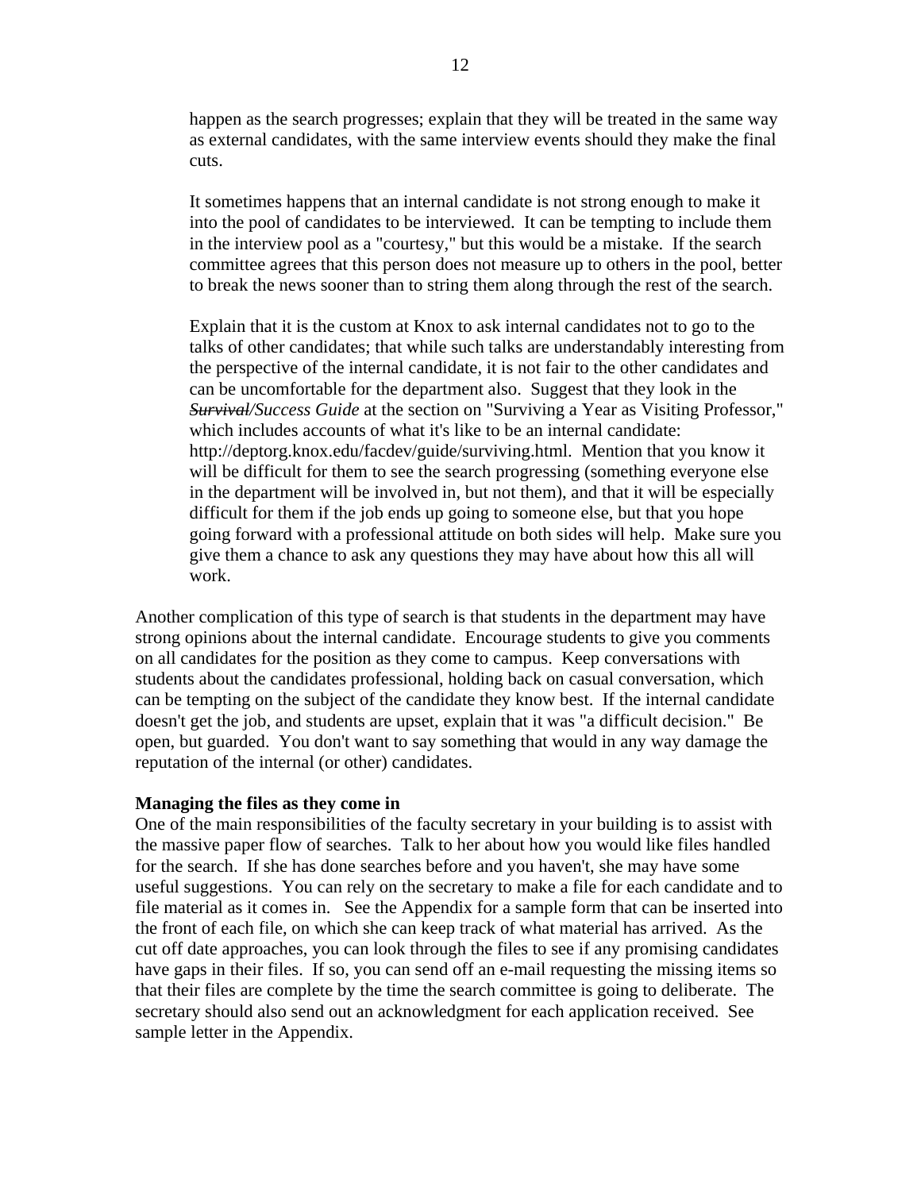happen as the search progresses; explain that they will be treated in the same way as external candidates, with the same interview events should they make the final cuts.

It sometimes happens that an internal candidate is not strong enough to make it into the pool of candidates to be interviewed. It can be tempting to include them in the interview pool as a "courtesy," but this would be a mistake. If the search committee agrees that this person does not measure up to others in the pool, better to break the news sooner than to string them along through the rest of the search.

Explain that it is the custom at Knox to ask internal candidates not to go to the talks of other candidates; that while such talks are understandably interesting from the perspective of the internal candidate, it is not fair to the other candidates and can be uncomfortable for the department also. Suggest that they look in the *~~Survival~~/Success Guide* at the section on "Surviving a Year as Visiting Professor," which includes accounts of what it's like to be an internal candidate: http://deptorg.knox.edu/facdev/guide/surviving.html. Mention that you know it will be difficult for them to see the search progressing (something everyone else in the department will be involved in, but not them), and that it will be especially difficult for them if the job ends up going to someone else, but that you hope going forward with a professional attitude on both sides will help. Make sure you give them a chance to ask any questions they may have about how this all will work.

Another complication of this type of search is that students in the department may have strong opinions about the internal candidate. Encourage students to give you comments on all candidates for the position as they come to campus. Keep conversations with students about the candidates professional, holding back on casual conversation, which can be tempting on the subject of the candidate they know best. If the internal candidate doesn't get the job, and students are upset, explain that it was "a difficult decision." Be open, but guarded. You don't want to say something that would in any way damage the reputation of the internal (or other) candidates.

**Managing the files as they come in**

One of the main responsibilities of the faculty secretary in your building is to assist with the massive paper flow of searches. Talk to her about how you would like files handled for the search. If she has done searches before and you haven't, she may have some useful suggestions. You can rely on the secretary to make a file for each candidate and to file material as it comes in. See the Appendix for a sample form that can be inserted into the front of each file, on which she can keep track of what material has arrived. As the cut off date approaches, you can look through the files to see if any promising candidates have gaps in their files. If so, you can send off an e-mail requesting the missing items so that their files are complete by the time the search committee is going to deliberate. The secretary should also send out an acknowledgment for each application received. See sample letter in the Appendix.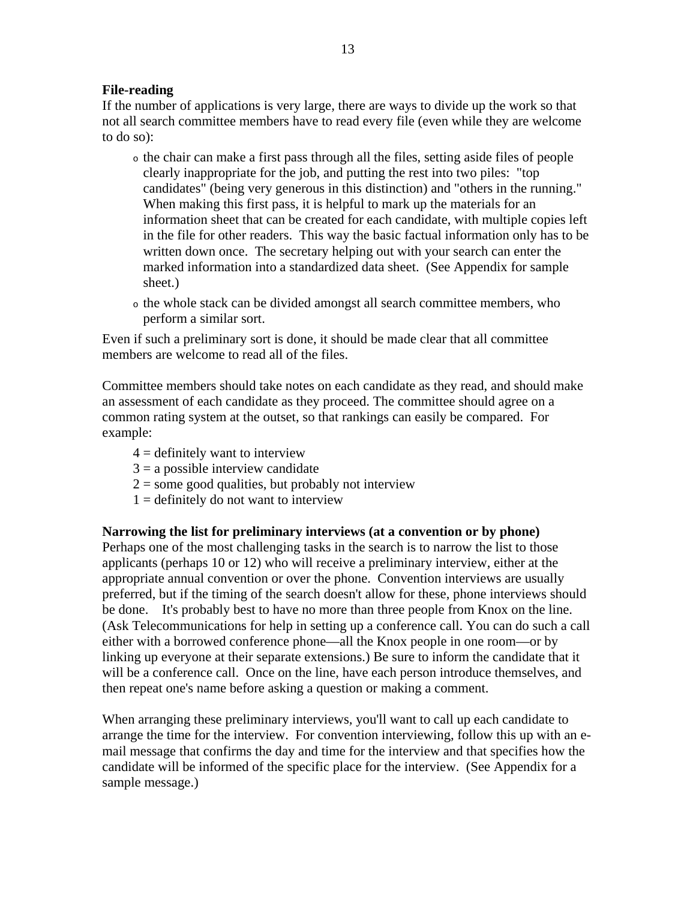**File-reading**

If the number of applications is very large, there are ways to divide up the work so that not all search committee members have to read every file (even while they are welcome to do so):

- the chair can make a first pass through all the files, setting aside files of people clearly inappropriate for the job, and putting the rest into two piles: "top candidates" (being very generous in this distinction) and "others in the running." When making this first pass, it is helpful to mark up the materials for an information sheet that can be created for each candidate, with multiple copies left in the file for other readers. This way the basic factual information only has to be written down once. The secretary helping out with your search can enter the marked information into a standardized data sheet. (See Appendix for sample sheet.)
- the whole stack can be divided amongst all search committee members, who perform a similar sort.

Even if such a preliminary sort is done, it should be made clear that all committee members are welcome to read all of the files.

Committee members should take notes on each candidate as they read, and should make an assessment of each candidate as they proceed. The committee should agree on a common rating system at the outset, so that rankings can easily be compared. For example:

4 = definitely want to interview
3 = a possible interview candidate
2 = some good qualities, but probably not interview
1 = definitely do not want to interview

**Narrowing the list for preliminary interviews (at a convention or by phone)**

Perhaps one of the most challenging tasks in the search is to narrow the list to those applicants (perhaps 10 or 12) who will receive a preliminary interview, either at the appropriate annual convention or over the phone. Convention interviews are usually preferred, but if the timing of the search doesn't allow for these, phone interviews should be done. It's probably best to have no more than three people from Knox on the line. (Ask Telecommunications for help in setting up a conference call. You can do such a call either with a borrowed conference phone—all the Knox people in one room—or by linking up everyone at their separate extensions.) Be sure to inform the candidate that it will be a conference call. Once on the line, have each person introduce themselves, and then repeat one's name before asking a question or making a comment.

When arranging these preliminary interviews, you'll want to call up each candidate to arrange the time for the interview. For convention interviewing, follow this up with an e-mail message that confirms the day and time for the interview and that specifies how the candidate will be informed of the specific place for the interview. (See Appendix for a sample message.)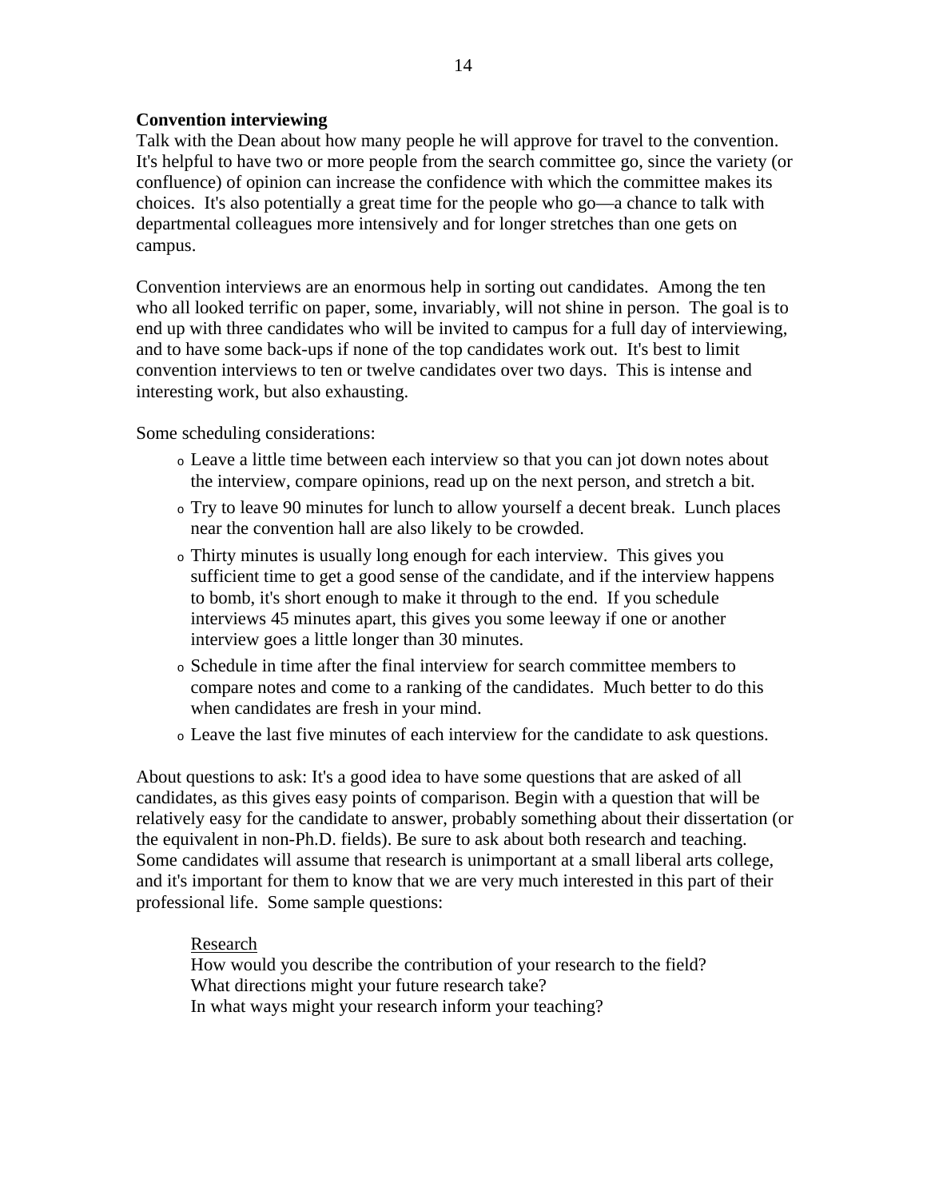**Convention interviewing**

Talk with the Dean about how many people he will approve for travel to the convention. It's helpful to have two or more people from the search committee go, since the variety (or confluence) of opinion can increase the confidence with which the committee makes its choices. It's also potentially a great time for the people who go—a chance to talk with departmental colleagues more intensively and for longer stretches than one gets on campus.

Convention interviews are an enormous help in sorting out candidates. Among the ten who all looked terrific on paper, some, invariably, will not shine in person. The goal is to end up with three candidates who will be invited to campus for a full day of interviewing, and to have some back-ups if none of the top candidates work out. It's best to limit convention interviews to ten or twelve candidates over two days. This is intense and interesting work, but also exhausting.

Some scheduling considerations:

- Leave a little time between each interview so that you can jot down notes about the interview, compare opinions, read up on the next person, and stretch a bit.
- Try to leave 90 minutes for lunch to allow yourself a decent break. Lunch places near the convention hall are also likely to be crowded.
- Thirty minutes is usually long enough for each interview. This gives you sufficient time to get a good sense of the candidate, and if the interview happens to bomb, it's short enough to make it through to the end. If you schedule interviews 45 minutes apart, this gives you some leeway if one or another interview goes a little longer than 30 minutes.
- Schedule in time after the final interview for search committee members to compare notes and come to a ranking of the candidates. Much better to do this when candidates are fresh in your mind.
- Leave the last five minutes of each interview for the candidate to ask questions.

About questions to ask: It's a good idea to have some questions that are asked of all candidates, as this gives easy points of comparison. Begin with a question that will be relatively easy for the candidate to answer, probably something about their dissertation (or the equivalent in non-Ph.D. fields). Be sure to ask about both research and teaching. Some candidates will assume that research is unimportant at a small liberal arts college, and it's important for them to know that we are very much interested in this part of their professional life. Some sample questions:

<u>Research</u>

How would you describe the contribution of your research to the field?
What directions might your future research take?
In what ways might your research inform your teaching?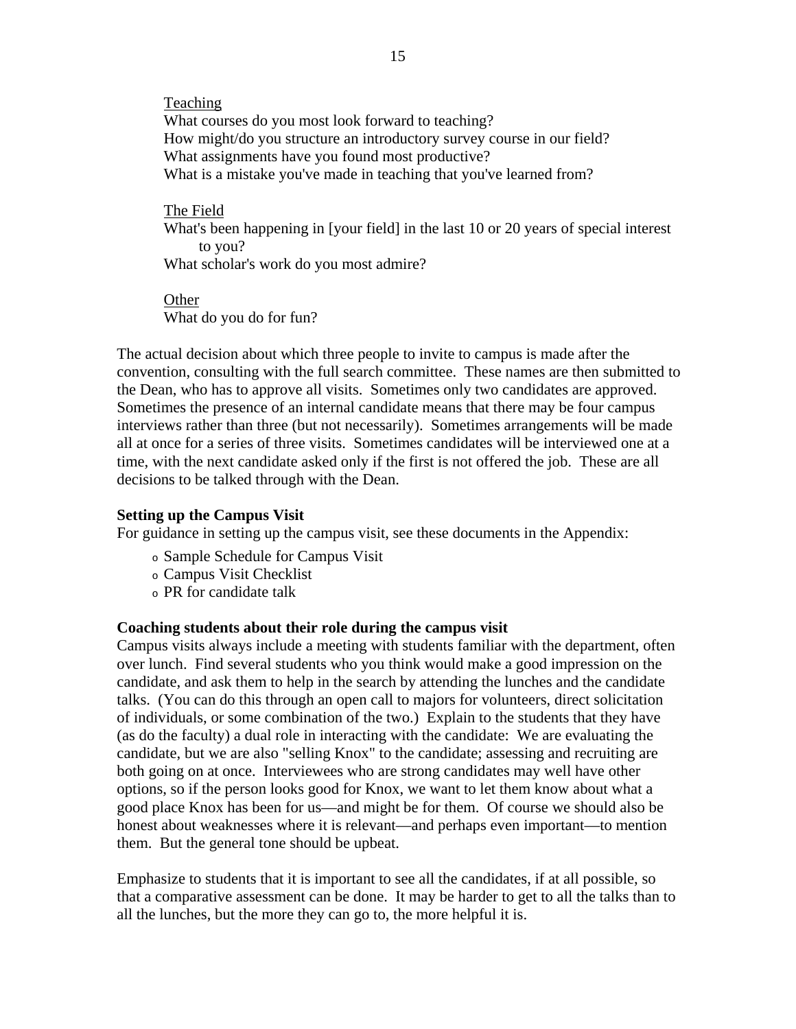<u>Teaching</u>
What courses do you most look forward to teaching?
How might/do you structure an introductory survey course in our field?
What assignments have you found most productive?
What is a mistake you've made in teaching that you've learned from?

<u>The Field</u>
What's been happening in [your field] in the last 10 or 20 years of special interest to you?
What scholar's work do you most admire?

<u>Other</u>
What do you do for fun?

The actual decision about which three people to invite to campus is made after the convention, consulting with the full search committee. These names are then submitted to the Dean, who has to approve all visits. Sometimes only two candidates are approved. Sometimes the presence of an internal candidate means that there may be four campus interviews rather than three (but not necessarily). Sometimes arrangements will be made all at once for a series of three visits. Sometimes candidates will be interviewed one at a time, with the next candidate asked only if the first is not offered the job. These are all decisions to be talked through with the Dean.

**Setting up the Campus Visit**

For guidance in setting up the campus visit, see these documents in the Appendix:

- Sample Schedule for Campus Visit
- Campus Visit Checklist
- PR for candidate talk

**Coaching students about their role during the campus visit**

Campus visits always include a meeting with students familiar with the department, often over lunch. Find several students who you think would make a good impression on the candidate, and ask them to help in the search by attending the lunches and the candidate talks. (You can do this through an open call to majors for volunteers, direct solicitation of individuals, or some combination of the two.) Explain to the students that they have (as do the faculty) a dual role in interacting with the candidate: We are evaluating the candidate, but we are also "selling Knox" to the candidate; assessing and recruiting are both going on at once. Interviewees who are strong candidates may well have other options, so if the person looks good for Knox, we want to let them know about what a good place Knox has been for us—and might be for them. Of course we should also be honest about weaknesses where it is relevant—and perhaps even important—to mention them. But the general tone should be upbeat.

Emphasize to students that it is important to see all the candidates, if at all possible, so that a comparative assessment can be done. It may be harder to get to all the talks than to all the lunches, but the more they can go to, the more helpful it is.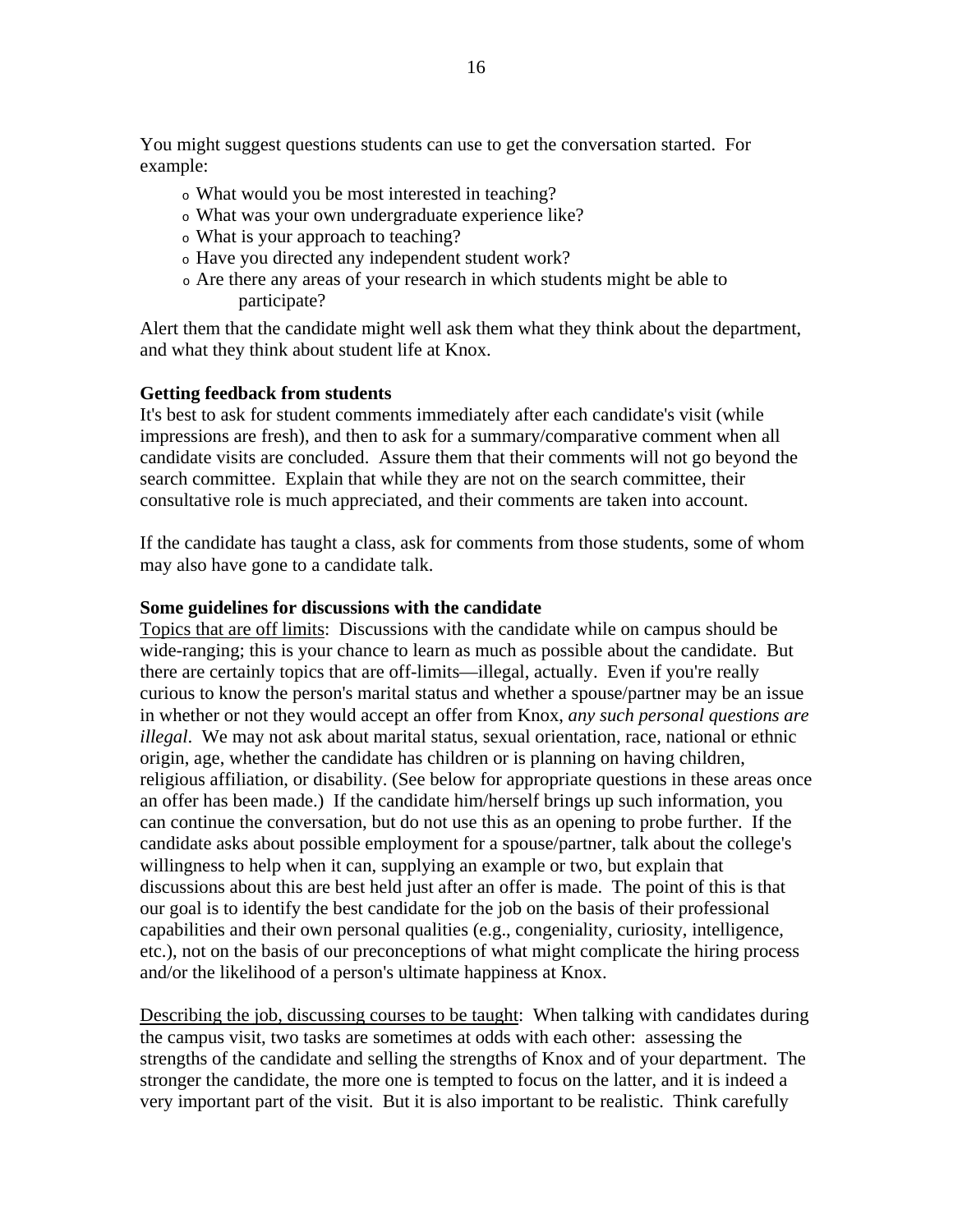You might suggest questions students can use to get the conversation started. For example:

- What would you be most interested in teaching?
- What was your own undergraduate experience like?
- What is your approach to teaching?
- Have you directed any independent student work?
- Are there any areas of your research in which students might be able to participate?

Alert them that the candidate might well ask them what they think about the department, and what they think about student life at Knox.

**Getting feedback from students**

It's best to ask for student comments immediately after each candidate's visit (while impressions are fresh), and then to ask for a summary/comparative comment when all candidate visits are concluded. Assure them that their comments will not go beyond the search committee. Explain that while they are not on the search committee, their consultative role is much appreciated, and their comments are taken into account.

If the candidate has taught a class, ask for comments from those students, some of whom may also have gone to a candidate talk.

**Some guidelines for discussions with the candidate**

<u>Topics that are off limits</u>: Discussions with the candidate while on campus should be wide-ranging; this is your chance to learn as much as possible about the candidate. But there are certainly topics that are off-limits—illegal, actually. Even if you're really curious to know the person's marital status and whether a spouse/partner may be an issue in whether or not they would accept an offer from Knox, *any such personal questions are illegal*. We may not ask about marital status, sexual orientation, race, national or ethnic origin, age, whether the candidate has children or is planning on having children, religious affiliation, or disability. (See below for appropriate questions in these areas once an offer has been made.) If the candidate him/herself brings up such information, you can continue the conversation, but do not use this as an opening to probe further. If the candidate asks about possible employment for a spouse/partner, talk about the college's willingness to help when it can, supplying an example or two, but explain that discussions about this are best held just after an offer is made. The point of this is that our goal is to identify the best candidate for the job on the basis of their professional capabilities and their own personal qualities (e.g., congeniality, curiosity, intelligence, etc.), not on the basis of our preconceptions of what might complicate the hiring process and/or the likelihood of a person's ultimate happiness at Knox.

<u>Describing the job, discussing courses to be taught</u>: When talking with candidates during the campus visit, two tasks are sometimes at odds with each other: assessing the strengths of the candidate and selling the strengths of Knox and of your department. The stronger the candidate, the more one is tempted to focus on the latter, and it is indeed a very important part of the visit. But it is also important to be realistic. Think carefully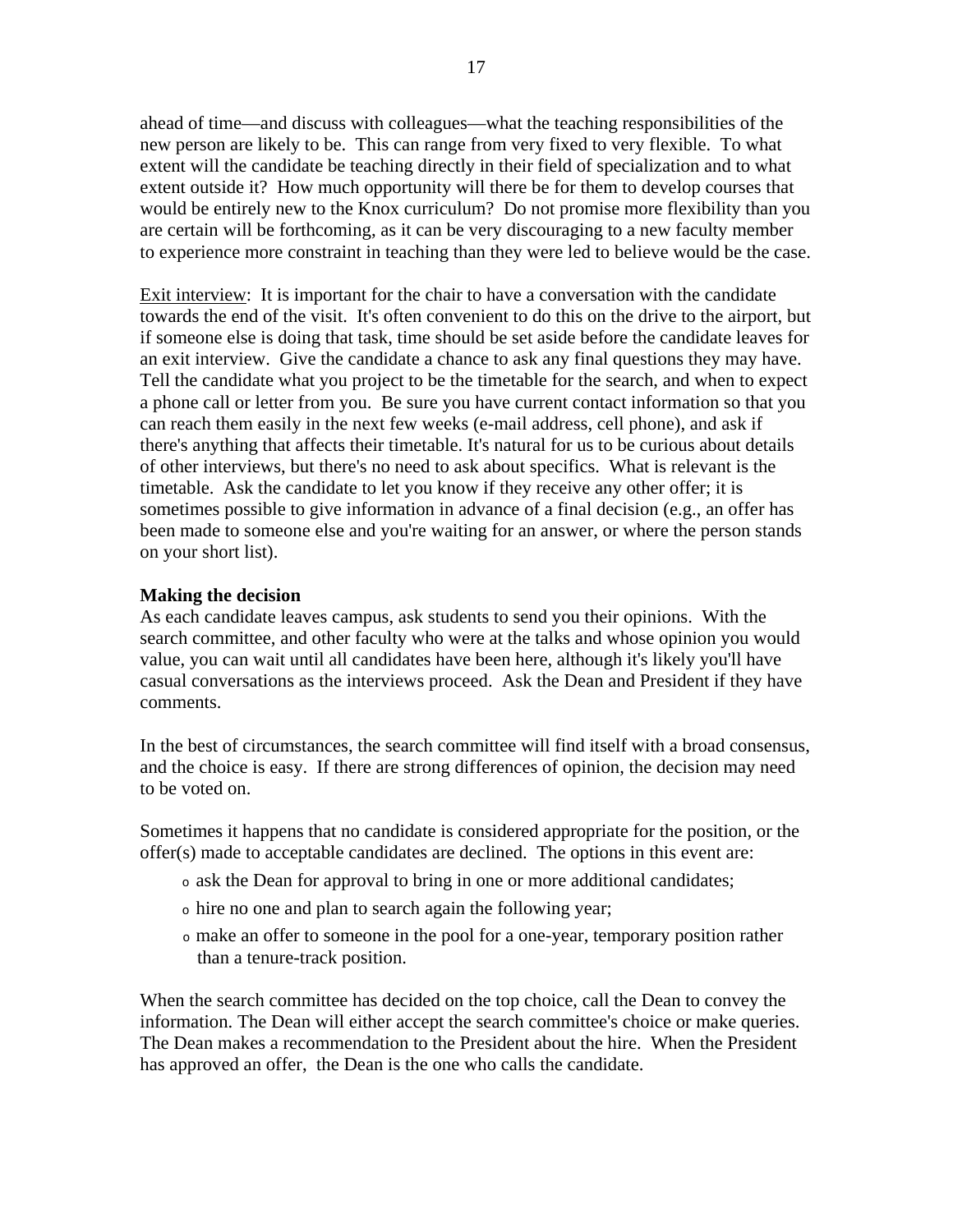ahead of time—and discuss with colleagues—what the teaching responsibilities of the new person are likely to be. This can range from very fixed to very flexible. To what extent will the candidate be teaching directly in their field of specialization and to what extent outside it? How much opportunity will there be for them to develop courses that would be entirely new to the Knox curriculum? Do not promise more flexibility than you are certain will be forthcoming, as it can be very discouraging to a new faculty member to experience more constraint in teaching than they were led to believe would be the case.

<u>Exit interview</u>: It is important for the chair to have a conversation with the candidate towards the end of the visit. It's often convenient to do this on the drive to the airport, but if someone else is doing that task, time should be set aside before the candidate leaves for an exit interview. Give the candidate a chance to ask any final questions they may have. Tell the candidate what you project to be the timetable for the search, and when to expect a phone call or letter from you. Be sure you have current contact information so that you can reach them easily in the next few weeks (e-mail address, cell phone), and ask if there's anything that affects their timetable. It's natural for us to be curious about details of other interviews, but there's no need to ask about specifics. What is relevant is the timetable. Ask the candidate to let you know if they receive any other offer; it is sometimes possible to give information in advance of a final decision (e.g., an offer has been made to someone else and you're waiting for an answer, or where the person stands on your short list).

**Making the decision**

As each candidate leaves campus, ask students to send you their opinions. With the search committee, and other faculty who were at the talks and whose opinion you would value, you can wait until all candidates have been here, although it's likely you'll have casual conversations as the interviews proceed. Ask the Dean and President if they have comments.

In the best of circumstances, the search committee will find itself with a broad consensus, and the choice is easy. If there are strong differences of opinion, the decision may need to be voted on.

Sometimes it happens that no candidate is considered appropriate for the position, or the offer(s) made to acceptable candidates are declined. The options in this event are:

- ask the Dean for approval to bring in one or more additional candidates;
- hire no one and plan to search again the following year;
- make an offer to someone in the pool for a one-year, temporary position rather than a tenure-track position.

When the search committee has decided on the top choice, call the Dean to convey the information. The Dean will either accept the search committee's choice or make queries. The Dean makes a recommendation to the President about the hire. When the President has approved an offer, the Dean is the one who calls the candidate.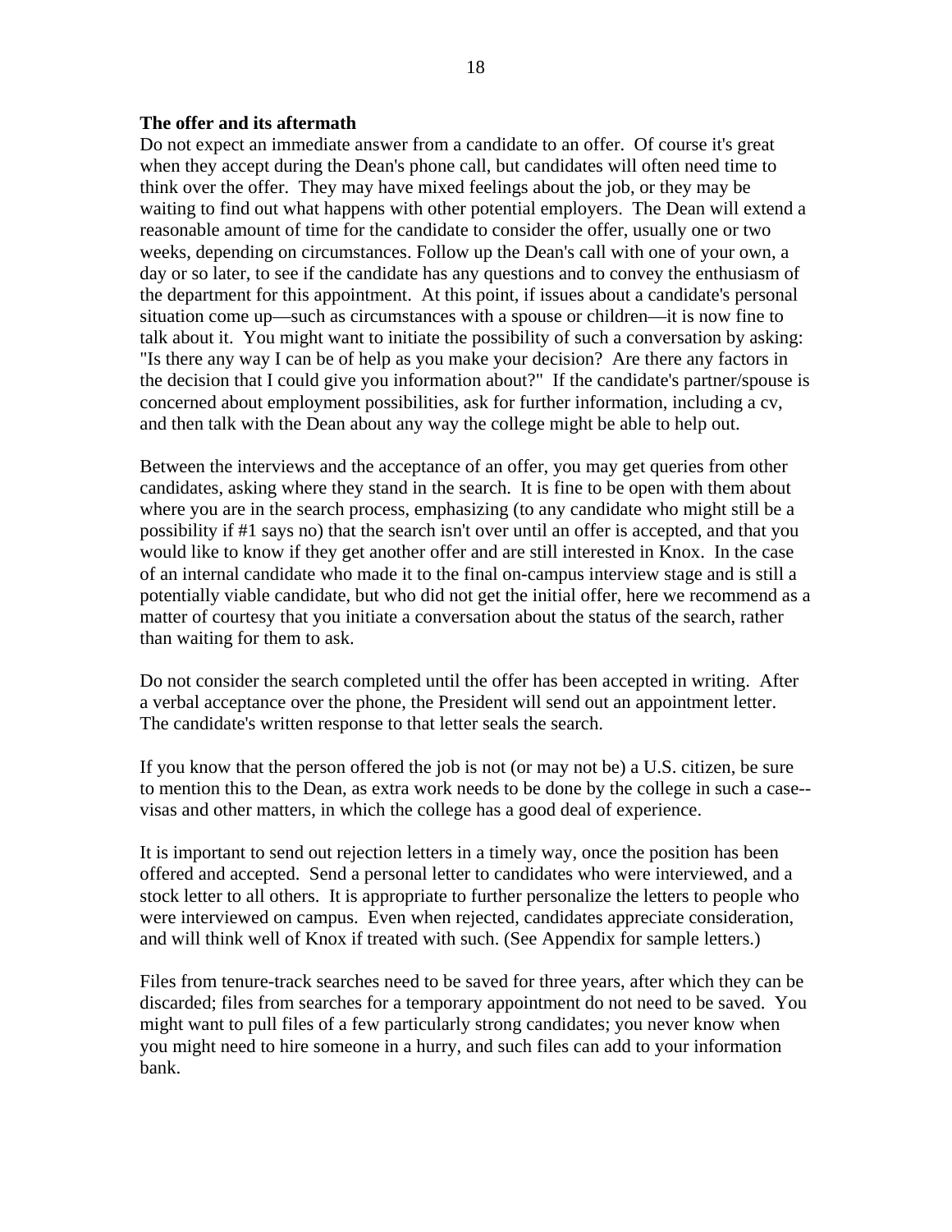**The offer and its aftermath**

Do not expect an immediate answer from a candidate to an offer. Of course it's great when they accept during the Dean's phone call, but candidates will often need time to think over the offer. They may have mixed feelings about the job, or they may be waiting to find out what happens with other potential employers. The Dean will extend a reasonable amount of time for the candidate to consider the offer, usually one or two weeks, depending on circumstances. Follow up the Dean's call with one of your own, a day or so later, to see if the candidate has any questions and to convey the enthusiasm of the department for this appointment. At this point, if issues about a candidate's personal situation come up—such as circumstances with a spouse or children—it is now fine to talk about it. You might want to initiate the possibility of such a conversation by asking: "Is there any way I can be of help as you make your decision? Are there any factors in the decision that I could give you information about?" If the candidate's partner/spouse is concerned about employment possibilities, ask for further information, including a cv, and then talk with the Dean about any way the college might be able to help out.

Between the interviews and the acceptance of an offer, you may get queries from other candidates, asking where they stand in the search. It is fine to be open with them about where you are in the search process, emphasizing (to any candidate who might still be a possibility if #1 says no) that the search isn't over until an offer is accepted, and that you would like to know if they get another offer and are still interested in Knox. In the case of an internal candidate who made it to the final on-campus interview stage and is still a potentially viable candidate, but who did not get the initial offer, here we recommend as a matter of courtesy that you initiate a conversation about the status of the search, rather than waiting for them to ask.

Do not consider the search completed until the offer has been accepted in writing. After a verbal acceptance over the phone, the President will send out an appointment letter. The candidate's written response to that letter seals the search.

If you know that the person offered the job is not (or may not be) a U.S. citizen, be sure to mention this to the Dean, as extra work needs to be done by the college in such a case--visas and other matters, in which the college has a good deal of experience.

It is important to send out rejection letters in a timely way, once the position has been offered and accepted. Send a personal letter to candidates who were interviewed, and a stock letter to all others. It is appropriate to further personalize the letters to people who were interviewed on campus. Even when rejected, candidates appreciate consideration, and will think well of Knox if treated with such. (See Appendix for sample letters.)

Files from tenure-track searches need to be saved for three years, after which they can be discarded; files from searches for a temporary appointment do not need to be saved. You might want to pull files of a few particularly strong candidates; you never know when you might need to hire someone in a hurry, and such files can add to your information bank.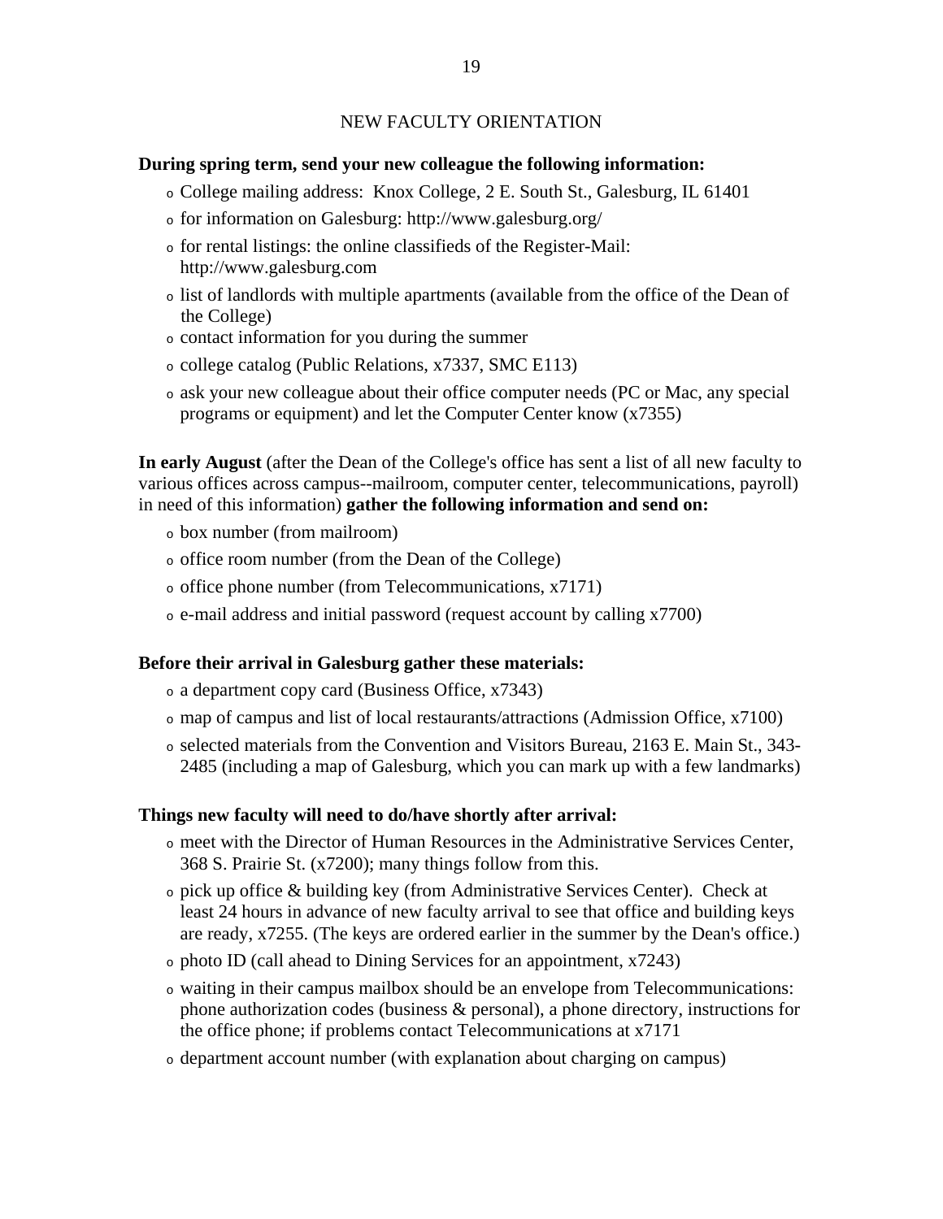## NEW FACULTY ORIENTATION

**During spring term, send your new colleague the following information:**

- College mailing address: Knox College, 2 E. South St., Galesburg, IL 61401
- for information on Galesburg: http://www.galesburg.org/
- for rental listings: the online classifieds of the Register-Mail: http://www.galesburg.com
- list of landlords with multiple apartments (available from the office of the Dean of the College)
- contact information for you during the summer
- college catalog (Public Relations, x7337, SMC E113)
- ask your new colleague about their office computer needs (PC or Mac, any special programs or equipment) and let the Computer Center know (x7355)

**In early August** (after the Dean of the College's office has sent a list of all new faculty to various offices across campus--mailroom, computer center, telecommunications, payroll) in need of this information) **gather the following information and send on:**

- box number (from mailroom)
- office room number (from the Dean of the College)
- office phone number (from Telecommunications, x7171)
- e-mail address and initial password (request account by calling x7700)

**Before their arrival in Galesburg gather these materials:**

- a department copy card (Business Office, x7343)
- map of campus and list of local restaurants/attractions (Admission Office, x7100)
- selected materials from the Convention and Visitors Bureau, 2163 E. Main St., 343-2485 (including a map of Galesburg, which you can mark up with a few landmarks)

**Things new faculty will need to do/have shortly after arrival:**

- meet with the Director of Human Resources in the Administrative Services Center, 368 S. Prairie St. (x7200); many things follow from this.
- pick up office & building key (from Administrative Services Center). Check at least 24 hours in advance of new faculty arrival to see that office and building keys are ready, x7255. (The keys are ordered earlier in the summer by the Dean's office.)
- photo ID (call ahead to Dining Services for an appointment, x7243)
- waiting in their campus mailbox should be an envelope from Telecommunications: phone authorization codes (business & personal), a phone directory, instructions for the office phone; if problems contact Telecommunications at x7171
- department account number (with explanation about charging on campus)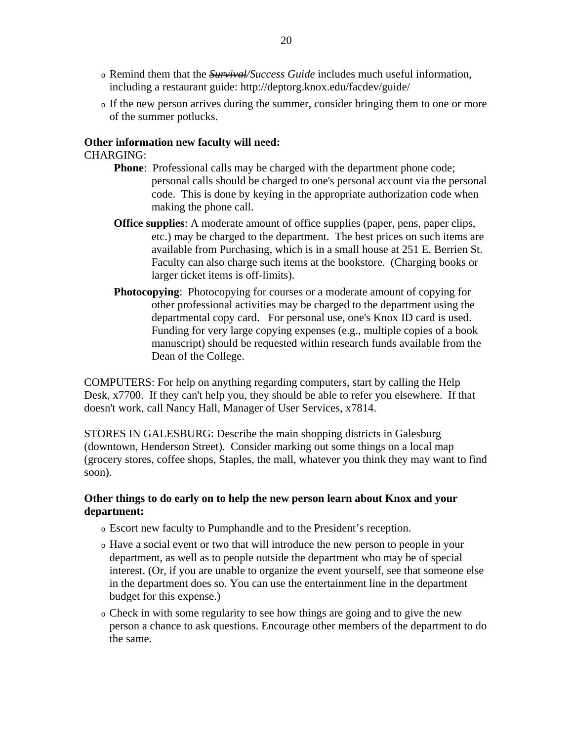- Remind them that the ~~*Survival*~~*/Success Guide* includes much useful information, including a restaurant guide: http://deptorg.knox.edu/facdev/guide/
- If the new person arrives during the summer, consider bringing them to one or more of the summer potlucks.

**Other information new faculty will need:**

CHARGING:

**Phone**: Professional calls may be charged with the department phone code; personal calls should be charged to one's personal account via the personal code. This is done by keying in the appropriate authorization code when making the phone call.

**Office supplies**: A moderate amount of office supplies (paper, pens, paper clips, etc.) may be charged to the department. The best prices on such items are available from Purchasing, which is in a small house at 251 E. Berrien St. Faculty can also charge such items at the bookstore. (Charging books or larger ticket items is off-limits).

**Photocopying**: Photocopying for courses or a moderate amount of copying for other professional activities may be charged to the department using the departmental copy card. For personal use, one's Knox ID card is used. Funding for very large copying expenses (e.g., multiple copies of a book manuscript) should be requested within research funds available from the Dean of the College.

COMPUTERS: For help on anything regarding computers, start by calling the Help Desk, x7700. If they can't help you, they should be able to refer you elsewhere. If that doesn't work, call Nancy Hall, Manager of User Services, x7814.

STORES IN GALESBURG: Describe the main shopping districts in Galesburg (downtown, Henderson Street). Consider marking out some things on a local map (grocery stores, coffee shops, Staples, the mall, whatever you think they may want to find soon).

**Other things to do early on to help the new person learn about Knox and your department:**

- Escort new faculty to Pumphandle and to the President's reception.
- Have a social event or two that will introduce the new person to people in your department, as well as to people outside the department who may be of special interest. (Or, if you are unable to organize the event yourself, see that someone else in the department does so. You can use the entertainment line in the department budget for this expense.)
- Check in with some regularity to see how things are going and to give the new person a chance to ask questions. Encourage other members of the department to do the same.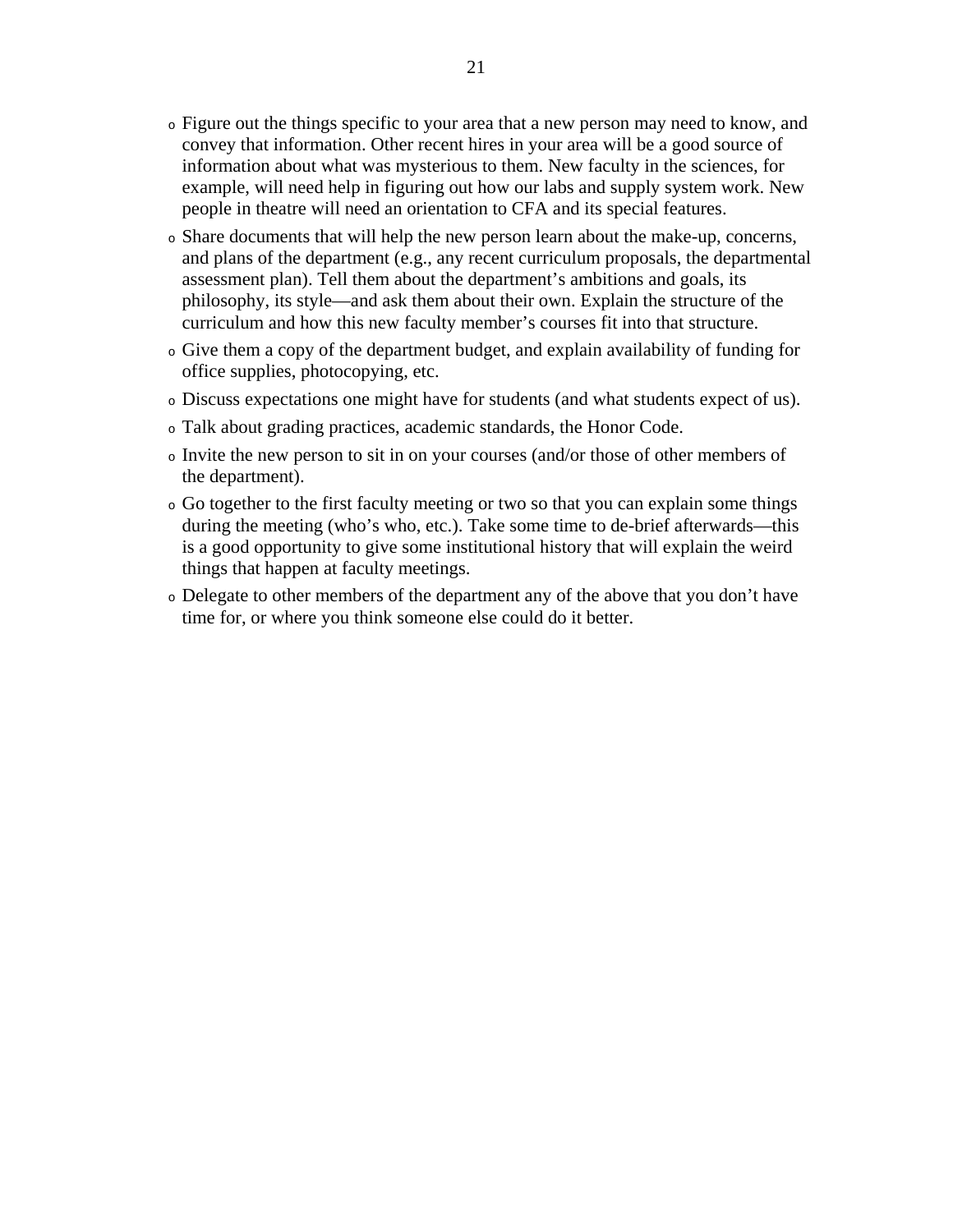- Figure out the things specific to your area that a new person may need to know, and convey that information. Other recent hires in your area will be a good source of information about what was mysterious to them. New faculty in the sciences, for example, will need help in figuring out how our labs and supply system work. New people in theatre will need an orientation to CFA and its special features.
- Share documents that will help the new person learn about the make-up, concerns, and plans of the department (e.g., any recent curriculum proposals, the departmental assessment plan). Tell them about the department's ambitions and goals, its philosophy, its style—and ask them about their own. Explain the structure of the curriculum and how this new faculty member's courses fit into that structure.
- Give them a copy of the department budget, and explain availability of funding for office supplies, photocopying, etc.
- Discuss expectations one might have for students (and what students expect of us).
- Talk about grading practices, academic standards, the Honor Code.
- Invite the new person to sit in on your courses (and/or those of other members of the department).
- Go together to the first faculty meeting or two so that you can explain some things during the meeting (who's who, etc.). Take some time to de-brief afterwards—this is a good opportunity to give some institutional history that will explain the weird things that happen at faculty meetings.
- Delegate to other members of the department any of the above that you don't have time for, or where you think someone else could do it better.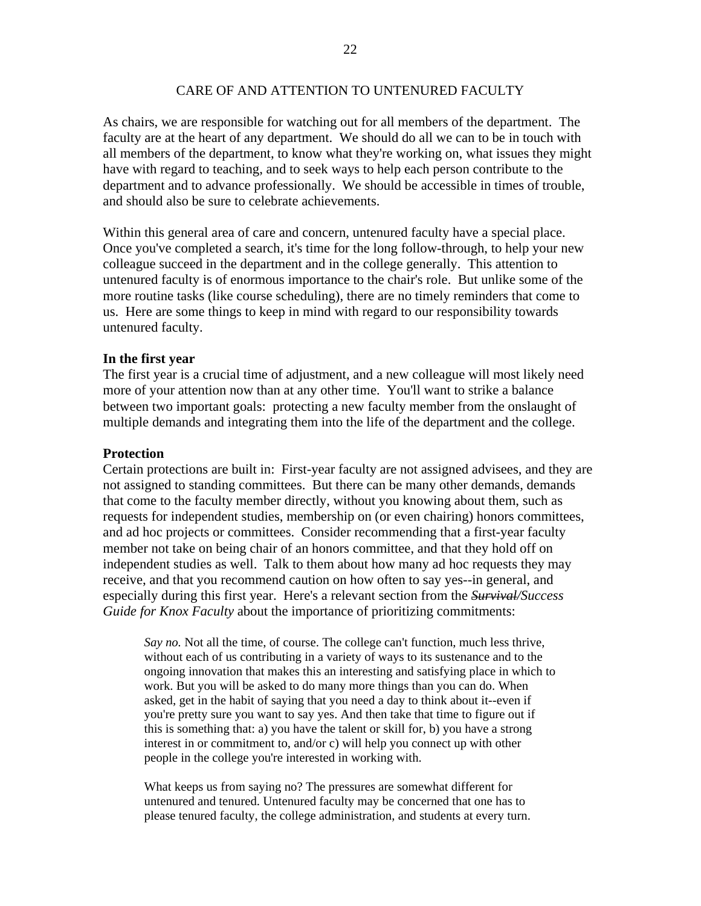## CARE OF AND ATTENTION TO UNTENURED FACULTY

As chairs, we are responsible for watching out for all members of the department. The faculty are at the heart of any department. We should do all we can to be in touch with all members of the department, to know what they're working on, what issues they might have with regard to teaching, and to seek ways to help each person contribute to the department and to advance professionally. We should be accessible in times of trouble, and should also be sure to celebrate achievements.

Within this general area of care and concern, untenured faculty have a special place. Once you've completed a search, it's time for the long follow-through, to help your new colleague succeed in the department and in the college generally. This attention to untenured faculty is of enormous importance to the chair's role. But unlike some of the more routine tasks (like course scheduling), there are no timely reminders that come to us. Here are some things to keep in mind with regard to our responsibility towards untenured faculty.

**In the first year**

The first year is a crucial time of adjustment, and a new colleague will most likely need more of your attention now than at any other time. You'll want to strike a balance between two important goals: protecting a new faculty member from the onslaught of multiple demands and integrating them into the life of the department and the college.

**Protection**

Certain protections are built in: First-year faculty are not assigned advisees, and they are not assigned to standing committees. But there can be many other demands, demands that come to the faculty member directly, without you knowing about them, such as requests for independent studies, membership on (or even chairing) honors committees, and ad hoc projects or committees. Consider recommending that a first-year faculty member not take on being chair of an honors committee, and that they hold off on independent studies as well. Talk to them about how many ad hoc requests they may receive, and that you recommend caution on how often to say yes--in general, and especially during this first year. Here's a relevant section from the *~~Survival~~/Success Guide for Knox Faculty* about the importance of prioritizing commitments:

> *Say no.* Not all the time, of course. The college can't function, much less thrive, without each of us contributing in a variety of ways to its sustenance and to the ongoing innovation that makes this an interesting and satisfying place in which to work. But you will be asked to do many more things than you can do. When asked, get in the habit of saying that you need a day to think about it--even if you're pretty sure you want to say yes. And then take that time to figure out if this is something that: a) you have the talent or skill for, b) you have a strong interest in or commitment to, and/or c) will help you connect up with other people in the college you're interested in working with.
>
> What keeps us from saying no? The pressures are somewhat different for untenured and tenured. Untenured faculty may be concerned that one has to please tenured faculty, the college administration, and students at every turn.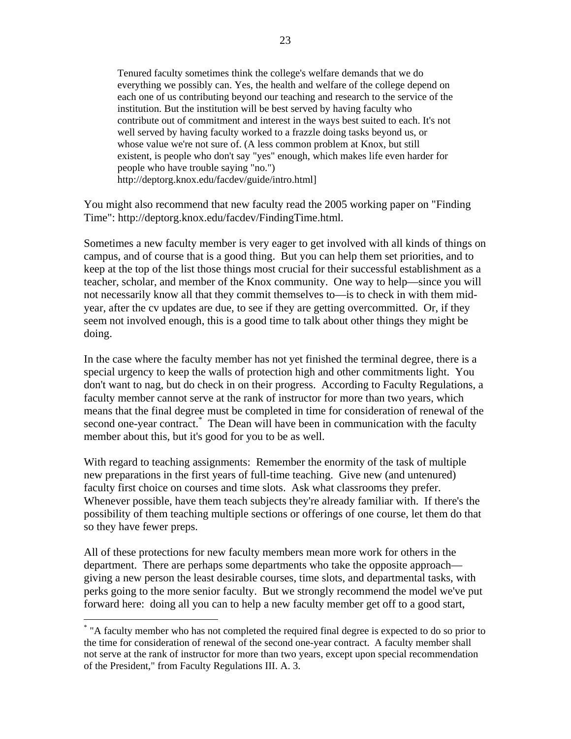> Tenured faculty sometimes think the college's welfare demands that we do everything we possibly can. Yes, the health and welfare of the college depend on each one of us contributing beyond our teaching and research to the service of the institution. But the institution will be best served by having faculty who contribute out of commitment and interest in the ways best suited to each. It's not well served by having faculty worked to a frazzle doing tasks beyond us, or whose value we're not sure of. (A less common problem at Knox, but still existent, is people who don't say "yes" enough, which makes life even harder for people who have trouble saying "no.")
> http://deptorg.knox.edu/facdev/guide/intro.html]

You might also recommend that new faculty read the 2005 working paper on "Finding Time": http://deptorg.knox.edu/facdev/FindingTime.html.

Sometimes a new faculty member is very eager to get involved with all kinds of things on campus, and of course that is a good thing. But you can help them set priorities, and to keep at the top of the list those things most crucial for their successful establishment as a teacher, scholar, and member of the Knox community. One way to help—since you will not necessarily know all that they commit themselves to—is to check in with them mid-year, after the cv updates are due, to see if they are getting overcommitted. Or, if they seem not involved enough, this is a good time to talk about other things they might be doing.

In the case where the faculty member has not yet finished the terminal degree, there is a special urgency to keep the walls of protection high and other commitments light. You don't want to nag, but do check in on their progress. According to Faculty Regulations, a faculty member cannot serve at the rank of instructor for more than two years, which means that the final degree must be completed in time for consideration of renewal of the second one-year contract.* The Dean will have been in communication with the faculty member about this, but it's good for you to be as well.

With regard to teaching assignments: Remember the enormity of the task of multiple new preparations in the first years of full-time teaching. Give new (and untenured) faculty first choice on courses and time slots. Ask what classrooms they prefer. Whenever possible, have them teach subjects they're already familiar with. If there's the possibility of them teaching multiple sections or offerings of one course, let them do that so they have fewer preps.

All of these protections for new faculty members mean more work for others in the department. There are perhaps some departments who take the opposite approach—giving a new person the least desirable courses, time slots, and departmental tasks, with perks going to the more senior faculty. But we strongly recommend the model we've put forward here: doing all you can to help a new faculty member get off to a good start,

---

* "A faculty member who has not completed the required final degree is expected to do so prior to the time for consideration of renewal of the second one-year contract. A faculty member shall not serve at the rank of instructor for more than two years, except upon special recommendation of the President," from Faculty Regulations III. A. 3.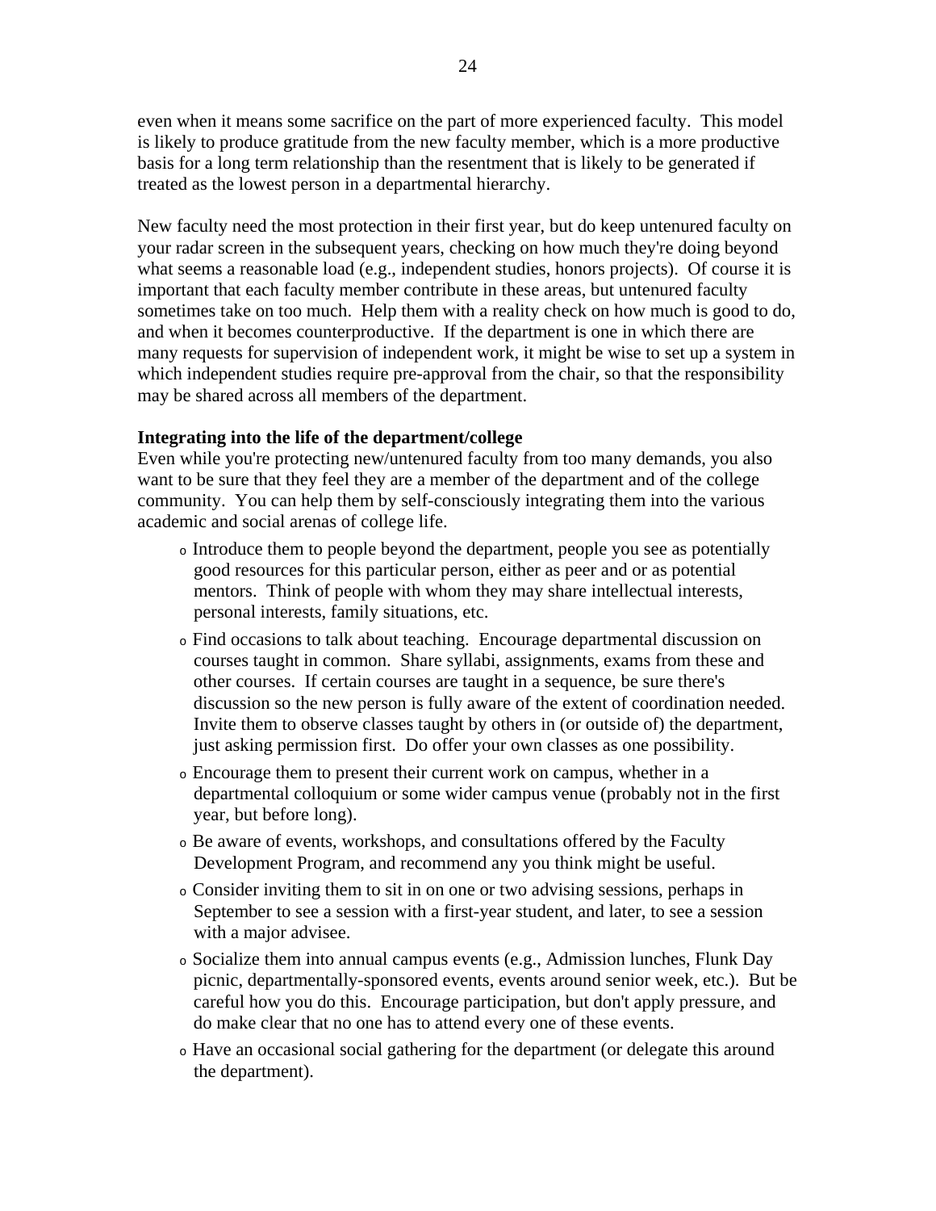even when it means some sacrifice on the part of more experienced faculty. This model is likely to produce gratitude from the new faculty member, which is a more productive basis for a long term relationship than the resentment that is likely to be generated if treated as the lowest person in a departmental hierarchy.

New faculty need the most protection in their first year, but do keep untenured faculty on your radar screen in the subsequent years, checking on how much they're doing beyond what seems a reasonable load (e.g., independent studies, honors projects). Of course it is important that each faculty member contribute in these areas, but untenured faculty sometimes take on too much. Help them with a reality check on how much is good to do, and when it becomes counterproductive. If the department is one in which there are many requests for supervision of independent work, it might be wise to set up a system in which independent studies require pre-approval from the chair, so that the responsibility may be shared across all members of the department.

**Integrating into the life of the department/college**

Even while you're protecting new/untenured faculty from too many demands, you also want to be sure that they feel they are a member of the department and of the college community. You can help them by self-consciously integrating them into the various academic and social arenas of college life.

- Introduce them to people beyond the department, people you see as potentially good resources for this particular person, either as peer and or as potential mentors. Think of people with whom they may share intellectual interests, personal interests, family situations, etc.
- Find occasions to talk about teaching. Encourage departmental discussion on courses taught in common. Share syllabi, assignments, exams from these and other courses. If certain courses are taught in a sequence, be sure there's discussion so the new person is fully aware of the extent of coordination needed. Invite them to observe classes taught by others in (or outside of) the department, just asking permission first. Do offer your own classes as one possibility.
- Encourage them to present their current work on campus, whether in a departmental colloquium or some wider campus venue (probably not in the first year, but before long).
- Be aware of events, workshops, and consultations offered by the Faculty Development Program, and recommend any you think might be useful.
- Consider inviting them to sit in on one or two advising sessions, perhaps in September to see a session with a first-year student, and later, to see a session with a major advisee.
- Socialize them into annual campus events (e.g., Admission lunches, Flunk Day picnic, departmentally-sponsored events, events around senior week, etc.). But be careful how you do this. Encourage participation, but don't apply pressure, and do make clear that no one has to attend every one of these events.
- Have an occasional social gathering for the department (or delegate this around the department).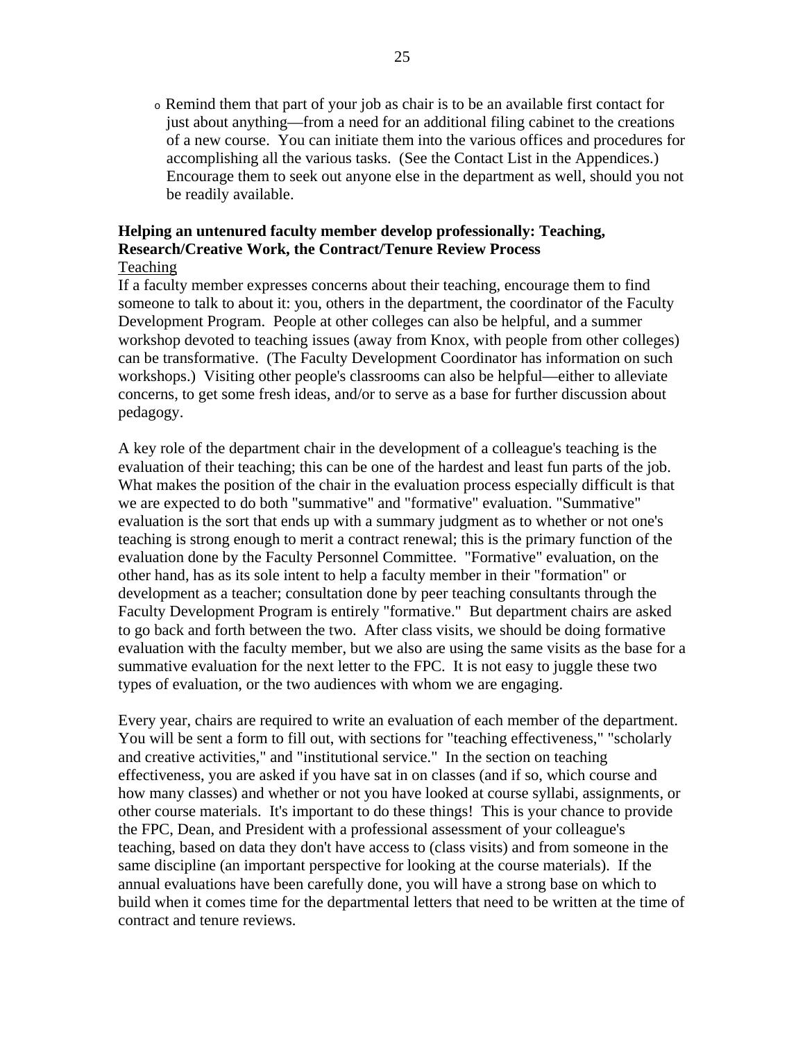- Remind them that part of your job as chair is to be an available first contact for just about anything—from a need for an additional filing cabinet to the creations of a new course. You can initiate them into the various offices and procedures for accomplishing all the various tasks. (See the Contact List in the Appendices.) Encourage them to seek out anyone else in the department as well, should you not be readily available.

**Helping an untenured faculty member develop professionally: Teaching, Research/Creative Work, the Contract/Tenure Review Process**

Teaching

If a faculty member expresses concerns about their teaching, encourage them to find someone to talk to about it: you, others in the department, the coordinator of the Faculty Development Program. People at other colleges can also be helpful, and a summer workshop devoted to teaching issues (away from Knox, with people from other colleges) can be transformative. (The Faculty Development Coordinator has information on such workshops.) Visiting other people's classrooms can also be helpful—either to alleviate concerns, to get some fresh ideas, and/or to serve as a base for further discussion about pedagogy.

A key role of the department chair in the development of a colleague's teaching is the evaluation of their teaching; this can be one of the hardest and least fun parts of the job. What makes the position of the chair in the evaluation process especially difficult is that we are expected to do both "summative" and "formative" evaluation. "Summative" evaluation is the sort that ends up with a summary judgment as to whether or not one's teaching is strong enough to merit a contract renewal; this is the primary function of the evaluation done by the Faculty Personnel Committee. "Formative" evaluation, on the other hand, has as its sole intent to help a faculty member in their "formation" or development as a teacher; consultation done by peer teaching consultants through the Faculty Development Program is entirely "formative." But department chairs are asked to go back and forth between the two. After class visits, we should be doing formative evaluation with the faculty member, but we also are using the same visits as the base for a summative evaluation for the next letter to the FPC. It is not easy to juggle these two types of evaluation, or the two audiences with whom we are engaging.

Every year, chairs are required to write an evaluation of each member of the department. You will be sent a form to fill out, with sections for "teaching effectiveness," "scholarly and creative activities," and "institutional service." In the section on teaching effectiveness, you are asked if you have sat in on classes (and if so, which course and how many classes) and whether or not you have looked at course syllabi, assignments, or other course materials. It's important to do these things! This is your chance to provide the FPC, Dean, and President with a professional assessment of your colleague's teaching, based on data they don't have access to (class visits) and from someone in the same discipline (an important perspective for looking at the course materials). If the annual evaluations have been carefully done, you will have a strong base on which to build when it comes time for the departmental letters that need to be written at the time of contract and tenure reviews.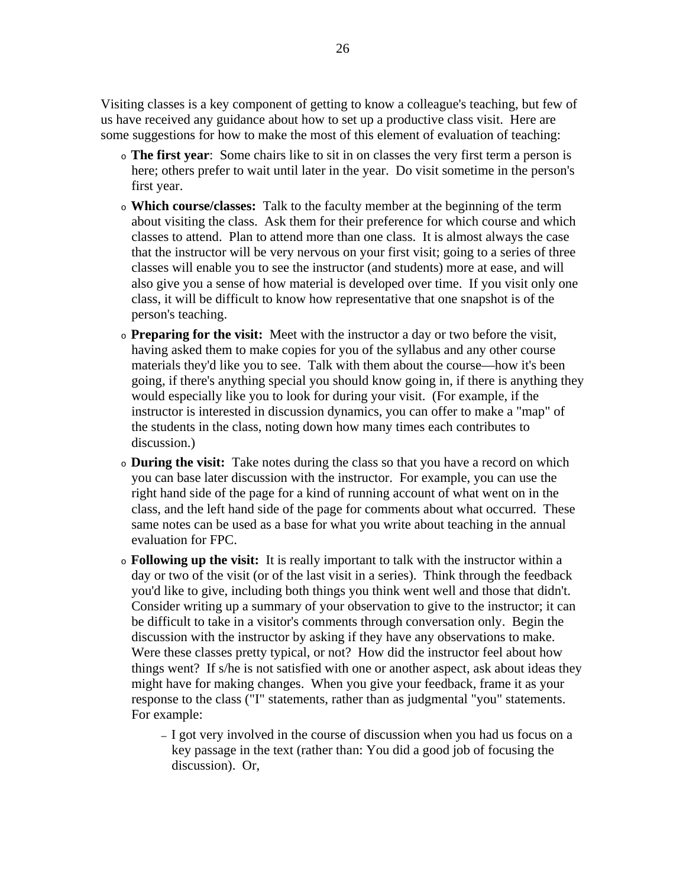Visiting classes is a key component of getting to know a colleague's teaching, but few of us have received any guidance about how to set up a productive class visit. Here are some suggestions for how to make the most of this element of evaluation of teaching:

- **The first year**: Some chairs like to sit in on classes the very first term a person is here; others prefer to wait until later in the year. Do visit sometime in the person's first year.
- **Which course/classes:** Talk to the faculty member at the beginning of the term about visiting the class. Ask them for their preference for which course and which classes to attend. Plan to attend more than one class. It is almost always the case that the instructor will be very nervous on your first visit; going to a series of three classes will enable you to see the instructor (and students) more at ease, and will also give you a sense of how material is developed over time. If you visit only one class, it will be difficult to know how representative that one snapshot is of the person's teaching.
- **Preparing for the visit:** Meet with the instructor a day or two before the visit, having asked them to make copies for you of the syllabus and any other course materials they'd like you to see. Talk with them about the course—how it's been going, if there's anything special you should know going in, if there is anything they would especially like you to look for during your visit. (For example, if the instructor is interested in discussion dynamics, you can offer to make a "map" of the students in the class, noting down how many times each contributes to discussion.)
- **During the visit:** Take notes during the class so that you have a record on which you can base later discussion with the instructor. For example, you can use the right hand side of the page for a kind of running account of what went on in the class, and the left hand side of the page for comments about what occurred. These same notes can be used as a base for what you write about teaching in the annual evaluation for FPC.
- **Following up the visit:** It is really important to talk with the instructor within a day or two of the visit (or of the last visit in a series). Think through the feedback you'd like to give, including both things you think went well and those that didn't. Consider writing up a summary of your observation to give to the instructor; it can be difficult to take in a visitor's comments through conversation only. Begin the discussion with the instructor by asking if they have any observations to make. Were these classes pretty typical, or not? How did the instructor feel about how things went? If s/he is not satisfied with one or another aspect, ask about ideas they might have for making changes. When you give your feedback, frame it as your response to the class ("I" statements, rather than as judgmental "you" statements. For example:
  - I got very involved in the course of discussion when you had us focus on a key passage in the text (rather than: You did a good job of focusing the discussion). Or,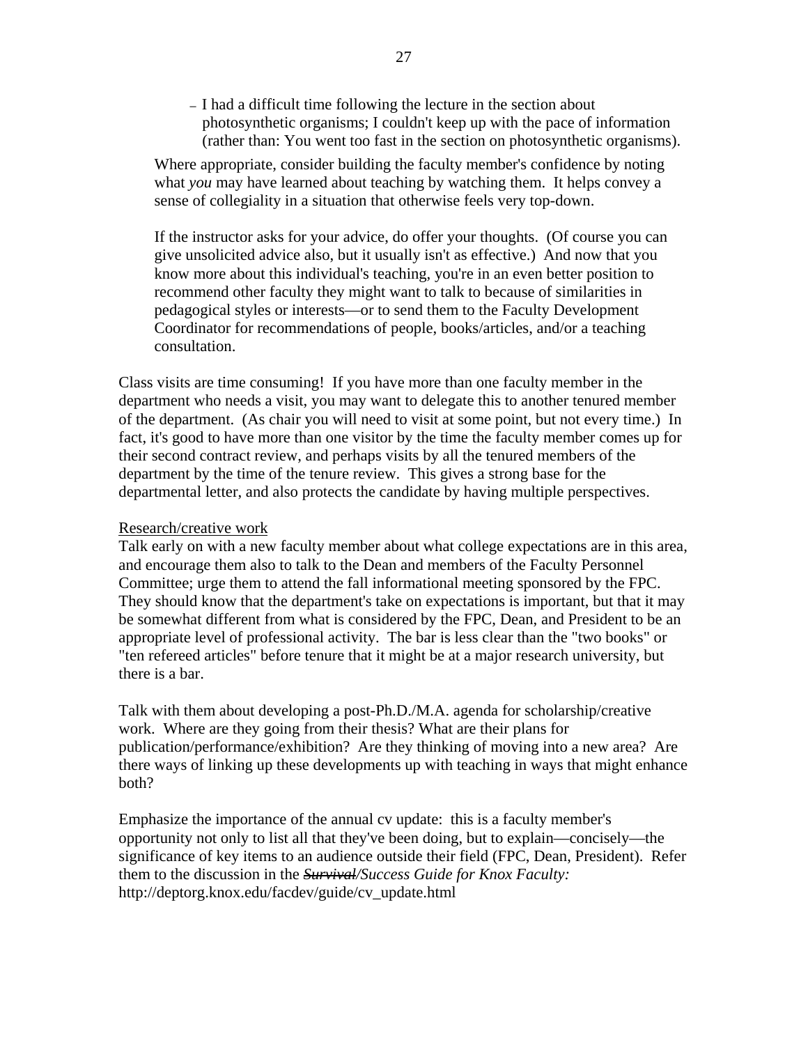- I had a difficult time following the lecture in the section about photosynthetic organisms; I couldn't keep up with the pace of information (rather than: You went too fast in the section on photosynthetic organisms).

Where appropriate, consider building the faculty member's confidence by noting what *you* may have learned about teaching by watching them. It helps convey a sense of collegiality in a situation that otherwise feels very top-down.

If the instructor asks for your advice, do offer your thoughts. (Of course you can give unsolicited advice also, but it usually isn't as effective.) And now that you know more about this individual's teaching, you're in an even better position to recommend other faculty they might want to talk to because of similarities in pedagogical styles or interests—or to send them to the Faculty Development Coordinator for recommendations of people, books/articles, and/or a teaching consultation.

Class visits are time consuming! If you have more than one faculty member in the department who needs a visit, you may want to delegate this to another tenured member of the department. (As chair you will need to visit at some point, but not every time.) In fact, it's good to have more than one visitor by the time the faculty member comes up for their second contract review, and perhaps visits by all the tenured members of the department by the time of the tenure review. This gives a strong base for the departmental letter, and also protects the candidate by having multiple perspectives.

<u>Research/creative work</u>

Talk early on with a new faculty member about what college expectations are in this area, and encourage them also to talk to the Dean and members of the Faculty Personnel Committee; urge them to attend the fall informational meeting sponsored by the FPC. They should know that the department's take on expectations is important, but that it may be somewhat different from what is considered by the FPC, Dean, and President to be an appropriate level of professional activity. The bar is less clear than the "two books" or "ten refereed articles" before tenure that it might be at a major research university, but there is a bar.

Talk with them about developing a post-Ph.D./M.A. agenda for scholarship/creative work. Where are they going from their thesis? What are their plans for publication/performance/exhibition? Are they thinking of moving into a new area? Are there ways of linking up these developments up with teaching in ways that might enhance both?

Emphasize the importance of the annual cv update: this is a faculty member's opportunity not only to list all that they've been doing, but to explain—concisely—the significance of key items to an audience outside their field (FPC, Dean, President). Refer them to the discussion in the *~~Survival~~/Success Guide for Knox Faculty:* http://deptorg.knox.edu/facdev/guide/cv_update.html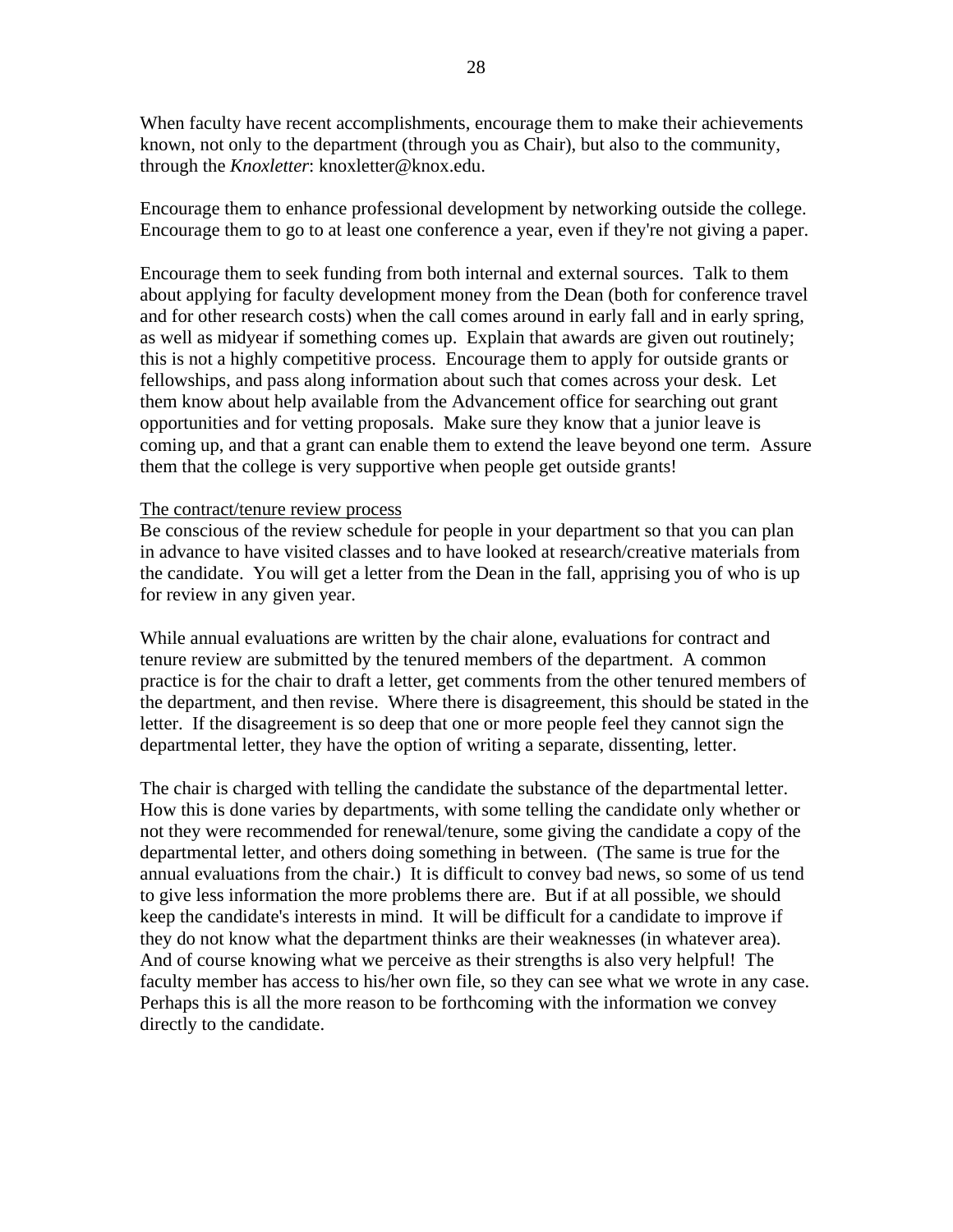When faculty have recent accomplishments, encourage them to make their achievements known, not only to the department (through you as Chair), but also to the community, through the *Knoxletter*: knoxletter@knox.edu.

Encourage them to enhance professional development by networking outside the college. Encourage them to go to at least one conference a year, even if they're not giving a paper.

Encourage them to seek funding from both internal and external sources. Talk to them about applying for faculty development money from the Dean (both for conference travel and for other research costs) when the call comes around in early fall and in early spring, as well as midyear if something comes up. Explain that awards are given out routinely; this is not a highly competitive process. Encourage them to apply for outside grants or fellowships, and pass along information about such that comes across your desk. Let them know about help available from the Advancement office for searching out grant opportunities and for vetting proposals. Make sure they know that a junior leave is coming up, and that a grant can enable them to extend the leave beyond one term. Assure them that the college is very supportive when people get outside grants!

<u>The contract/tenure review process</u>

Be conscious of the review schedule for people in your department so that you can plan in advance to have visited classes and to have looked at research/creative materials from the candidate. You will get a letter from the Dean in the fall, apprising you of who is up for review in any given year.

While annual evaluations are written by the chair alone, evaluations for contract and tenure review are submitted by the tenured members of the department. A common practice is for the chair to draft a letter, get comments from the other tenured members of the department, and then revise. Where there is disagreement, this should be stated in the letter. If the disagreement is so deep that one or more people feel they cannot sign the departmental letter, they have the option of writing a separate, dissenting, letter.

The chair is charged with telling the candidate the substance of the departmental letter. How this is done varies by departments, with some telling the candidate only whether or not they were recommended for renewal/tenure, some giving the candidate a copy of the departmental letter, and others doing something in between. (The same is true for the annual evaluations from the chair.) It is difficult to convey bad news, so some of us tend to give less information the more problems there are. But if at all possible, we should keep the candidate's interests in mind. It will be difficult for a candidate to improve if they do not know what the department thinks are their weaknesses (in whatever area). And of course knowing what we perceive as their strengths is also very helpful! The faculty member has access to his/her own file, so they can see what we wrote in any case. Perhaps this is all the more reason to be forthcoming with the information we convey directly to the candidate.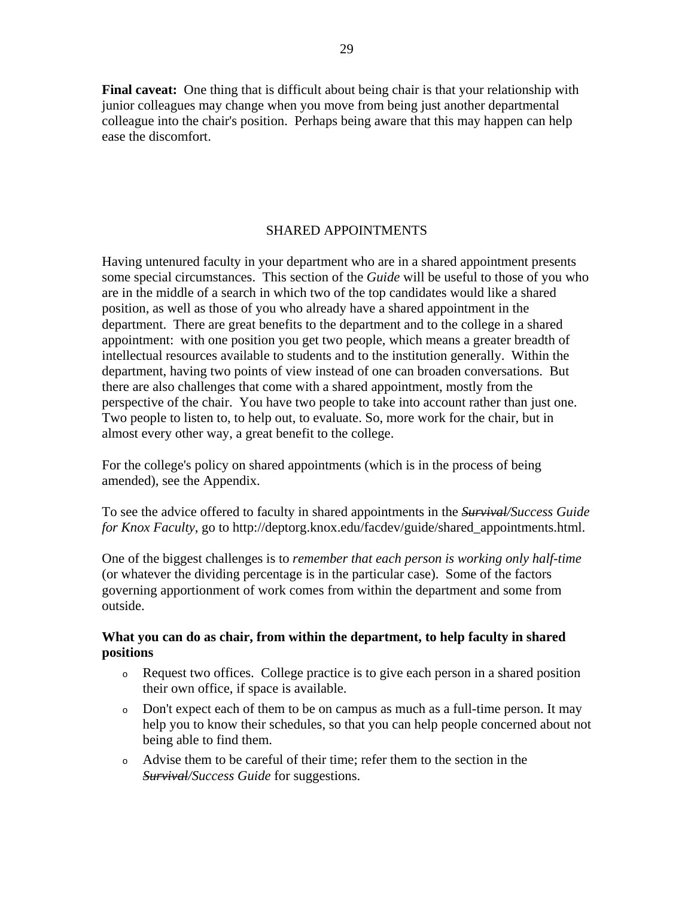**Final caveat:** One thing that is difficult about being chair is that your relationship with junior colleagues may change when you move from being just another departmental colleague into the chair's position. Perhaps being aware that this may happen can help ease the discomfort.

## SHARED APPOINTMENTS

Having untenured faculty in your department who are in a shared appointment presents some special circumstances. This section of the *Guide* will be useful to those of you who are in the middle of a search in which two of the top candidates would like a shared position, as well as those of you who already have a shared appointment in the department. There are great benefits to the department and to the college in a shared appointment: with one position you get two people, which means a greater breadth of intellectual resources available to students and to the institution generally. Within the department, having two points of view instead of one can broaden conversations. But there are also challenges that come with a shared appointment, mostly from the perspective of the chair. You have two people to take into account rather than just one. Two people to listen to, to help out, to evaluate. So, more work for the chair, but in almost every other way, a great benefit to the college.

For the college's policy on shared appointments (which is in the process of being amended), see the Appendix.

To see the advice offered to faculty in shared appointments in the *~~Survival~~/Success Guide for Knox Faculty*, go to http://deptorg.knox.edu/facdev/guide/shared_appointments.html.

One of the biggest challenges is to *remember that each person is working only half-time* (or whatever the dividing percentage is in the particular case). Some of the factors governing apportionment of work comes from within the department and some from outside.

**What you can do as chair, from within the department, to help faculty in shared positions**

- Request two offices. College practice is to give each person in a shared position their own office, if space is available.
- Don't expect each of them to be on campus as much as a full-time person. It may help you to know their schedules, so that you can help people concerned about not being able to find them.
- Advise them to be careful of their time; refer them to the section in the *~~Survival~~/Success Guide* for suggestions.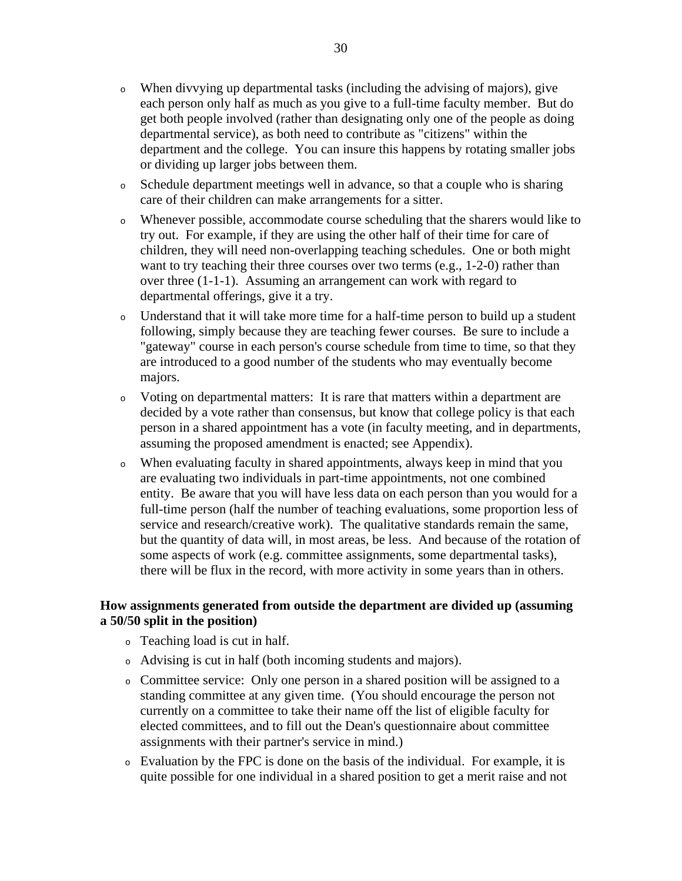- When divvying up departmental tasks (including the advising of majors), give each person only half as much as you give to a full-time faculty member. But do get both people involved (rather than designating only one of the people as doing departmental service), as both need to contribute as "citizens" within the department and the college. You can insure this happens by rotating smaller jobs or dividing up larger jobs between them.
- Schedule department meetings well in advance, so that a couple who is sharing care of their children can make arrangements for a sitter.
- Whenever possible, accommodate course scheduling that the sharers would like to try out. For example, if they are using the other half of their time for care of children, they will need non-overlapping teaching schedules. One or both might want to try teaching their three courses over two terms (e.g., 1-2-0) rather than over three (1-1-1). Assuming an arrangement can work with regard to departmental offerings, give it a try.
- Understand that it will take more time for a half-time person to build up a student following, simply because they are teaching fewer courses. Be sure to include a "gateway" course in each person's course schedule from time to time, so that they are introduced to a good number of the students who may eventually become majors.
- Voting on departmental matters: It is rare that matters within a department are decided by a vote rather than consensus, but know that college policy is that each person in a shared appointment has a vote (in faculty meeting, and in departments, assuming the proposed amendment is enacted; see Appendix).
- When evaluating faculty in shared appointments, always keep in mind that you are evaluating two individuals in part-time appointments, not one combined entity. Be aware that you will have less data on each person than you would for a full-time person (half the number of teaching evaluations, some proportion less of service and research/creative work). The qualitative standards remain the same, but the quantity of data will, in most areas, be less. And because of the rotation of some aspects of work (e.g. committee assignments, some departmental tasks), there will be flux in the record, with more activity in some years than in others.

**How assignments generated from outside the department are divided up (assuming a 50/50 split in the position)**

- Teaching load is cut in half.
- Advising is cut in half (both incoming students and majors).
- Committee service: Only one person in a shared position will be assigned to a standing committee at any given time. (You should encourage the person not currently on a committee to take their name off the list of eligible faculty for elected committees, and to fill out the Dean's questionnaire about committee assignments with their partner's service in mind.)
- Evaluation by the FPC is done on the basis of the individual. For example, it is quite possible for one individual in a shared position to get a merit raise and not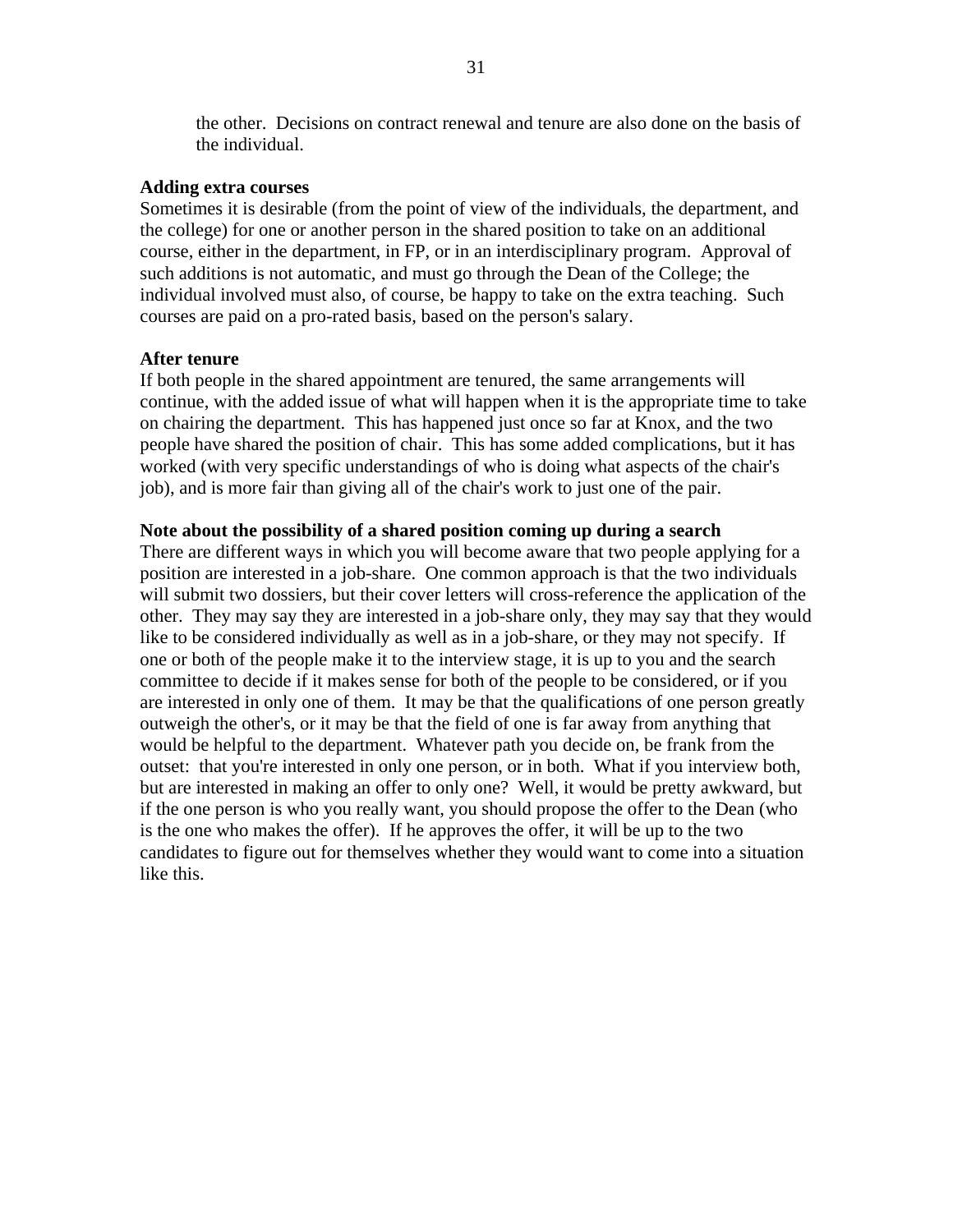the other. Decisions on contract renewal and tenure are also done on the basis of the individual.

**Adding extra courses**

Sometimes it is desirable (from the point of view of the individuals, the department, and the college) for one or another person in the shared position to take on an additional course, either in the department, in FP, or in an interdisciplinary program. Approval of such additions is not automatic, and must go through the Dean of the College; the individual involved must also, of course, be happy to take on the extra teaching. Such courses are paid on a pro-rated basis, based on the person's salary.

**After tenure**

If both people in the shared appointment are tenured, the same arrangements will continue, with the added issue of what will happen when it is the appropriate time to take on chairing the department. This has happened just once so far at Knox, and the two people have shared the position of chair. This has some added complications, but it has worked (with very specific understandings of who is doing what aspects of the chair's job), and is more fair than giving all of the chair's work to just one of the pair.

**Note about the possibility of a shared position coming up during a search**

There are different ways in which you will become aware that two people applying for a position are interested in a job-share. One common approach is that the two individuals will submit two dossiers, but their cover letters will cross-reference the application of the other. They may say they are interested in a job-share only, they may say that they would like to be considered individually as well as in a job-share, or they may not specify. If one or both of the people make it to the interview stage, it is up to you and the search committee to decide if it makes sense for both of the people to be considered, or if you are interested in only one of them. It may be that the qualifications of one person greatly outweigh the other's, or it may be that the field of one is far away from anything that would be helpful to the department. Whatever path you decide on, be frank from the outset: that you're interested in only one person, or in both. What if you interview both, but are interested in making an offer to only one? Well, it would be pretty awkward, but if the one person is who you really want, you should propose the offer to the Dean (who is the one who makes the offer). If he approves the offer, it will be up to the two candidates to figure out for themselves whether they would want to come into a situation like this.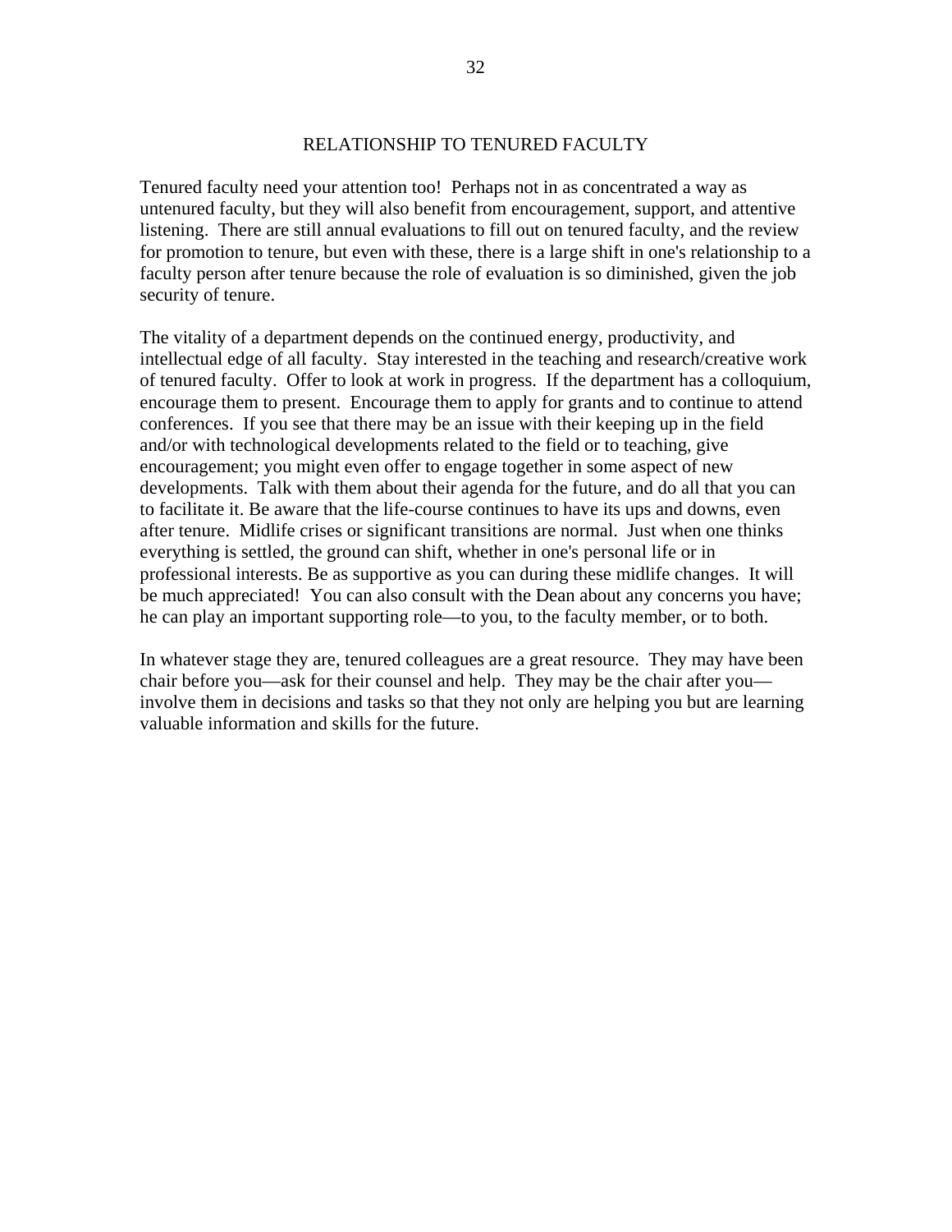## RELATIONSHIP TO TENURED FACULTY

Tenured faculty need your attention too! Perhaps not in as concentrated a way as untenured faculty, but they will also benefit from encouragement, support, and attentive listening. There are still annual evaluations to fill out on tenured faculty, and the review for promotion to tenure, but even with these, there is a large shift in one's relationship to a faculty person after tenure because the role of evaluation is so diminished, given the job security of tenure.

The vitality of a department depends on the continued energy, productivity, and intellectual edge of all faculty. Stay interested in the teaching and research/creative work of tenured faculty. Offer to look at work in progress. If the department has a colloquium, encourage them to present. Encourage them to apply for grants and to continue to attend conferences. If you see that there may be an issue with their keeping up in the field and/or with technological developments related to the field or to teaching, give encouragement; you might even offer to engage together in some aspect of new developments. Talk with them about their agenda for the future, and do all that you can to facilitate it. Be aware that the life-course continues to have its ups and downs, even after tenure. Midlife crises or significant transitions are normal. Just when one thinks everything is settled, the ground can shift, whether in one's personal life or in professional interests. Be as supportive as you can during these midlife changes. It will be much appreciated! You can also consult with the Dean about any concerns you have; he can play an important supporting role—to you, to the faculty member, or to both.

In whatever stage they are, tenured colleagues are a great resource. They may have been chair before you—ask for their counsel and help. They may be the chair after you—involve them in decisions and tasks so that they not only are helping you but are learning valuable information and skills for the future.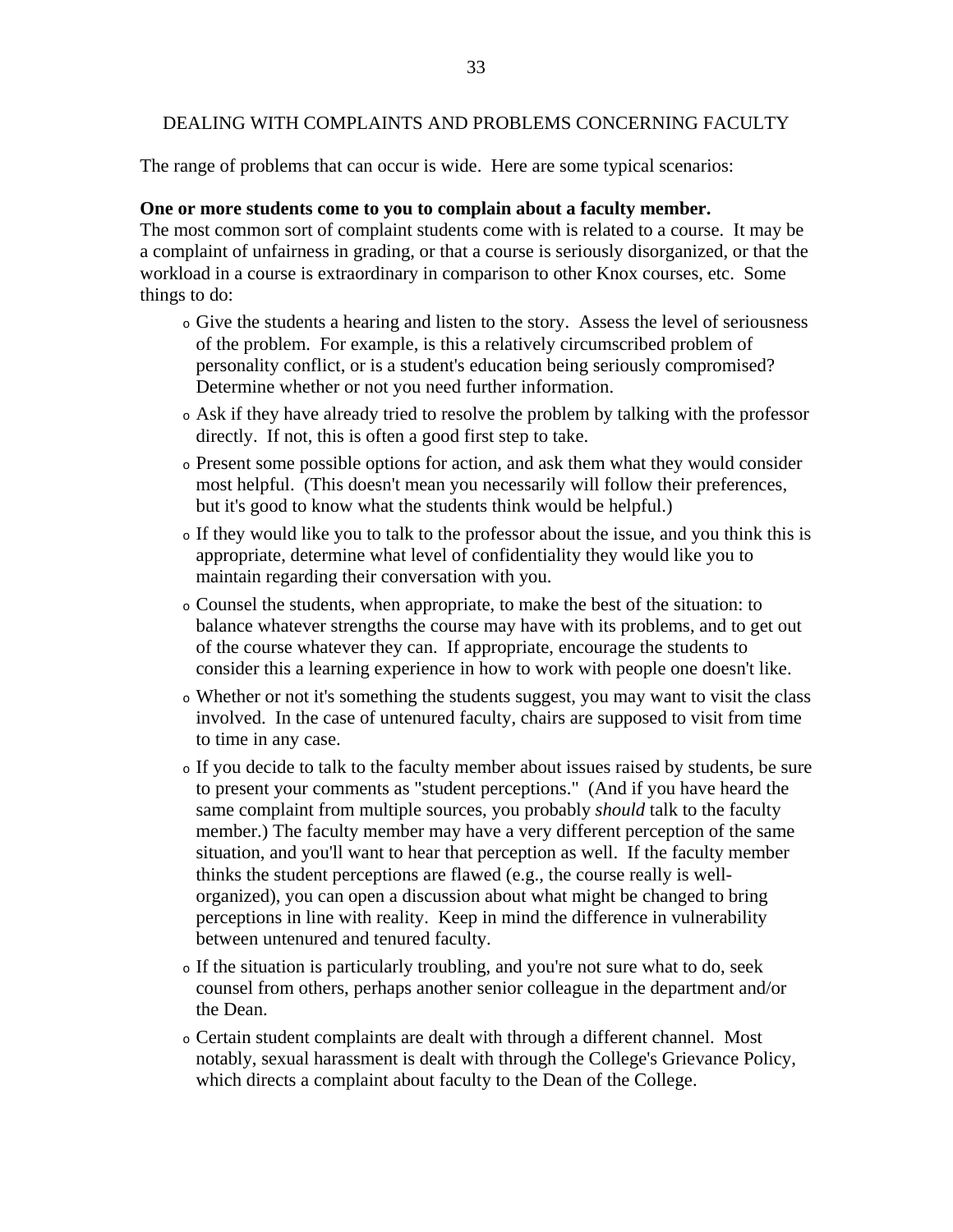## DEALING WITH COMPLAINTS AND PROBLEMS CONCERNING FACULTY

The range of problems that can occur is wide. Here are some typical scenarios:

**One or more students come to you to complain about a faculty member.**
The most common sort of complaint students come with is related to a course. It may be a complaint of unfairness in grading, or that a course is seriously disorganized, or that the workload in a course is extraordinary in comparison to other Knox courses, etc. Some things to do:

- Give the students a hearing and listen to the story. Assess the level of seriousness of the problem. For example, is this a relatively circumscribed problem of personality conflict, or is a student's education being seriously compromised? Determine whether or not you need further information.
- Ask if they have already tried to resolve the problem by talking with the professor directly. If not, this is often a good first step to take.
- Present some possible options for action, and ask them what they would consider most helpful. (This doesn't mean you necessarily will follow their preferences, but it's good to know what the students think would be helpful.)
- If they would like you to talk to the professor about the issue, and you think this is appropriate, determine what level of confidentiality they would like you to maintain regarding their conversation with you.
- Counsel the students, when appropriate, to make the best of the situation: to balance whatever strengths the course may have with its problems, and to get out of the course whatever they can. If appropriate, encourage the students to consider this a learning experience in how to work with people one doesn't like.
- Whether or not it's something the students suggest, you may want to visit the class involved. In the case of untenured faculty, chairs are supposed to visit from time to time in any case.
- If you decide to talk to the faculty member about issues raised by students, be sure to present your comments as "student perceptions." (And if you have heard the same complaint from multiple sources, you probably *should* talk to the faculty member.) The faculty member may have a very different perception of the same situation, and you'll want to hear that perception as well. If the faculty member thinks the student perceptions are flawed (e.g., the course really is well-organized), you can open a discussion about what might be changed to bring perceptions in line with reality. Keep in mind the difference in vulnerability between untenured and tenured faculty.
- If the situation is particularly troubling, and you're not sure what to do, seek counsel from others, perhaps another senior colleague in the department and/or the Dean.
- Certain student complaints are dealt with through a different channel. Most notably, sexual harassment is dealt with through the College's Grievance Policy, which directs a complaint about faculty to the Dean of the College.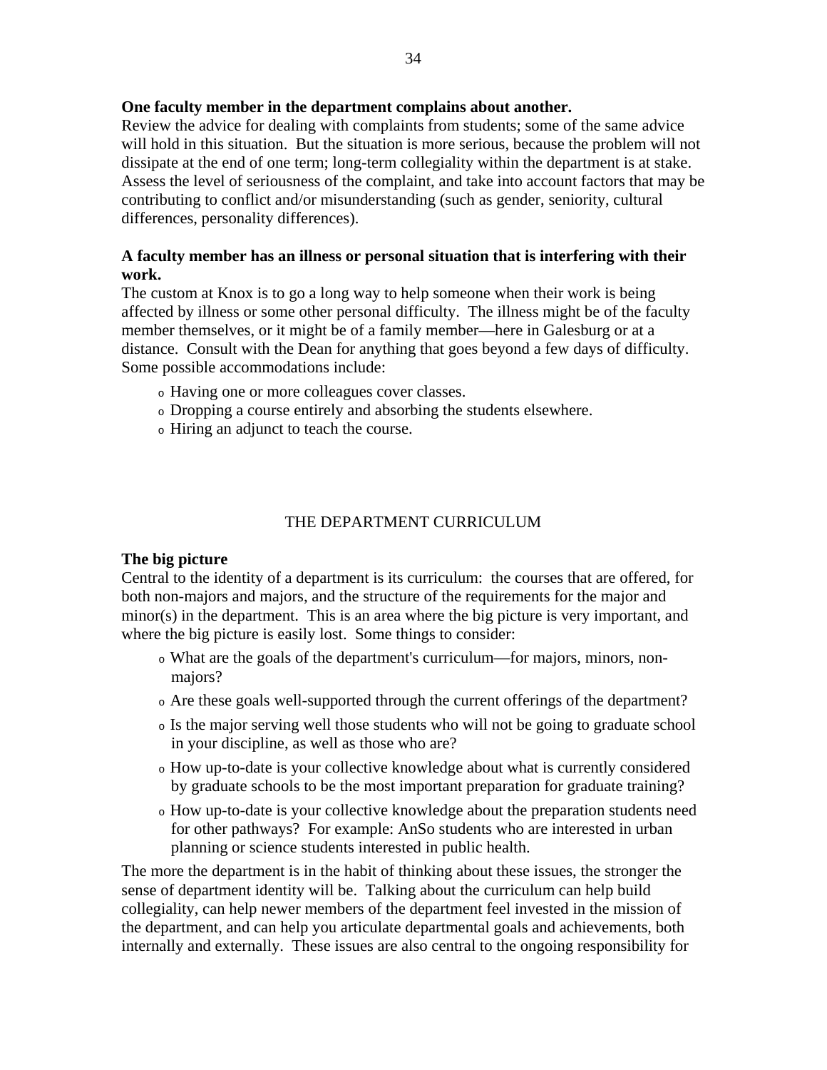**One faculty member in the department complains about another.**

Review the advice for dealing with complaints from students; some of the same advice will hold in this situation. But the situation is more serious, because the problem will not dissipate at the end of one term; long-term collegiality within the department is at stake. Assess the level of seriousness of the complaint, and take into account factors that may be contributing to conflict and/or misunderstanding (such as gender, seniority, cultural differences, personality differences).

**A faculty member has an illness or personal situation that is interfering with their work.**

The custom at Knox is to go a long way to help someone when their work is being affected by illness or some other personal difficulty. The illness might be of the faculty member themselves, or it might be of a family member—here in Galesburg or at a distance. Consult with the Dean for anything that goes beyond a few days of difficulty. Some possible accommodations include:

- Having one or more colleagues cover classes.
- Dropping a course entirely and absorbing the students elsewhere.
- Hiring an adjunct to teach the course.

## THE DEPARTMENT CURRICULUM

**The big picture**

Central to the identity of a department is its curriculum: the courses that are offered, for both non-majors and majors, and the structure of the requirements for the major and minor(s) in the department. This is an area where the big picture is very important, and where the big picture is easily lost. Some things to consider:

- What are the goals of the department's curriculum—for majors, minors, non-majors?
- Are these goals well-supported through the current offerings of the department?
- Is the major serving well those students who will not be going to graduate school in your discipline, as well as those who are?
- How up-to-date is your collective knowledge about what is currently considered by graduate schools to be the most important preparation for graduate training?
- How up-to-date is your collective knowledge about the preparation students need for other pathways? For example: AnSo students who are interested in urban planning or science students interested in public health.

The more the department is in the habit of thinking about these issues, the stronger the sense of department identity will be. Talking about the curriculum can help build collegiality, can help newer members of the department feel invested in the mission of the department, and can help you articulate departmental goals and achievements, both internally and externally. These issues are also central to the ongoing responsibility for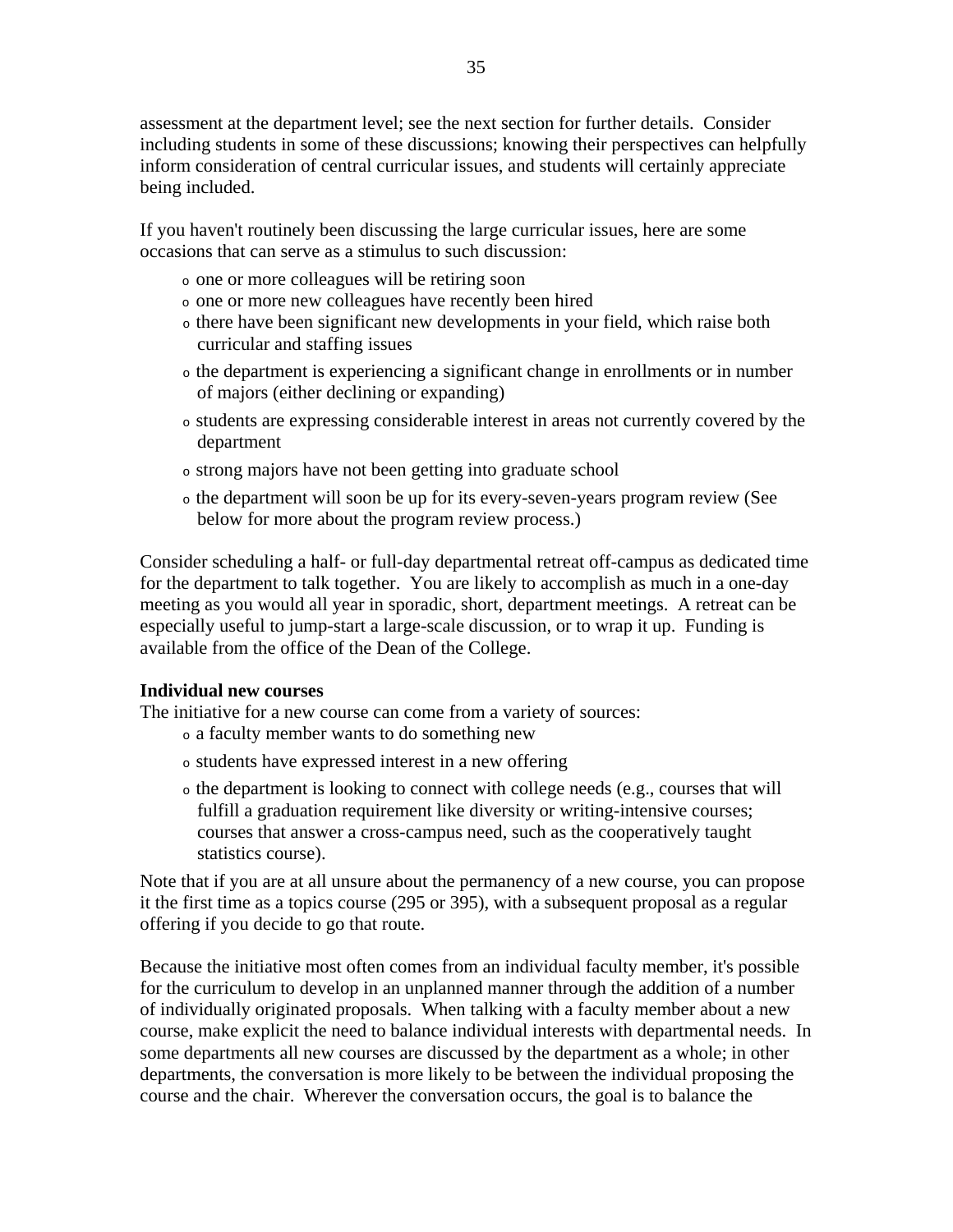assessment at the department level; see the next section for further details. Consider including students in some of these discussions; knowing their perspectives can helpfully inform consideration of central curricular issues, and students will certainly appreciate being included.

If you haven't routinely been discussing the large curricular issues, here are some occasions that can serve as a stimulus to such discussion:

- one or more colleagues will be retiring soon
- one or more new colleagues have recently been hired
- there have been significant new developments in your field, which raise both curricular and staffing issues
- the department is experiencing a significant change in enrollments or in number of majors (either declining or expanding)
- students are expressing considerable interest in areas not currently covered by the department
- strong majors have not been getting into graduate school
- the department will soon be up for its every-seven-years program review (See below for more about the program review process.)

Consider scheduling a half- or full-day departmental retreat off-campus as dedicated time for the department to talk together. You are likely to accomplish as much in a one-day meeting as you would all year in sporadic, short, department meetings. A retreat can be especially useful to jump-start a large-scale discussion, or to wrap it up. Funding is available from the office of the Dean of the College.

**Individual new courses**

The initiative for a new course can come from a variety of sources:

- a faculty member wants to do something new
- students have expressed interest in a new offering
- the department is looking to connect with college needs (e.g., courses that will fulfill a graduation requirement like diversity or writing-intensive courses; courses that answer a cross-campus need, such as the cooperatively taught statistics course).

Note that if you are at all unsure about the permanency of a new course, you can propose it the first time as a topics course (295 or 395), with a subsequent proposal as a regular offering if you decide to go that route.

Because the initiative most often comes from an individual faculty member, it's possible for the curriculum to develop in an unplanned manner through the addition of a number of individually originated proposals. When talking with a faculty member about a new course, make explicit the need to balance individual interests with departmental needs. In some departments all new courses are discussed by the department as a whole; in other departments, the conversation is more likely to be between the individual proposing the course and the chair. Wherever the conversation occurs, the goal is to balance the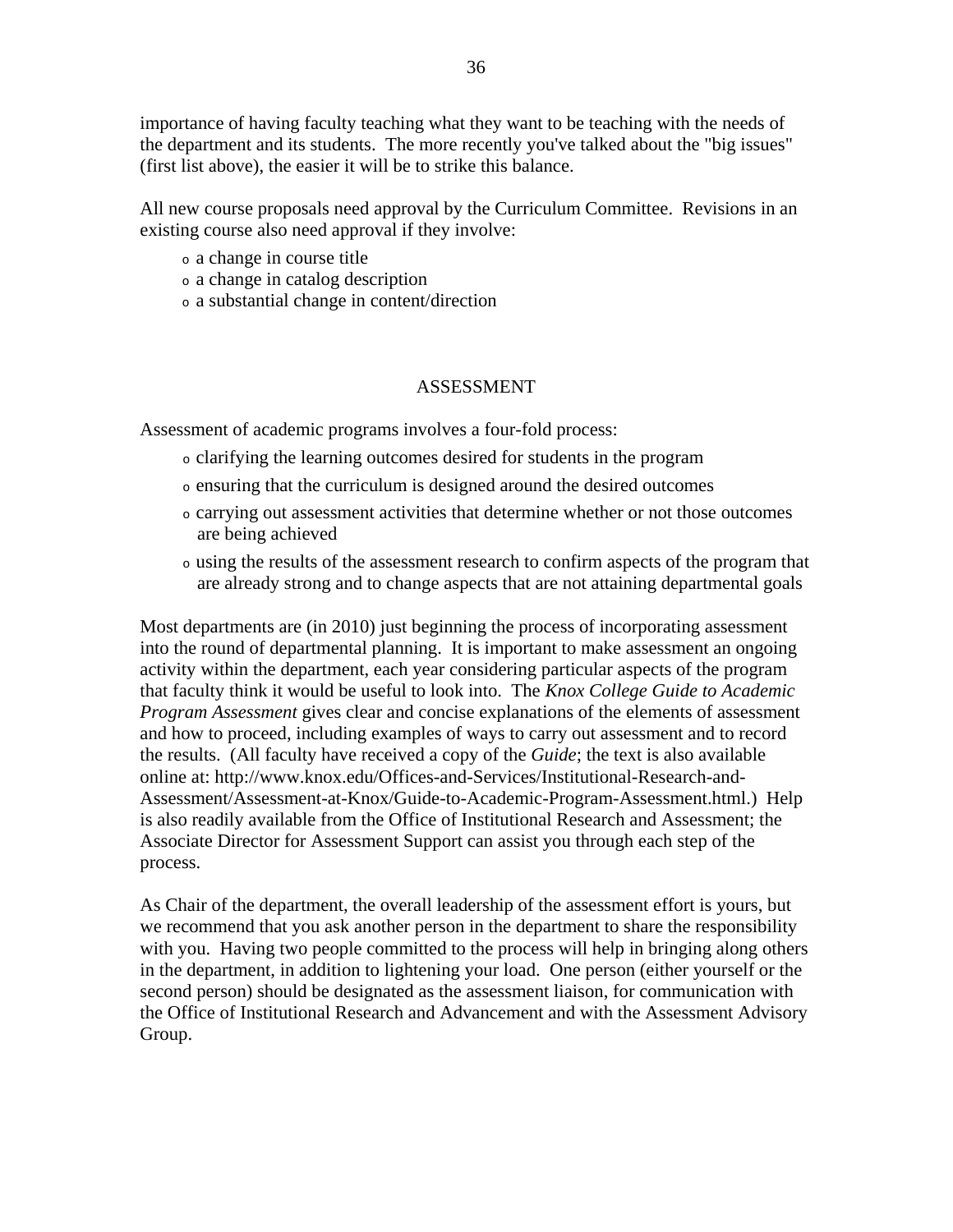importance of having faculty teaching what they want to be teaching with the needs of the department and its students. The more recently you've talked about the "big issues" (first list above), the easier it will be to strike this balance.

All new course proposals need approval by the Curriculum Committee. Revisions in an existing course also need approval if they involve:

- a change in course title
- a change in catalog description
- a substantial change in content/direction

## ASSESSMENT

Assessment of academic programs involves a four-fold process:

- clarifying the learning outcomes desired for students in the program
- ensuring that the curriculum is designed around the desired outcomes
- carrying out assessment activities that determine whether or not those outcomes are being achieved
- using the results of the assessment research to confirm aspects of the program that are already strong and to change aspects that are not attaining departmental goals

Most departments are (in 2010) just beginning the process of incorporating assessment into the round of departmental planning. It is important to make assessment an ongoing activity within the department, each year considering particular aspects of the program that faculty think it would be useful to look into. The *Knox College Guide to Academic Program Assessment* gives clear and concise explanations of the elements of assessment and how to proceed, including examples of ways to carry out assessment and to record the results. (All faculty have received a copy of the *Guide*; the text is also available online at: http://www.knox.edu/Offices-and-Services/Institutional-Research-and-Assessment/Assessment-at-Knox/Guide-to-Academic-Program-Assessment.html.) Help is also readily available from the Office of Institutional Research and Assessment; the Associate Director for Assessment Support can assist you through each step of the process.

As Chair of the department, the overall leadership of the assessment effort is yours, but we recommend that you ask another person in the department to share the responsibility with you. Having two people committed to the process will help in bringing along others in the department, in addition to lightening your load. One person (either yourself or the second person) should be designated as the assessment liaison, for communication with the Office of Institutional Research and Advancement and with the Assessment Advisory Group.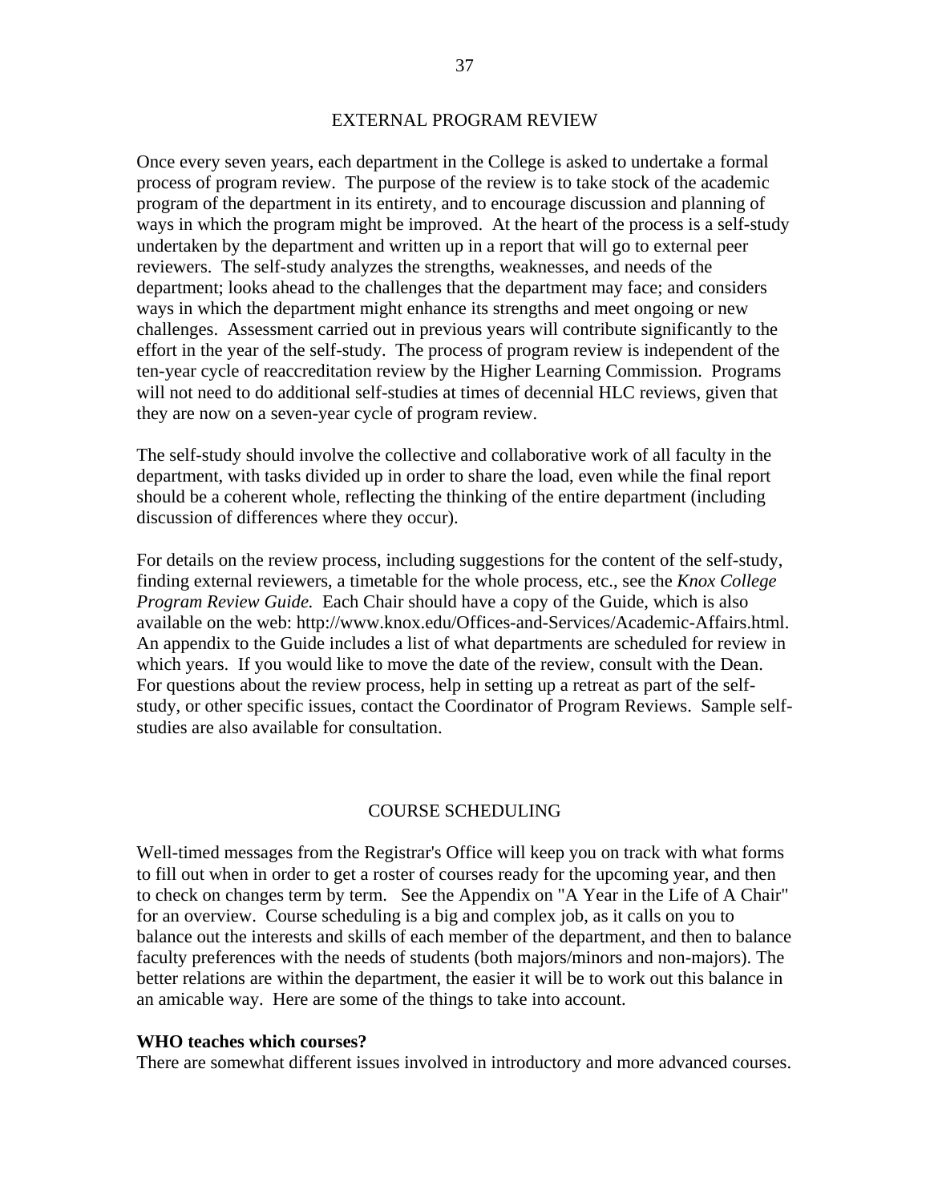## EXTERNAL PROGRAM REVIEW

Once every seven years, each department in the College is asked to undertake a formal process of program review. The purpose of the review is to take stock of the academic program of the department in its entirety, and to encourage discussion and planning of ways in which the program might be improved. At the heart of the process is a self-study undertaken by the department and written up in a report that will go to external peer reviewers. The self-study analyzes the strengths, weaknesses, and needs of the department; looks ahead to the challenges that the department may face; and considers ways in which the department might enhance its strengths and meet ongoing or new challenges. Assessment carried out in previous years will contribute significantly to the effort in the year of the self-study. The process of program review is independent of the ten-year cycle of reaccreditation review by the Higher Learning Commission. Programs will not need to do additional self-studies at times of decennial HLC reviews, given that they are now on a seven-year cycle of program review.

The self-study should involve the collective and collaborative work of all faculty in the department, with tasks divided up in order to share the load, even while the final report should be a coherent whole, reflecting the thinking of the entire department (including discussion of differences where they occur).

For details on the review process, including suggestions for the content of the self-study, finding external reviewers, a timetable for the whole process, etc., see the *Knox College Program Review Guide.* Each Chair should have a copy of the Guide, which is also available on the web: http://www.knox.edu/Offices-and-Services/Academic-Affairs.html. An appendix to the Guide includes a list of what departments are scheduled for review in which years. If you would like to move the date of the review, consult with the Dean. For questions about the review process, help in setting up a retreat as part of the self-study, or other specific issues, contact the Coordinator of Program Reviews. Sample self-studies are also available for consultation.

## COURSE SCHEDULING

Well-timed messages from the Registrar's Office will keep you on track with what forms to fill out when in order to get a roster of courses ready for the upcoming year, and then to check on changes term by term. See the Appendix on "A Year in the Life of A Chair" for an overview. Course scheduling is a big and complex job, as it calls on you to balance out the interests and skills of each member of the department, and then to balance faculty preferences with the needs of students (both majors/minors and non-majors). The better relations are within the department, the easier it will be to work out this balance in an amicable way. Here are some of the things to take into account.

**WHO teaches which courses?**

There are somewhat different issues involved in introductory and more advanced courses.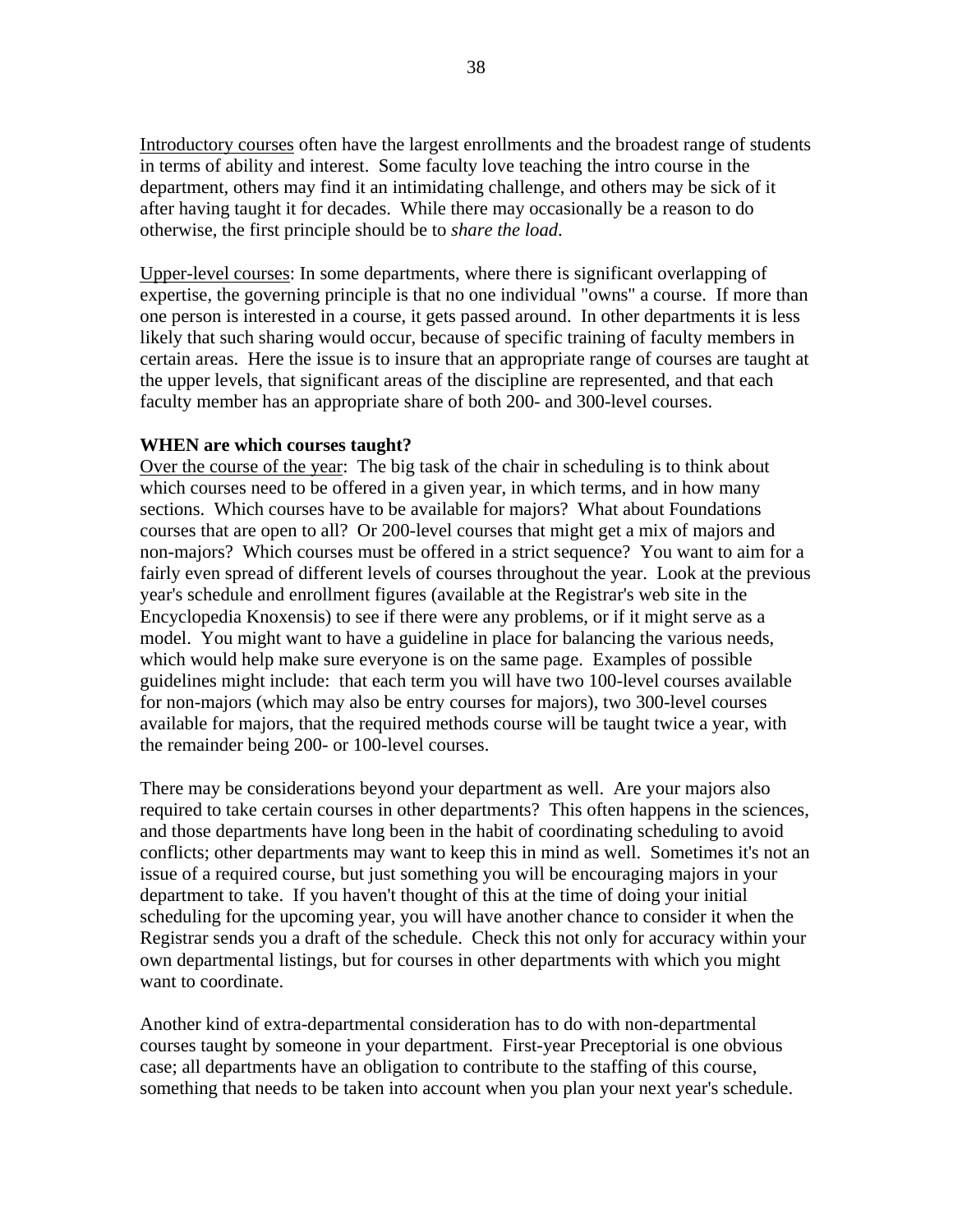Introductory courses often have the largest enrollments and the broadest range of students in terms of ability and interest. Some faculty love teaching the intro course in the department, others may find it an intimidating challenge, and others may be sick of it after having taught it for decades. While there may occasionally be a reason to do otherwise, the first principle should be to *share the load*.

Upper-level courses: In some departments, where there is significant overlapping of expertise, the governing principle is that no one individual "owns" a course. If more than one person is interested in a course, it gets passed around. In other departments it is less likely that such sharing would occur, because of specific training of faculty members in certain areas. Here the issue is to insure that an appropriate range of courses are taught at the upper levels, that significant areas of the discipline are represented, and that each faculty member has an appropriate share of both 200- and 300-level courses.

**WHEN are which courses taught?**

Over the course of the year: The big task of the chair in scheduling is to think about which courses need to be offered in a given year, in which terms, and in how many sections. Which courses have to be available for majors? What about Foundations courses that are open to all? Or 200-level courses that might get a mix of majors and non-majors? Which courses must be offered in a strict sequence? You want to aim for a fairly even spread of different levels of courses throughout the year. Look at the previous year's schedule and enrollment figures (available at the Registrar's web site in the Encyclopedia Knoxensis) to see if there were any problems, or if it might serve as a model. You might want to have a guideline in place for balancing the various needs, which would help make sure everyone is on the same page. Examples of possible guidelines might include: that each term you will have two 100-level courses available for non-majors (which may also be entry courses for majors), two 300-level courses available for majors, that the required methods course will be taught twice a year, with the remainder being 200- or 100-level courses.

There may be considerations beyond your department as well. Are your majors also required to take certain courses in other departments? This often happens in the sciences, and those departments have long been in the habit of coordinating scheduling to avoid conflicts; other departments may want to keep this in mind as well. Sometimes it's not an issue of a required course, but just something you will be encouraging majors in your department to take. If you haven't thought of this at the time of doing your initial scheduling for the upcoming year, you will have another chance to consider it when the Registrar sends you a draft of the schedule. Check this not only for accuracy within your own departmental listings, but for courses in other departments with which you might want to coordinate.

Another kind of extra-departmental consideration has to do with non-departmental courses taught by someone in your department. First-year Preceptorial is one obvious case; all departments have an obligation to contribute to the staffing of this course, something that needs to be taken into account when you plan your next year's schedule.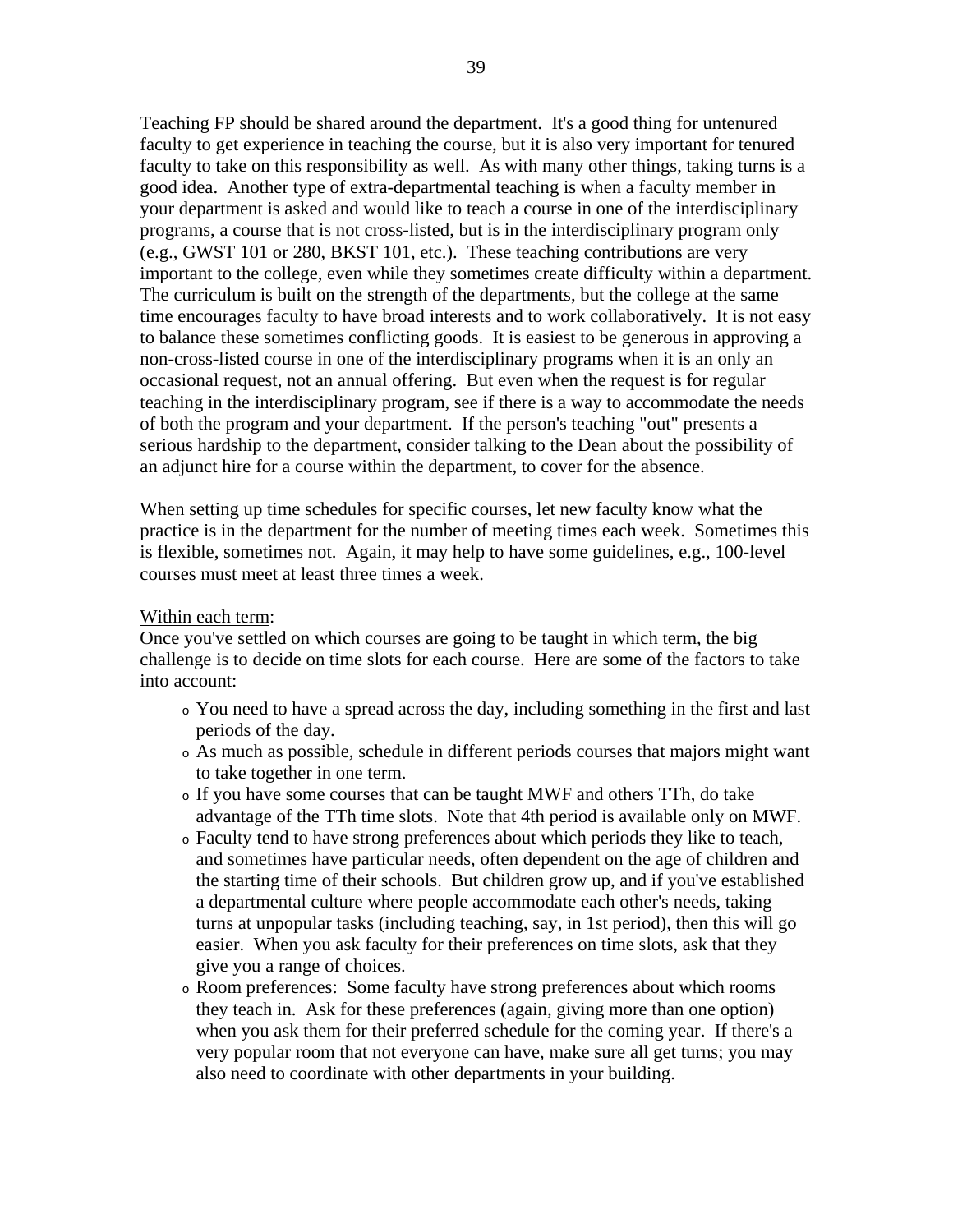Teaching FP should be shared around the department. It's a good thing for untenured faculty to get experience in teaching the course, but it is also very important for tenured faculty to take on this responsibility as well. As with many other things, taking turns is a good idea. Another type of extra-departmental teaching is when a faculty member in your department is asked and would like to teach a course in one of the interdisciplinary programs, a course that is not cross-listed, but is in the interdisciplinary program only (e.g., GWST 101 or 280, BKST 101, etc.). These teaching contributions are very important to the college, even while they sometimes create difficulty within a department. The curriculum is built on the strength of the departments, but the college at the same time encourages faculty to have broad interests and to work collaboratively. It is not easy to balance these sometimes conflicting goods. It is easiest to be generous in approving a non-cross-listed course in one of the interdisciplinary programs when it is an only an occasional request, not an annual offering. But even when the request is for regular teaching in the interdisciplinary program, see if there is a way to accommodate the needs of both the program and your department. If the person's teaching "out" presents a serious hardship to the department, consider talking to the Dean about the possibility of an adjunct hire for a course within the department, to cover for the absence.

When setting up time schedules for specific courses, let new faculty know what the practice is in the department for the number of meeting times each week. Sometimes this is flexible, sometimes not. Again, it may help to have some guidelines, e.g., 100-level courses must meet at least three times a week.

<u>Within each term</u>:

Once you've settled on which courses are going to be taught in which term, the big challenge is to decide on time slots for each course. Here are some of the factors to take into account:

- You need to have a spread across the day, including something in the first and last periods of the day.
- As much as possible, schedule in different periods courses that majors might want to take together in one term.
- If you have some courses that can be taught MWF and others TTh, do take advantage of the TTh time slots. Note that 4th period is available only on MWF.
- Faculty tend to have strong preferences about which periods they like to teach, and sometimes have particular needs, often dependent on the age of children and the starting time of their schools. But children grow up, and if you've established a departmental culture where people accommodate each other's needs, taking turns at unpopular tasks (including teaching, say, in 1st period), then this will go easier. When you ask faculty for their preferences on time slots, ask that they give you a range of choices.
- Room preferences: Some faculty have strong preferences about which rooms they teach in. Ask for these preferences (again, giving more than one option) when you ask them for their preferred schedule for the coming year. If there's a very popular room that not everyone can have, make sure all get turns; you may also need to coordinate with other departments in your building.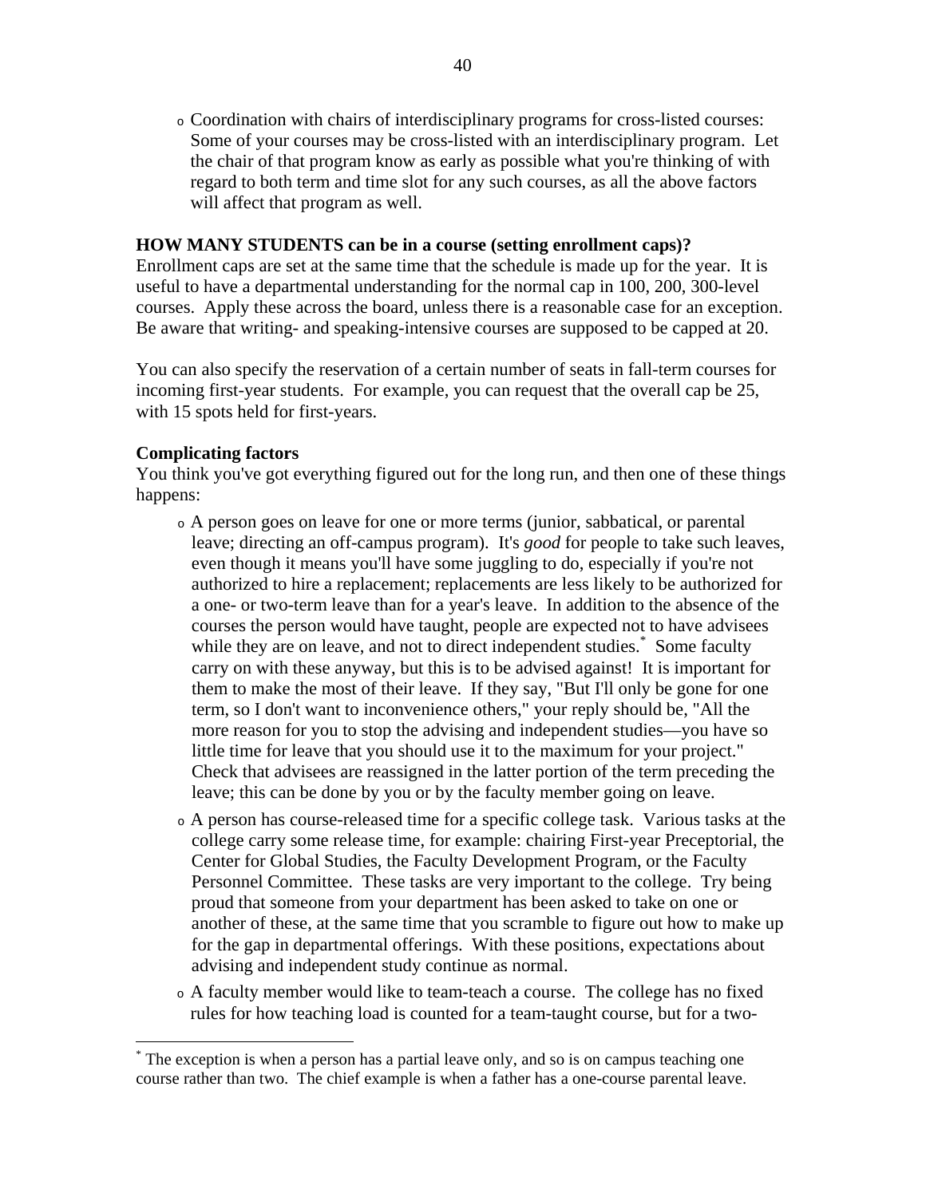- Coordination with chairs of interdisciplinary programs for cross-listed courses: Some of your courses may be cross-listed with an interdisciplinary program. Let the chair of that program know as early as possible what you're thinking of with regard to both term and time slot for any such courses, as all the above factors will affect that program as well.

**HOW MANY STUDENTS can be in a course (setting enrollment caps)?**
Enrollment caps are set at the same time that the schedule is made up for the year. It is useful to have a departmental understanding for the normal cap in 100, 200, 300-level courses. Apply these across the board, unless there is a reasonable case for an exception. Be aware that writing- and speaking-intensive courses are supposed to be capped at 20.

You can also specify the reservation of a certain number of seats in fall-term courses for incoming first-year students. For example, you can request that the overall cap be 25, with 15 spots held for first-years.

**Complicating factors**
You think you've got everything figured out for the long run, and then one of these things happens:

- A person goes on leave for one or more terms (junior, sabbatical, or parental leave; directing an off-campus program). It's *good* for people to take such leaves, even though it means you'll have some juggling to do, especially if you're not authorized to hire a replacement; replacements are less likely to be authorized for a one- or two-term leave than for a year's leave. In addition to the absence of the courses the person would have taught, people are expected not to have advisees while they are on leave, and not to direct independent studies.[*] Some faculty carry on with these anyway, but this is to be advised against! It is important for them to make the most of their leave. If they say, "But I'll only be gone for one term, so I don't want to inconvenience others," your reply should be, "All the more reason for you to stop the advising and independent studies—you have so little time for leave that you should use it to the maximum for your project." Check that advisees are reassigned in the latter portion of the term preceding the leave; this can be done by you or by the faculty member going on leave.
- A person has course-released time for a specific college task. Various tasks at the college carry some release time, for example: chairing First-year Preceptorial, the Center for Global Studies, the Faculty Development Program, or the Faculty Personnel Committee. These tasks are very important to the college. Try being proud that someone from your department has been asked to take on one or another of these, at the same time that you scramble to figure out how to make up for the gap in departmental offerings. With these positions, expectations about advising and independent study continue as normal.
- A faculty member would like to team-teach a course. The college has no fixed rules for how teaching load is counted for a team-taught course, but for a two-

[*] The exception is when a person has a partial leave only, and so is on campus teaching one course rather than two. The chief example is when a father has a one-course parental leave.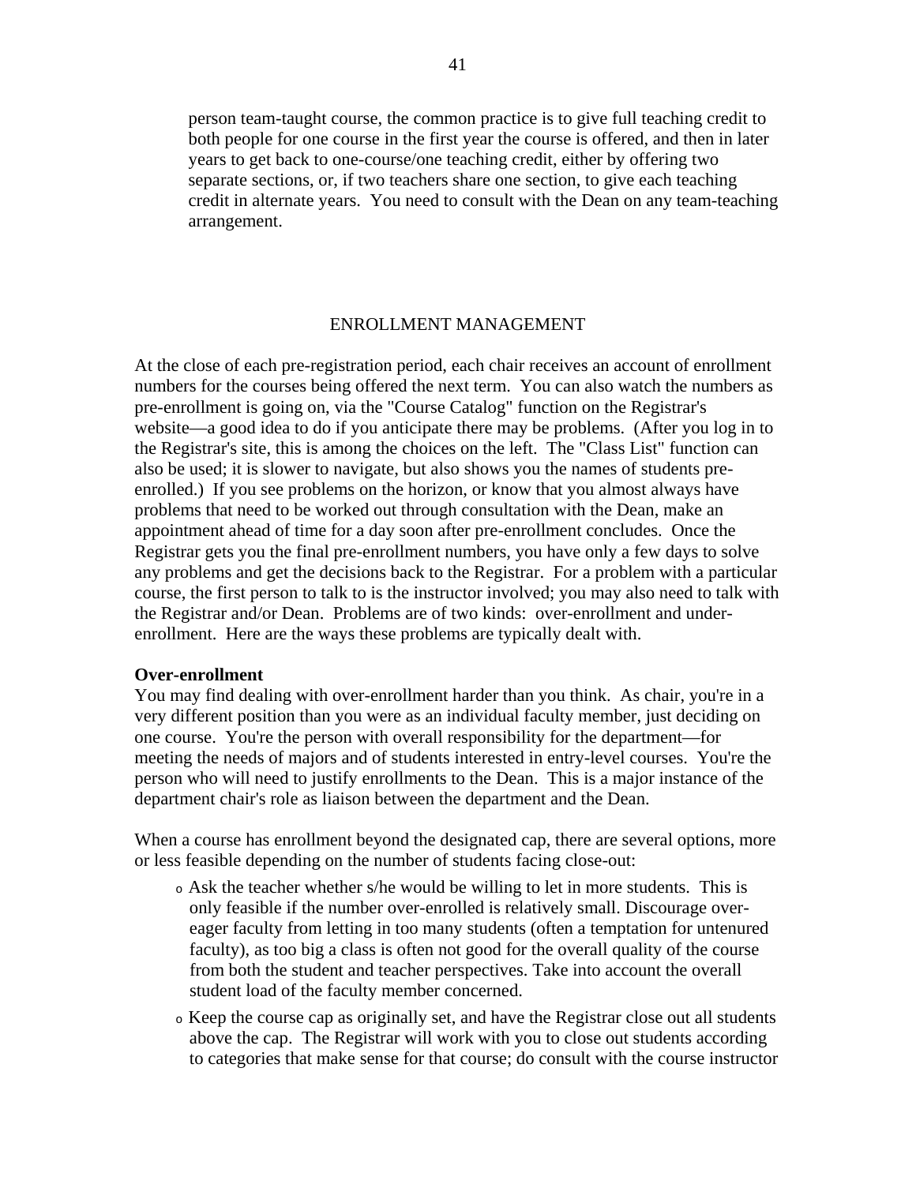person team-taught course, the common practice is to give full teaching credit to both people for one course in the first year the course is offered, and then in later years to get back to one-course/one teaching credit, either by offering two separate sections, or, if two teachers share one section, to give each teaching credit in alternate years. You need to consult with the Dean on any team-teaching arrangement.

## ENROLLMENT MANAGEMENT

At the close of each pre-registration period, each chair receives an account of enrollment numbers for the courses being offered the next term. You can also watch the numbers as pre-enrollment is going on, via the "Course Catalog" function on the Registrar's website—a good idea to do if you anticipate there may be problems. (After you log in to the Registrar's site, this is among the choices on the left. The "Class List" function can also be used; it is slower to navigate, but also shows you the names of students pre-enrolled.) If you see problems on the horizon, or know that you almost always have problems that need to be worked out through consultation with the Dean, make an appointment ahead of time for a day soon after pre-enrollment concludes. Once the Registrar gets you the final pre-enrollment numbers, you have only a few days to solve any problems and get the decisions back to the Registrar. For a problem with a particular course, the first person to talk to is the instructor involved; you may also need to talk with the Registrar and/or Dean. Problems are of two kinds: over-enrollment and under-enrollment. Here are the ways these problems are typically dealt with.

**Over-enrollment**

You may find dealing with over-enrollment harder than you think. As chair, you're in a very different position than you were as an individual faculty member, just deciding on one course. You're the person with overall responsibility for the department—for meeting the needs of majors and of students interested in entry-level courses. You're the person who will need to justify enrollments to the Dean. This is a major instance of the department chair's role as liaison between the department and the Dean.

When a course has enrollment beyond the designated cap, there are several options, more or less feasible depending on the number of students facing close-out:

- Ask the teacher whether s/he would be willing to let in more students. This is only feasible if the number over-enrolled is relatively small. Discourage over-eager faculty from letting in too many students (often a temptation for untenured faculty), as too big a class is often not good for the overall quality of the course from both the student and teacher perspectives. Take into account the overall student load of the faculty member concerned.
- Keep the course cap as originally set, and have the Registrar close out all students above the cap. The Registrar will work with you to close out students according to categories that make sense for that course; do consult with the course instructor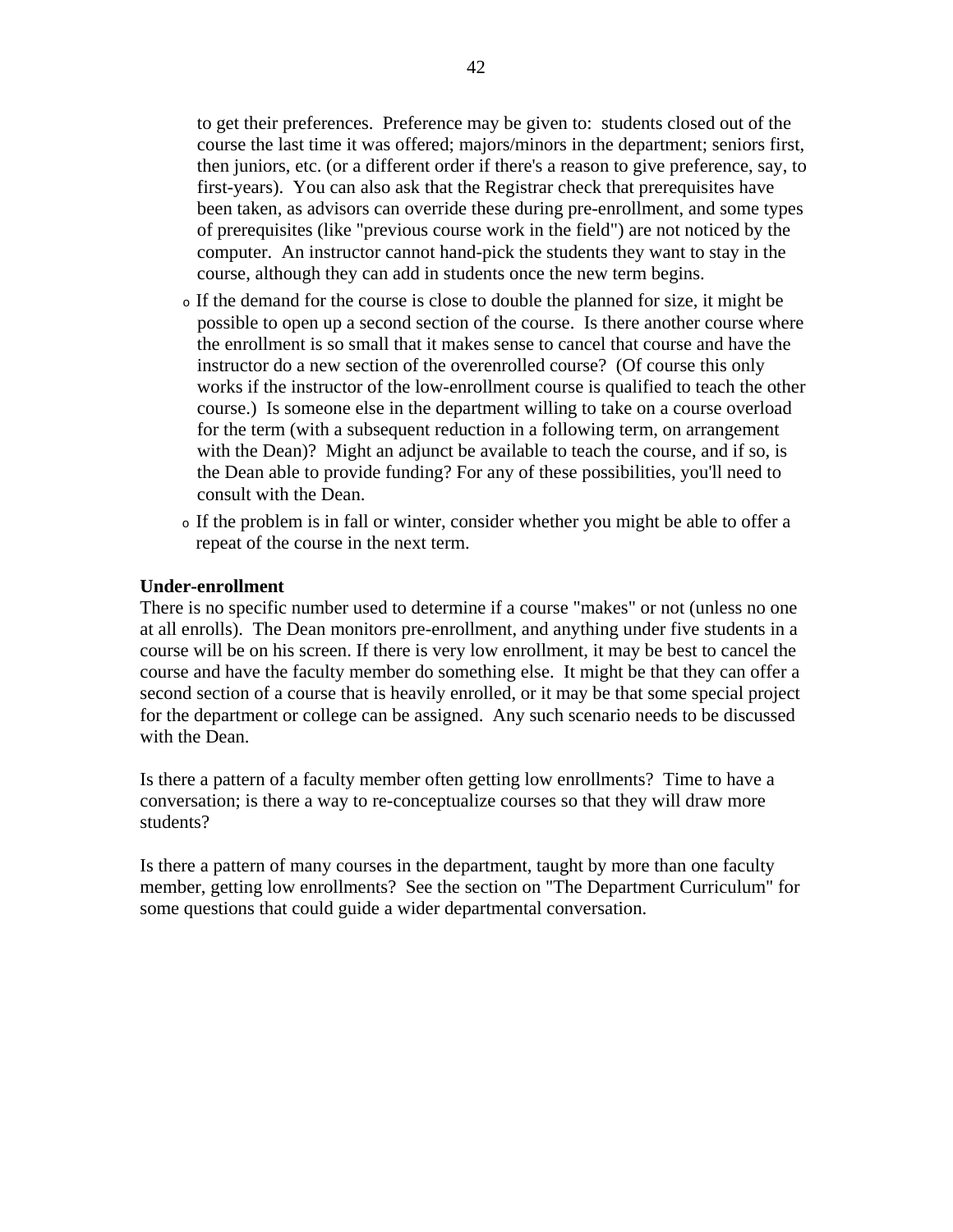to get their preferences. Preference may be given to: students closed out of the course the last time it was offered; majors/minors in the department; seniors first, then juniors, etc. (or a different order if there's a reason to give preference, say, to first-years). You can also ask that the Registrar check that prerequisites have been taken, as advisors can override these during pre-enrollment, and some types of prerequisites (like "previous course work in the field") are not noticed by the computer. An instructor cannot hand-pick the students they want to stay in the course, although they can add in students once the new term begins.

- If the demand for the course is close to double the planned for size, it might be possible to open up a second section of the course. Is there another course where the enrollment is so small that it makes sense to cancel that course and have the instructor do a new section of the overenrolled course? (Of course this only works if the instructor of the low-enrollment course is qualified to teach the other course.) Is someone else in the department willing to take on a course overload for the term (with a subsequent reduction in a following term, on arrangement with the Dean)? Might an adjunct be available to teach the course, and if so, is the Dean able to provide funding? For any of these possibilities, you'll need to consult with the Dean.
- If the problem is in fall or winter, consider whether you might be able to offer a repeat of the course in the next term.

**Under-enrollment**

There is no specific number used to determine if a course "makes" or not (unless no one at all enrolls). The Dean monitors pre-enrollment, and anything under five students in a course will be on his screen. If there is very low enrollment, it may be best to cancel the course and have the faculty member do something else. It might be that they can offer a second section of a course that is heavily enrolled, or it may be that some special project for the department or college can be assigned. Any such scenario needs to be discussed with the Dean.

Is there a pattern of a faculty member often getting low enrollments? Time to have a conversation; is there a way to re-conceptualize courses so that they will draw more students?

Is there a pattern of many courses in the department, taught by more than one faculty member, getting low enrollments? See the section on "The Department Curriculum" for some questions that could guide a wider departmental conversation.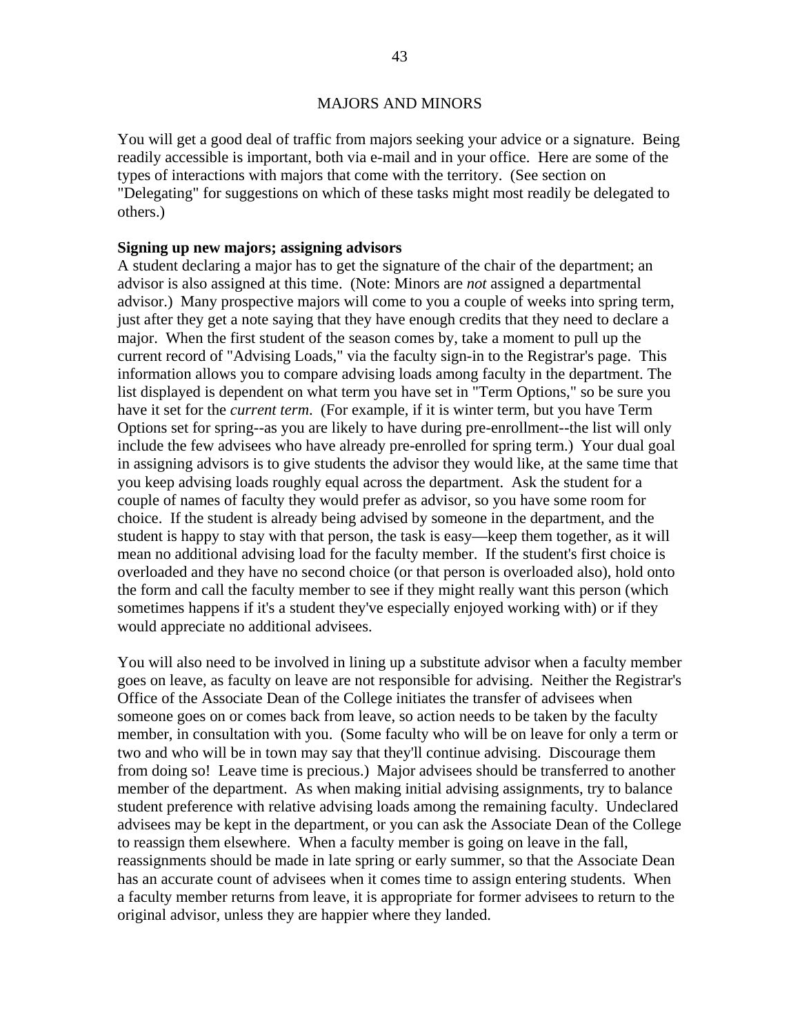# MAJORS AND MINORS

You will get a good deal of traffic from majors seeking your advice or a signature. Being readily accessible is important, both via e-mail and in your office. Here are some of the types of interactions with majors that come with the territory. (See section on "Delegating" for suggestions on which of these tasks might most readily be delegated to others.)

**Signing up new majors; assigning advisors**

A student declaring a major has to get the signature of the chair of the department; an advisor is also assigned at this time. (Note: Minors are *not* assigned a departmental advisor.) Many prospective majors will come to you a couple of weeks into spring term, just after they get a note saying that they have enough credits that they need to declare a major. When the first student of the season comes by, take a moment to pull up the current record of "Advising Loads," via the faculty sign-in to the Registrar's page. This information allows you to compare advising loads among faculty in the department. The list displayed is dependent on what term you have set in "Term Options," so be sure you have it set for the *current term*. (For example, if it is winter term, but you have Term Options set for spring--as you are likely to have during pre-enrollment--the list will only include the few advisees who have already pre-enrolled for spring term.) Your dual goal in assigning advisors is to give students the advisor they would like, at the same time that you keep advising loads roughly equal across the department. Ask the student for a couple of names of faculty they would prefer as advisor, so you have some room for choice. If the student is already being advised by someone in the department, and the student is happy to stay with that person, the task is easy—keep them together, as it will mean no additional advising load for the faculty member. If the student's first choice is overloaded and they have no second choice (or that person is overloaded also), hold onto the form and call the faculty member to see if they might really want this person (which sometimes happens if it's a student they've especially enjoyed working with) or if they would appreciate no additional advisees.

You will also need to be involved in lining up a substitute advisor when a faculty member goes on leave, as faculty on leave are not responsible for advising. Neither the Registrar's Office of the Associate Dean of the College initiates the transfer of advisees when someone goes on or comes back from leave, so action needs to be taken by the faculty member, in consultation with you. (Some faculty who will be on leave for only a term or two and who will be in town may say that they'll continue advising. Discourage them from doing so! Leave time is precious.) Major advisees should be transferred to another member of the department. As when making initial advising assignments, try to balance student preference with relative advising loads among the remaining faculty. Undeclared advisees may be kept in the department, or you can ask the Associate Dean of the College to reassign them elsewhere. When a faculty member is going on leave in the fall, reassignments should be made in late spring or early summer, so that the Associate Dean has an accurate count of advisees when it comes time to assign entering students. When a faculty member returns from leave, it is appropriate for former advisees to return to the original advisor, unless they are happier where they landed.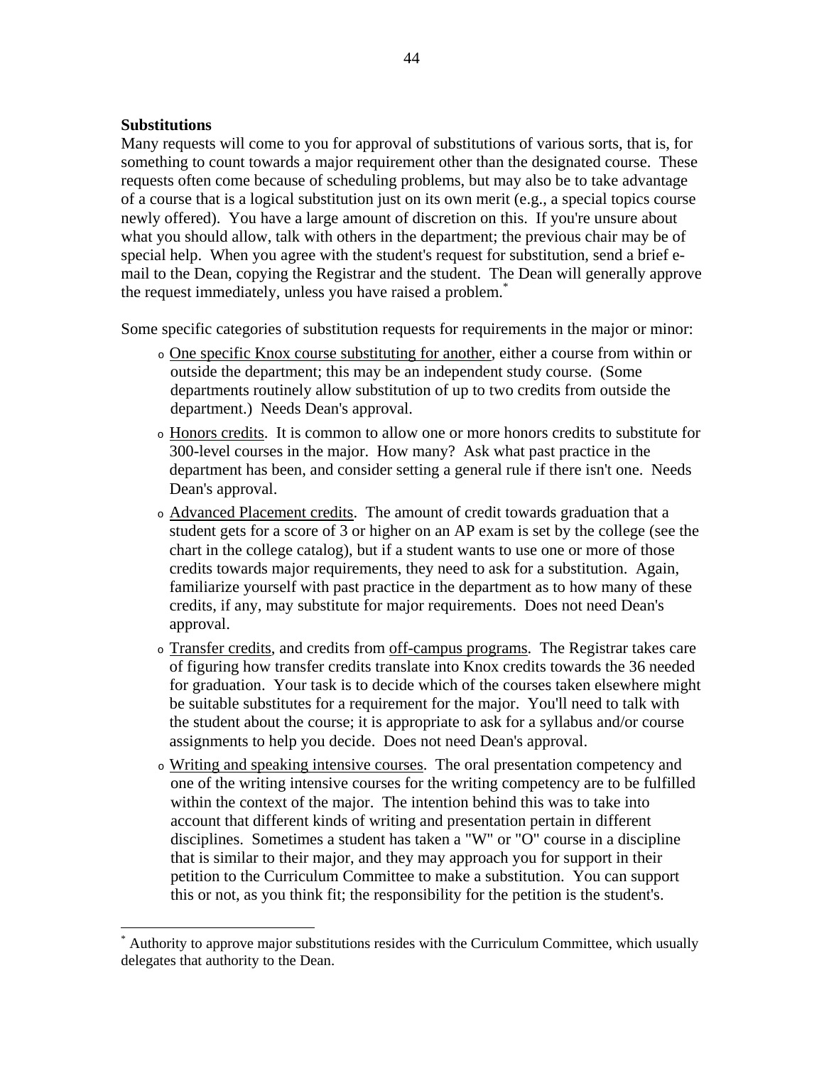**Substitutions**

Many requests will come to you for approval of substitutions of various sorts, that is, for something to count towards a major requirement other than the designated course. These requests often come because of scheduling problems, but may also be to take advantage of a course that is a logical substitution just on its own merit (e.g., a special topics course newly offered). You have a large amount of discretion on this. If you're unsure about what you should allow, talk with others in the department; the previous chair may be of special help. When you agree with the student's request for substitution, send a brief e-mail to the Dean, copying the Registrar and the student. The Dean will generally approve the request immediately, unless you have raised a problem.[*]

Some specific categories of substitution requests for requirements in the major or minor:

- One specific Knox course substituting for another, either a course from within or outside the department; this may be an independent study course. (Some departments routinely allow substitution of up to two credits from outside the department.) Needs Dean's approval.
- Honors credits. It is common to allow one or more honors credits to substitute for 300-level courses in the major. How many? Ask what past practice in the department has been, and consider setting a general rule if there isn't one. Needs Dean's approval.
- Advanced Placement credits. The amount of credit towards graduation that a student gets for a score of 3 or higher on an AP exam is set by the college (see the chart in the college catalog), but if a student wants to use one or more of those credits towards major requirements, they need to ask for a substitution. Again, familiarize yourself with past practice in the department as to how many of these credits, if any, may substitute for major requirements. Does not need Dean's approval.
- Transfer credits, and credits from off-campus programs. The Registrar takes care of figuring how transfer credits translate into Knox credits towards the 36 needed for graduation. Your task is to decide which of the courses taken elsewhere might be suitable substitutes for a requirement for the major. You'll need to talk with the student about the course; it is appropriate to ask for a syllabus and/or course assignments to help you decide. Does not need Dean's approval.
- Writing and speaking intensive courses. The oral presentation competency and one of the writing intensive courses for the writing competency are to be fulfilled within the context of the major. The intention behind this was to take into account that different kinds of writing and presentation pertain in different disciplines. Sometimes a student has taken a "W" or "O" course in a discipline that is similar to their major, and they may approach you for support in their petition to the Curriculum Committee to make a substitution. You can support this or not, as you think fit; the responsibility for the petition is the student's.

---

[*] Authority to approve major substitutions resides with the Curriculum Committee, which usually delegates that authority to the Dean.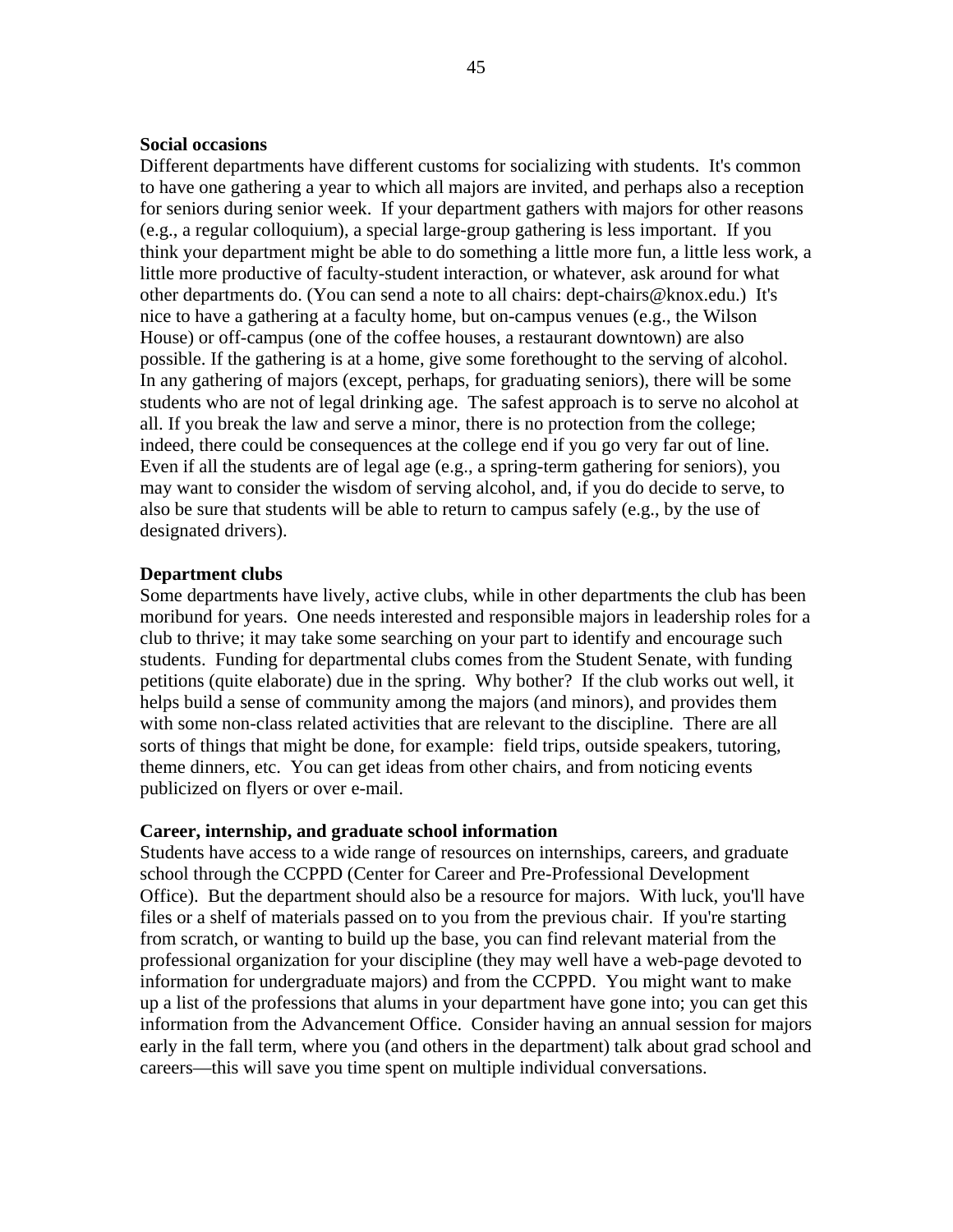**Social occasions**

Different departments have different customs for socializing with students. It's common to have one gathering a year to which all majors are invited, and perhaps also a reception for seniors during senior week. If your department gathers with majors for other reasons (e.g., a regular colloquium), a special large-group gathering is less important. If you think your department might be able to do something a little more fun, a little less work, a little more productive of faculty-student interaction, or whatever, ask around for what other departments do. (You can send a note to all chairs: dept-chairs@knox.edu.) It's nice to have a gathering at a faculty home, but on-campus venues (e.g., the Wilson House) or off-campus (one of the coffee houses, a restaurant downtown) are also possible. If the gathering is at a home, give some forethought to the serving of alcohol. In any gathering of majors (except, perhaps, for graduating seniors), there will be some students who are not of legal drinking age. The safest approach is to serve no alcohol at all. If you break the law and serve a minor, there is no protection from the college; indeed, there could be consequences at the college end if you go very far out of line. Even if all the students are of legal age (e.g., a spring-term gathering for seniors), you may want to consider the wisdom of serving alcohol, and, if you do decide to serve, to also be sure that students will be able to return to campus safely (e.g., by the use of designated drivers).

**Department clubs**

Some departments have lively, active clubs, while in other departments the club has been moribund for years. One needs interested and responsible majors in leadership roles for a club to thrive; it may take some searching on your part to identify and encourage such students. Funding for departmental clubs comes from the Student Senate, with funding petitions (quite elaborate) due in the spring. Why bother? If the club works out well, it helps build a sense of community among the majors (and minors), and provides them with some non-class related activities that are relevant to the discipline. There are all sorts of things that might be done, for example: field trips, outside speakers, tutoring, theme dinners, etc. You can get ideas from other chairs, and from noticing events publicized on flyers or over e-mail.

**Career, internship, and graduate school information**

Students have access to a wide range of resources on internships, careers, and graduate school through the CCPPD (Center for Career and Pre-Professional Development Office). But the department should also be a resource for majors. With luck, you'll have files or a shelf of materials passed on to you from the previous chair. If you're starting from scratch, or wanting to build up the base, you can find relevant material from the professional organization for your discipline (they may well have a web-page devoted to information for undergraduate majors) and from the CCPPD. You might want to make up a list of the professions that alums in your department have gone into; you can get this information from the Advancement Office. Consider having an annual session for majors early in the fall term, where you (and others in the department) talk about grad school and careers—this will save you time spent on multiple individual conversations.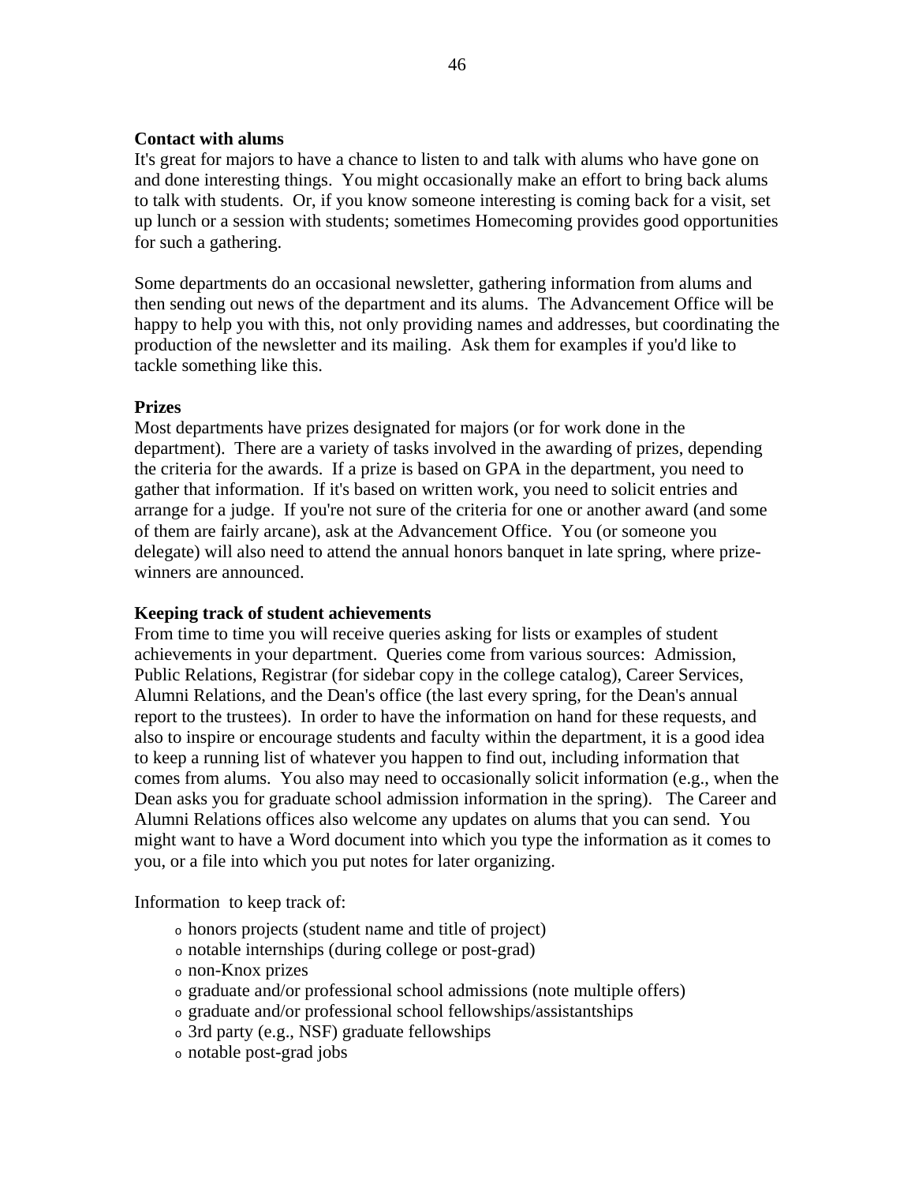**Contact with alums**

It's great for majors to have a chance to listen to and talk with alums who have gone on and done interesting things. You might occasionally make an effort to bring back alums to talk with students. Or, if you know someone interesting is coming back for a visit, set up lunch or a session with students; sometimes Homecoming provides good opportunities for such a gathering.

Some departments do an occasional newsletter, gathering information from alums and then sending out news of the department and its alums. The Advancement Office will be happy to help you with this, not only providing names and addresses, but coordinating the production of the newsletter and its mailing. Ask them for examples if you'd like to tackle something like this.

**Prizes**

Most departments have prizes designated for majors (or for work done in the department). There are a variety of tasks involved in the awarding of prizes, depending the criteria for the awards. If a prize is based on GPA in the department, you need to gather that information. If it's based on written work, you need to solicit entries and arrange for a judge. If you're not sure of the criteria for one or another award (and some of them are fairly arcane), ask at the Advancement Office. You (or someone you delegate) will also need to attend the annual honors banquet in late spring, where prize-winners are announced.

**Keeping track of student achievements**

From time to time you will receive queries asking for lists or examples of student achievements in your department. Queries come from various sources: Admission, Public Relations, Registrar (for sidebar copy in the college catalog), Career Services, Alumni Relations, and the Dean's office (the last every spring, for the Dean's annual report to the trustees). In order to have the information on hand for these requests, and also to inspire or encourage students and faculty within the department, it is a good idea to keep a running list of whatever you happen to find out, including information that comes from alums. You also may need to occasionally solicit information (e.g., when the Dean asks you for graduate school admission information in the spring). The Career and Alumni Relations offices also welcome any updates on alums that you can send. You might want to have a Word document into which you type the information as it comes to you, or a file into which you put notes for later organizing.

Information to keep track of:

- honors projects (student name and title of project)
- notable internships (during college or post-grad)
- non-Knox prizes
- graduate and/or professional school admissions (note multiple offers)
- graduate and/or professional school fellowships/assistantships
- 3rd party (e.g., NSF) graduate fellowships
- notable post-grad jobs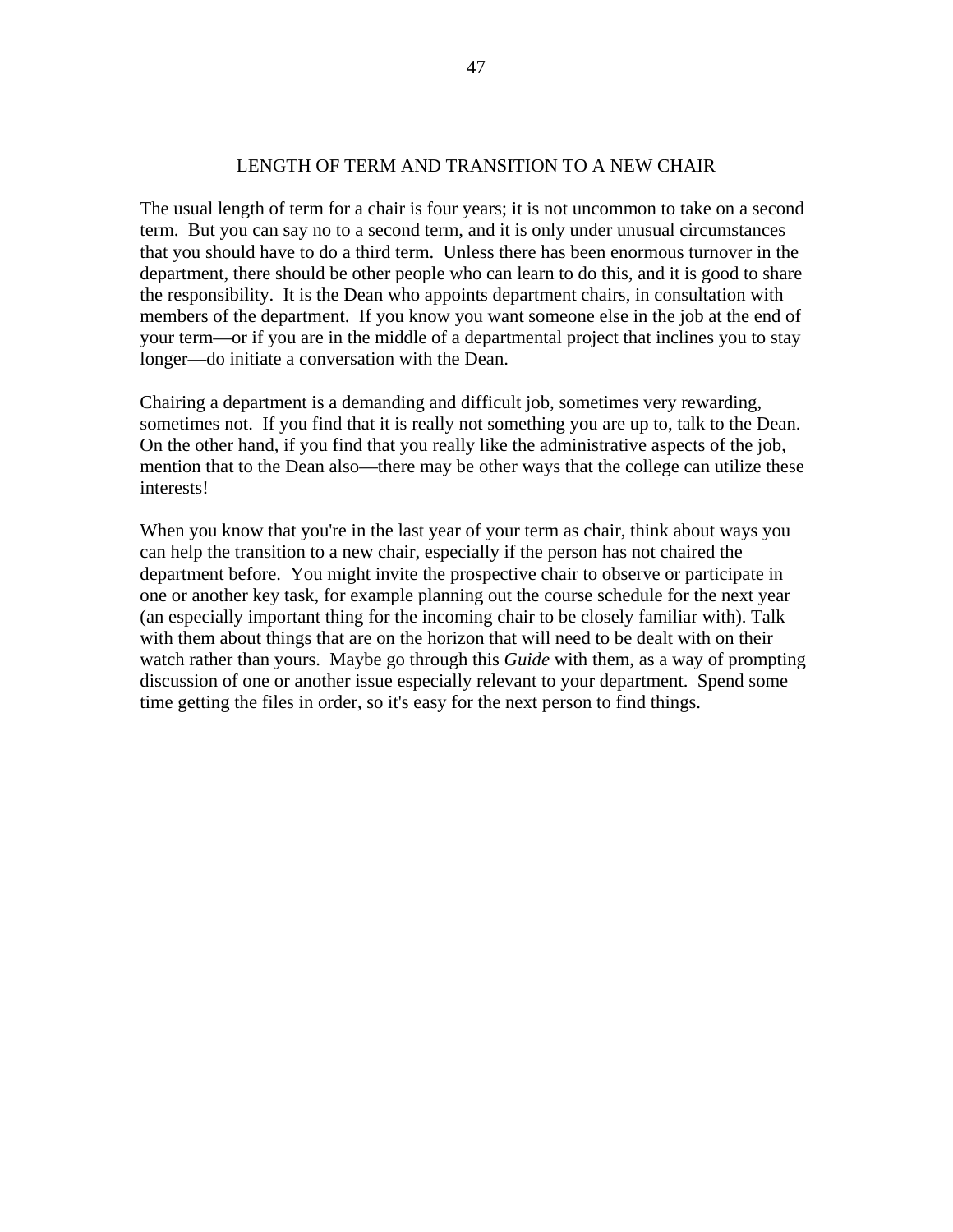## LENGTH OF TERM AND TRANSITION TO A NEW CHAIR

The usual length of term for a chair is four years; it is not uncommon to take on a second term. But you can say no to a second term, and it is only under unusual circumstances that you should have to do a third term. Unless there has been enormous turnover in the department, there should be other people who can learn to do this, and it is good to share the responsibility. It is the Dean who appoints department chairs, in consultation with members of the department. If you know you want someone else in the job at the end of your term—or if you are in the middle of a departmental project that inclines you to stay longer—do initiate a conversation with the Dean.

Chairing a department is a demanding and difficult job, sometimes very rewarding, sometimes not. If you find that it is really not something you are up to, talk to the Dean. On the other hand, if you find that you really like the administrative aspects of the job, mention that to the Dean also—there may be other ways that the college can utilize these interests!

When you know that you're in the last year of your term as chair, think about ways you can help the transition to a new chair, especially if the person has not chaired the department before. You might invite the prospective chair to observe or participate in one or another key task, for example planning out the course schedule for the next year (an especially important thing for the incoming chair to be closely familiar with). Talk with them about things that are on the horizon that will need to be dealt with on their watch rather than yours. Maybe go through this *Guide* with them, as a way of prompting discussion of one or another issue especially relevant to your department. Spend some time getting the files in order, so it's easy for the next person to find things.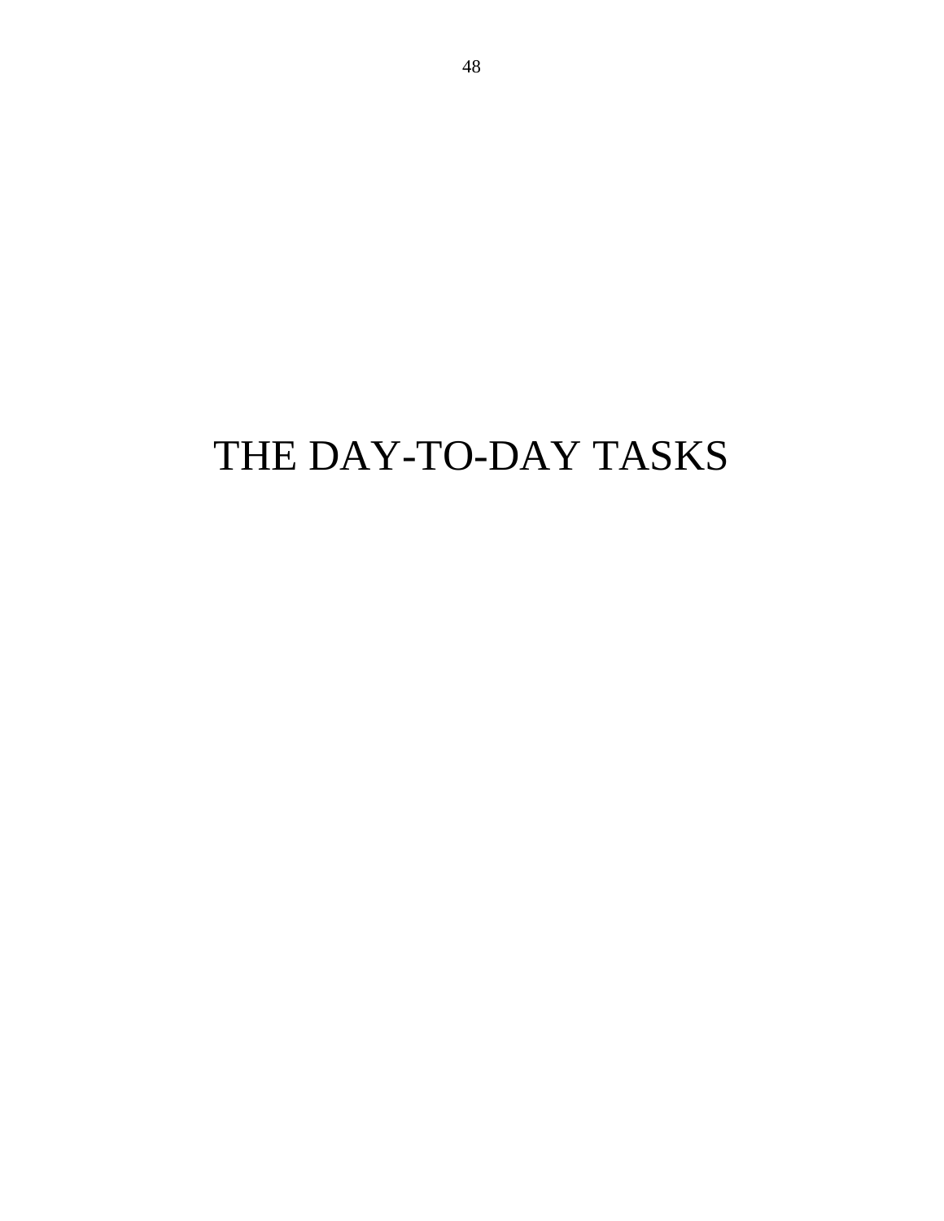# THE DAY-TO-DAY TASKS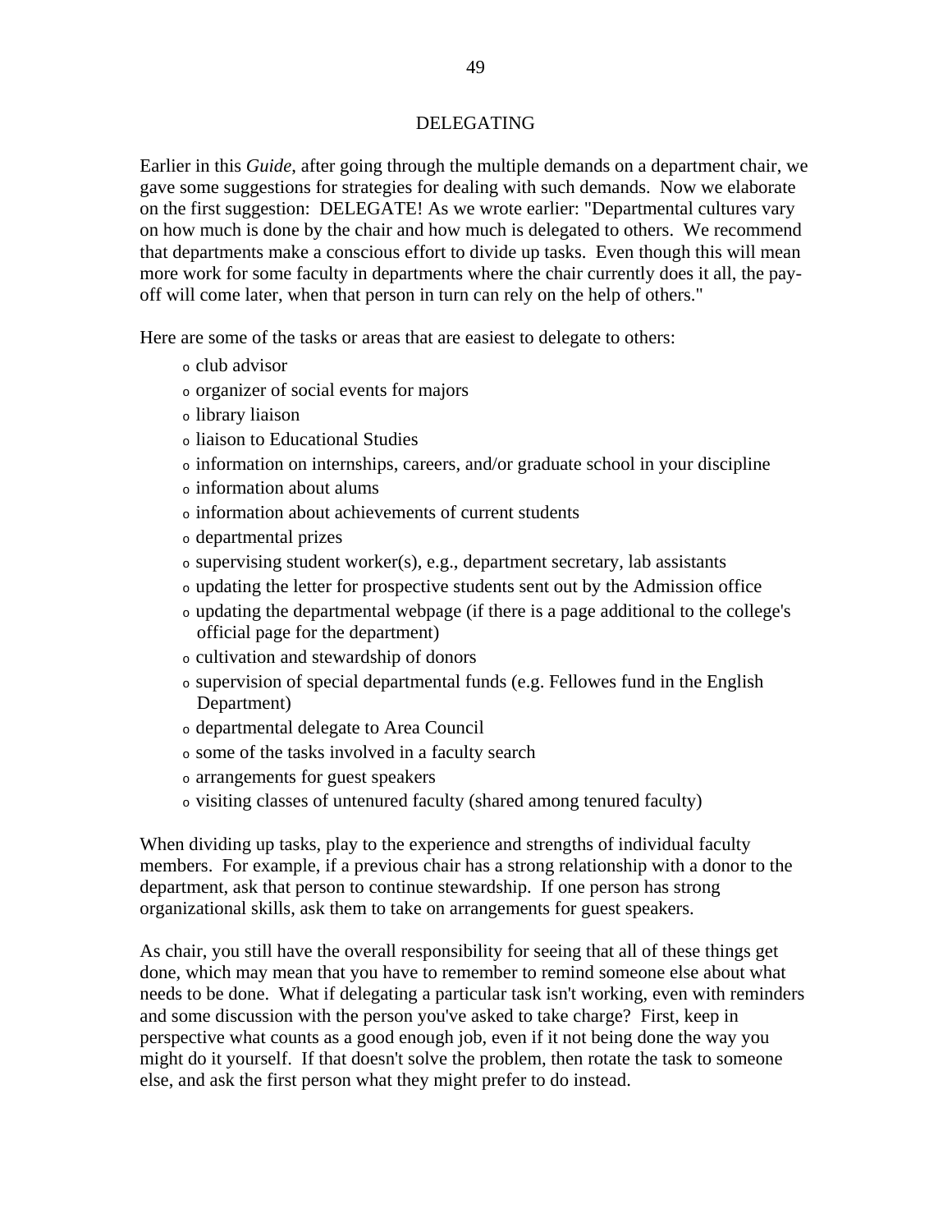# DELEGATING

Earlier in this *Guide*, after going through the multiple demands on a department chair, we gave some suggestions for strategies for dealing with such demands. Now we elaborate on the first suggestion: DELEGATE! As we wrote earlier: "Departmental cultures vary on how much is done by the chair and how much is delegated to others. We recommend that departments make a conscious effort to divide up tasks. Even though this will mean more work for some faculty in departments where the chair currently does it all, the pay-off will come later, when that person in turn can rely on the help of others."

Here are some of the tasks or areas that are easiest to delegate to others:

- club advisor
- organizer of social events for majors
- library liaison
- liaison to Educational Studies
- information on internships, careers, and/or graduate school in your discipline
- information about alums
- information about achievements of current students
- departmental prizes
- supervising student worker(s), e.g., department secretary, lab assistants
- updating the letter for prospective students sent out by the Admission office
- updating the departmental webpage (if there is a page additional to the college's official page for the department)
- cultivation and stewardship of donors
- supervision of special departmental funds (e.g. Fellowes fund in the English Department)
- departmental delegate to Area Council
- some of the tasks involved in a faculty search
- arrangements for guest speakers
- visiting classes of untenured faculty (shared among tenured faculty)

When dividing up tasks, play to the experience and strengths of individual faculty members. For example, if a previous chair has a strong relationship with a donor to the department, ask that person to continue stewardship. If one person has strong organizational skills, ask them to take on arrangements for guest speakers.

As chair, you still have the overall responsibility for seeing that all of these things get done, which may mean that you have to remember to remind someone else about what needs to be done. What if delegating a particular task isn't working, even with reminders and some discussion with the person you've asked to take charge? First, keep in perspective what counts as a good enough job, even if it not being done the way you might do it yourself. If that doesn't solve the problem, then rotate the task to someone else, and ask the first person what they might prefer to do instead.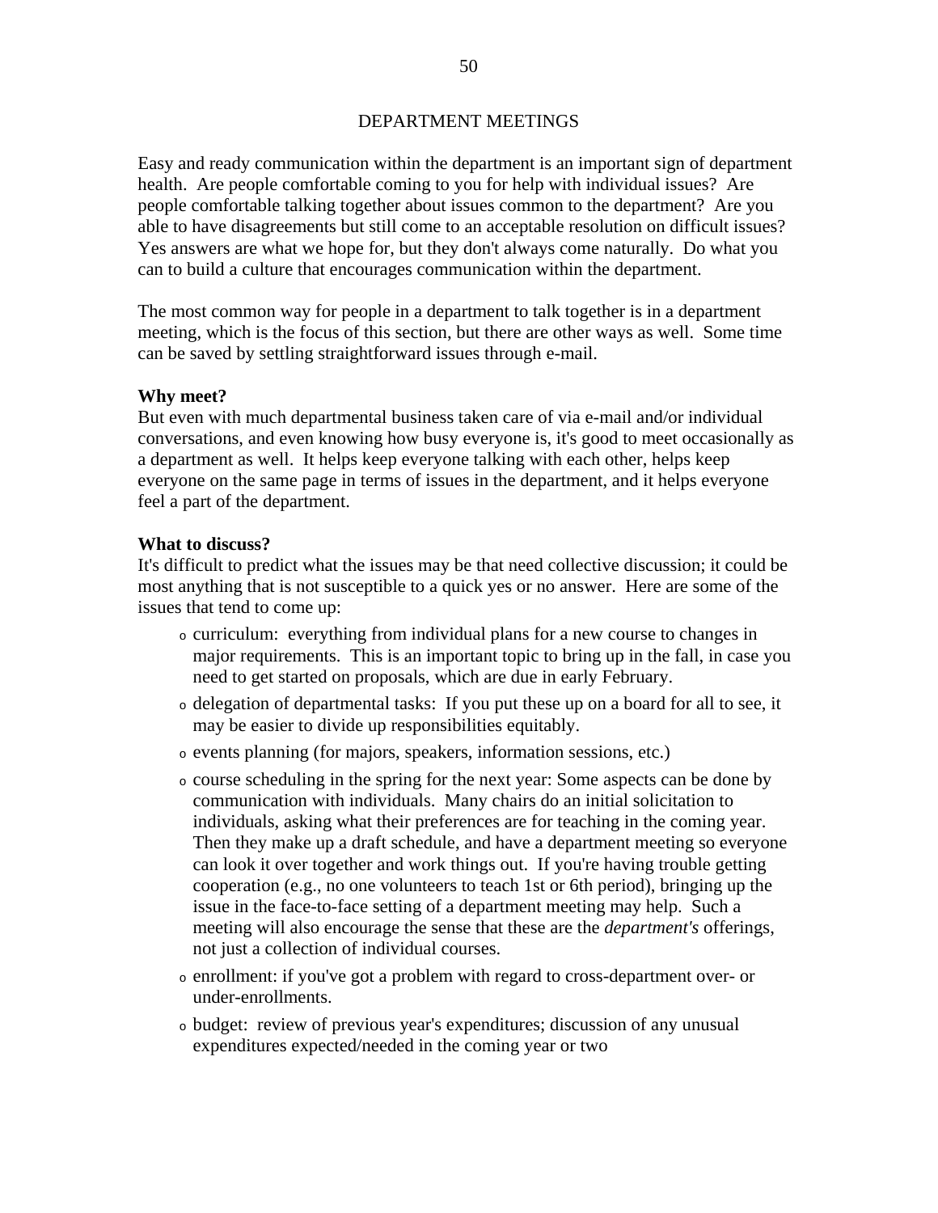## DEPARTMENT MEETINGS

Easy and ready communication within the department is an important sign of department health. Are people comfortable coming to you for help with individual issues? Are people comfortable talking together about issues common to the department? Are you able to have disagreements but still come to an acceptable resolution on difficult issues? Yes answers are what we hope for, but they don't always come naturally. Do what you can to build a culture that encourages communication within the department.

The most common way for people in a department to talk together is in a department meeting, which is the focus of this section, but there are other ways as well. Some time can be saved by settling straightforward issues through e-mail.

**Why meet?**
But even with much departmental business taken care of via e-mail and/or individual conversations, and even knowing how busy everyone is, it's good to meet occasionally as a department as well. It helps keep everyone talking with each other, helps keep everyone on the same page in terms of issues in the department, and it helps everyone feel a part of the department.

**What to discuss?**
It's difficult to predict what the issues may be that need collective discussion; it could be most anything that is not susceptible to a quick yes or no answer. Here are some of the issues that tend to come up:

- curriculum: everything from individual plans for a new course to changes in major requirements. This is an important topic to bring up in the fall, in case you need to get started on proposals, which are due in early February.
- delegation of departmental tasks: If you put these up on a board for all to see, it may be easier to divide up responsibilities equitably.
- events planning (for majors, speakers, information sessions, etc.)
- course scheduling in the spring for the next year: Some aspects can be done by communication with individuals. Many chairs do an initial solicitation to individuals, asking what their preferences are for teaching in the coming year. Then they make up a draft schedule, and have a department meeting so everyone can look it over together and work things out. If you're having trouble getting cooperation (e.g., no one volunteers to teach 1st or 6th period), bringing up the issue in the face-to-face setting of a department meeting may help. Such a meeting will also encourage the sense that these are the *department's* offerings, not just a collection of individual courses.
- enrollment: if you've got a problem with regard to cross-department over- or under-enrollments.
- budget: review of previous year's expenditures; discussion of any unusual expenditures expected/needed in the coming year or two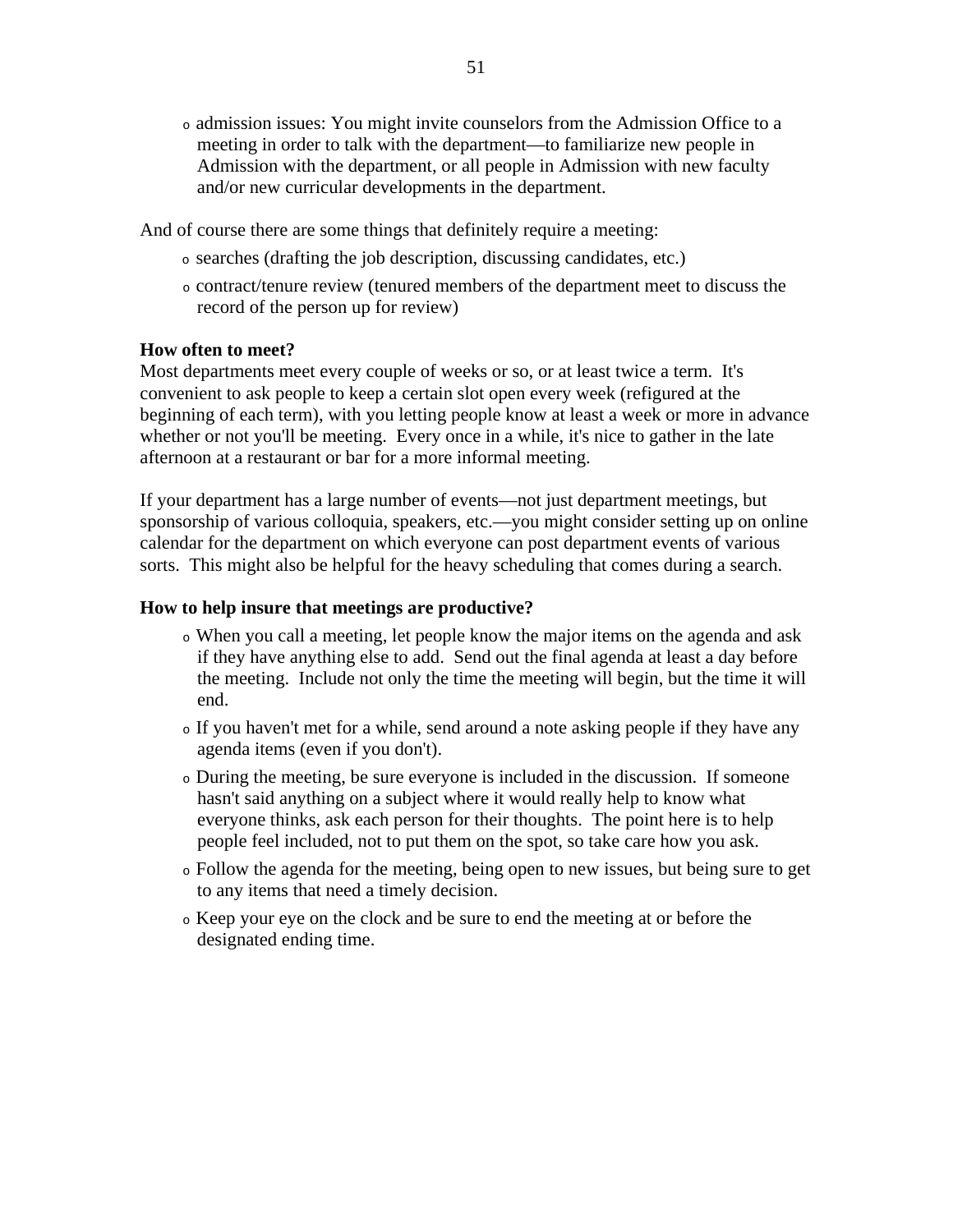- admission issues: You might invite counselors from the Admission Office to a meeting in order to talk with the department—to familiarize new people in Admission with the department, or all people in Admission with new faculty and/or new curricular developments in the department.

And of course there are some things that definitely require a meeting:

- searches (drafting the job description, discussing candidates, etc.)
- contract/tenure review (tenured members of the department meet to discuss the record of the person up for review)

**How often to meet?**

Most departments meet every couple of weeks or so, or at least twice a term. It's convenient to ask people to keep a certain slot open every week (refigured at the beginning of each term), with you letting people know at least a week or more in advance whether or not you'll be meeting. Every once in a while, it's nice to gather in the late afternoon at a restaurant or bar for a more informal meeting.

If your department has a large number of events—not just department meetings, but sponsorship of various colloquia, speakers, etc.—you might consider setting up on online calendar for the department on which everyone can post department events of various sorts. This might also be helpful for the heavy scheduling that comes during a search.

**How to help insure that meetings are productive?**

- When you call a meeting, let people know the major items on the agenda and ask if they have anything else to add. Send out the final agenda at least a day before the meeting. Include not only the time the meeting will begin, but the time it will end.
- If you haven't met for a while, send around a note asking people if they have any agenda items (even if you don't).
- During the meeting, be sure everyone is included in the discussion. If someone hasn't said anything on a subject where it would really help to know what everyone thinks, ask each person for their thoughts. The point here is to help people feel included, not to put them on the spot, so take care how you ask.
- Follow the agenda for the meeting, being open to new issues, but being sure to get to any items that need a timely decision.
- Keep your eye on the clock and be sure to end the meeting at or before the designated ending time.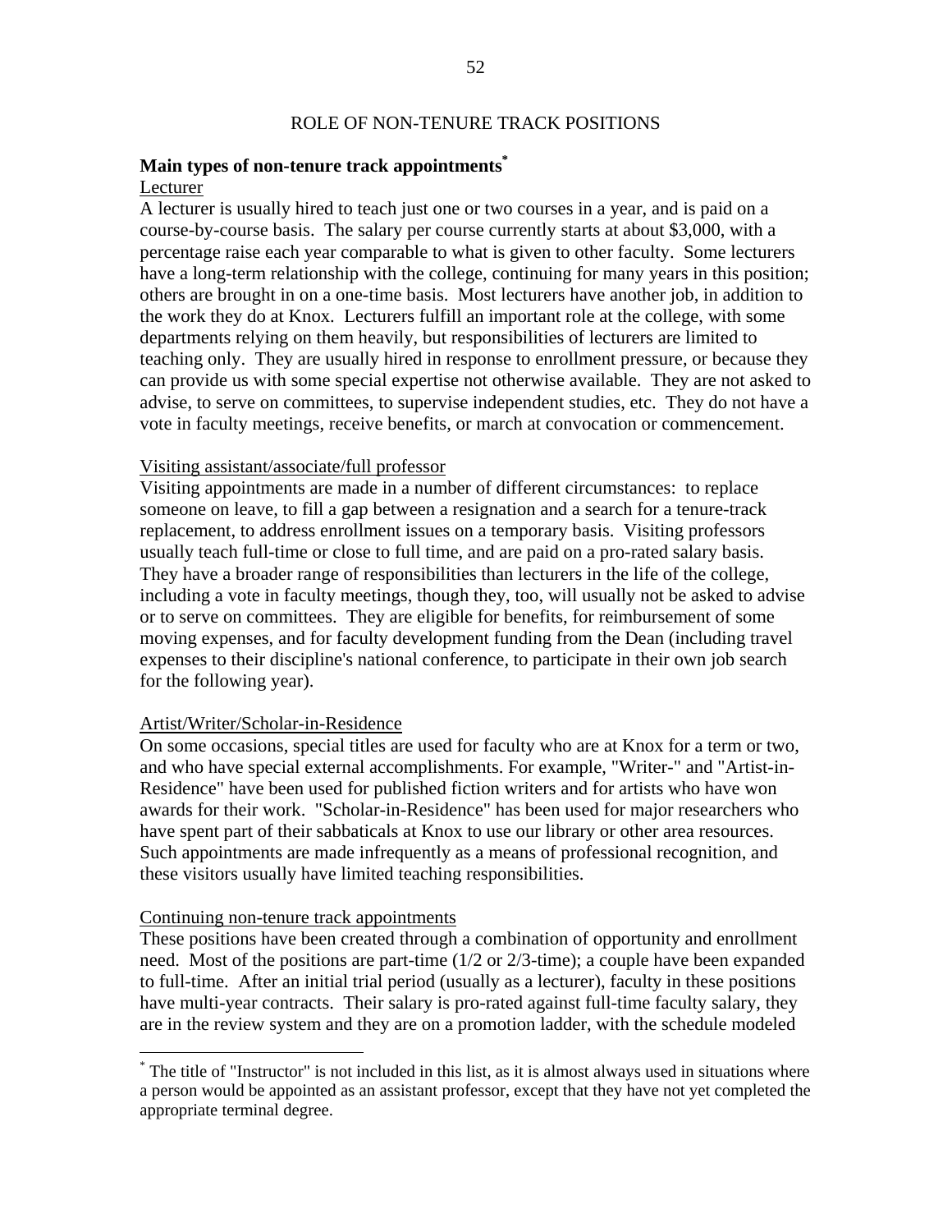# ROLE OF NON-TENURE TRACK POSITIONS

## Main types of non-tenure track appointments*

Lecturer

A lecturer is usually hired to teach just one or two courses in a year, and is paid on a course-by-course basis. The salary per course currently starts at about $3,000, with a percentage raise each year comparable to what is given to other faculty. Some lecturers have a long-term relationship with the college, continuing for many years in this position; others are brought in on a one-time basis. Most lecturers have another job, in addition to the work they do at Knox. Lecturers fulfill an important role at the college, with some departments relying on them heavily, but responsibilities of lecturers are limited to teaching only. They are usually hired in response to enrollment pressure, or because they can provide us with some special expertise not otherwise available. They are not asked to advise, to serve on committees, to supervise independent studies, etc. They do not have a vote in faculty meetings, receive benefits, or march at convocation or commencement.

Visiting assistant/associate/full professor

Visiting appointments are made in a number of different circumstances: to replace someone on leave, to fill a gap between a resignation and a search for a tenure-track replacement, to address enrollment issues on a temporary basis. Visiting professors usually teach full-time or close to full time, and are paid on a pro-rated salary basis. They have a broader range of responsibilities than lecturers in the life of the college, including a vote in faculty meetings, though they, too, will usually not be asked to advise or to serve on committees. They are eligible for benefits, for reimbursement of some moving expenses, and for faculty development funding from the Dean (including travel expenses to their discipline's national conference, to participate in their own job search for the following year).

Artist/Writer/Scholar-in-Residence

On some occasions, special titles are used for faculty who are at Knox for a term or two, and who have special external accomplishments. For example, "Writer-" and "Artist-in-Residence" have been used for published fiction writers and for artists who have won awards for their work. "Scholar-in-Residence" has been used for major researchers who have spent part of their sabbaticals at Knox to use our library or other area resources. Such appointments are made infrequently as a means of professional recognition, and these visitors usually have limited teaching responsibilities.

Continuing non-tenure track appointments

These positions have been created through a combination of opportunity and enrollment need. Most of the positions are part-time (1/2 or 2/3-time); a couple have been expanded to full-time. After an initial trial period (usually as a lecturer), faculty in these positions have multi-year contracts. Their salary is pro-rated against full-time faculty salary, they are in the review system and they are on a promotion ladder, with the schedule modeled

---

* The title of "Instructor" is not included in this list, as it is almost always used in situations where a person would be appointed as an assistant professor, except that they have not yet completed the appropriate terminal degree.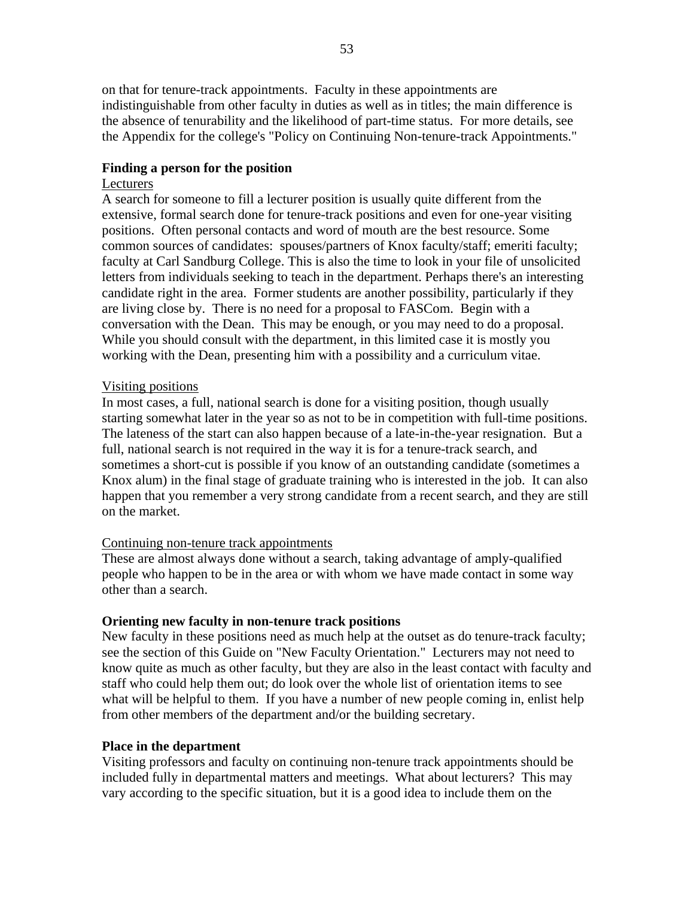on that for tenure-track appointments. Faculty in these appointments are indistinguishable from other faculty in duties as well as in titles; the main difference is the absence of tenurability and the likelihood of part-time status. For more details, see the Appendix for the college's "Policy on Continuing Non-tenure-track Appointments."

**Finding a person for the position**

Lecturers

A search for someone to fill a lecturer position is usually quite different from the extensive, formal search done for tenure-track positions and even for one-year visiting positions. Often personal contacts and word of mouth are the best resource. Some common sources of candidates: spouses/partners of Knox faculty/staff; emeriti faculty; faculty at Carl Sandburg College. This is also the time to look in your file of unsolicited letters from individuals seeking to teach in the department. Perhaps there's an interesting candidate right in the area. Former students are another possibility, particularly if they are living close by. There is no need for a proposal to FASCom. Begin with a conversation with the Dean. This may be enough, or you may need to do a proposal. While you should consult with the department, in this limited case it is mostly you working with the Dean, presenting him with a possibility and a curriculum vitae.

Visiting positions

In most cases, a full, national search is done for a visiting position, though usually starting somewhat later in the year so as not to be in competition with full-time positions. The lateness of the start can also happen because of a late-in-the-year resignation. But a full, national search is not required in the way it is for a tenure-track search, and sometimes a short-cut is possible if you know of an outstanding candidate (sometimes a Knox alum) in the final stage of graduate training who is interested in the job. It can also happen that you remember a very strong candidate from a recent search, and they are still on the market.

Continuing non-tenure track appointments

These are almost always done without a search, taking advantage of amply-qualified people who happen to be in the area or with whom we have made contact in some way other than a search.

**Orienting new faculty in non-tenure track positions**

New faculty in these positions need as much help at the outset as do tenure-track faculty; see the section of this Guide on "New Faculty Orientation." Lecturers may not need to know quite as much as other faculty, but they are also in the least contact with faculty and staff who could help them out; do look over the whole list of orientation items to see what will be helpful to them. If you have a number of new people coming in, enlist help from other members of the department and/or the building secretary.

**Place in the department**

Visiting professors and faculty on continuing non-tenure track appointments should be included fully in departmental matters and meetings. What about lecturers? This may vary according to the specific situation, but it is a good idea to include them on the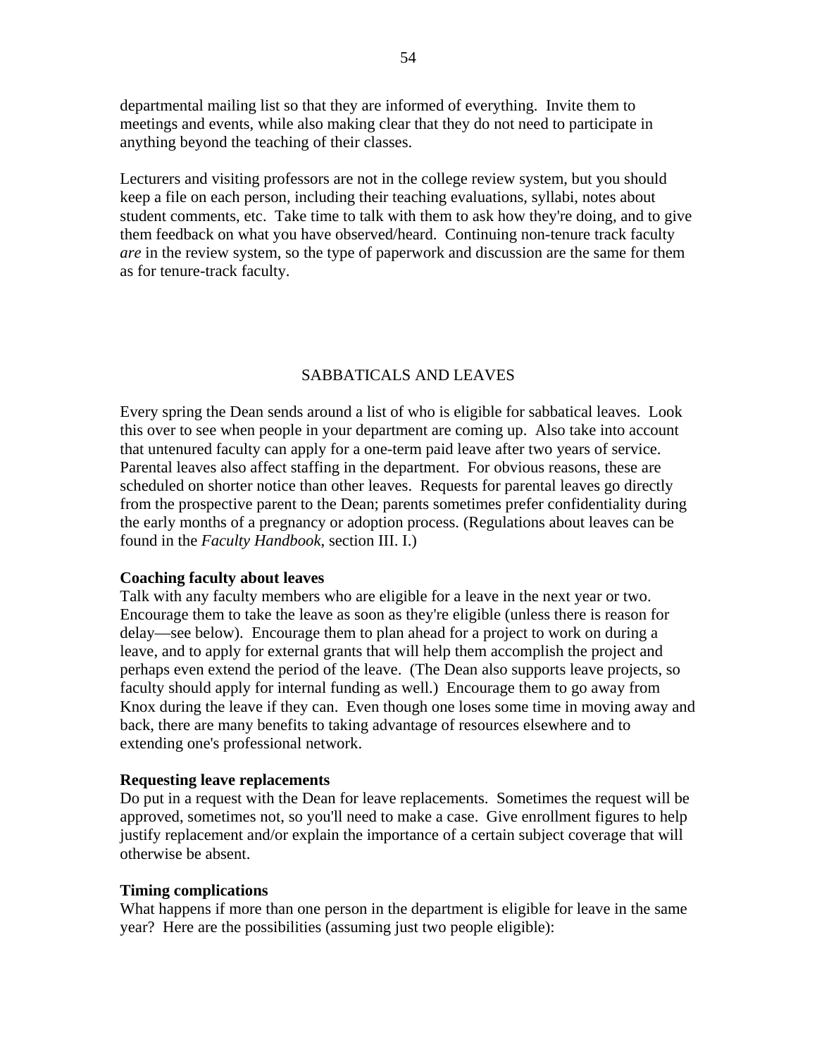departmental mailing list so that they are informed of everything. Invite them to meetings and events, while also making clear that they do not need to participate in anything beyond the teaching of their classes.

Lecturers and visiting professors are not in the college review system, but you should keep a file on each person, including their teaching evaluations, syllabi, notes about student comments, etc. Take time to talk with them to ask how they're doing, and to give them feedback on what you have observed/heard. Continuing non-tenure track faculty *are* in the review system, so the type of paperwork and discussion are the same for them as for tenure-track faculty.

## SABBATICALS AND LEAVES

Every spring the Dean sends around a list of who is eligible for sabbatical leaves. Look this over to see when people in your department are coming up. Also take into account that untenured faculty can apply for a one-term paid leave after two years of service. Parental leaves also affect staffing in the department. For obvious reasons, these are scheduled on shorter notice than other leaves. Requests for parental leaves go directly from the prospective parent to the Dean; parents sometimes prefer confidentiality during the early months of a pregnancy or adoption process. (Regulations about leaves can be found in the *Faculty Handbook*, section III. I.)

**Coaching faculty about leaves**
Talk with any faculty members who are eligible for a leave in the next year or two. Encourage them to take the leave as soon as they're eligible (unless there is reason for delay—see below). Encourage them to plan ahead for a project to work on during a leave, and to apply for external grants that will help them accomplish the project and perhaps even extend the period of the leave. (The Dean also supports leave projects, so faculty should apply for internal funding as well.) Encourage them to go away from Knox during the leave if they can. Even though one loses some time in moving away and back, there are many benefits to taking advantage of resources elsewhere and to extending one's professional network.

**Requesting leave replacements**
Do put in a request with the Dean for leave replacements. Sometimes the request will be approved, sometimes not, so you'll need to make a case. Give enrollment figures to help justify replacement and/or explain the importance of a certain subject coverage that will otherwise be absent.

**Timing complications**
What happens if more than one person in the department is eligible for leave in the same year? Here are the possibilities (assuming just two people eligible):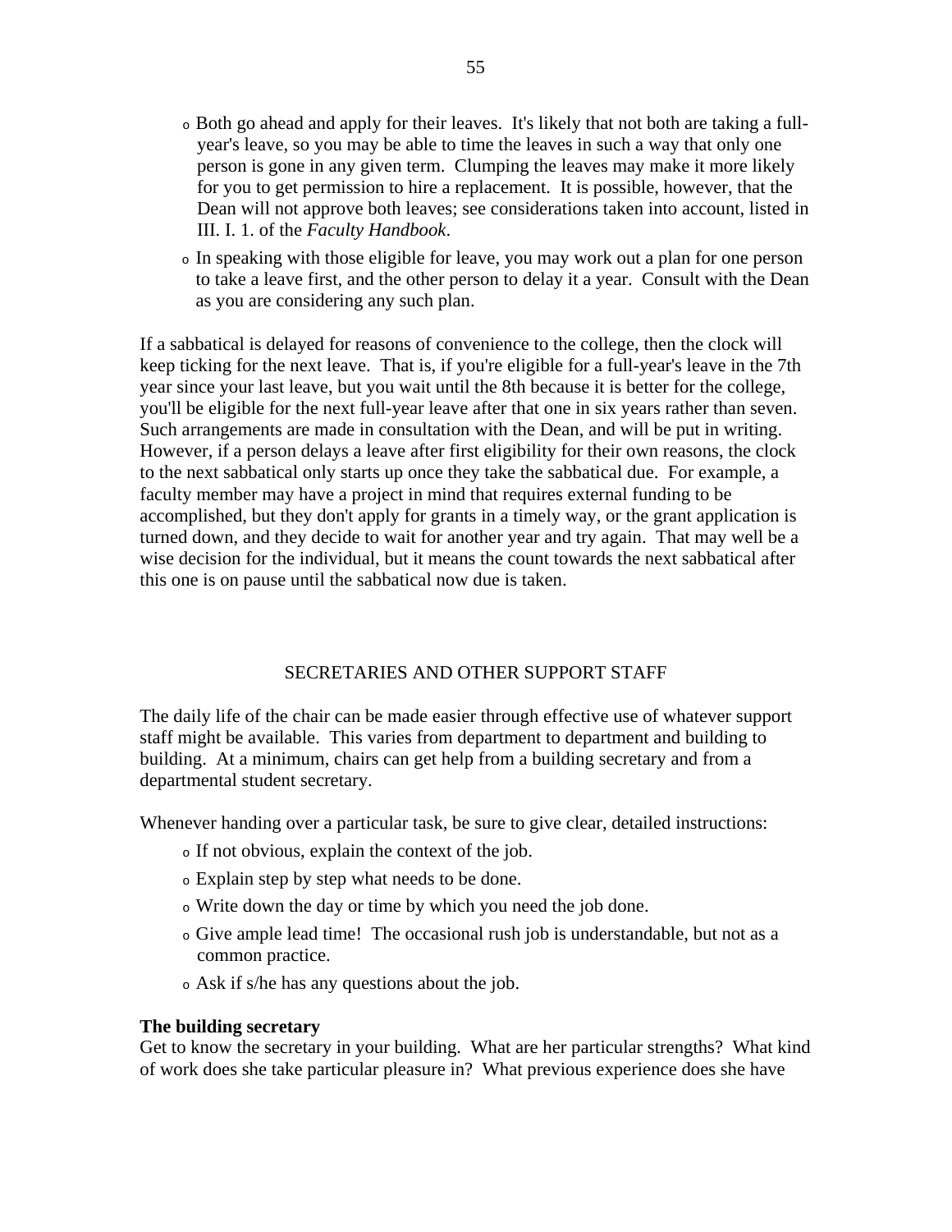- Both go ahead and apply for their leaves. It's likely that not both are taking a full-year's leave, so you may be able to time the leaves in such a way that only one person is gone in any given term. Clumping the leaves may make it more likely for you to get permission to hire a replacement. It is possible, however, that the Dean will not approve both leaves; see considerations taken into account, listed in III. I. 1. of the *Faculty Handbook*.
- In speaking with those eligible for leave, you may work out a plan for one person to take a leave first, and the other person to delay it a year. Consult with the Dean as you are considering any such plan.

If a sabbatical is delayed for reasons of convenience to the college, then the clock will keep ticking for the next leave. That is, if you're eligible for a full-year's leave in the 7th year since your last leave, but you wait until the 8th because it is better for the college, you'll be eligible for the next full-year leave after that one in six years rather than seven. Such arrangements are made in consultation with the Dean, and will be put in writing. However, if a person delays a leave after first eligibility for their own reasons, the clock to the next sabbatical only starts up once they take the sabbatical due. For example, a faculty member may have a project in mind that requires external funding to be accomplished, but they don't apply for grants in a timely way, or the grant application is turned down, and they decide to wait for another year and try again. That may well be a wise decision for the individual, but it means the count towards the next sabbatical after this one is on pause until the sabbatical now due is taken.

## SECRETARIES AND OTHER SUPPORT STAFF

The daily life of the chair can be made easier through effective use of whatever support staff might be available. This varies from department to department and building to building. At a minimum, chairs can get help from a building secretary and from a departmental student secretary.

Whenever handing over a particular task, be sure to give clear, detailed instructions:

- If not obvious, explain the context of the job.
- Explain step by step what needs to be done.
- Write down the day or time by which you need the job done.
- Give ample lead time! The occasional rush job is understandable, but not as a common practice.
- Ask if s/he has any questions about the job.

**The building secretary**

Get to know the secretary in your building. What are her particular strengths? What kind of work does she take particular pleasure in? What previous experience does she have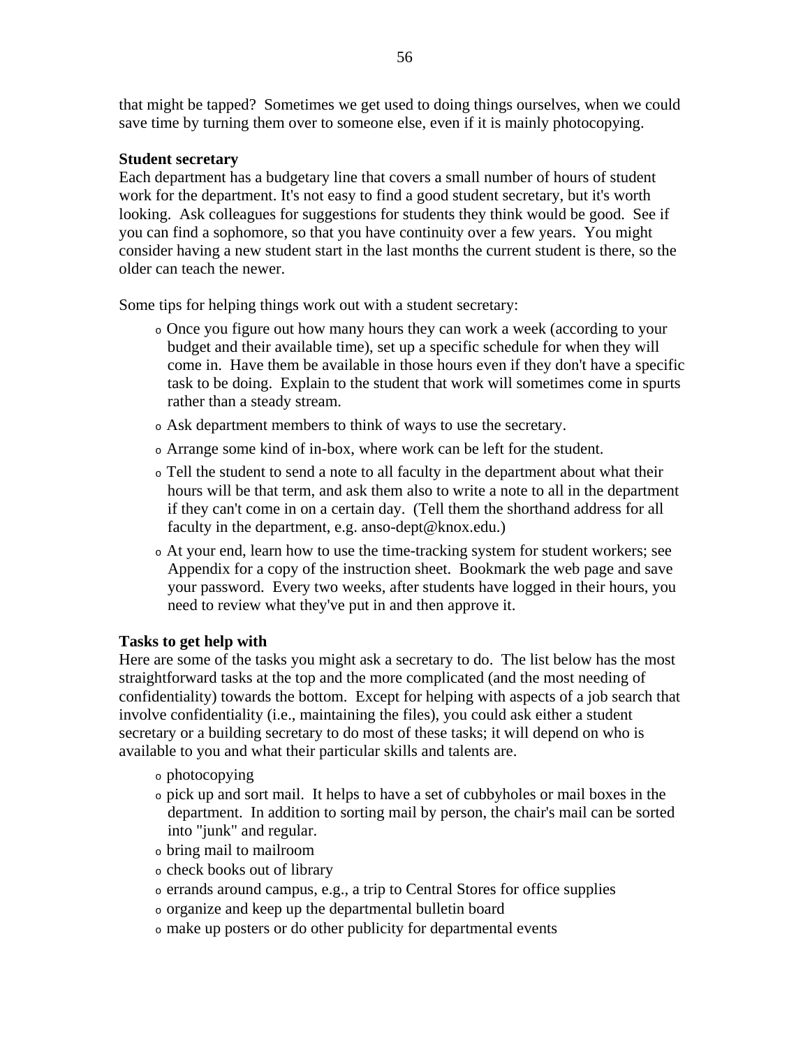that might be tapped? Sometimes we get used to doing things ourselves, when we could save time by turning them over to someone else, even if it is mainly photocopying.

**Student secretary**

Each department has a budgetary line that covers a small number of hours of student work for the department. It's not easy to find a good student secretary, but it's worth looking. Ask colleagues for suggestions for students they think would be good. See if you can find a sophomore, so that you have continuity over a few years. You might consider having a new student start in the last months the current student is there, so the older can teach the newer.

Some tips for helping things work out with a student secretary:

- Once you figure out how many hours they can work a week (according to your budget and their available time), set up a specific schedule for when they will come in. Have them be available in those hours even if they don't have a specific task to be doing. Explain to the student that work will sometimes come in spurts rather than a steady stream.
- Ask department members to think of ways to use the secretary.
- Arrange some kind of in-box, where work can be left for the student.
- Tell the student to send a note to all faculty in the department about what their hours will be that term, and ask them also to write a note to all in the department if they can't come in on a certain day. (Tell them the shorthand address for all faculty in the department, e.g. anso-dept@knox.edu.)
- At your end, learn how to use the time-tracking system for student workers; see Appendix for a copy of the instruction sheet. Bookmark the web page and save your password. Every two weeks, after students have logged in their hours, you need to review what they've put in and then approve it.

**Tasks to get help with**

Here are some of the tasks you might ask a secretary to do. The list below has the most straightforward tasks at the top and the more complicated (and the most needing of confidentiality) towards the bottom. Except for helping with aspects of a job search that involve confidentiality (i.e., maintaining the files), you could ask either a student secretary or a building secretary to do most of these tasks; it will depend on who is available to you and what their particular skills and talents are.

- photocopying
- pick up and sort mail. It helps to have a set of cubbyholes or mail boxes in the department. In addition to sorting mail by person, the chair's mail can be sorted into "junk" and regular.
- bring mail to mailroom
- check books out of library
- errands around campus, e.g., a trip to Central Stores for office supplies
- organize and keep up the departmental bulletin board
- make up posters or do other publicity for departmental events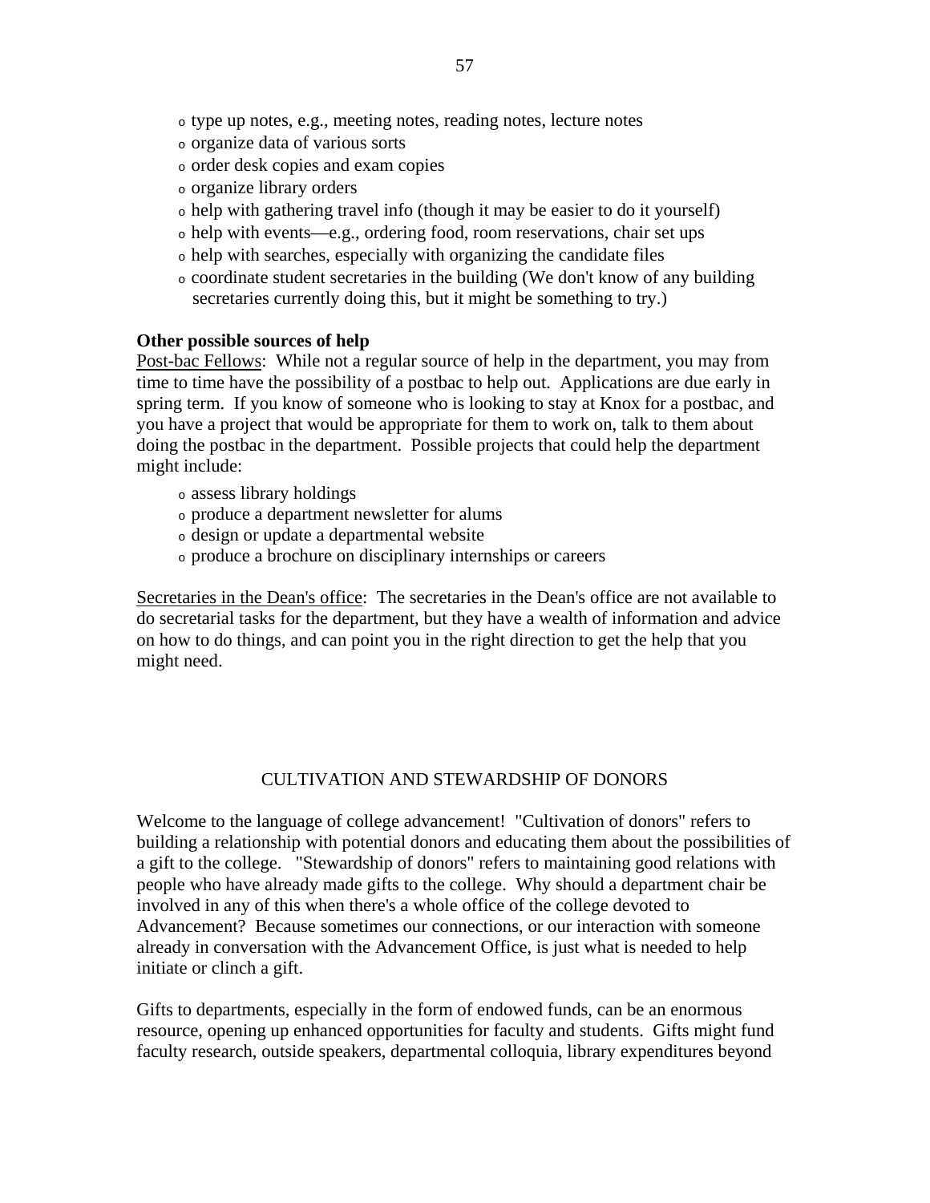- type up notes, e.g., meeting notes, reading notes, lecture notes
- organize data of various sorts
- order desk copies and exam copies
- organize library orders
- help with gathering travel info (though it may be easier to do it yourself)
- help with events—e.g., ordering food, room reservations, chair set ups
- help with searches, especially with organizing the candidate files
- coordinate student secretaries in the building (We don't know of any building secretaries currently doing this, but it might be something to try.)

**Other possible sources of help**

Post-bac Fellows: While not a regular source of help in the department, you may from time to time have the possibility of a postbac to help out. Applications are due early in spring term. If you know of someone who is looking to stay at Knox for a postbac, and you have a project that would be appropriate for them to work on, talk to them about doing the postbac in the department. Possible projects that could help the department might include:

- assess library holdings
- produce a department newsletter for alums
- design or update a departmental website
- produce a brochure on disciplinary internships or careers

Secretaries in the Dean's office: The secretaries in the Dean's office are not available to do secretarial tasks for the department, but they have a wealth of information and advice on how to do things, and can point you in the right direction to get the help that you might need.

## CULTIVATION AND STEWARDSHIP OF DONORS

Welcome to the language of college advancement! "Cultivation of donors" refers to building a relationship with potential donors and educating them about the possibilities of a gift to the college. "Stewardship of donors" refers to maintaining good relations with people who have already made gifts to the college. Why should a department chair be involved in any of this when there's a whole office of the college devoted to Advancement? Because sometimes our connections, or our interaction with someone already in conversation with the Advancement Office, is just what is needed to help initiate or clinch a gift.

Gifts to departments, especially in the form of endowed funds, can be an enormous resource, opening up enhanced opportunities for faculty and students. Gifts might fund faculty research, outside speakers, departmental colloquia, library expenditures beyond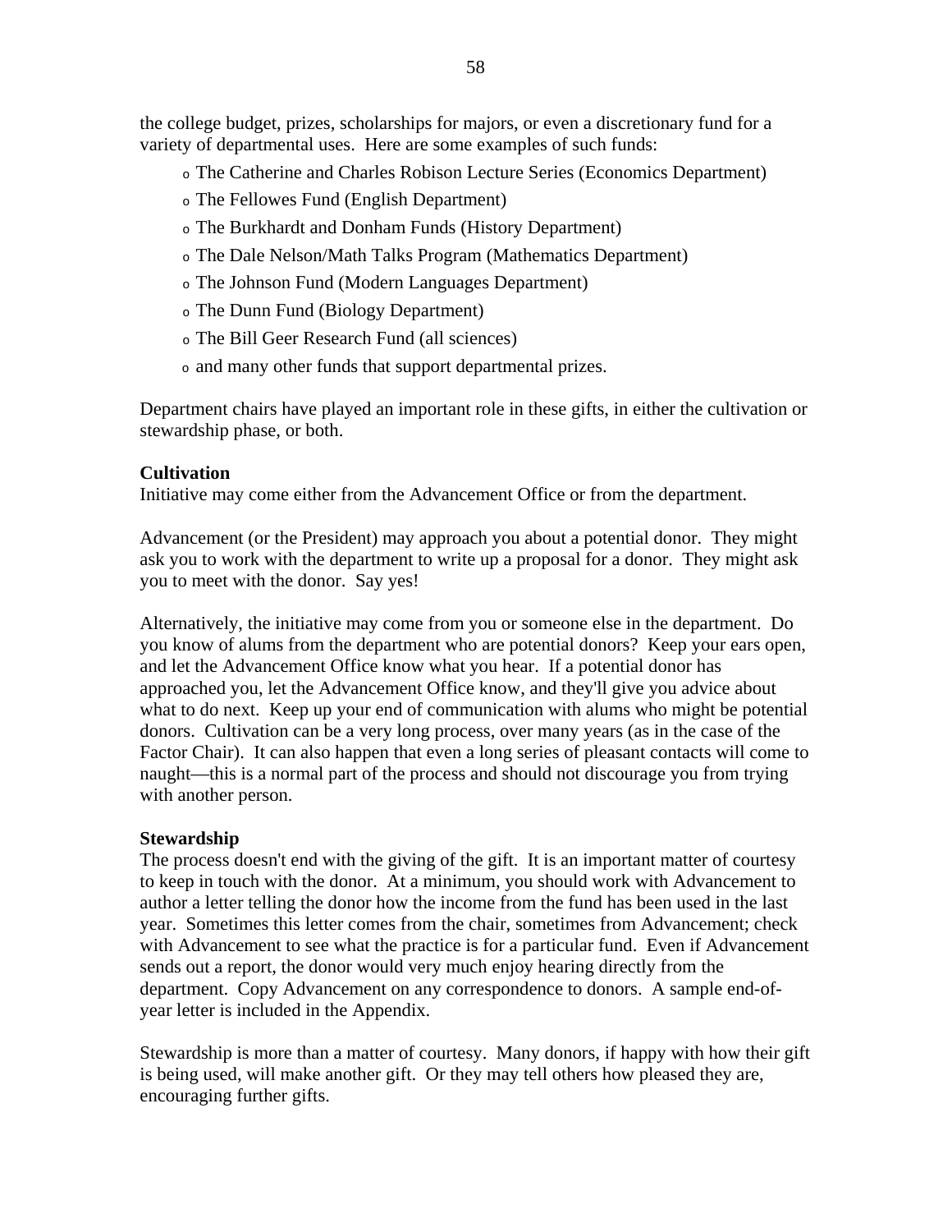the college budget, prizes, scholarships for majors, or even a discretionary fund for a variety of departmental uses. Here are some examples of such funds:

- The Catherine and Charles Robison Lecture Series (Economics Department)
- The Fellowes Fund (English Department)
- The Burkhardt and Donham Funds (History Department)
- The Dale Nelson/Math Talks Program (Mathematics Department)
- The Johnson Fund (Modern Languages Department)
- The Dunn Fund (Biology Department)
- The Bill Geer Research Fund (all sciences)
- and many other funds that support departmental prizes.

Department chairs have played an important role in these gifts, in either the cultivation or stewardship phase, or both.

**Cultivation**

Initiative may come either from the Advancement Office or from the department.

Advancement (or the President) may approach you about a potential donor. They might ask you to work with the department to write up a proposal for a donor. They might ask you to meet with the donor. Say yes!

Alternatively, the initiative may come from you or someone else in the department. Do you know of alums from the department who are potential donors? Keep your ears open, and let the Advancement Office know what you hear. If a potential donor has approached you, let the Advancement Office know, and they'll give you advice about what to do next. Keep up your end of communication with alums who might be potential donors. Cultivation can be a very long process, over many years (as in the case of the Factor Chair). It can also happen that even a long series of pleasant contacts will come to naught—this is a normal part of the process and should not discourage you from trying with another person.

**Stewardship**

The process doesn't end with the giving of the gift. It is an important matter of courtesy to keep in touch with the donor. At a minimum, you should work with Advancement to author a letter telling the donor how the income from the fund has been used in the last year. Sometimes this letter comes from the chair, sometimes from Advancement; check with Advancement to see what the practice is for a particular fund. Even if Advancement sends out a report, the donor would very much enjoy hearing directly from the department. Copy Advancement on any correspondence to donors. A sample end-of-year letter is included in the Appendix.

Stewardship is more than a matter of courtesy. Many donors, if happy with how their gift is being used, will make another gift. Or they may tell others how pleased they are, encouraging further gifts.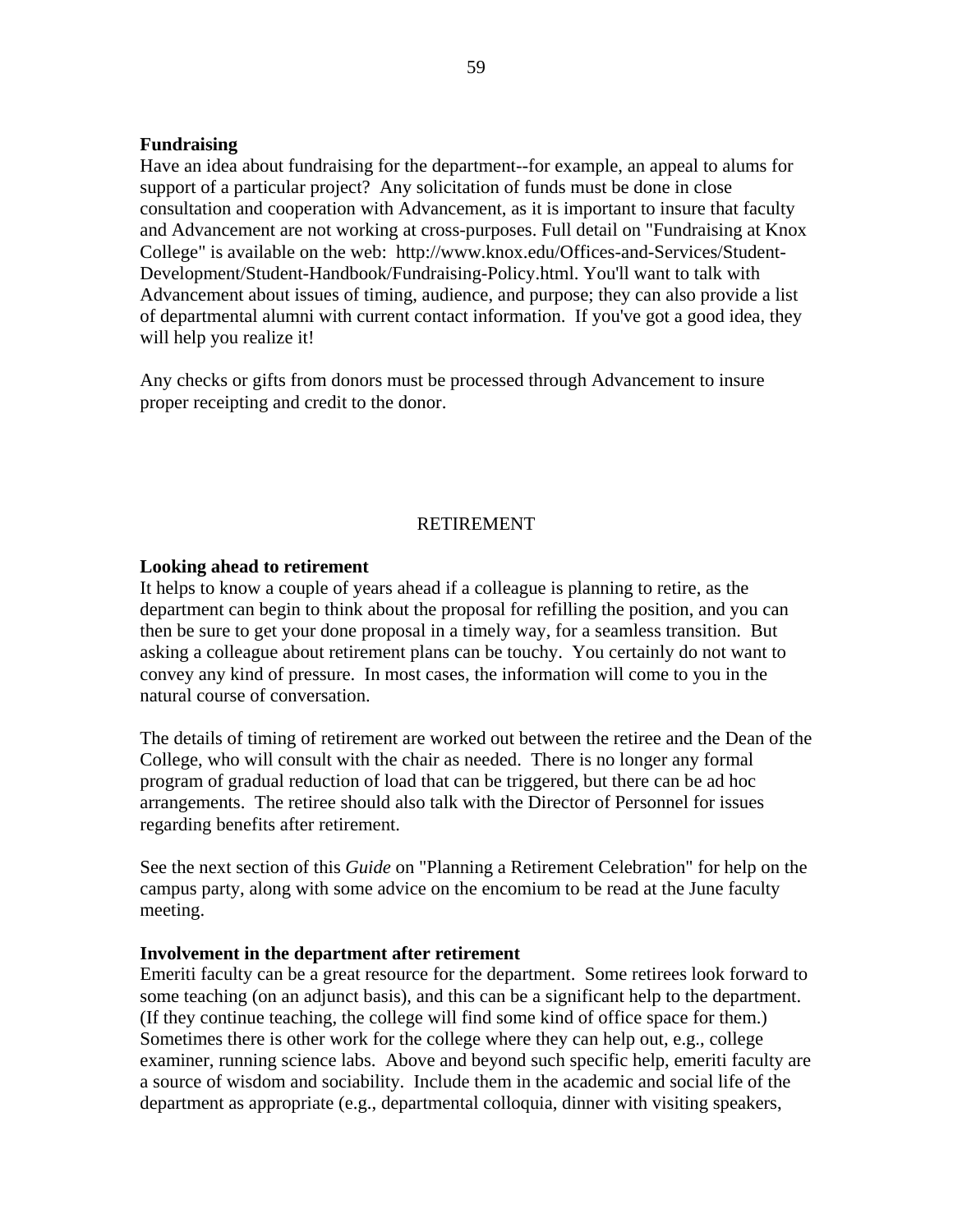**Fundraising**

Have an idea about fundraising for the department--for example, an appeal to alums for support of a particular project? Any solicitation of funds must be done in close consultation and cooperation with Advancement, as it is important to insure that faculty and Advancement are not working at cross-purposes. Full detail on "Fundraising at Knox College" is available on the web: http://www.knox.edu/Offices-and-Services/Student-Development/Student-Handbook/Fundraising-Policy.html. You'll want to talk with Advancement about issues of timing, audience, and purpose; they can also provide a list of departmental alumni with current contact information. If you've got a good idea, they will help you realize it!

Any checks or gifts from donors must be processed through Advancement to insure proper receipting and credit to the donor.

## RETIREMENT

**Looking ahead to retirement**

It helps to know a couple of years ahead if a colleague is planning to retire, as the department can begin to think about the proposal for refilling the position, and you can then be sure to get your done proposal in a timely way, for a seamless transition. But asking a colleague about retirement plans can be touchy. You certainly do not want to convey any kind of pressure. In most cases, the information will come to you in the natural course of conversation.

The details of timing of retirement are worked out between the retiree and the Dean of the College, who will consult with the chair as needed. There is no longer any formal program of gradual reduction of load that can be triggered, but there can be ad hoc arrangements. The retiree should also talk with the Director of Personnel for issues regarding benefits after retirement.

See the next section of this *Guide* on "Planning a Retirement Celebration" for help on the campus party, along with some advice on the encomium to be read at the June faculty meeting.

**Involvement in the department after retirement**

Emeriti faculty can be a great resource for the department. Some retirees look forward to some teaching (on an adjunct basis), and this can be a significant help to the department. (If they continue teaching, the college will find some kind of office space for them.) Sometimes there is other work for the college where they can help out, e.g., college examiner, running science labs. Above and beyond such specific help, emeriti faculty are a source of wisdom and sociability. Include them in the academic and social life of the department as appropriate (e.g., departmental colloquia, dinner with visiting speakers,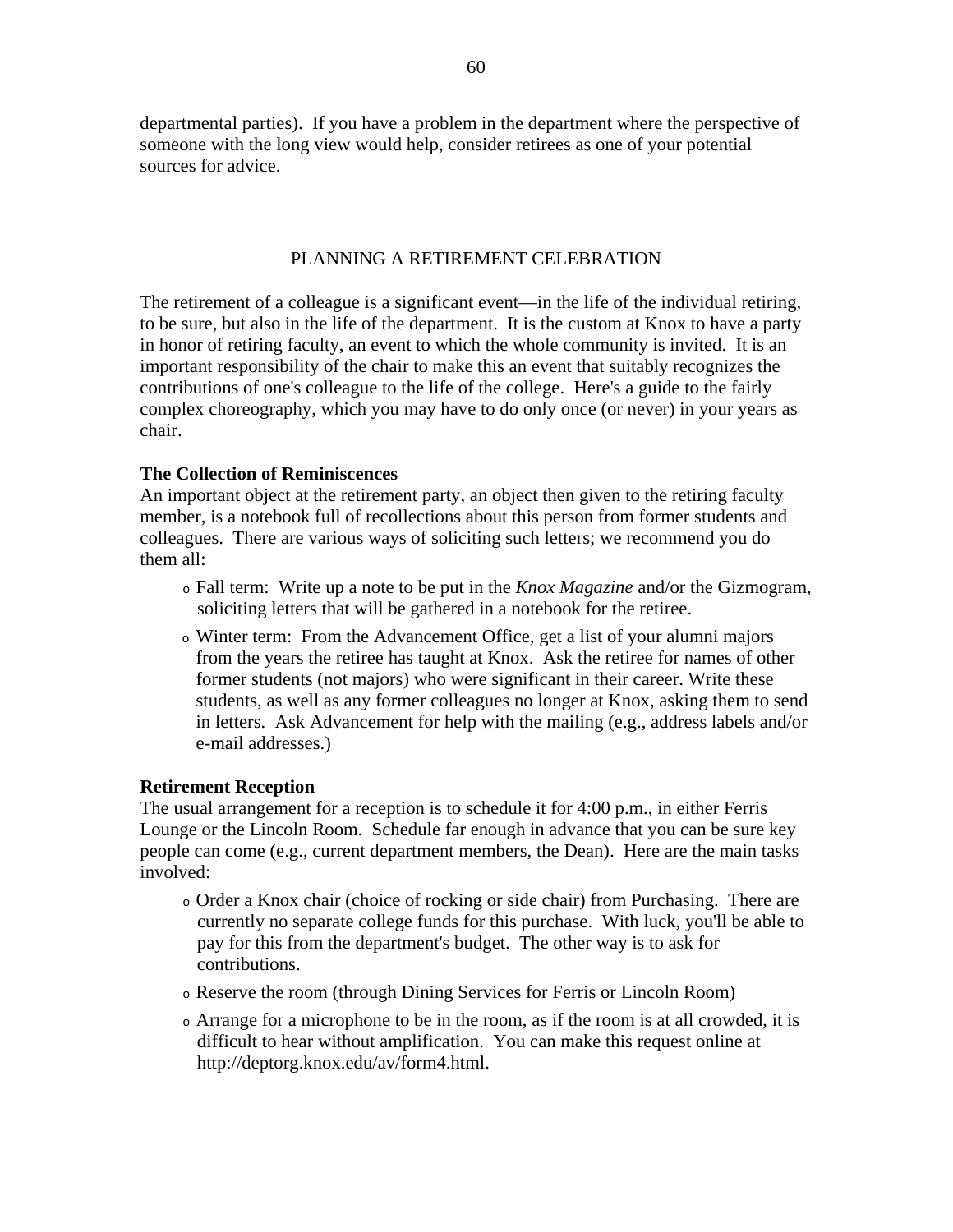departmental parties). If you have a problem in the department where the perspective of someone with the long view would help, consider retirees as one of your potential sources for advice.

## PLANNING A RETIREMENT CELEBRATION

The retirement of a colleague is a significant event—in the life of the individual retiring, to be sure, but also in the life of the department. It is the custom at Knox to have a party in honor of retiring faculty, an event to which the whole community is invited. It is an important responsibility of the chair to make this an event that suitably recognizes the contributions of one's colleague to the life of the college. Here's a guide to the fairly complex choreography, which you may have to do only once (or never) in your years as chair.

**The Collection of Reminiscences**

An important object at the retirement party, an object then given to the retiring faculty member, is a notebook full of recollections about this person from former students and colleagues. There are various ways of soliciting such letters; we recommend you do them all:

- Fall term: Write up a note to be put in the *Knox Magazine* and/or the Gizmogram, soliciting letters that will be gathered in a notebook for the retiree.
- Winter term: From the Advancement Office, get a list of your alumni majors from the years the retiree has taught at Knox. Ask the retiree for names of other former students (not majors) who were significant in their career. Write these students, as well as any former colleagues no longer at Knox, asking them to send in letters. Ask Advancement for help with the mailing (e.g., address labels and/or e-mail addresses.)

**Retirement Reception**

The usual arrangement for a reception is to schedule it for 4:00 p.m., in either Ferris Lounge or the Lincoln Room. Schedule far enough in advance that you can be sure key people can come (e.g., current department members, the Dean). Here are the main tasks involved:

- Order a Knox chair (choice of rocking or side chair) from Purchasing. There are currently no separate college funds for this purchase. With luck, you'll be able to pay for this from the department's budget. The other way is to ask for contributions.
- Reserve the room (through Dining Services for Ferris or Lincoln Room)
- Arrange for a microphone to be in the room, as if the room is at all crowded, it is difficult to hear without amplification. You can make this request online at http://deptorg.knox.edu/av/form4.html.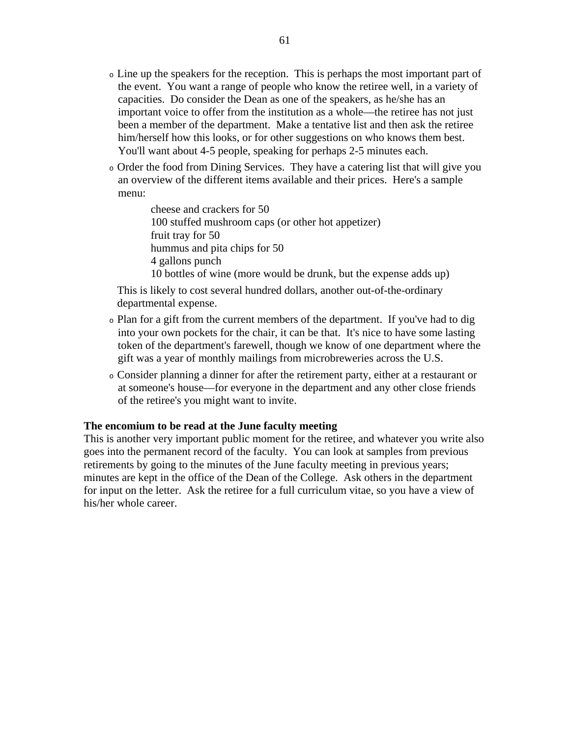- Line up the speakers for the reception. This is perhaps the most important part of the event. You want a range of people who know the retiree well, in a variety of capacities. Do consider the Dean as one of the speakers, as he/she has an important voice to offer from the institution as a whole—the retiree has not just been a member of the department. Make a tentative list and then ask the retiree him/herself how this looks, or for other suggestions on who knows them best. You'll want about 4-5 people, speaking for perhaps 2-5 minutes each.
- Order the food from Dining Services. They have a catering list that will give you an overview of the different items available and their prices. Here's a sample menu:

  cheese and crackers for 50
  100 stuffed mushroom caps (or other hot appetizer)
  fruit tray for 50
  hummus and pita chips for 50
  4 gallons punch
  10 bottles of wine (more would be drunk, but the expense adds up)

  This is likely to cost several hundred dollars, another out-of-the-ordinary departmental expense.
- Plan for a gift from the current members of the department. If you've had to dig into your own pockets for the chair, it can be that. It's nice to have some lasting token of the department's farewell, though we know of one department where the gift was a year of monthly mailings from microbreweries across the U.S.
- Consider planning a dinner for after the retirement party, either at a restaurant or at someone's house—for everyone in the department and any other close friends of the retiree's you might want to invite.

**The encomium to be read at the June faculty meeting**
This is another very important public moment for the retiree, and whatever you write also goes into the permanent record of the faculty. You can look at samples from previous retirements by going to the minutes of the June faculty meeting in previous years; minutes are kept in the office of the Dean of the College. Ask others in the department for input on the letter. Ask the retiree for a full curriculum vitae, so you have a view of his/her whole career.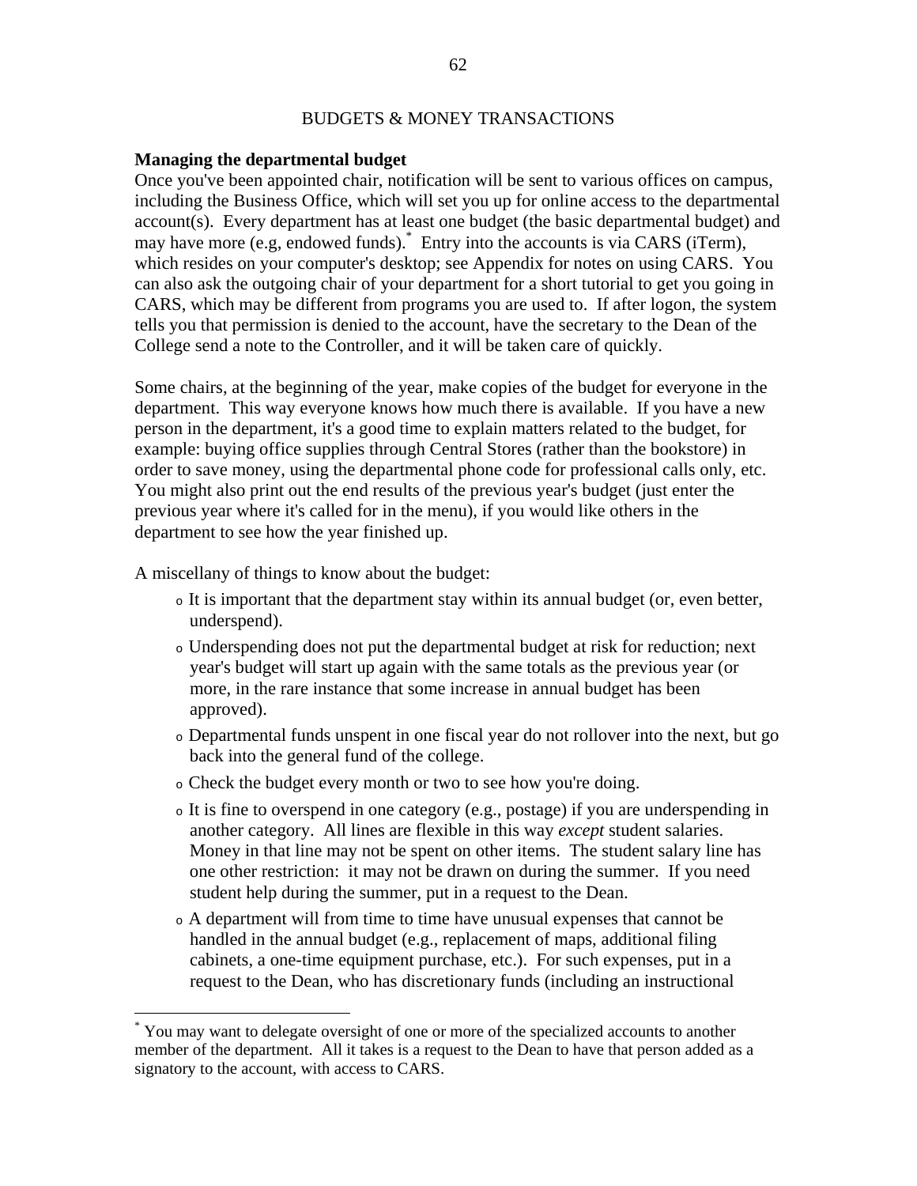## BUDGETS & MONEY TRANSACTIONS

**Managing the departmental budget**

Once you've been appointed chair, notification will be sent to various offices on campus, including the Business Office, which will set you up for online access to the departmental account(s). Every department has at least one budget (the basic departmental budget) and may have more (e.g, endowed funds).[*] Entry into the accounts is via CARS (iTerm), which resides on your computer's desktop; see Appendix for notes on using CARS. You can also ask the outgoing chair of your department for a short tutorial to get you going in CARS, which may be different from programs you are used to. If after logon, the system tells you that permission is denied to the account, have the secretary to the Dean of the College send a note to the Controller, and it will be taken care of quickly.

Some chairs, at the beginning of the year, make copies of the budget for everyone in the department. This way everyone knows how much there is available. If you have a new person in the department, it's a good time to explain matters related to the budget, for example: buying office supplies through Central Stores (rather than the bookstore) in order to save money, using the departmental phone code for professional calls only, etc. You might also print out the end results of the previous year's budget (just enter the previous year where it's called for in the menu), if you would like others in the department to see how the year finished up.

A miscellany of things to know about the budget:

- It is important that the department stay within its annual budget (or, even better, underspend).
- Underspending does not put the departmental budget at risk for reduction; next year's budget will start up again with the same totals as the previous year (or more, in the rare instance that some increase in annual budget has been approved).
- Departmental funds unspent in one fiscal year do not rollover into the next, but go back into the general fund of the college.
- Check the budget every month or two to see how you're doing.
- It is fine to overspend in one category (e.g., postage) if you are underspending in another category. All lines are flexible in this way *except* student salaries. Money in that line may not be spent on other items. The student salary line has one other restriction: it may not be drawn on during the summer. If you need student help during the summer, put in a request to the Dean.
- A department will from time to time have unusual expenses that cannot be handled in the annual budget (e.g., replacement of maps, additional filing cabinets, a one-time equipment purchase, etc.). For such expenses, put in a request to the Dean, who has discretionary funds (including an instructional

[*] You may want to delegate oversight of one or more of the specialized accounts to another member of the department. All it takes is a request to the Dean to have that person added as a signatory to the account, with access to CARS.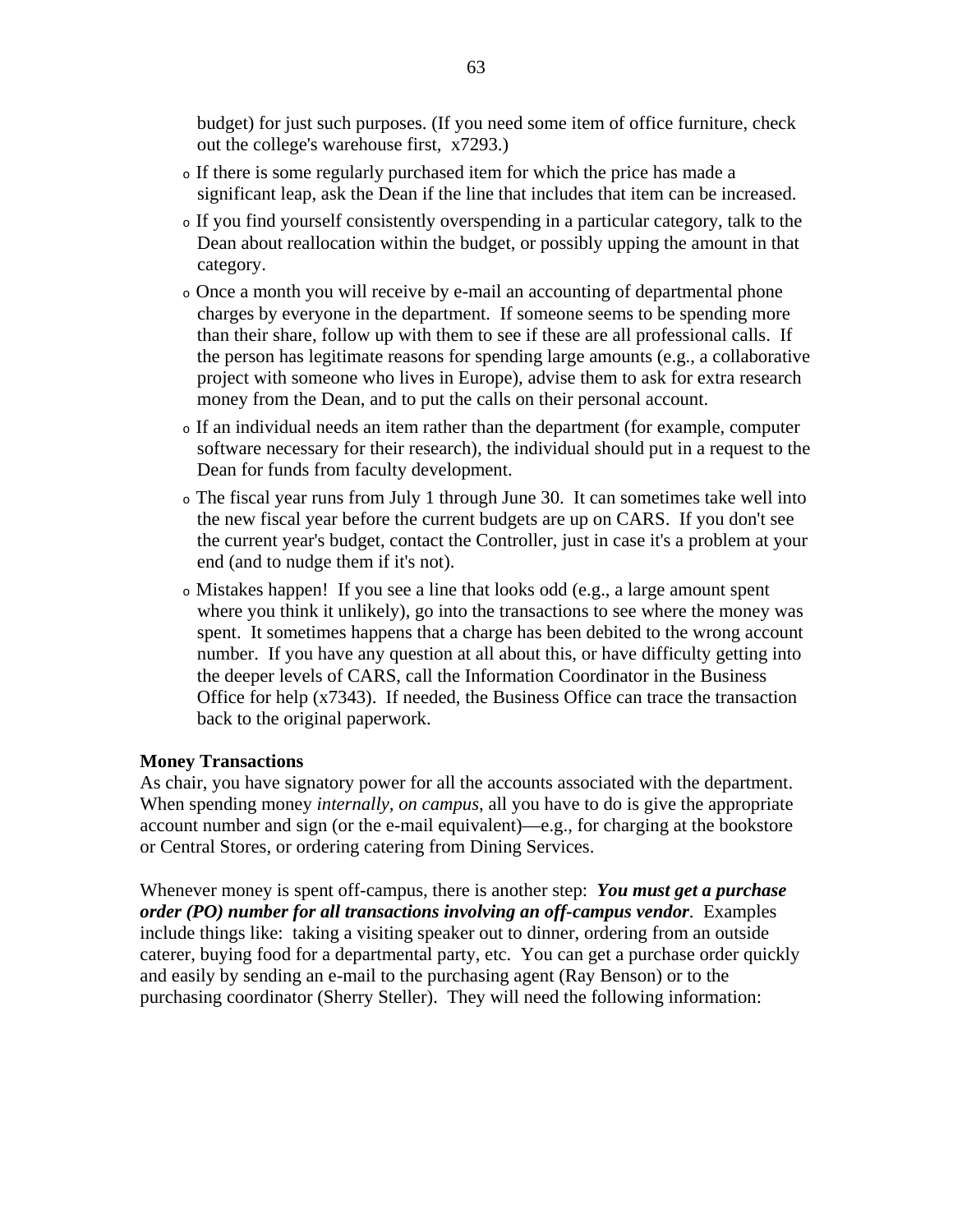budget) for just such purposes. (If you need some item of office furniture, check out the college's warehouse first, x7293.)

- If there is some regularly purchased item for which the price has made a significant leap, ask the Dean if the line that includes that item can be increased.
- If you find yourself consistently overspending in a particular category, talk to the Dean about reallocation within the budget, or possibly upping the amount in that category.
- Once a month you will receive by e-mail an accounting of departmental phone charges by everyone in the department. If someone seems to be spending more than their share, follow up with them to see if these are all professional calls. If the person has legitimate reasons for spending large amounts (e.g., a collaborative project with someone who lives in Europe), advise them to ask for extra research money from the Dean, and to put the calls on their personal account.
- If an individual needs an item rather than the department (for example, computer software necessary for their research), the individual should put in a request to the Dean for funds from faculty development.
- The fiscal year runs from July 1 through June 30. It can sometimes take well into the new fiscal year before the current budgets are up on CARS. If you don't see the current year's budget, contact the Controller, just in case it's a problem at your end (and to nudge them if it's not).
- Mistakes happen! If you see a line that looks odd (e.g., a large amount spent where you think it unlikely), go into the transactions to see where the money was spent. It sometimes happens that a charge has been debited to the wrong account number. If you have any question at all about this, or have difficulty getting into the deeper levels of CARS, call the Information Coordinator in the Business Office for help (x7343). If needed, the Business Office can trace the transaction back to the original paperwork.

**Money Transactions**

As chair, you have signatory power for all the accounts associated with the department. When spending money *internally, on campus*, all you have to do is give the appropriate account number and sign (or the e-mail equivalent)—e.g., for charging at the bookstore or Central Stores, or ordering catering from Dining Services.

Whenever money is spent off-campus, there is another step: ***You must get a purchase order (PO) number for all transactions involving an off-campus vendor***. Examples include things like: taking a visiting speaker out to dinner, ordering from an outside caterer, buying food for a departmental party, etc. You can get a purchase order quickly and easily by sending an e-mail to the purchasing agent (Ray Benson) or to the purchasing coordinator (Sherry Steller). They will need the following information: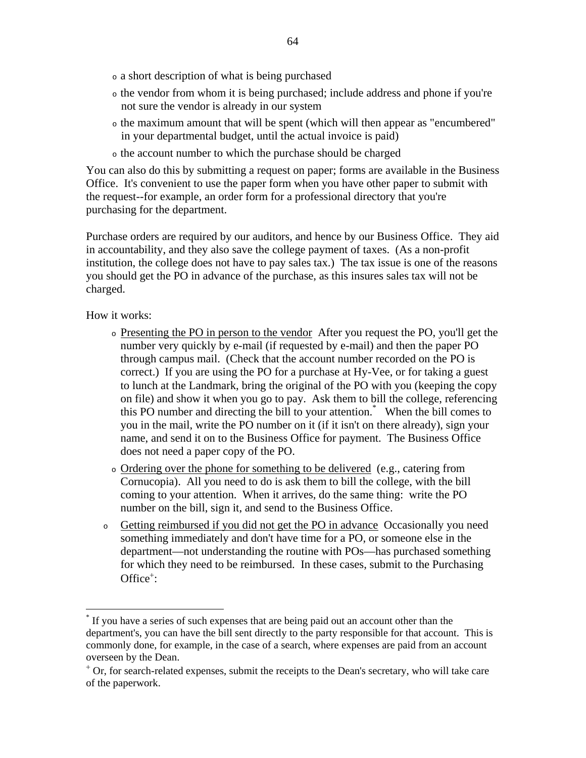- a short description of what is being purchased
- the vendor from whom it is being purchased; include address and phone if you're not sure the vendor is already in our system
- the maximum amount that will be spent (which will then appear as "encumbered" in your departmental budget, until the actual invoice is paid)
- the account number to which the purchase should be charged

You can also do this by submitting a request on paper; forms are available in the Business Office. It's convenient to use the paper form when you have other paper to submit with the request--for example, an order form for a professional directory that you're purchasing for the department.

Purchase orders are required by our auditors, and hence by our Business Office. They aid in accountability, and they also save the college payment of taxes. (As a non-profit institution, the college does not have to pay sales tax.) The tax issue is one of the reasons you should get the PO in advance of the purchase, as this insures sales tax will not be charged.

How it works:

- <u>Presenting the PO in person to the vendor</u> After you request the PO, you'll get the number very quickly by e-mail (if requested by e-mail) and then the paper PO through campus mail. (Check that the account number recorded on the PO is correct.) If you are using the PO for a purchase at Hy-Vee, or for taking a guest to lunch at the Landmark, bring the original of the PO with you (keeping the copy on file) and show it when you go to pay. Ask them to bill the college, referencing this PO number and directing the bill to your attention.* When the bill comes to you in the mail, write the PO number on it (if it isn't on there already), sign your name, and send it on to the Business Office for payment. The Business Office does not need a paper copy of the PO.
- <u>Ordering over the phone for something to be delivered</u> (e.g., catering from Cornucopia). All you need to do is ask them to bill the college, with the bill coming to your attention. When it arrives, do the same thing: write the PO number on the bill, sign it, and send to the Business Office.
- <u>Getting reimbursed if you did not get the PO in advance</u> Occasionally you need something immediately and don't have time for a PO, or someone else in the department—not understanding the routine with POs—has purchased something for which they need to be reimbursed. In these cases, submit to the Purchasing Office+:

---

* If you have a series of such expenses that are being paid out an account other than the department's, you can have the bill sent directly to the party responsible for that account. This is commonly done, for example, in the case of a search, where expenses are paid from an account overseen by the Dean.

+ Or, for search-related expenses, submit the receipts to the Dean's secretary, who will take care of the paperwork.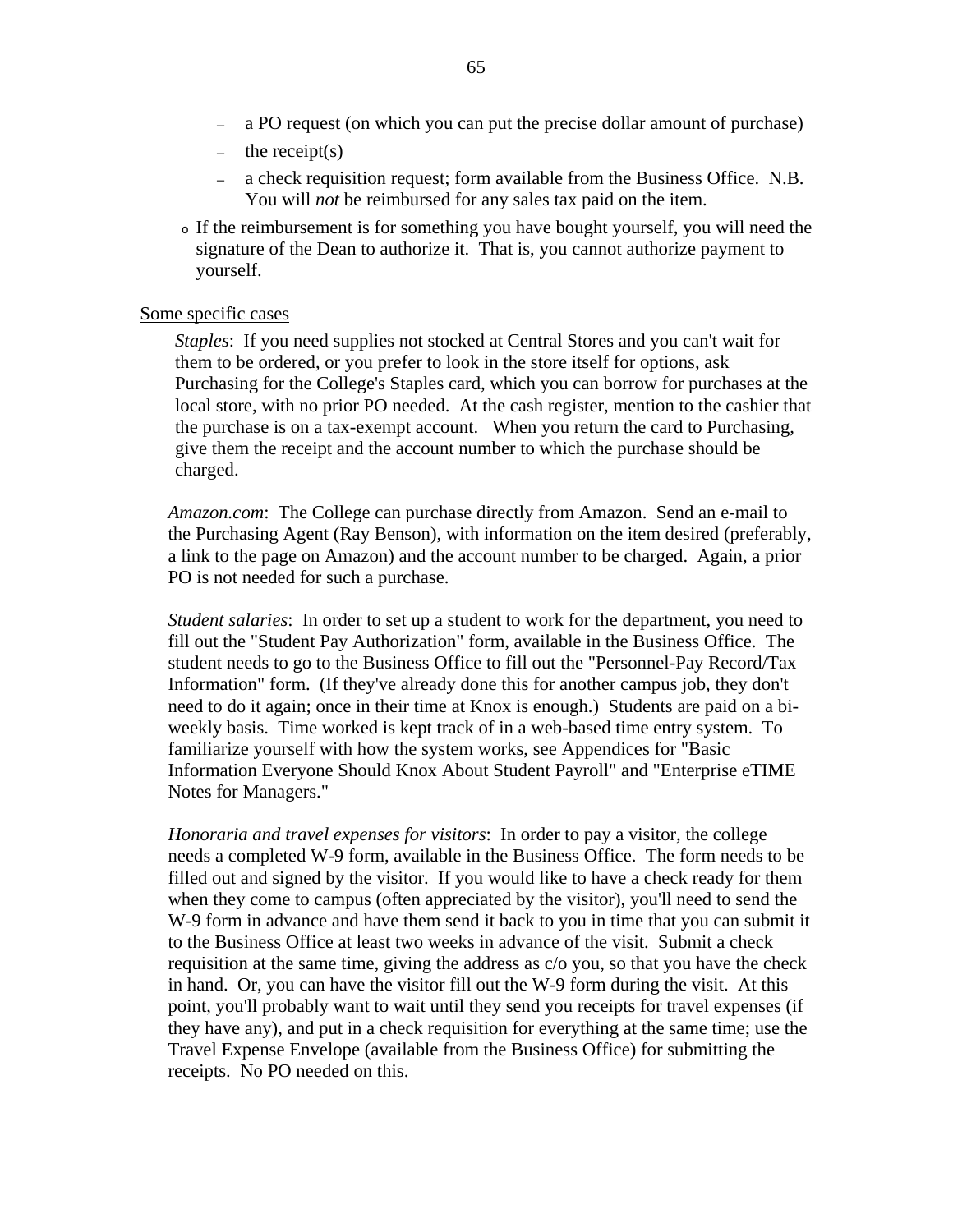- a PO request (on which you can put the precise dollar amount of purchase)
  - the receipt(s)
  - a check requisition request; form available from the Business Office. N.B. You will *not* be reimbursed for any sales tax paid on the item.
- If the reimbursement is for something you have bought yourself, you will need the signature of the Dean to authorize it. That is, you cannot authorize payment to yourself.

Some specific cases

*Staples*: If you need supplies not stocked at Central Stores and you can't wait for them to be ordered, or you prefer to look in the store itself for options, ask Purchasing for the College's Staples card, which you can borrow for purchases at the local store, with no prior PO needed. At the cash register, mention to the cashier that the purchase is on a tax-exempt account. When you return the card to Purchasing, give them the receipt and the account number to which the purchase should be charged.

*Amazon.com*: The College can purchase directly from Amazon. Send an e-mail to the Purchasing Agent (Ray Benson), with information on the item desired (preferably, a link to the page on Amazon) and the account number to be charged. Again, a prior PO is not needed for such a purchase.

*Student salaries*: In order to set up a student to work for the department, you need to fill out the "Student Pay Authorization" form, available in the Business Office. The student needs to go to the Business Office to fill out the "Personnel-Pay Record/Tax Information" form. (If they've already done this for another campus job, they don't need to do it again; once in their time at Knox is enough.) Students are paid on a bi-weekly basis. Time worked is kept track of in a web-based time entry system. To familiarize yourself with how the system works, see Appendices for "Basic Information Everyone Should Knox About Student Payroll" and "Enterprise eTIME Notes for Managers."

*Honoraria and travel expenses for visitors*: In order to pay a visitor, the college needs a completed W-9 form, available in the Business Office. The form needs to be filled out and signed by the visitor. If you would like to have a check ready for them when they come to campus (often appreciated by the visitor), you'll need to send the W-9 form in advance and have them send it back to you in time that you can submit it to the Business Office at least two weeks in advance of the visit. Submit a check requisition at the same time, giving the address as c/o you, so that you have the check in hand. Or, you can have the visitor fill out the W-9 form during the visit. At this point, you'll probably want to wait until they send you receipts for travel expenses (if they have any), and put in a check requisition for everything at the same time; use the Travel Expense Envelope (available from the Business Office) for submitting the receipts. No PO needed on this.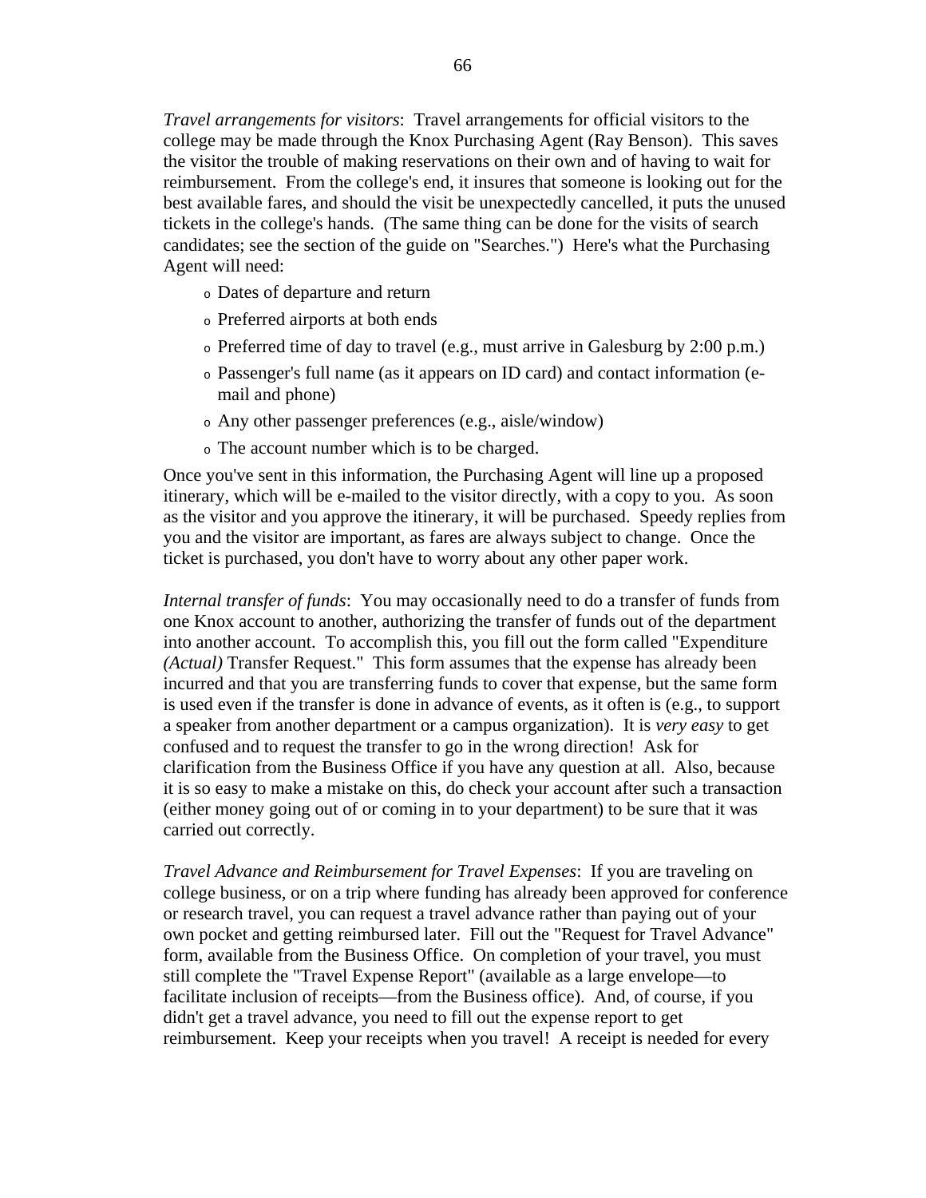*Travel arrangements for visitors*: Travel arrangements for official visitors to the college may be made through the Knox Purchasing Agent (Ray Benson). This saves the visitor the trouble of making reservations on their own and of having to wait for reimbursement. From the college's end, it insures that someone is looking out for the best available fares, and should the visit be unexpectedly cancelled, it puts the unused tickets in the college's hands. (The same thing can be done for the visits of search candidates; see the section of the guide on "Searches.") Here's what the Purchasing Agent will need:

- Dates of departure and return
- Preferred airports at both ends
- Preferred time of day to travel (e.g., must arrive in Galesburg by 2:00 p.m.)
- Passenger's full name (as it appears on ID card) and contact information (e-mail and phone)
- Any other passenger preferences (e.g., aisle/window)
- The account number which is to be charged.

Once you've sent in this information, the Purchasing Agent will line up a proposed itinerary, which will be e-mailed to the visitor directly, with a copy to you. As soon as the visitor and you approve the itinerary, it will be purchased. Speedy replies from you and the visitor are important, as fares are always subject to change. Once the ticket is purchased, you don't have to worry about any other paper work.

*Internal transfer of funds*: You may occasionally need to do a transfer of funds from one Knox account to another, authorizing the transfer of funds out of the department into another account. To accomplish this, you fill out the form called "Expenditure *(Actual)* Transfer Request." This form assumes that the expense has already been incurred and that you are transferring funds to cover that expense, but the same form is used even if the transfer is done in advance of events, as it often is (e.g., to support a speaker from another department or a campus organization). It is *very easy* to get confused and to request the transfer to go in the wrong direction! Ask for clarification from the Business Office if you have any question at all. Also, because it is so easy to make a mistake on this, do check your account after such a transaction (either money going out of or coming in to your department) to be sure that it was carried out correctly.

*Travel Advance and Reimbursement for Travel Expenses*: If you are traveling on college business, or on a trip where funding has already been approved for conference or research travel, you can request a travel advance rather than paying out of your own pocket and getting reimbursed later. Fill out the "Request for Travel Advance" form, available from the Business Office. On completion of your travel, you must still complete the "Travel Expense Report" (available as a large envelope—to facilitate inclusion of receipts—from the Business office). And, of course, if you didn't get a travel advance, you need to fill out the expense report to get reimbursement. Keep your receipts when you travel! A receipt is needed for every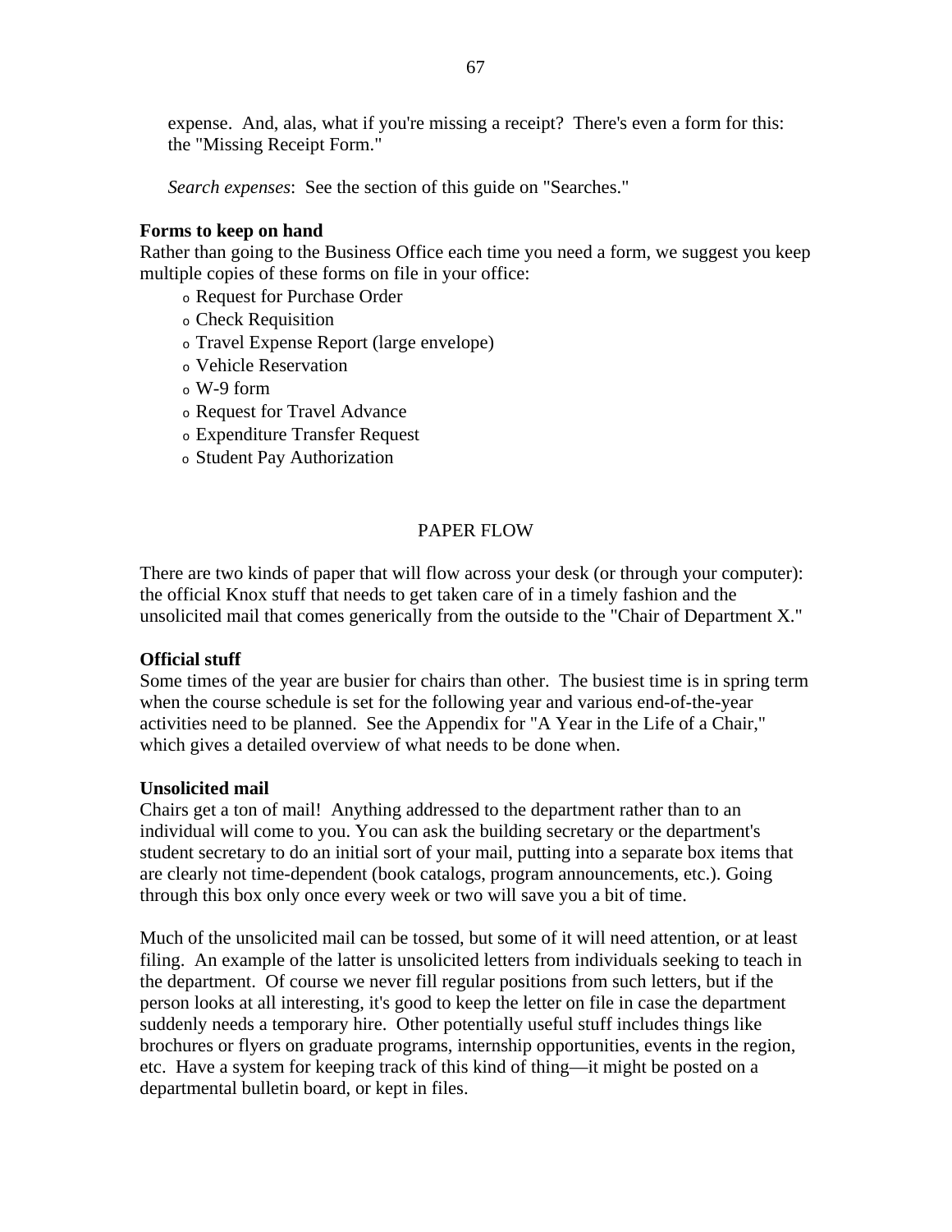expense. And, alas, what if you're missing a receipt? There's even a form for this: the "Missing Receipt Form."

*Search expenses*: See the section of this guide on "Searches."

**Forms to keep on hand**

Rather than going to the Business Office each time you need a form, we suggest you keep multiple copies of these forms on file in your office:

- Request for Purchase Order
- Check Requisition
- Travel Expense Report (large envelope)
- Vehicle Reservation
- W-9 form
- Request for Travel Advance
- Expenditure Transfer Request
- Student Pay Authorization

## PAPER FLOW

There are two kinds of paper that will flow across your desk (or through your computer): the official Knox stuff that needs to get taken care of in a timely fashion and the unsolicited mail that comes generically from the outside to the "Chair of Department X."

**Official stuff**

Some times of the year are busier for chairs than other. The busiest time is in spring term when the course schedule is set for the following year and various end-of-the-year activities need to be planned. See the Appendix for "A Year in the Life of a Chair," which gives a detailed overview of what needs to be done when.

**Unsolicited mail**

Chairs get a ton of mail! Anything addressed to the department rather than to an individual will come to you. You can ask the building secretary or the department's student secretary to do an initial sort of your mail, putting into a separate box items that are clearly not time-dependent (book catalogs, program announcements, etc.). Going through this box only once every week or two will save you a bit of time.

Much of the unsolicited mail can be tossed, but some of it will need attention, or at least filing. An example of the latter is unsolicited letters from individuals seeking to teach in the department. Of course we never fill regular positions from such letters, but if the person looks at all interesting, it's good to keep the letter on file in case the department suddenly needs a temporary hire. Other potentially useful stuff includes things like brochures or flyers on graduate programs, internship opportunities, events in the region, etc. Have a system for keeping track of this kind of thing—it might be posted on a departmental bulletin board, or kept in files.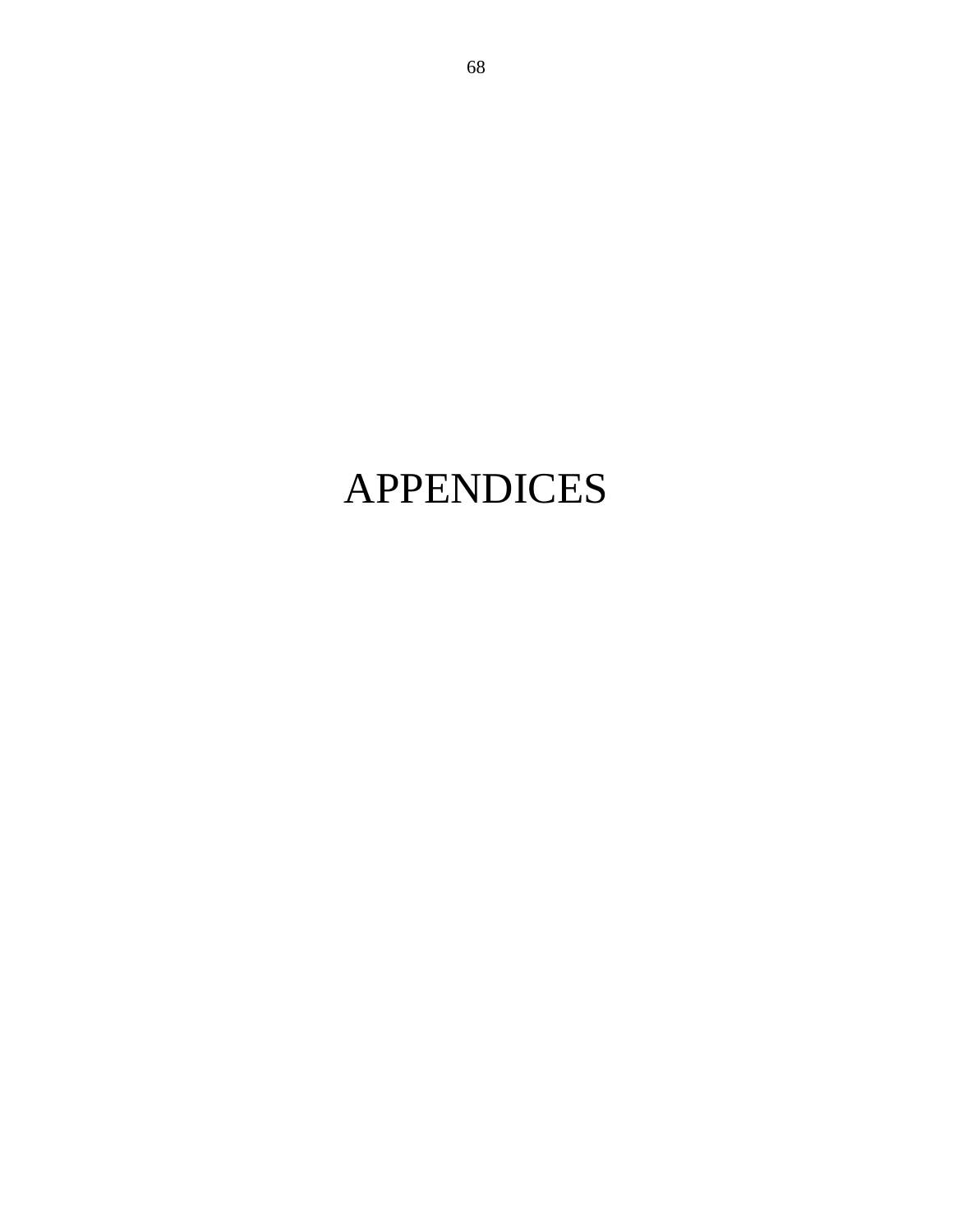# APPENDICES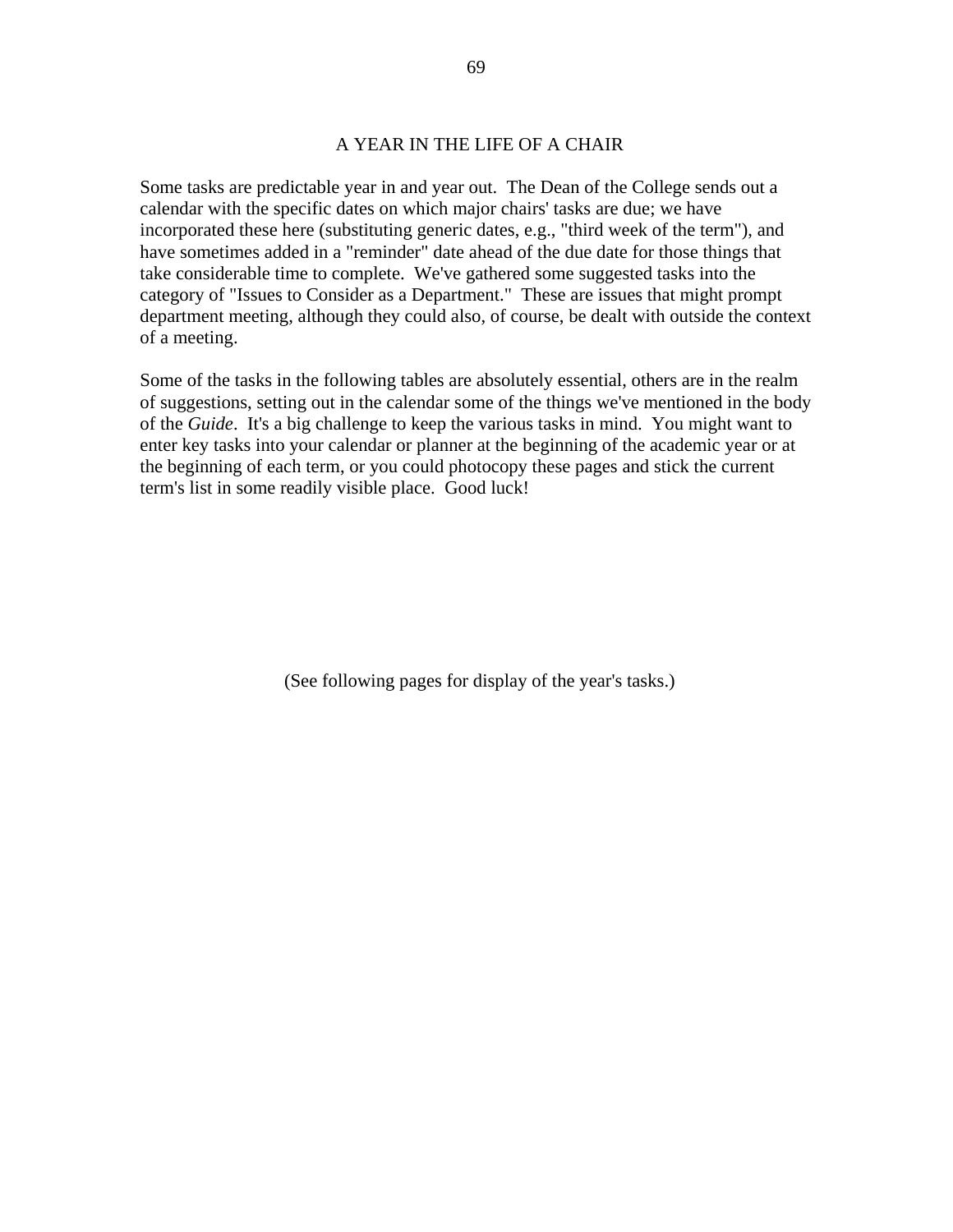# A YEAR IN THE LIFE OF A CHAIR

Some tasks are predictable year in and year out. The Dean of the College sends out a calendar with the specific dates on which major chairs' tasks are due; we have incorporated these here (substituting generic dates, e.g., "third week of the term"), and have sometimes added in a "reminder" date ahead of the due date for those things that take considerable time to complete. We've gathered some suggested tasks into the category of "Issues to Consider as a Department." These are issues that might prompt department meeting, although they could also, of course, be dealt with outside the context of a meeting.

Some of the tasks in the following tables are absolutely essential, others are in the realm of suggestions, setting out in the calendar some of the things we've mentioned in the body of the *Guide*. It's a big challenge to keep the various tasks in mind. You might want to enter key tasks into your calendar or planner at the beginning of the academic year or at the beginning of each term, or you could photocopy these pages and stick the current term's list in some readily visible place. Good luck!

(See following pages for display of the year's tasks.)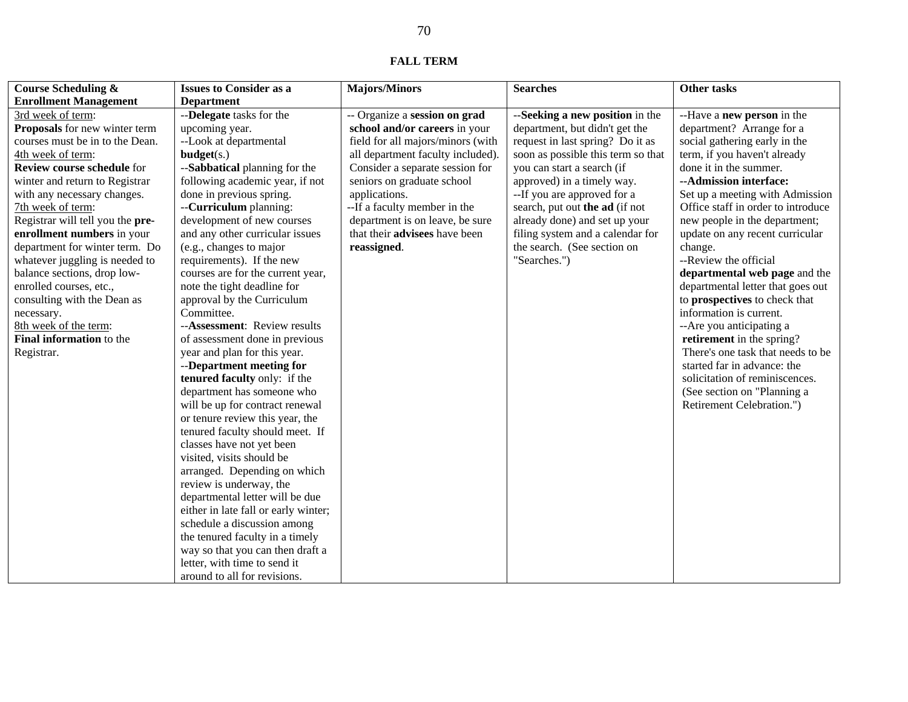## FALL TERM

| Course Scheduling & Enrollment Management | Issues to Consider as a Department | Majors/Minors | Searches | Other tasks |
|---|---|---|---|---|
| 3rd week of term: **Proposals** for new winter term courses must be in to the Dean. 4th week of term: **Review course schedule** for winter and return to Registrar with any necessary changes. 7th week of term: Registrar will tell you the **pre-enrollment numbers** in your department for winter term. Do whatever juggling is needed to balance sections, drop low-enrolled courses, etc., consulting with the Dean as necessary. 8th week of the term: **Final information** to the Registrar. | --**Delegate** tasks for the upcoming year. --Look at departmental **budget**(s.) --**Sabbatical** planning for the following academic year, if not done in previous spring. --**Curriculum** planning: development of new courses and any other curricular issues (e.g., changes to major requirements). If the new courses are for the current year, note the tight deadline for approval by the Curriculum Committee. --**Assessment**: Review results of assessment done in previous year and plan for this year. --**Department meeting for tenured faculty** only: if the department has someone who will be up for contract renewal or tenure review this year, the tenured faculty should meet. If classes have not yet been visited, visits should be arranged. Depending on which review is underway, the departmental letter will be due either in late fall or early winter; schedule a discussion among the tenured faculty in a timely way so that you can then draft a letter, with time to send it around to all for revisions. | -- Organize a **session on grad school and/or careers** in your field for all majors/minors (with all department faculty included). Consider a separate session for seniors on graduate school applications. --If a faculty member in the department is on leave, be sure that their **advisees** have been **reassigned**. | --**Seeking a new position** in the department, but didn't get the request in last spring? Do it as soon as possible this term so that you can start a search (if approved) in a timely way. --If you are approved for a search, put out **the ad** (if not already done) and set up your filing system and a calendar for the search. (See section on "Searches.") | --Have a **new person** in the department? Arrange for a social gathering early in the term, if you haven't already done it in the summer. --**Admission interface:** Set up a meeting with Admission Office staff in order to introduce new people in the department; update on any recent curricular change. --Review the official **departmental web page** and the departmental letter that goes out to **prospectives** to check that information is current. --Are you anticipating a **retirement** in the spring? There's one task that needs to be started far in advance: the solicitation of reminiscences. (See section on "Planning a Retirement Celebration.") |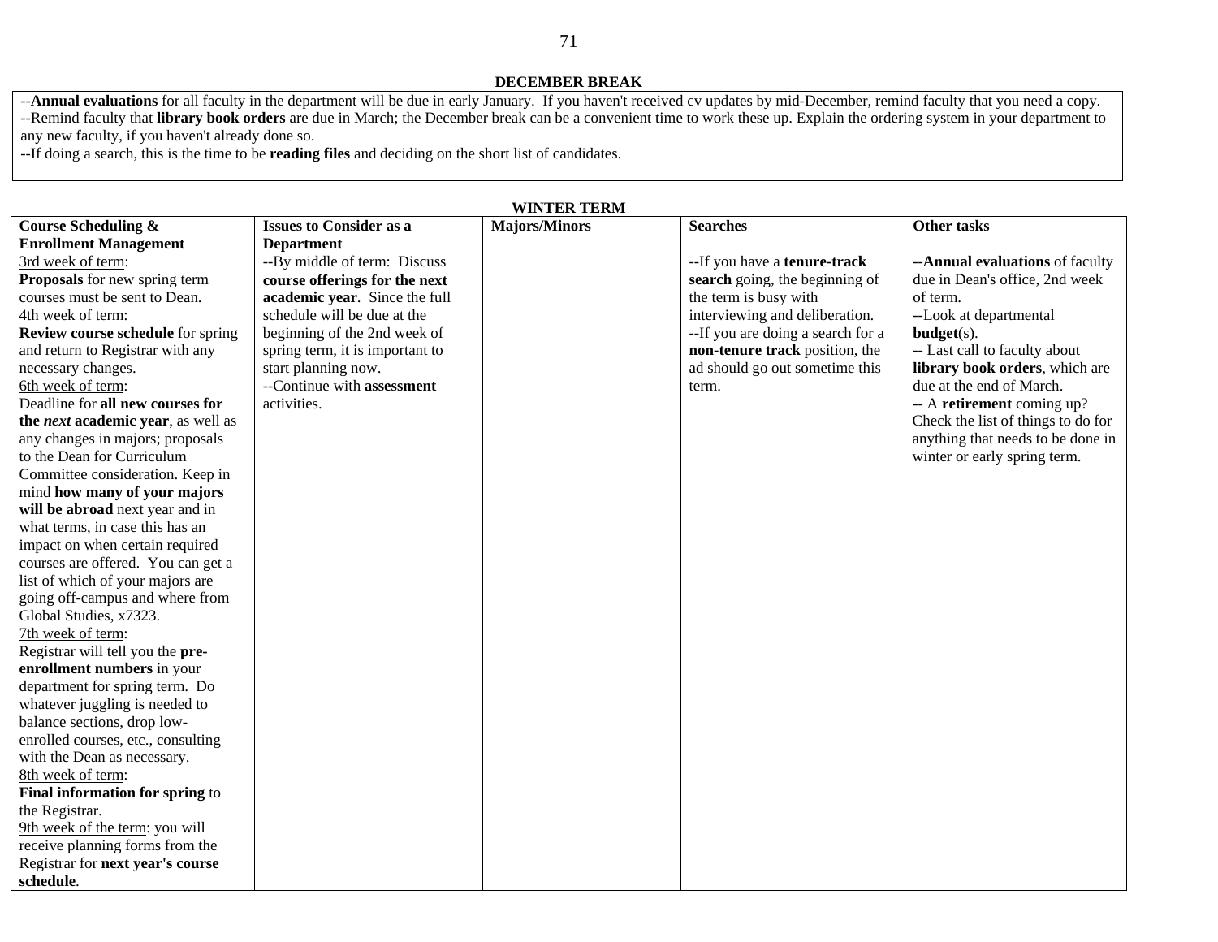## DECEMBER BREAK

--**Annual evaluations** for all faculty in the department will be due in early January. If you haven't received cv updates by mid-December, remind faculty that you need a copy.
--Remind faculty that **library book orders** are due in March; the December break can be a convenient time to work these up. Explain the ordering system in your department to any new faculty, if you haven't already done so.
--If doing a search, this is the time to be **reading files** and deciding on the short list of candidates.

## WINTER TERM

| Course Scheduling & Enrollment Management | Issues to Consider as a Department | Majors/Minors | Searches | Other tasks |
|---|---|---|---|---|
| 3rd week of term:<br>**Proposals** for new spring term courses must be sent to Dean.<br>4th week of term:<br>**Review course schedule** for spring and return to Registrar with any necessary changes.<br>6th week of term:<br>Deadline for **all new courses for the *next* academic year**, as well as any changes in majors; proposals to the Dean for Curriculum Committee consideration. Keep in mind **how many of your majors will be abroad** next year and in what terms, in case this has an impact on when certain required courses are offered. You can get a list of which of your majors are going off-campus and where from Global Studies, x7323.<br>7th week of term:<br>Registrar will tell you the **pre-enrollment numbers** in your department for spring term. Do whatever juggling is needed to balance sections, drop low-enrolled courses, etc., consulting with the Dean as necessary.<br>8th week of term:<br>**Final information for spring** to the Registrar.<br>9th week of the term: you will receive planning forms from the Registrar for **next year's course schedule**. | --By middle of term: Discuss **course offerings for the next academic year**. Since the full schedule will be due at the beginning of the 2nd week of spring term, it is important to start planning now.<br>--Continue with **assessment** activities. | | --If you have a **tenure-track search** going, the beginning of the term is busy with interviewing and deliberation.<br>--If you are doing a search for a **non-tenure track** position, the ad should go out sometime this term. | --**Annual evaluations** of faculty due in Dean's office, 2nd week of term.<br>--Look at departmental **budget**(s).<br>-- Last call to faculty about **library book orders**, which are due at the end of March.<br>-- A **retirement** coming up? Check the list of things to do for anything that needs to be done in winter or early spring term. |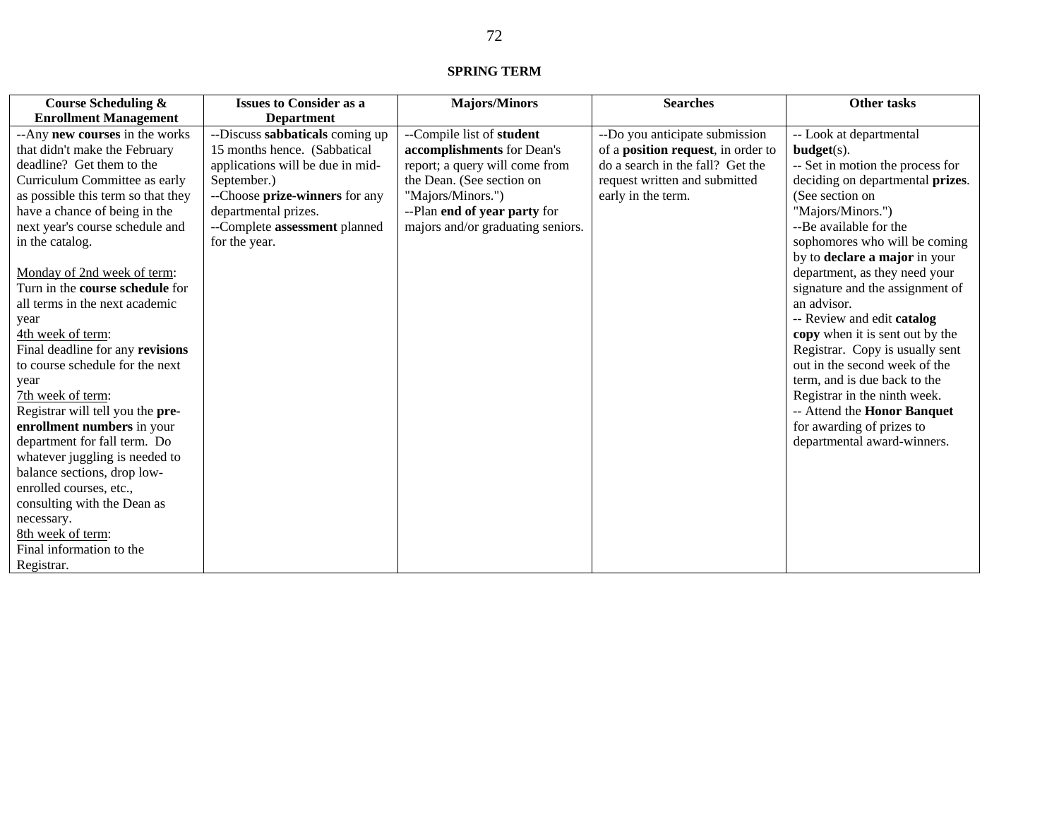## SPRING TERM

| Course Scheduling & Enrollment Management | Issues to Consider as a Department | Majors/Minors | Searches | Other tasks |
|---|---|---|---|---|
| --Any **new courses** in the works that didn't make the February deadline? Get them to the Curriculum Committee as early as possible this term so that they have a chance of being in the next year's course schedule and in the catalog.<br><br>Monday of 2nd week of term: Turn in the **course schedule** for all terms in the next academic year<br>4th week of term: Final deadline for any **revisions** to course schedule for the next year<br>7th week of term: Registrar will tell you the **pre-enrollment numbers** in your department for fall term. Do whatever juggling is needed to balance sections, drop low-enrolled courses, etc., consulting with the Dean as necessary.<br>8th week of term: Final information to the Registrar. | --Discuss **sabbaticals** coming up 15 months hence. (Sabbatical applications will be due in mid-September.)<br>--Choose **prize-winners** for any departmental prizes.<br>--Complete **assessment** planned for the year. | --Compile list of **student accomplishments** for Dean's report; a query will come from the Dean. (See section on "Majors/Minors.")<br>--Plan **end of year party** for majors and/or graduating seniors. | --Do you anticipate submission of a **position request**, in order to do a search in the fall? Get the request written and submitted early in the term. | -- Look at departmental **budget**(s).<br>-- Set in motion the process for deciding on departmental **prizes**. (See section on "Majors/Minors.")<br>--Be available for the sophomores who will be coming by to **declare a major** in your department, as they need your signature and the assignment of an advisor.<br>-- Review and edit **catalog copy** when it is sent out by the Registrar. Copy is usually sent out in the second week of the term, and is due back to the Registrar in the ninth week.<br>-- Attend the **Honor Banquet** for awarding of prizes to departmental award-winners. |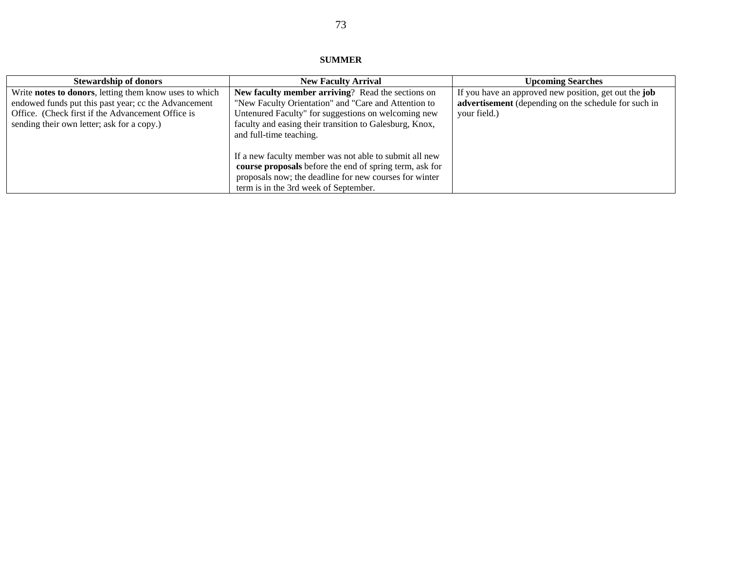**SUMMER**

| Stewardship of donors | New Faculty Arrival | Upcoming Searches |
|---|---|---|
| Write **notes to donors**, letting them know uses to which endowed funds put this past year; cc the Advancement Office. (Check first if the Advancement Office is sending their own letter; ask for a copy.) | **New faculty member arriving**? Read the sections on "New Faculty Orientation" and "Care and Attention to Untenured Faculty" for suggestions on welcoming new faculty and easing their transition to Galesburg, Knox, and full-time teaching.<br><br>If a new faculty member was not able to submit all new **course proposals** before the end of spring term, ask for proposals now; the deadline for new courses for winter term is in the 3rd week of September. | If you have an approved new position, get out the **job advertisement** (depending on the schedule for such in your field.) |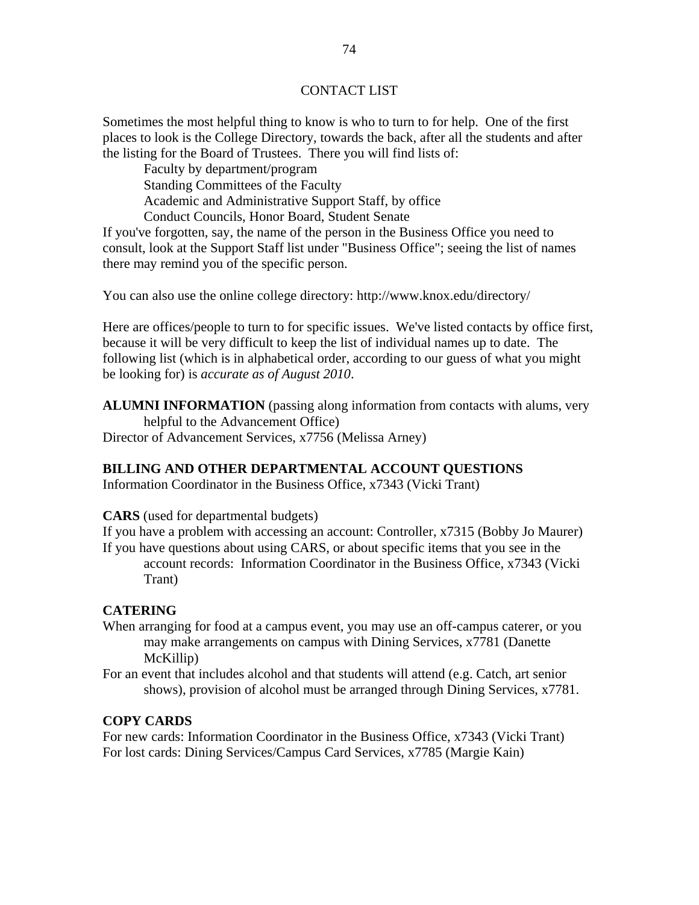# CONTACT LIST

Sometimes the most helpful thing to know is who to turn to for help. One of the first places to look is the College Directory, towards the back, after all the students and after the listing for the Board of Trustees. There you will find lists of:

- Faculty by department/program
- Standing Committees of the Faculty
- Academic and Administrative Support Staff, by office
- Conduct Councils, Honor Board, Student Senate

If you've forgotten, say, the name of the person in the Business Office you need to consult, look at the Support Staff list under "Business Office"; seeing the list of names there may remind you of the specific person.

You can also use the online college directory: http://www.knox.edu/directory/

Here are offices/people to turn to for specific issues. We've listed contacts by office first, because it will be very difficult to keep the list of individual names up to date. The following list (which is in alphabetical order, according to our guess of what you might be looking for) is *accurate as of August 2010*.

**ALUMNI INFORMATION** (passing along information from contacts with alums, very helpful to the Advancement Office)
Director of Advancement Services, x7756 (Melissa Arney)

**BILLING AND OTHER DEPARTMENTAL ACCOUNT QUESTIONS**
Information Coordinator in the Business Office, x7343 (Vicki Trant)

**CARS** (used for departmental budgets)
If you have a problem with accessing an account: Controller, x7315 (Bobby Jo Maurer)
If you have questions about using CARS, or about specific items that you see in the account records: Information Coordinator in the Business Office, x7343 (Vicki Trant)

**CATERING**
When arranging for food at a campus event, you may use an off-campus caterer, or you may make arrangements on campus with Dining Services, x7781 (Danette McKillip)
For an event that includes alcohol and that students will attend (e.g. Catch, art senior shows), provision of alcohol must be arranged through Dining Services, x7781.

**COPY CARDS**
For new cards: Information Coordinator in the Business Office, x7343 (Vicki Trant)
For lost cards: Dining Services/Campus Card Services, x7785 (Margie Kain)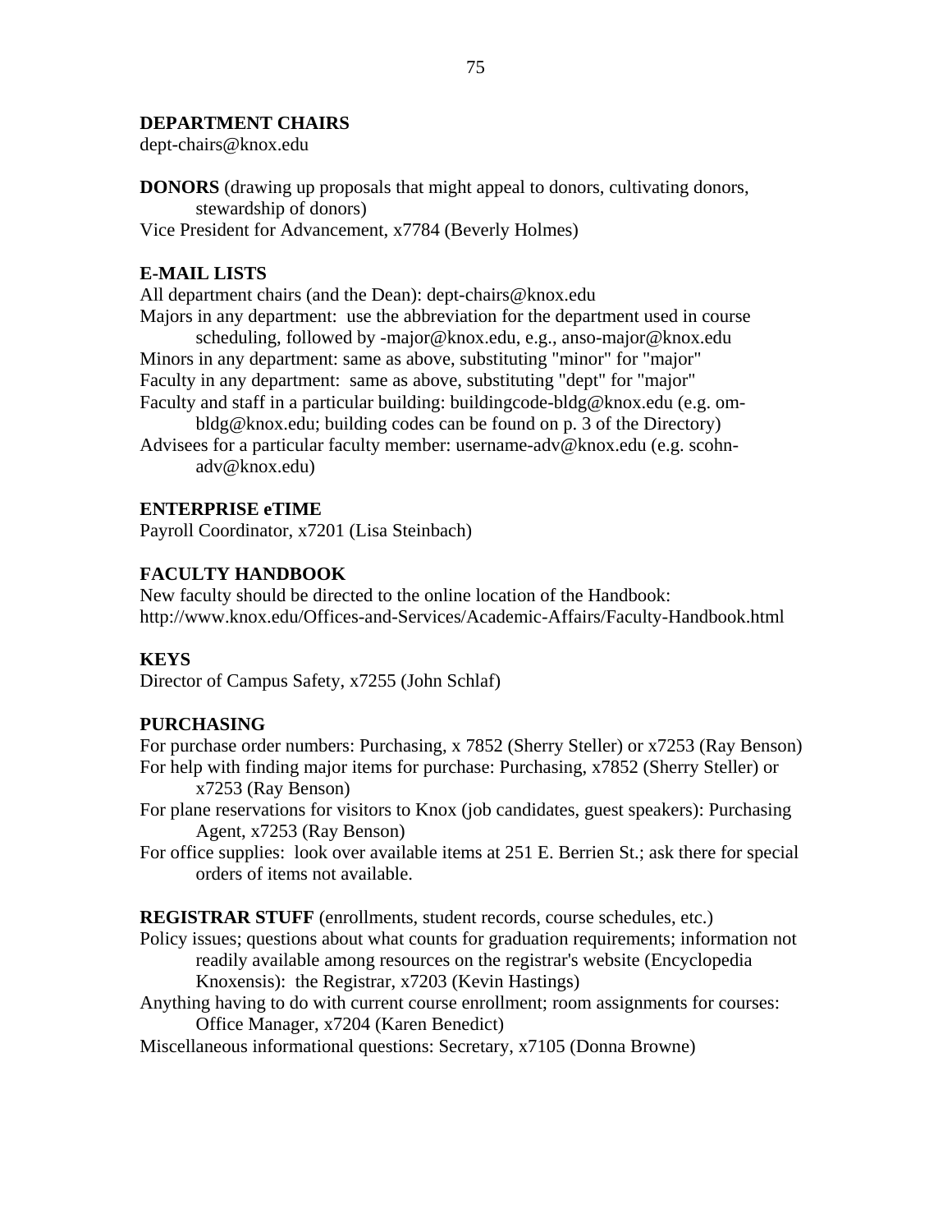**DEPARTMENT CHAIRS**
dept-chairs@knox.edu

**DONORS** (drawing up proposals that might appeal to donors, cultivating donors, stewardship of donors)
Vice President for Advancement, x7784 (Beverly Holmes)

**E-MAIL LISTS**
All department chairs (and the Dean): dept-chairs@knox.edu
Majors in any department: use the abbreviation for the department used in course scheduling, followed by -major@knox.edu, e.g., anso-major@knox.edu
Minors in any department: same as above, substituting "minor" for "major"
Faculty in any department: same as above, substituting "dept" for "major"
Faculty and staff in a particular building: buildingcode-bldg@knox.edu (e.g. om-bldg@knox.edu; building codes can be found on p. 3 of the Directory)
Advisees for a particular faculty member: username-adv@knox.edu (e.g. scohn-adv@knox.edu)

**ENTERPRISE eTIME**
Payroll Coordinator, x7201 (Lisa Steinbach)

**FACULTY HANDBOOK**
New faculty should be directed to the online location of the Handbook:
http://www.knox.edu/Offices-and-Services/Academic-Affairs/Faculty-Handbook.html

**KEYS**
Director of Campus Safety, x7255 (John Schlaf)

**PURCHASING**
For purchase order numbers: Purchasing, x 7852 (Sherry Steller) or x7253 (Ray Benson)
For help with finding major items for purchase: Purchasing, x7852 (Sherry Steller) or x7253 (Ray Benson)
For plane reservations for visitors to Knox (job candidates, guest speakers): Purchasing Agent, x7253 (Ray Benson)
For office supplies: look over available items at 251 E. Berrien St.; ask there for special orders of items not available.

**REGISTRAR STUFF** (enrollments, student records, course schedules, etc.)
Policy issues; questions about what counts for graduation requirements; information not readily available among resources on the registrar's website (Encyclopedia Knoxensis): the Registrar, x7203 (Kevin Hastings)
Anything having to do with current course enrollment; room assignments for courses: Office Manager, x7204 (Karen Benedict)
Miscellaneous informational questions: Secretary, x7105 (Donna Browne)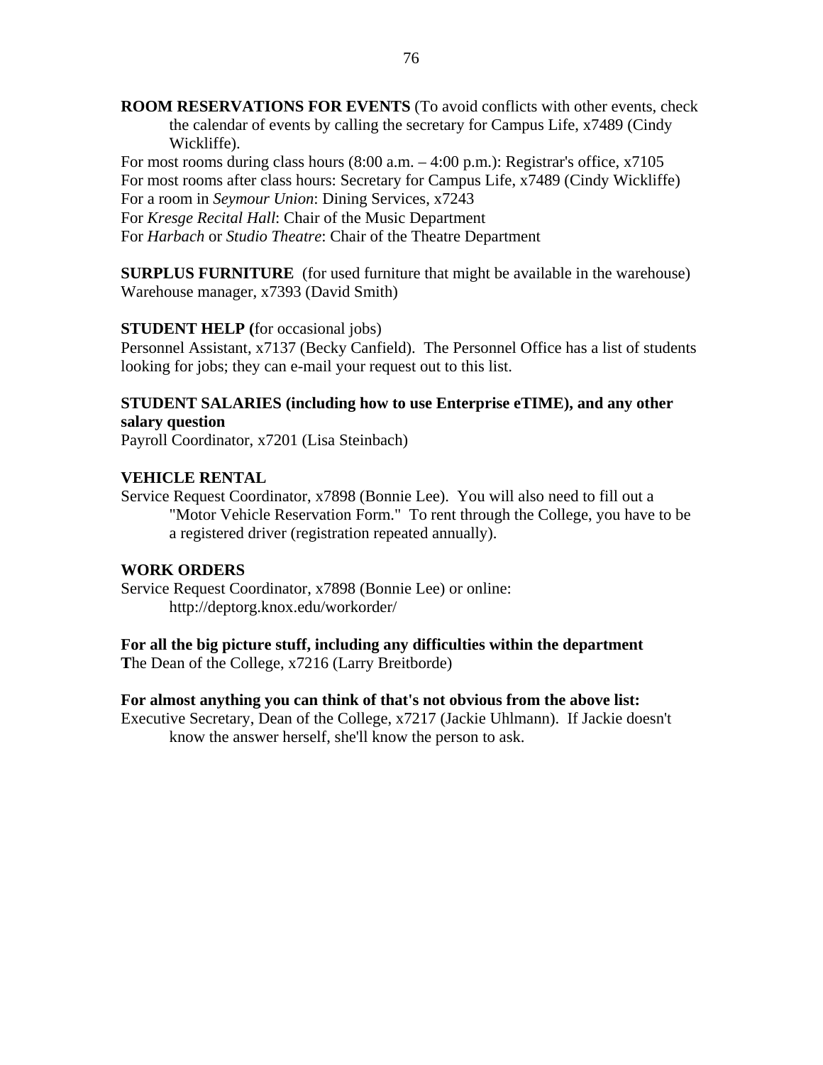**ROOM RESERVATIONS FOR EVENTS** (To avoid conflicts with other events, check the calendar of events by calling the secretary for Campus Life, x7489 (Cindy Wickliffe).

For most rooms during class hours (8:00 a.m. – 4:00 p.m.): Registrar's office, x7105
For most rooms after class hours: Secretary for Campus Life, x7489 (Cindy Wickliffe)
For a room in *Seymour Union*: Dining Services, x7243
For *Kresge Recital Hall*: Chair of the Music Department
For *Harbach* or *Studio Theatre*: Chair of the Theatre Department

**SURPLUS FURNITURE** (for used furniture that might be available in the warehouse)
Warehouse manager, x7393 (David Smith)

**STUDENT HELP (**for occasional jobs)
Personnel Assistant, x7137 (Becky Canfield). The Personnel Office has a list of students looking for jobs; they can e-mail your request out to this list.

**STUDENT SALARIES (including how to use Enterprise eTIME), and any other salary question**
Payroll Coordinator, x7201 (Lisa Steinbach)

**VEHICLE RENTAL**
Service Request Coordinator, x7898 (Bonnie Lee). You will also need to fill out a "Motor Vehicle Reservation Form." To rent through the College, you have to be a registered driver (registration repeated annually).

**WORK ORDERS**
Service Request Coordinator, x7898 (Bonnie Lee) or online: http://deptorg.knox.edu/workorder/

**For all the big picture stuff, including any difficulties within the department**
**T**he Dean of the College, x7216 (Larry Breitborde)

**For almost anything you can think of that's not obvious from the above list:**
Executive Secretary, Dean of the College, x7217 (Jackie Uhlmann). If Jackie doesn't know the answer herself, she'll know the person to ask.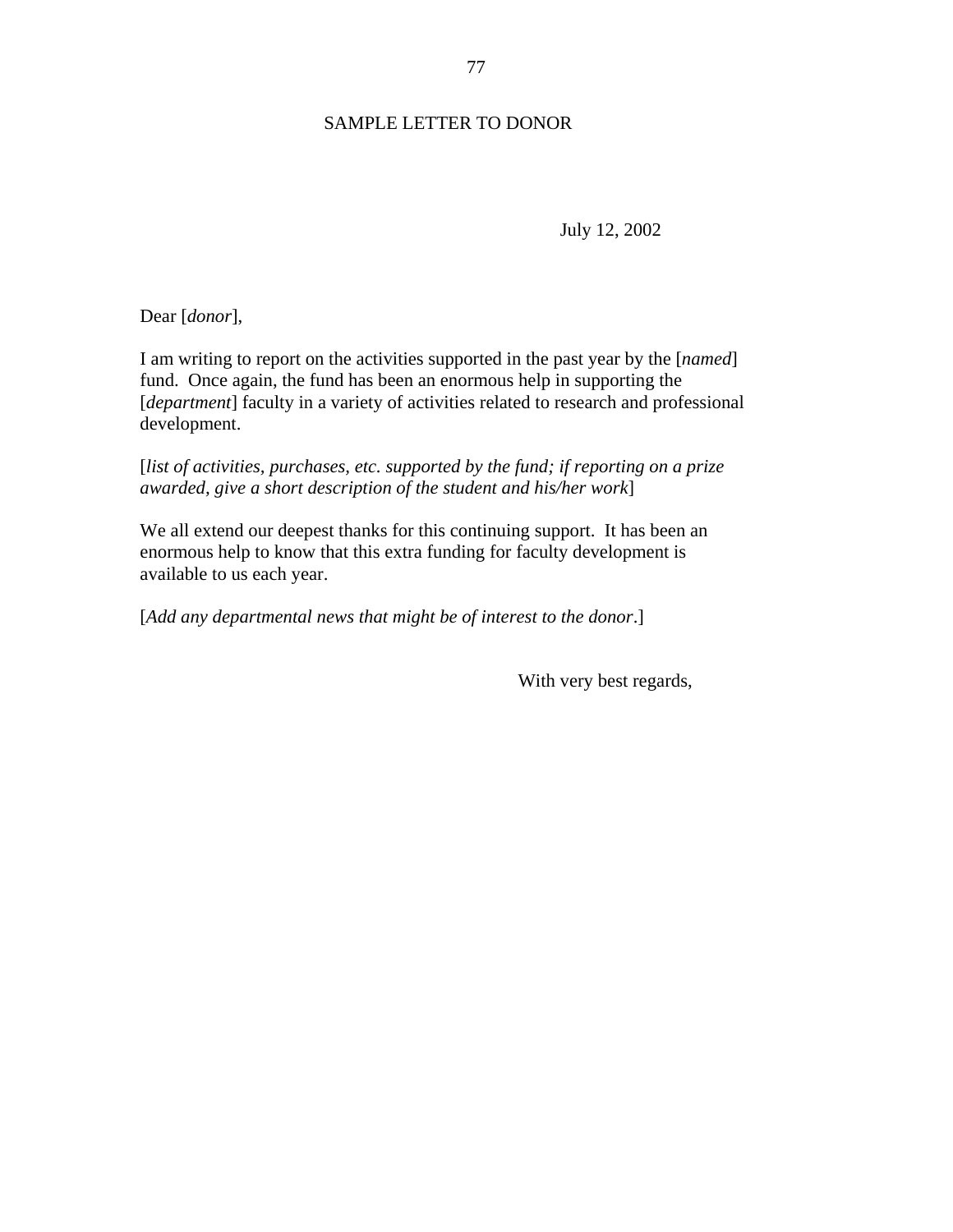# SAMPLE LETTER TO DONOR

July 12, 2002

Dear [*donor*],

I am writing to report on the activities supported in the past year by the [*named*] fund. Once again, the fund has been an enormous help in supporting the [*department*] faculty in a variety of activities related to research and professional development.

[*list of activities, purchases, etc. supported by the fund; if reporting on a prize awarded, give a short description of the student and his/her work*]

We all extend our deepest thanks for this continuing support. It has been an enormous help to know that this extra funding for faculty development is available to us each year.

[*Add any departmental news that might be of interest to the donor*.]

With very best regards,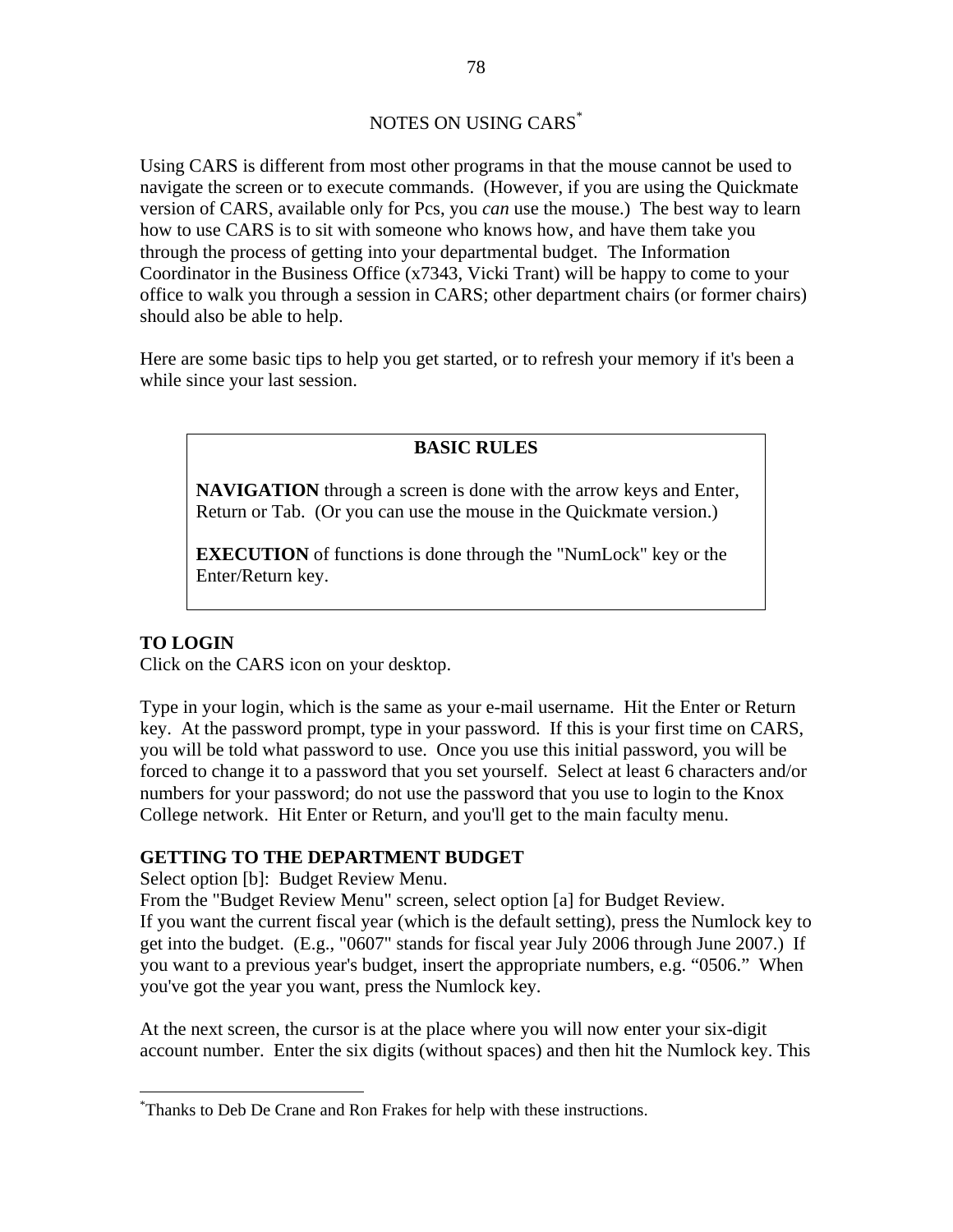# NOTES ON USING CARS[*]

Using CARS is different from most other programs in that the mouse cannot be used to navigate the screen or to execute commands. (However, if you are using the Quickmate version of CARS, available only for Pcs, you *can* use the mouse.) The best way to learn how to use CARS is to sit with someone who knows how, and have them take you through the process of getting into your departmental budget. The Information Coordinator in the Business Office (x7343, Vicki Trant) will be happy to come to your office to walk you through a session in CARS; other department chairs (or former chairs) should also be able to help.

Here are some basic tips to help you get started, or to refresh your memory if it's been a while since your last session.

> **BASIC RULES**
>
> **NAVIGATION** through a screen is done with the arrow keys and Enter, Return or Tab. (Or you can use the mouse in the Quickmate version.)
>
> **EXECUTION** of functions is done through the "NumLock" key or the Enter/Return key.

**TO LOGIN**
Click on the CARS icon on your desktop.

Type in your login, which is the same as your e-mail username. Hit the Enter or Return key. At the password prompt, type in your password. If this is your first time on CARS, you will be told what password to use. Once you use this initial password, you will be forced to change it to a password that you set yourself. Select at least 6 characters and/or numbers for your password; do not use the password that you use to login to the Knox College network. Hit Enter or Return, and you'll get to the main faculty menu.

**GETTING TO THE DEPARTMENT BUDGET**
Select option [b]: Budget Review Menu.
From the "Budget Review Menu" screen, select option [a] for Budget Review.
If you want the current fiscal year (which is the default setting), press the Numlock key to get into the budget. (E.g., "0607" stands for fiscal year July 2006 through June 2007.) If you want to a previous year's budget, insert the appropriate numbers, e.g. "0506." When you've got the year you want, press the Numlock key.

At the next screen, the cursor is at the place where you will now enter your six-digit account number. Enter the six digits (without spaces) and then hit the Numlock key. This

[*]Thanks to Deb De Crane and Ron Frakes for help with these instructions.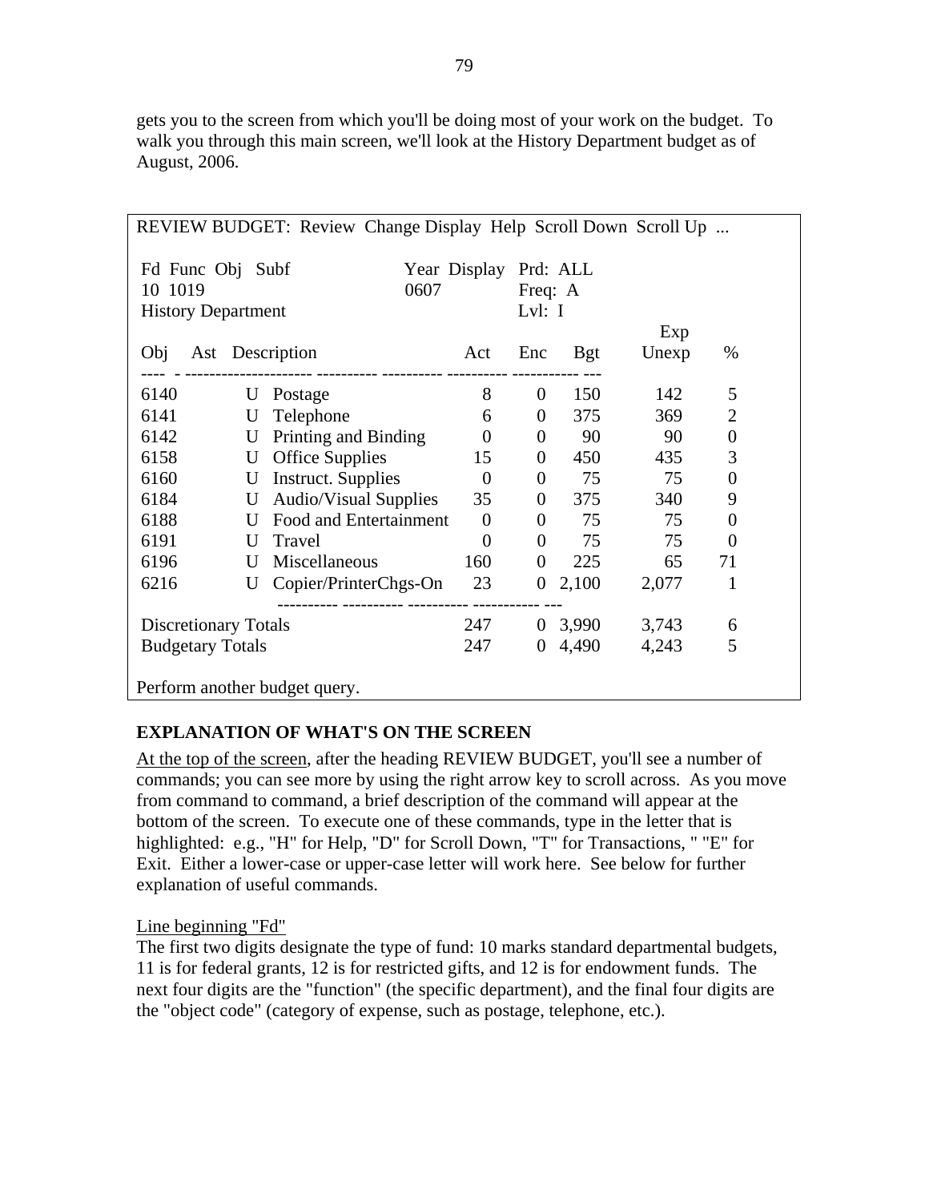gets you to the screen from which you'll be doing most of your work on the budget. To walk you through this main screen, we'll look at the History Department budget as of August, 2006.

```
REVIEW BUDGET:  Review  Change Display  Help  Scroll Down  Scroll Up  ...

 Fd Func Obj  Subf                   Year Display  Prd: ALL
 10  1019                            0607          Freq:  A
 History Department                                Lvl:  I
                                                                      Exp
 Obj    Ast  Description              Act     Enc    Bgt     Unexp      %
 ----  - -------------------- ---------- ---------- ---------- ----------- ---
 6140        U  Postage                  8       0     150       142        5
 6141        U  Telephone                6       0     375       369        2
 6142        U  Printing and Binding     0       0      90        90        0
 6158        U  Office Supplies         15       0     450       435        3
 6160        U  Instruct. Supplies       0       0      75        75        0
 6184        U  Audio/Visual Supplies   35       0     375       340        9
 6188        U  Food and Entertainment   0       0      75        75        0
 6191        U  Travel                   0       0      75        75        0
 6196        U  Miscellaneous          160       0     225        65       71
 6216        U  Copier/PrinterChgs-On   23       0   2,100     2,077        1
                              ---------- ---------- ---------- ----------- ---
 Discretionary Totals                  247       0   3,990     3,743        6
 Budgetary Totals                      247       0   4,490     4,243        5

Perform another budget query.
```

## EXPLANATION OF WHAT'S ON THE SCREEN

<u>At the top of the screen</u>, after the heading REVIEW BUDGET, you'll see a number of commands; you can see more by using the right arrow key to scroll across. As you move from command to command, a brief description of the command will appear at the bottom of the screen. To execute one of these commands, type in the letter that is highlighted: e.g., "H" for Help, "D" for Scroll Down, "T" for Transactions, " "E" for Exit. Either a lower-case or upper-case letter will work here. See below for further explanation of useful commands.

<u>Line beginning "Fd"</u>

The first two digits designate the type of fund: 10 marks standard departmental budgets, 11 is for federal grants, 12 is for restricted gifts, and 12 is for endowment funds. The next four digits are the "function" (the specific department), and the final four digits are the "object code" (category of expense, such as postage, telephone, etc.).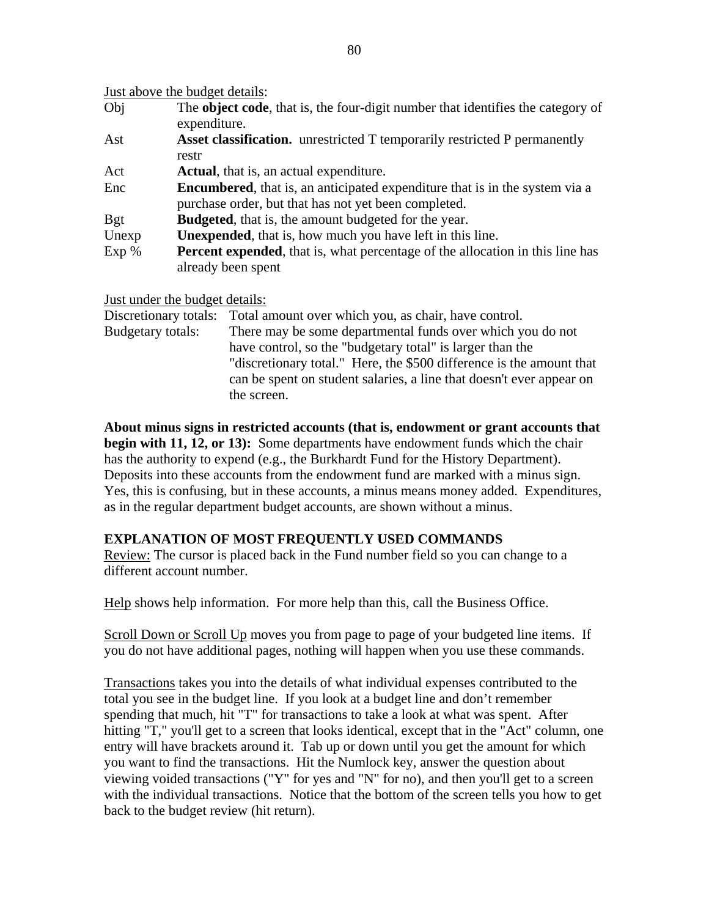Just above the budget details:

| | |
|---|---|
| Obj | The **object code**, that is, the four-digit number that identifies the category of expenditure. |
| Ast | **Asset classification.** unrestricted T temporarily restricted P permanently restr |
| Act | **Actual**, that is, an actual expenditure. |
| Enc | **Encumbered**, that is, an anticipated expenditure that is in the system via a purchase order, but that has not yet been completed. |
| Bgt | **Budgeted**, that is, the amount budgeted for the year. |
| Unexp | **Unexpended**, that is, how much you have left in this line. |
| Exp % | **Percent expended**, that is, what percentage of the allocation in this line has already been spent |

Just under the budget details:

| | |
|---|---|
| Discretionary totals: | Total amount over which you, as chair, have control. |
| Budgetary totals: | There may be some departmental funds over which you do not have control, so the "budgetary total" is larger than the "discretionary total." Here, the $500 difference is the amount that can be spent on student salaries, a line that doesn't ever appear on the screen. |

**About minus signs in restricted accounts (that is, endowment or grant accounts that begin with 11, 12, or 13):** Some departments have endowment funds which the chair has the authority to expend (e.g., the Burkhardt Fund for the History Department). Deposits into these accounts from the endowment fund are marked with a minus sign. Yes, this is confusing, but in these accounts, a minus means money added. Expenditures, as in the regular department budget accounts, are shown without a minus.

**EXPLANATION OF MOST FREQUENTLY USED COMMANDS**

Review: The cursor is placed back in the Fund number field so you can change to a different account number.

Help shows help information. For more help than this, call the Business Office.

Scroll Down or Scroll Up moves you from page to page of your budgeted line items. If you do not have additional pages, nothing will happen when you use these commands.

Transactions takes you into the details of what individual expenses contributed to the total you see in the budget line. If you look at a budget line and don't remember spending that much, hit "T" for transactions to take a look at what was spent. After hitting "T," you'll get to a screen that looks identical, except that in the "Act" column, one entry will have brackets around it. Tab up or down until you get the amount for which you want to find the transactions. Hit the Numlock key, answer the question about viewing voided transactions ("Y" for yes and "N" for no), and then you'll get to a screen with the individual transactions. Notice that the bottom of the screen tells you how to get back to the budget review (hit return).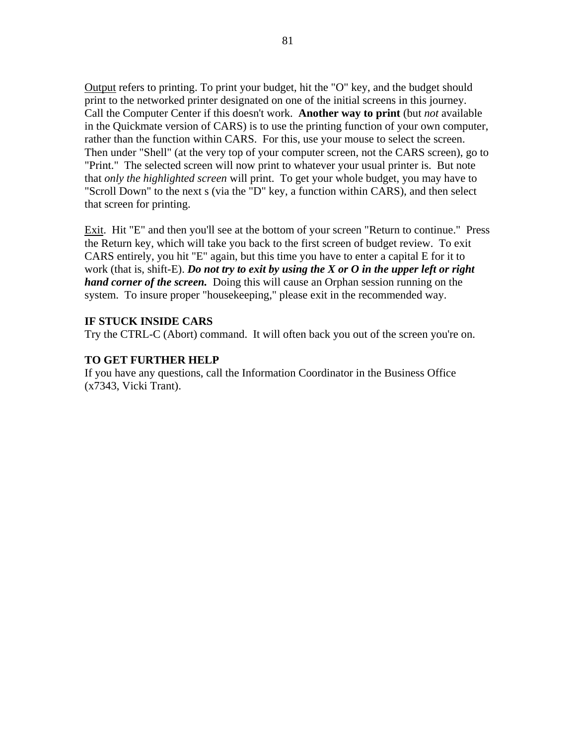<u>Output</u> refers to printing. To print your budget, hit the "O" key, and the budget should print to the networked printer designated on one of the initial screens in this journey. Call the Computer Center if this doesn't work. **Another way to print** (but *not* available in the Quickmate version of CARS) is to use the printing function of your own computer, rather than the function within CARS. For this, use your mouse to select the screen. Then under "Shell" (at the very top of your computer screen, not the CARS screen), go to "Print." The selected screen will now print to whatever your usual printer is. But note that *only the highlighted screen* will print. To get your whole budget, you may have to "Scroll Down" to the next s (via the "D" key, a function within CARS), and then select that screen for printing.

<u>Exit</u>. Hit "E" and then you'll see at the bottom of your screen "Return to continue." Press the Return key, which will take you back to the first screen of budget review. To exit CARS entirely, you hit "E" again, but this time you have to enter a capital E for it to work (that is, shift-E). ***Do not try to exit by using the X or O in the upper left or right hand corner of the screen.*** Doing this will cause an Orphan session running on the system. To insure proper "housekeeping," please exit in the recommended way.

**IF STUCK INSIDE CARS**

Try the CTRL-C (Abort) command. It will often back you out of the screen you're on.

**TO GET FURTHER HELP**

If you have any questions, call the Information Coordinator in the Business Office (x7343, Vicki Trant).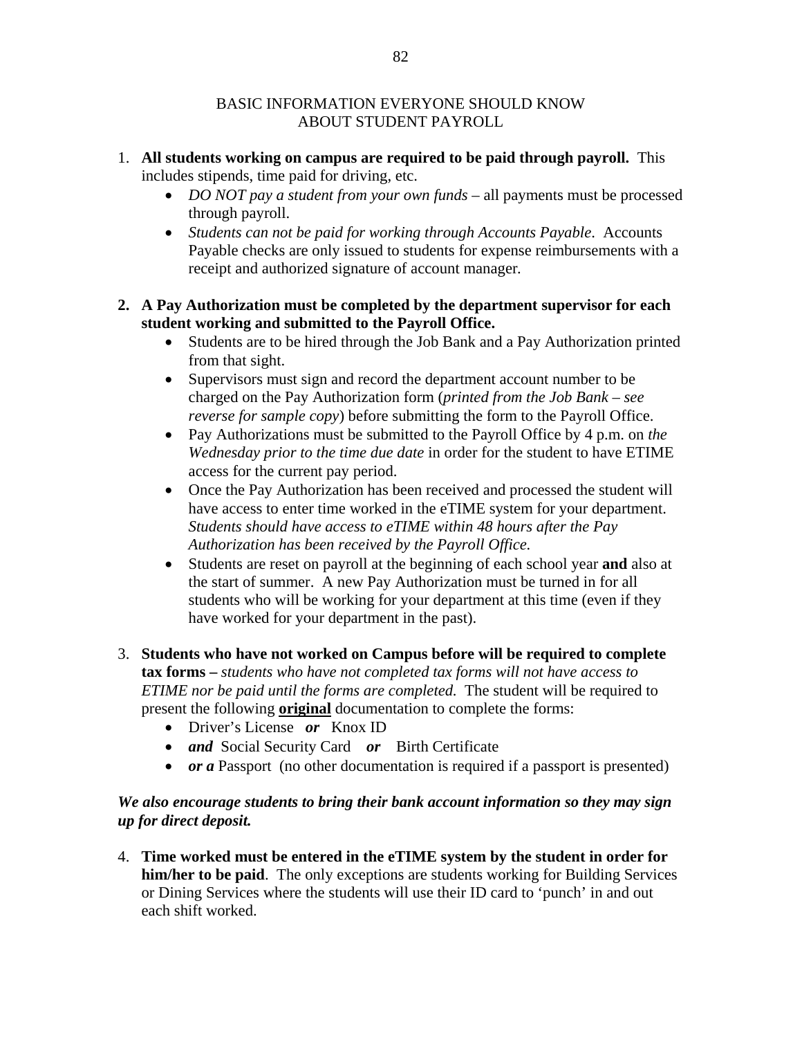## BASIC INFORMATION EVERYONE SHOULD KNOW ABOUT STUDENT PAYROLL

1. **All students working on campus are required to be paid through payroll.** This includes stipends, time paid for driving, etc.
   - *DO NOT pay a student from your own funds* – all payments must be processed through payroll.
   - *Students can not be paid for working through Accounts Payable*. Accounts Payable checks are only issued to students for expense reimbursements with a receipt and authorized signature of account manager.

2. **A Pay Authorization must be completed by the department supervisor for each student working and submitted to the Payroll Office.**
   - Students are to be hired through the Job Bank and a Pay Authorization printed from that sight.
   - Supervisors must sign and record the department account number to be charged on the Pay Authorization form (*printed from the Job Bank – see reverse for sample copy*) before submitting the form to the Payroll Office.
   - Pay Authorizations must be submitted to the Payroll Office by 4 p.m. on *the Wednesday prior to the time due date* in order for the student to have ETIME access for the current pay period.
   - Once the Pay Authorization has been received and processed the student will have access to enter time worked in the eTIME system for your department. *Students should have access to eTIME within 48 hours after the Pay Authorization has been received by the Payroll Office.*
   - Students are reset on payroll at the beginning of each school year **and** also at the start of summer. A new Pay Authorization must be turned in for all students who will be working for your department at this time (even if they have worked for your department in the past).

3. **Students who have not worked on Campus before will be required to complete tax forms –** *students who have not completed tax forms will not have access to ETIME nor be paid until the forms are completed.* The student will be required to present the following **original** documentation to complete the forms:
   - Driver's License ***or*** Knox ID
   - ***and*** Social Security Card ***or*** Birth Certificate
   - ***or a*** Passport (no other documentation is required if a passport is presented)

***We also encourage students to bring their bank account information so they may sign up for direct deposit.***

4. **Time worked must be entered in the eTIME system by the student in order for him/her to be paid**. The only exceptions are students working for Building Services or Dining Services where the students will use their ID card to 'punch' in and out each shift worked.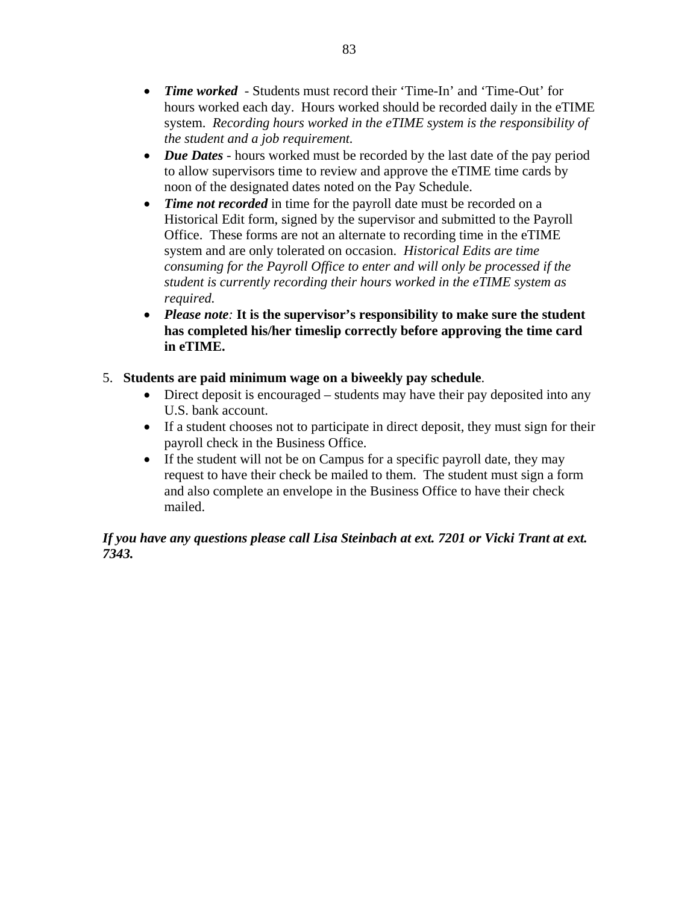- ***Time worked*** - Students must record their 'Time-In' and 'Time-Out' for hours worked each day. Hours worked should be recorded daily in the eTIME system. *Recording hours worked in the eTIME system is the responsibility of the student and a job requirement.*
- ***Due Dates*** - hours worked must be recorded by the last date of the pay period to allow supervisors time to review and approve the eTIME time cards by noon of the designated dates noted on the Pay Schedule.
- ***Time not recorded*** in time for the payroll date must be recorded on a Historical Edit form, signed by the supervisor and submitted to the Payroll Office. These forms are not an alternate to recording time in the eTIME system and are only tolerated on occasion. *Historical Edits are time consuming for the Payroll Office to enter and will only be processed if the student is currently recording their hours worked in the eTIME system as required.*
- ***Please note:*** **It is the supervisor's responsibility to make sure the student has completed his/her timeslip correctly before approving the time card in eTIME.**

5. **Students are paid minimum wage on a biweekly pay schedule**.
   - Direct deposit is encouraged – students may have their pay deposited into any U.S. bank account.
   - If a student chooses not to participate in direct deposit, they must sign for their payroll check in the Business Office.
   - If the student will not be on Campus for a specific payroll date, they may request to have their check be mailed to them. The student must sign a form and also complete an envelope in the Business Office to have their check mailed.

***If you have any questions please call Lisa Steinbach at ext. 7201 or Vicki Trant at ext. 7343.***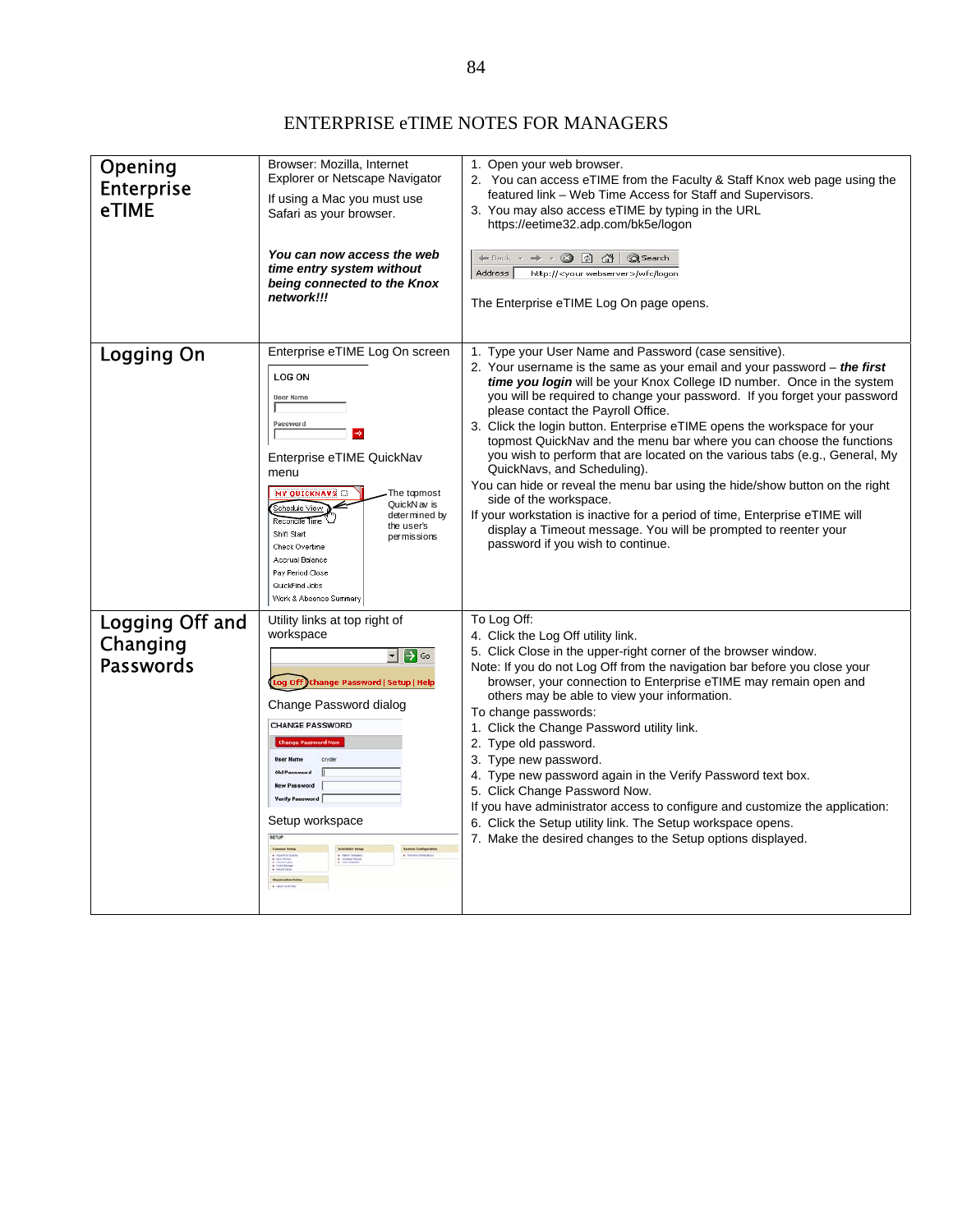# ENTERPRISE eTIME NOTES FOR MANAGERS

| | | |
|---|---|---|
| **Opening Enterprise eTIME** | Browser: Mozilla, Internet Explorer or Netscape Navigator<br><br>If using a Mac you must use Safari as your browser.<br><br>***You can now access the web time entry system without being connected to the Knox network!!!*** | 1. Open your web browser.<br>2. You can access eTIME from the Faculty & Staff Knox web page using the featured link – Web Time Access for Staff and Supervisors.<br>3. You may also access eTIME by typing in the URL https://eetime32.adp.com/bk5e/logon<br><br>Back · Search · Address http://<your webserver>/wfc/logon<br><br>The Enterprise eTIME Log On page opens. |
| **Logging On** | Enterprise eTIME Log On screen<br><br>LOG ON<br>User Name<br>Password<br><br>Enterprise eTIME QuickNav menu<br><br>MY QUICKNAVS<br>Schedule View<br>Reconcile Time<br>Shift Start<br>Check Overtime<br>Accrual Balance<br>Pay Period Close<br>QuickFind Jobs<br>Work & Absence Summary<br><br>The topmost QuickNav is determined by the user's permissions | 1. Type your User Name and Password (case sensitive).<br>2. Your username is the same as your email and your password – ***the first time you login*** will be your Knox College ID number. Once in the system you will be required to change your password. If you forget your password please contact the Payroll Office.<br>3. Click the login button. Enterprise eTIME opens the workspace for your topmost QuickNav and the menu bar where you can choose the functions you wish to perform that are located on the various tabs (e.g., General, My QuickNavs, and Scheduling).<br><br>You can hide or reveal the menu bar using the hide/show button on the right side of the workspace.<br><br>If your workstation is inactive for a period of time, Enterprise eTIME will display a Timeout message. You will be prompted to reenter your password if you wish to continue. |
| **Logging Off and Changing Passwords** | Utility links at top right of workspace<br><br>Go<br>Log Off \| Change Password \| Setup \| Help<br><br>Change Password dialog<br><br>CHANGE PASSWORD<br>Change Password Now<br>User Name cryder<br>Old Password<br>New Password<br>Verify Password<br><br>Setup workspace | To Log Off:<br>4. Click the Log Off utility link.<br>5. Click Close in the upper-right corner of the browser window.<br><br>Note: If you do not Log Off from the navigation bar before you close your browser, your connection to Enterprise eTIME may remain open and others may be able to view your information.<br><br>To change passwords:<br>1. Click the Change Password utility link.<br>2. Type old password.<br>3. Type new password.<br>4. Type new password again in the Verify Password text box.<br>5. Click Change Password Now.<br><br>If you have administrator access to configure and customize the application:<br>6. Click the Setup utility link. The Setup workspace opens.<br>7. Make the desired changes to the Setup options displayed. |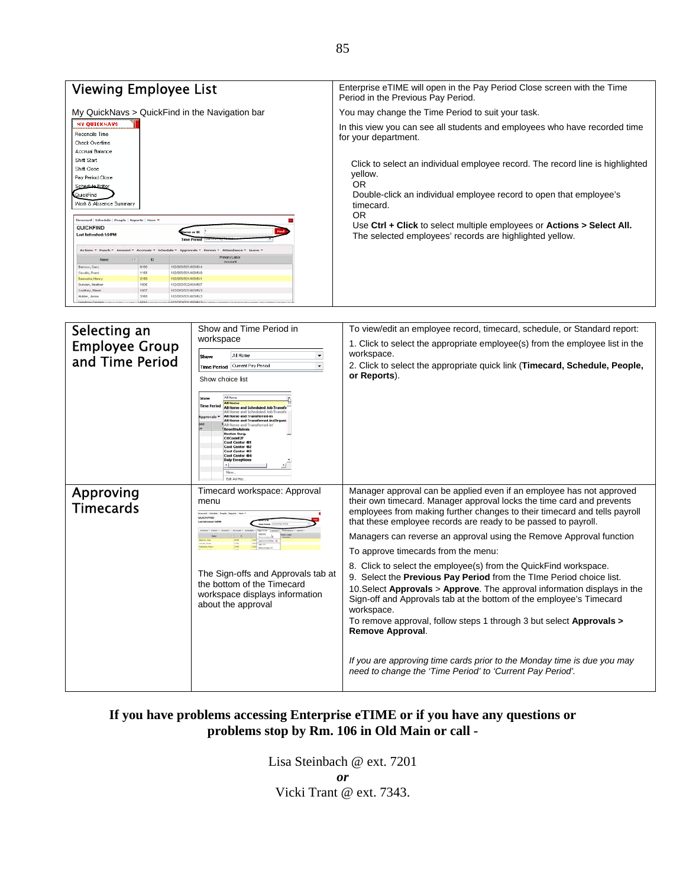| Viewing Employee List | Enterprise eTIME will open in the Pay Period Close screen with the Time Period in the Previous Pay Period. |
|---|---|
| My QuickNavs > QuickFind in the Navigation bar | You may change the Time Period to suit your task.<br><br>In this view you can see all students and employees who have recorded time for your department.<br><br>Click to select an individual employee record. The record line is highlighted yellow.<br>OR<br>Double-click an individual employee record to open that employee's timecard.<br>OR<br>Use **Ctrl + Click** to select multiple employees or **Actions > Select All.** The selected employees' records are highlighted yellow. |

| | | |
|---|---|---|
| **Selecting an Employee Group and Time Period** | Show and Time Period in workspace<br><br>Show choice list | To view/edit an employee record, timecard, schedule, or Standard report:<br>1. Click to select the appropriate employee(s) from the employee list in the workspace.<br>2. Click to select the appropriate quick link (**Timecard, Schedule, People, or Reports**). |
| **Approving Timecards** | Timecard workspace: Approval menu<br><br>The Sign-offs and Approvals tab at the bottom of the Timecard workspace displays information about the approval | Manager approval can be applied even if an employee has not approved their own timecard. Manager approval locks the time card and prevents employees from making further changes to their timecard and tells payroll that these employee records are ready to be passed to payroll.<br><br>Managers can reverse an approval using the Remove Approval function<br><br>To approve timecards from the menu:<br><br>8. Click to select the employee(s) from the QuickFind workspace.<br>9. Select the **Previous Pay Period** from the TIme Period choice list.<br>10.Select **Approvals** > **Approve**. The approval information displays in the Sign-off and Approvals tab at the bottom of the employee's Timecard workspace.<br>To remove approval, follow steps 1 through 3 but select **Approvals > Remove Approval**.<br><br>*If you are approving time cards prior to the Monday time is due you may need to change the 'Time Period' to 'Current Pay Period'.* |

**If you have problems accessing Enterprise eTIME or if you have any questions or problems stop by Rm. 106 in Old Main or call -**

Lisa Steinbach @ ext. 7201

***or***

Vicki Trant @ ext. 7343.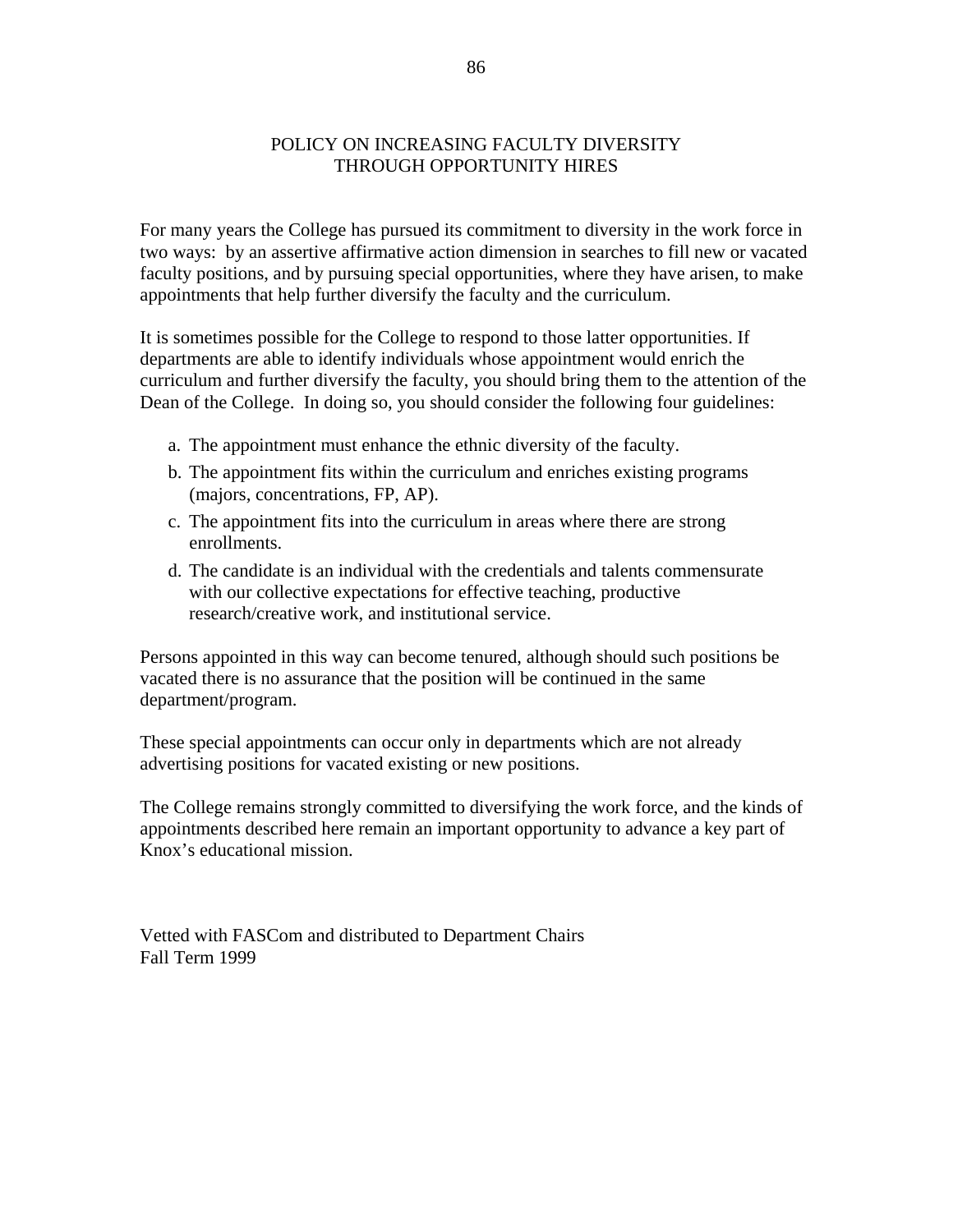# POLICY ON INCREASING FACULTY DIVERSITY THROUGH OPPORTUNITY HIRES

For many years the College has pursued its commitment to diversity in the work force in two ways: by an assertive affirmative action dimension in searches to fill new or vacated faculty positions, and by pursuing special opportunities, where they have arisen, to make appointments that help further diversify the faculty and the curriculum.

It is sometimes possible for the College to respond to those latter opportunities. If departments are able to identify individuals whose appointment would enrich the curriculum and further diversify the faculty, you should bring them to the attention of the Dean of the College. In doing so, you should consider the following four guidelines:

a. The appointment must enhance the ethnic diversity of the faculty.
b. The appointment fits within the curriculum and enriches existing programs (majors, concentrations, FP, AP).
c. The appointment fits into the curriculum in areas where there are strong enrollments.
d. The candidate is an individual with the credentials and talents commensurate with our collective expectations for effective teaching, productive research/creative work, and institutional service.

Persons appointed in this way can become tenured, although should such positions be vacated there is no assurance that the position will be continued in the same department/program.

These special appointments can occur only in departments which are not already advertising positions for vacated existing or new positions.

The College remains strongly committed to diversifying the work force, and the kinds of appointments described here remain an important opportunity to advance a key part of Knox's educational mission.

Vetted with FASCom and distributed to Department Chairs
Fall Term 1999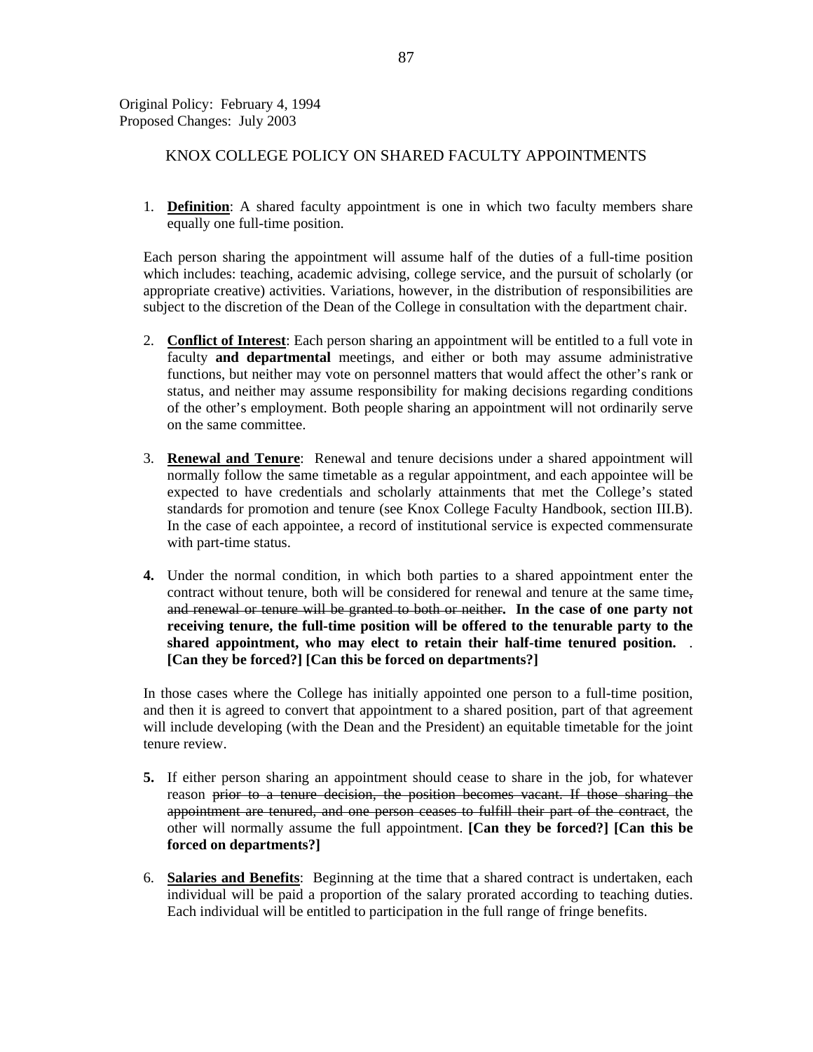Original Policy: February 4, 1994
Proposed Changes: July 2003

## KNOX COLLEGE POLICY ON SHARED FACULTY APPOINTMENTS

1. **Definition**: A shared faculty appointment is one in which two faculty members share equally one full-time position.

Each person sharing the appointment will assume half of the duties of a full-time position which includes: teaching, academic advising, college service, and the pursuit of scholarly (or appropriate creative) activities. Variations, however, in the distribution of responsibilities are subject to the discretion of the Dean of the College in consultation with the department chair.

2. **Conflict of Interest**: Each person sharing an appointment will be entitled to a full vote in faculty **and departmental** meetings, and either or both may assume administrative functions, but neither may vote on personnel matters that would affect the other's rank or status, and neither may assume responsibility for making decisions regarding conditions of the other's employment. Both people sharing an appointment will not ordinarily serve on the same committee.

3. **Renewal and Tenure**: Renewal and tenure decisions under a shared appointment will normally follow the same timetable as a regular appointment, and each appointee will be expected to have credentials and scholarly attainments that met the College's stated standards for promotion and tenure (see Knox College Faculty Handbook, section III.B). In the case of each appointee, a record of institutional service is expected commensurate with part-time status.

4. Under the normal condition, in which both parties to a shared appointment enter the contract without tenure, both will be considered for renewal and tenure at the same time~~, and renewal or tenure will be granted to both or neither~~**. In the case of one party not receiving tenure, the full-time position will be offered to the tenurable party to the shared appointment, who may elect to retain their half-time tenured position.** . **[Can they be forced?] [Can this be forced on departments?]**

In those cases where the College has initially appointed one person to a full-time position, and then it is agreed to convert that appointment to a shared position, part of that agreement will include developing (with the Dean and the President) an equitable timetable for the joint tenure review.

5. If either person sharing an appointment should cease to share in the job, for whatever reason ~~prior to a tenure decision, the position becomes vacant. If those sharing the appointment are tenured, and one person ceases to fulfill their part of the contract~~, the other will normally assume the full appointment. **[Can they be forced?] [Can this be forced on departments?]**

6. **Salaries and Benefits**: Beginning at the time that a shared contract is undertaken, each individual will be paid a proportion of the salary prorated according to teaching duties. Each individual will be entitled to participation in the full range of fringe benefits.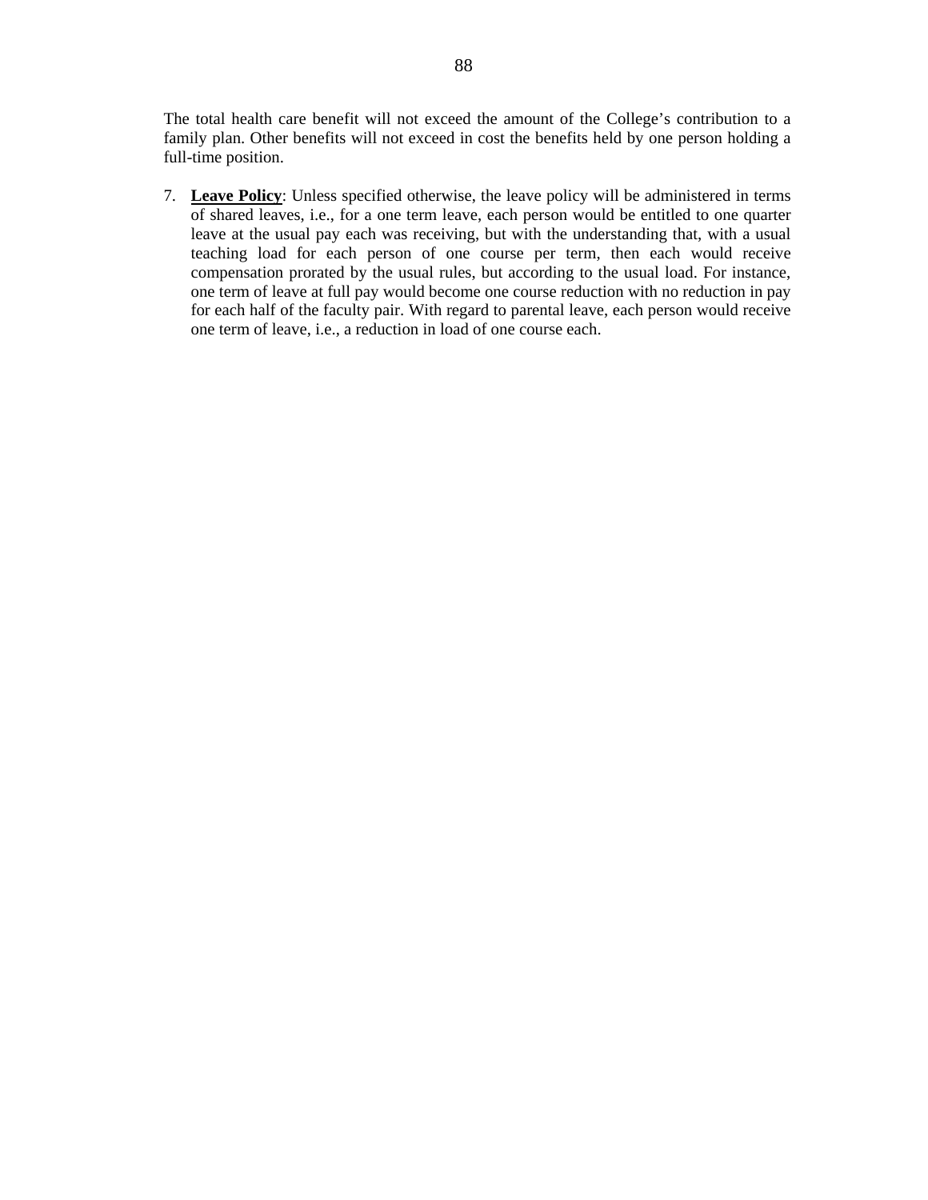The total health care benefit will not exceed the amount of the College's contribution to a family plan. Other benefits will not exceed in cost the benefits held by one person holding a full-time position.

7. **Leave Policy**: Unless specified otherwise, the leave policy will be administered in terms of shared leaves, i.e., for a one term leave, each person would be entitled to one quarter leave at the usual pay each was receiving, but with the understanding that, with a usual teaching load for each person of one course per term, then each would receive compensation prorated by the usual rules, but according to the usual load. For instance, one term of leave at full pay would become one course reduction with no reduction in pay for each half of the faculty pair. With regard to parental leave, each person would receive one term of leave, i.e., a reduction in load of one course each.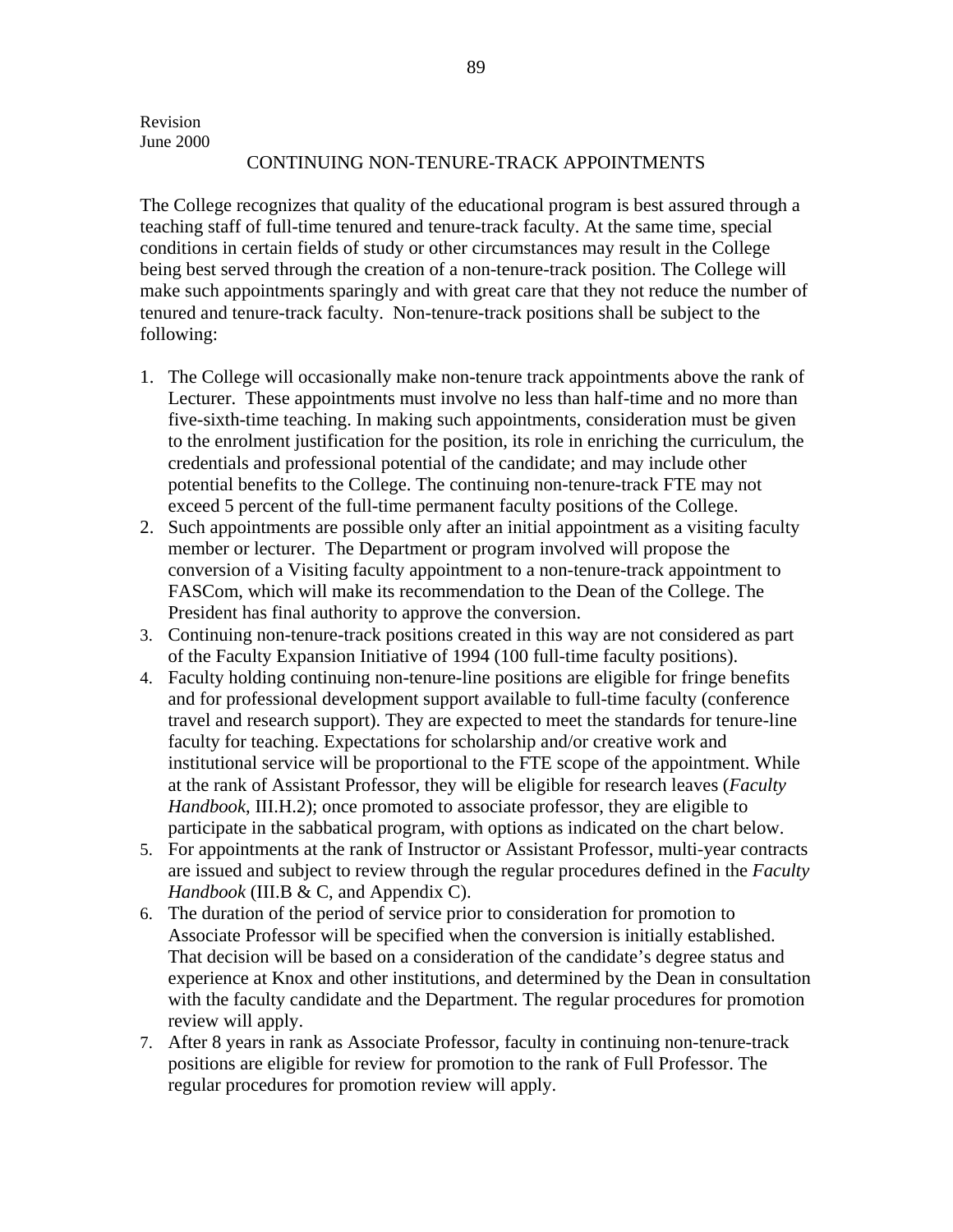Revision
June 2000

## CONTINUING NON-TENURE-TRACK APPOINTMENTS

The College recognizes that quality of the educational program is best assured through a teaching staff of full-time tenured and tenure-track faculty. At the same time, special conditions in certain fields of study or other circumstances may result in the College being best served through the creation of a non-tenure-track position. The College will make such appointments sparingly and with great care that they not reduce the number of tenured and tenure-track faculty. Non-tenure-track positions shall be subject to the following:

1. The College will occasionally make non-tenure track appointments above the rank of Lecturer. These appointments must involve no less than half-time and no more than five-sixth-time teaching. In making such appointments, consideration must be given to the enrolment justification for the position, its role in enriching the curriculum, the credentials and professional potential of the candidate; and may include other potential benefits to the College. The continuing non-tenure-track FTE may not exceed 5 percent of the full-time permanent faculty positions of the College.
2. Such appointments are possible only after an initial appointment as a visiting faculty member or lecturer. The Department or program involved will propose the conversion of a Visiting faculty appointment to a non-tenure-track appointment to FASCom, which will make its recommendation to the Dean of the College. The President has final authority to approve the conversion.
3. Continuing non-tenure-track positions created in this way are not considered as part of the Faculty Expansion Initiative of 1994 (100 full-time faculty positions).
4. Faculty holding continuing non-tenure-line positions are eligible for fringe benefits and for professional development support available to full-time faculty (conference travel and research support). They are expected to meet the standards for tenure-line faculty for teaching. Expectations for scholarship and/or creative work and institutional service will be proportional to the FTE scope of the appointment. While at the rank of Assistant Professor, they will be eligible for research leaves (*Faculty Handbook*, III.H.2); once promoted to associate professor, they are eligible to participate in the sabbatical program, with options as indicated on the chart below.
5. For appointments at the rank of Instructor or Assistant Professor, multi-year contracts are issued and subject to review through the regular procedures defined in the *Faculty Handbook* (III.B & C, and Appendix C).
6. The duration of the period of service prior to consideration for promotion to Associate Professor will be specified when the conversion is initially established. That decision will be based on a consideration of the candidate's degree status and experience at Knox and other institutions, and determined by the Dean in consultation with the faculty candidate and the Department. The regular procedures for promotion review will apply.
7. After 8 years in rank as Associate Professor, faculty in continuing non-tenure-track positions are eligible for review for promotion to the rank of Full Professor. The regular procedures for promotion review will apply.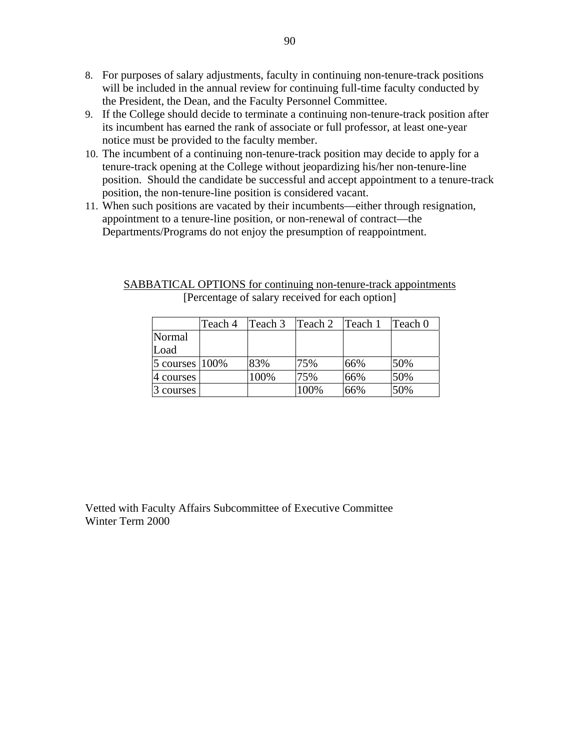8. For purposes of salary adjustments, faculty in continuing non-tenure-track positions will be included in the annual review for continuing full-time faculty conducted by the President, the Dean, and the Faculty Personnel Committee.
9. If the College should decide to terminate a continuing non-tenure-track position after its incumbent has earned the rank of associate or full professor, at least one-year notice must be provided to the faculty member.
10. The incumbent of a continuing non-tenure-track position may decide to apply for a tenure-track opening at the College without jeopardizing his/her non-tenure-line position. Should the candidate be successful and accept appointment to a tenure-track position, the non-tenure-line position is considered vacant.
11. When such positions are vacated by their incumbents—either through resignation, appointment to a tenure-line position, or non-renewal of contract—the Departments/Programs do not enjoy the presumption of reappointment.

<u>SABBATICAL OPTIONS for continuing non-tenure-track appointments</u>
[Percentage of salary received for each option]

| | Teach 4 | Teach 3 | Teach 2 | Teach 1 | Teach 0 |
|---|---|---|---|---|---|
| Normal Load | | | | | |
| 5 courses | 100% | 83% | 75% | 66% | 50% |
| 4 courses | | 100% | 75% | 66% | 50% |
| 3 courses | | | 100% | 66% | 50% |

Vetted with Faculty Affairs Subcommittee of Executive Committee
Winter Term 2000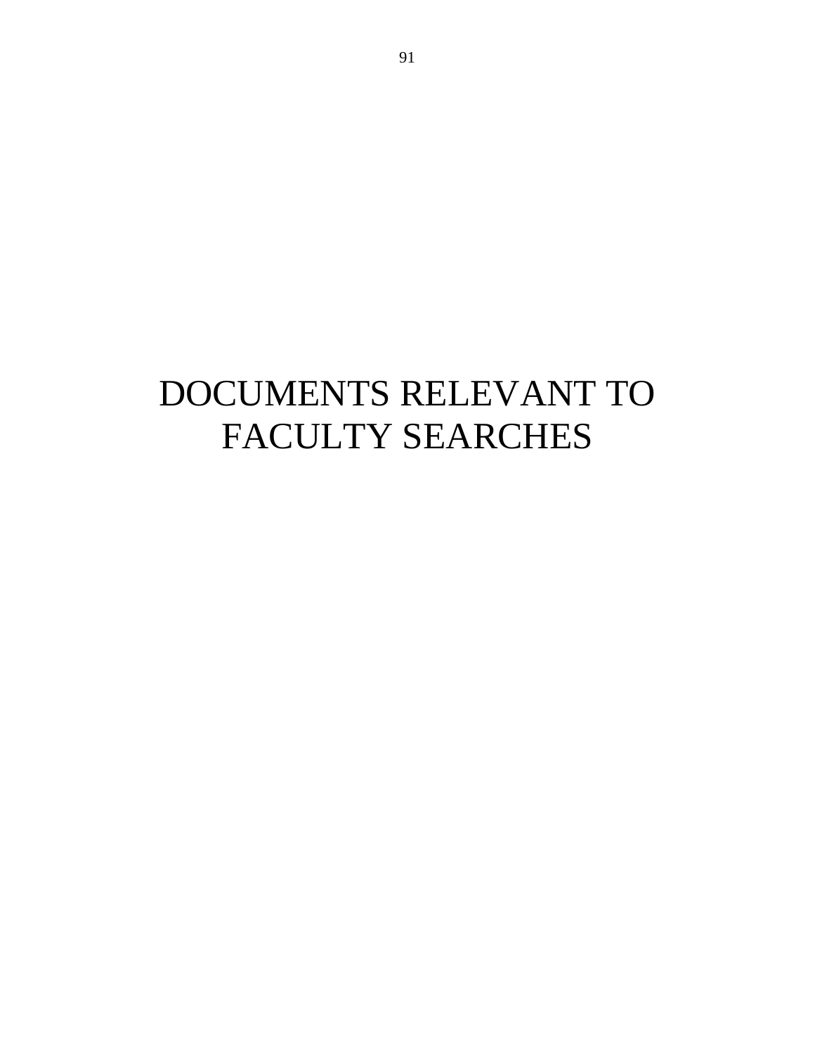# DOCUMENTS RELEVANT TO FACULTY SEARCHES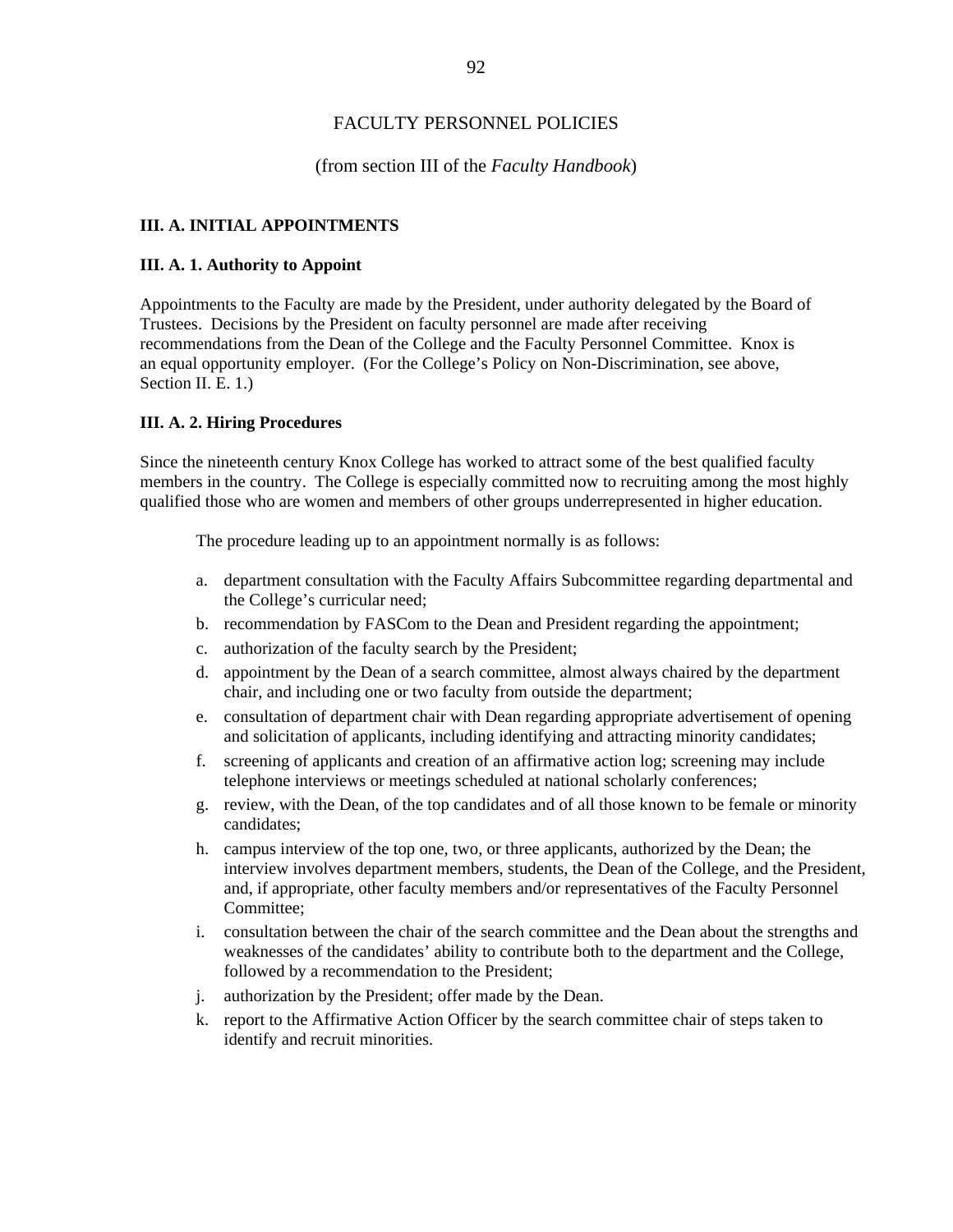# FACULTY PERSONNEL POLICIES

(from section III of the *Faculty Handbook*)

## III. A. INITIAL APPOINTMENTS

### III. A. 1. Authority to Appoint

Appointments to the Faculty are made by the President, under authority delegated by the Board of Trustees. Decisions by the President on faculty personnel are made after receiving recommendations from the Dean of the College and the Faculty Personnel Committee. Knox is an equal opportunity employer. (For the College's Policy on Non-Discrimination, see above, Section II. E. 1.)

### III. A. 2. Hiring Procedures

Since the nineteenth century Knox College has worked to attract some of the best qualified faculty members in the country. The College is especially committed now to recruiting among the most highly qualified those who are women and members of other groups underrepresented in higher education.

The procedure leading up to an appointment normally is as follows:

a. department consultation with the Faculty Affairs Subcommittee regarding departmental and the College's curricular need;
b. recommendation by FASCom to the Dean and President regarding the appointment;
c. authorization of the faculty search by the President;
d. appointment by the Dean of a search committee, almost always chaired by the department chair, and including one or two faculty from outside the department;
e. consultation of department chair with Dean regarding appropriate advertisement of opening and solicitation of applicants, including identifying and attracting minority candidates;
f. screening of applicants and creation of an affirmative action log; screening may include telephone interviews or meetings scheduled at national scholarly conferences;
g. review, with the Dean, of the top candidates and of all those known to be female or minority candidates;
h. campus interview of the top one, two, or three applicants, authorized by the Dean; the interview involves department members, students, the Dean of the College, and the President, and, if appropriate, other faculty members and/or representatives of the Faculty Personnel Committee;
i. consultation between the chair of the search committee and the Dean about the strengths and weaknesses of the candidates' ability to contribute both to the department and the College, followed by a recommendation to the President;
j. authorization by the President; offer made by the Dean.
k. report to the Affirmative Action Officer by the search committee chair of steps taken to identify and recruit minorities.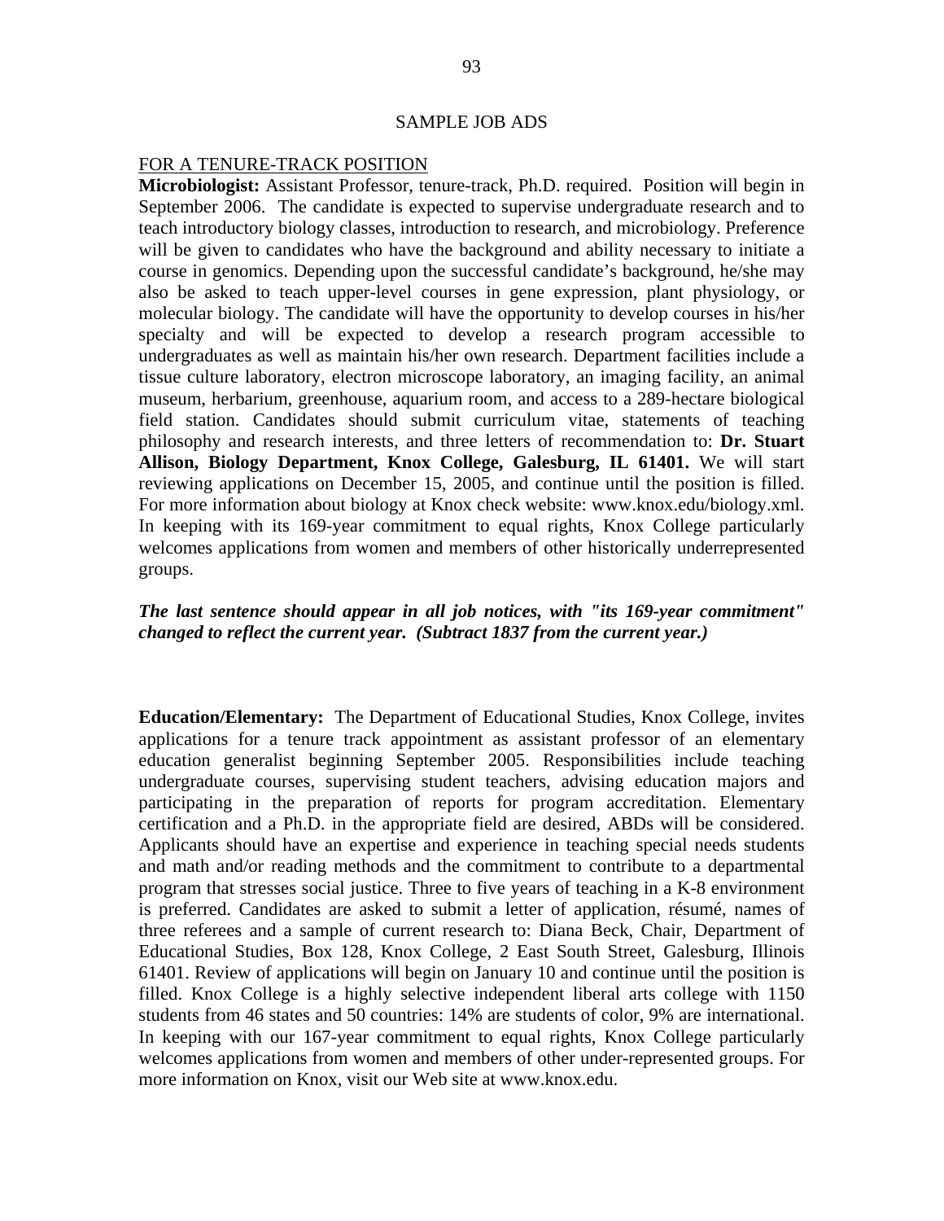## SAMPLE JOB ADS

### FOR A TENURE-TRACK POSITION

**Microbiologist:** Assistant Professor, tenure-track, Ph.D. required. Position will begin in September 2006. The candidate is expected to supervise undergraduate research and to teach introductory biology classes, introduction to research, and microbiology. Preference will be given to candidates who have the background and ability necessary to initiate a course in genomics. Depending upon the successful candidate's background, he/she may also be asked to teach upper-level courses in gene expression, plant physiology, or molecular biology. The candidate will have the opportunity to develop courses in his/her specialty and will be expected to develop a research program accessible to undergraduates as well as maintain his/her own research. Department facilities include a tissue culture laboratory, electron microscope laboratory, an imaging facility, an animal museum, herbarium, greenhouse, aquarium room, and access to a 289-hectare biological field station. Candidates should submit curriculum vitae, statements of teaching philosophy and research interests, and three letters of recommendation to: **Dr. Stuart Allison, Biology Department, Knox College, Galesburg, IL 61401.** We will start reviewing applications on December 15, 2005, and continue until the position is filled. For more information about biology at Knox check website: www.knox.edu/biology.xml. In keeping with its 169-year commitment to equal rights, Knox College particularly welcomes applications from women and members of other historically underrepresented groups.

***The last sentence should appear in all job notices, with "its 169-year commitment" changed to reflect the current year. (Subtract 1837 from the current year.)***

**Education/Elementary:** The Department of Educational Studies, Knox College, invites applications for a tenure track appointment as assistant professor of an elementary education generalist beginning September 2005. Responsibilities include teaching undergraduate courses, supervising student teachers, advising education majors and participating in the preparation of reports for program accreditation. Elementary certification and a Ph.D. in the appropriate field are desired, ABDs will be considered. Applicants should have an expertise and experience in teaching special needs students and math and/or reading methods and the commitment to contribute to a departmental program that stresses social justice. Three to five years of teaching in a K-8 environment is preferred. Candidates are asked to submit a letter of application, résumé, names of three referees and a sample of current research to: Diana Beck, Chair, Department of Educational Studies, Box 128, Knox College, 2 East South Street, Galesburg, Illinois 61401. Review of applications will begin on January 10 and continue until the position is filled. Knox College is a highly selective independent liberal arts college with 1150 students from 46 states and 50 countries: 14% are students of color, 9% are international. In keeping with our 167-year commitment to equal rights, Knox College particularly welcomes applications from women and members of other under-represented groups. For more information on Knox, visit our Web site at www.knox.edu.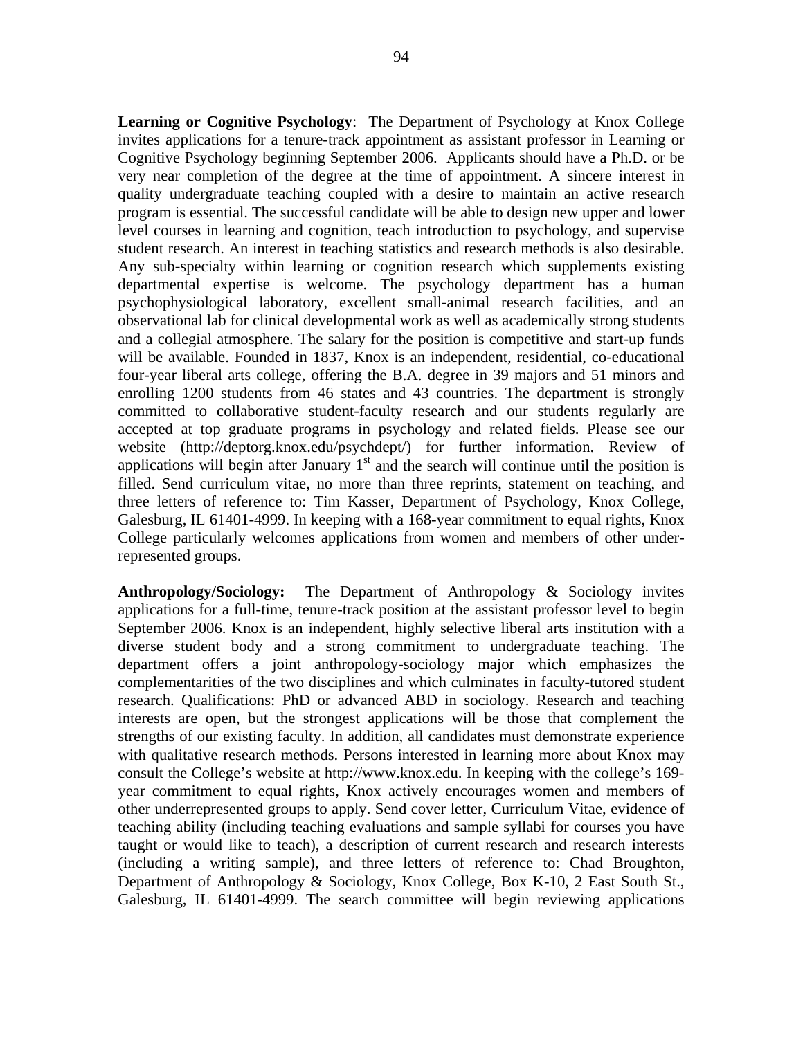**Learning or Cognitive Psychology**: The Department of Psychology at Knox College invites applications for a tenure-track appointment as assistant professor in Learning or Cognitive Psychology beginning September 2006. Applicants should have a Ph.D. or be very near completion of the degree at the time of appointment. A sincere interest in quality undergraduate teaching coupled with a desire to maintain an active research program is essential. The successful candidate will be able to design new upper and lower level courses in learning and cognition, teach introduction to psychology, and supervise student research. An interest in teaching statistics and research methods is also desirable. Any sub-specialty within learning or cognition research which supplements existing departmental expertise is welcome. The psychology department has a human psychophysiological laboratory, excellent small-animal research facilities, and an observational lab for clinical developmental work as well as academically strong students and a collegial atmosphere. The salary for the position is competitive and start-up funds will be available. Founded in 1837, Knox is an independent, residential, co-educational four-year liberal arts college, offering the B.A. degree in 39 majors and 51 minors and enrolling 1200 students from 46 states and 43 countries. The department is strongly committed to collaborative student-faculty research and our students regularly are accepted at top graduate programs in psychology and related fields. Please see our website (http://deptorg.knox.edu/psychdept/) for further information. Review of applications will begin after January 1st and the search will continue until the position is filled. Send curriculum vitae, no more than three reprints, statement on teaching, and three letters of reference to: Tim Kasser, Department of Psychology, Knox College, Galesburg, IL 61401-4999. In keeping with a 168-year commitment to equal rights, Knox College particularly welcomes applications from women and members of other under-represented groups.

**Anthropology/Sociology:** The Department of Anthropology & Sociology invites applications for a full-time, tenure-track position at the assistant professor level to begin September 2006. Knox is an independent, highly selective liberal arts institution with a diverse student body and a strong commitment to undergraduate teaching. The department offers a joint anthropology-sociology major which emphasizes the complementarities of the two disciplines and which culminates in faculty-tutored student research. Qualifications: PhD or advanced ABD in sociology. Research and teaching interests are open, but the strongest applications will be those that complement the strengths of our existing faculty. In addition, all candidates must demonstrate experience with qualitative research methods. Persons interested in learning more about Knox may consult the College's website at http://www.knox.edu. In keeping with the college's 169-year commitment to equal rights, Knox actively encourages women and members of other underrepresented groups to apply. Send cover letter, Curriculum Vitae, evidence of teaching ability (including teaching evaluations and sample syllabi for courses you have taught or would like to teach), a description of current research and research interests (including a writing sample), and three letters of reference to: Chad Broughton, Department of Anthropology & Sociology, Knox College, Box K-10, 2 East South St., Galesburg, IL 61401-4999. The search committee will begin reviewing applications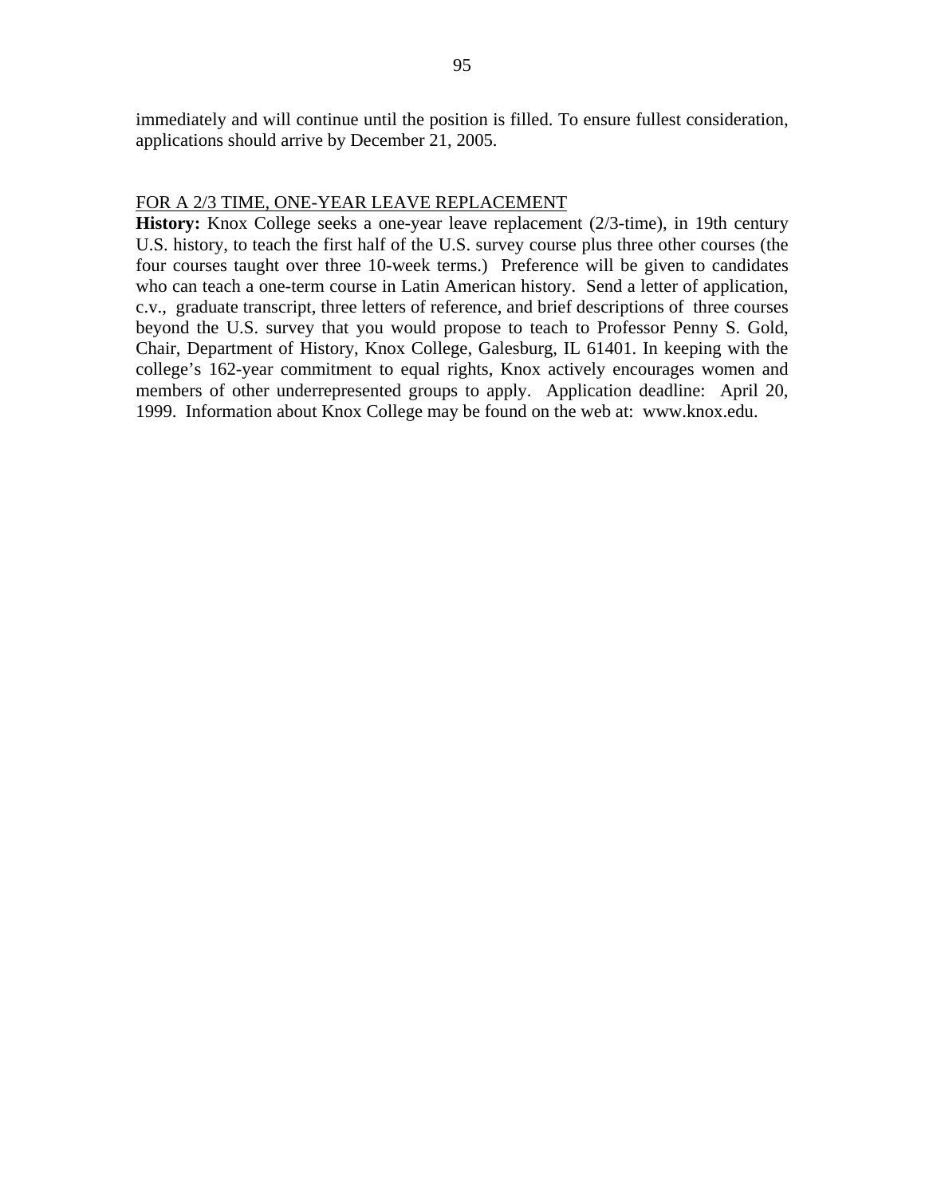immediately and will continue until the position is filled. To ensure fullest consideration, applications should arrive by December 21, 2005.

FOR A 2/3 TIME, ONE-YEAR LEAVE REPLACEMENT

**History:** Knox College seeks a one-year leave replacement (2/3-time), in 19th century U.S. history, to teach the first half of the U.S. survey course plus three other courses (the four courses taught over three 10-week terms.) Preference will be given to candidates who can teach a one-term course in Latin American history. Send a letter of application, c.v., graduate transcript, three letters of reference, and brief descriptions of three courses beyond the U.S. survey that you would propose to teach to Professor Penny S. Gold, Chair, Department of History, Knox College, Galesburg, IL 61401. In keeping with the college's 162-year commitment to equal rights, Knox actively encourages women and members of other underrepresented groups to apply. Application deadline: April 20, 1999. Information about Knox College may be found on the web at: www.knox.edu.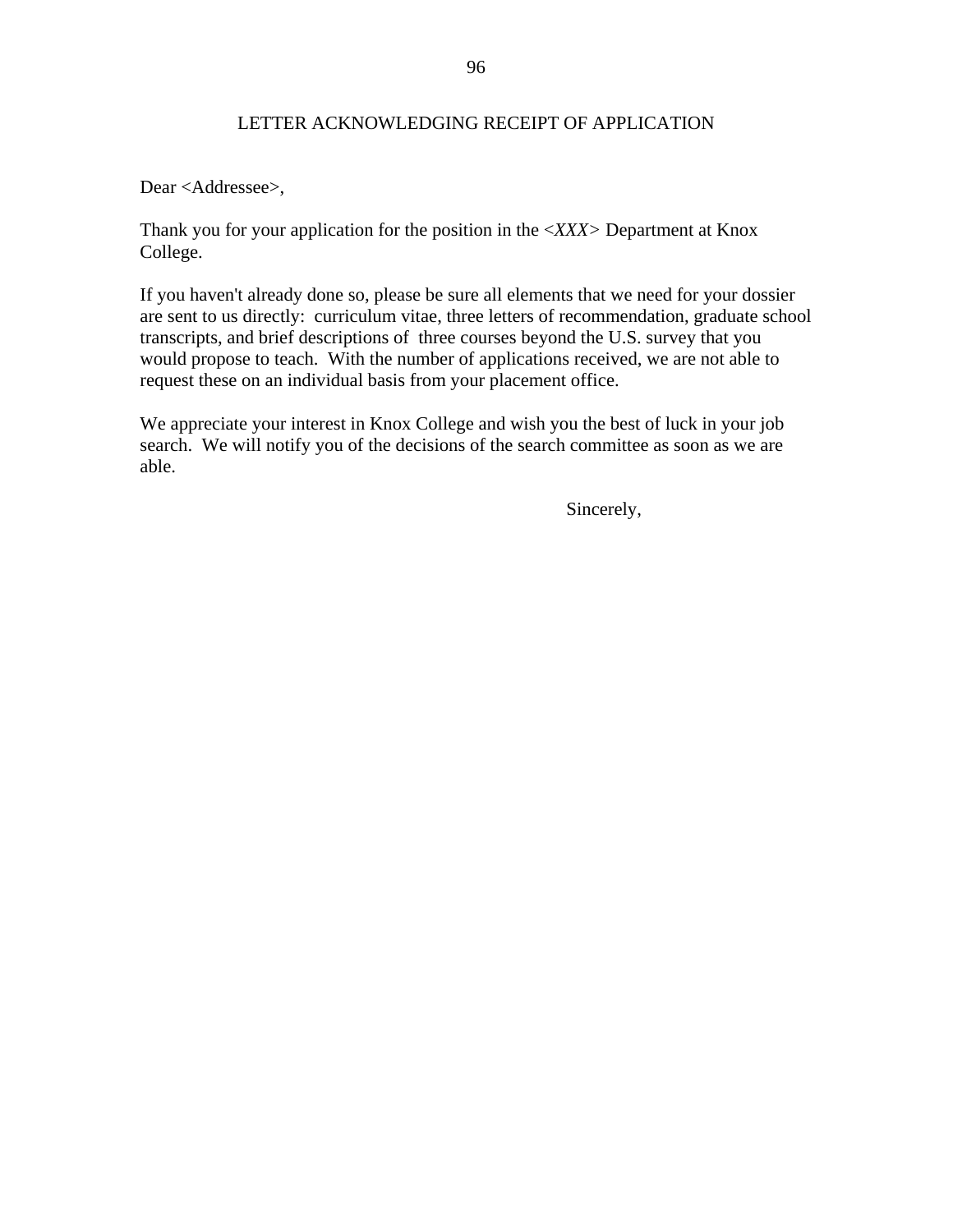# LETTER ACKNOWLEDGING RECEIPT OF APPLICATION

Dear <Addressee>,

Thank you for your application for the position in the <*XXX*> Department at Knox College.

If you haven't already done so, please be sure all elements that we need for your dossier are sent to us directly: curriculum vitae, three letters of recommendation, graduate school transcripts, and brief descriptions of three courses beyond the U.S. survey that you would propose to teach. With the number of applications received, we are not able to request these on an individual basis from your placement office.

We appreciate your interest in Knox College and wish you the best of luck in your job search. We will notify you of the decisions of the search committee as soon as we are able.

Sincerely,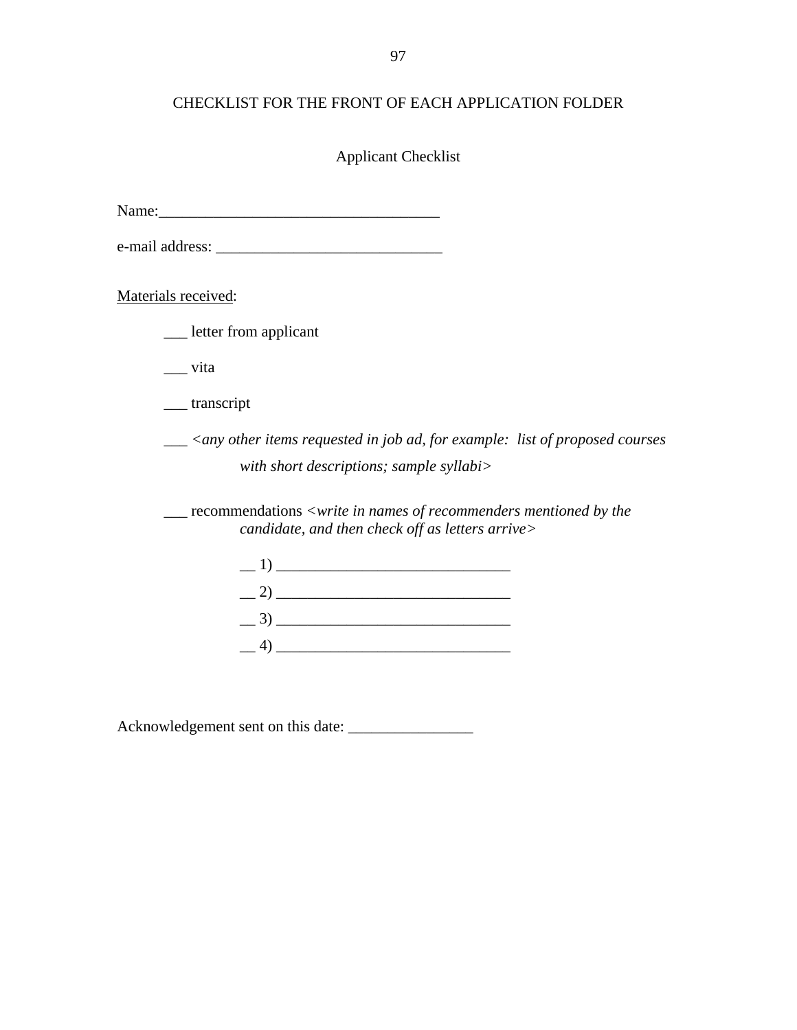# CHECKLIST FOR THE FRONT OF EACH APPLICATION FOLDER

## Applicant Checklist

Name:___________________________________

e-mail address: ____________________________

<u>Materials received</u>:

___ letter from applicant

___ vita

___ transcript

___ *<any other items requested in job ad, for example: list of proposed courses with short descriptions; sample syllabi>*

___ recommendations *<write in names of recommenders mentioned by the candidate, and then check off as letters arrive>*

__ 1) _____________________________

__ 2) _____________________________

__ 3) _____________________________

__ 4) _____________________________

Acknowledgement sent on this date: ________________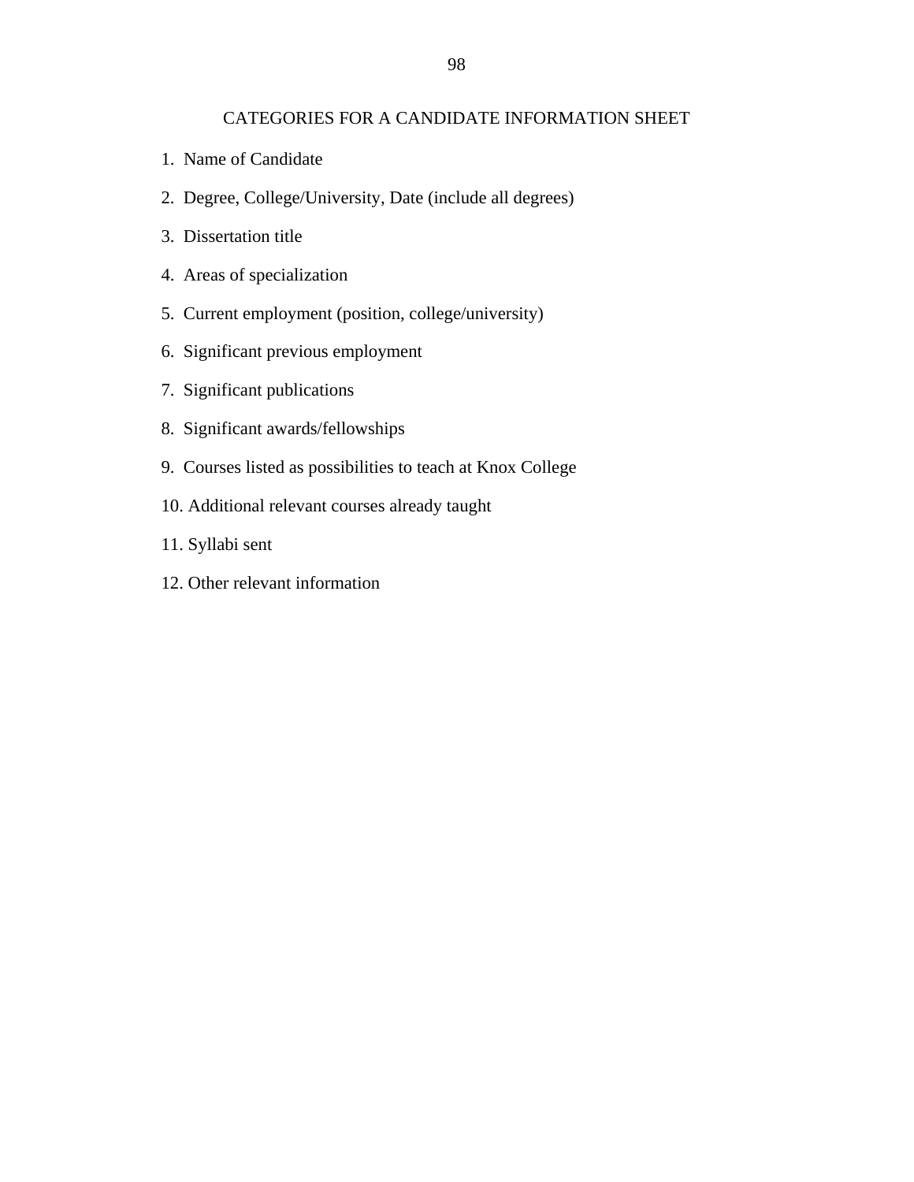## CATEGORIES FOR A CANDIDATE INFORMATION SHEET

1. Name of Candidate
2. Degree, College/University, Date (include all degrees)
3. Dissertation title
4. Areas of specialization
5. Current employment (position, college/university)
6. Significant previous employment
7. Significant publications
8. Significant awards/fellowships
9. Courses listed as possibilities to teach at Knox College
10. Additional relevant courses already taught
11. Syllabi sent
12. Other relevant information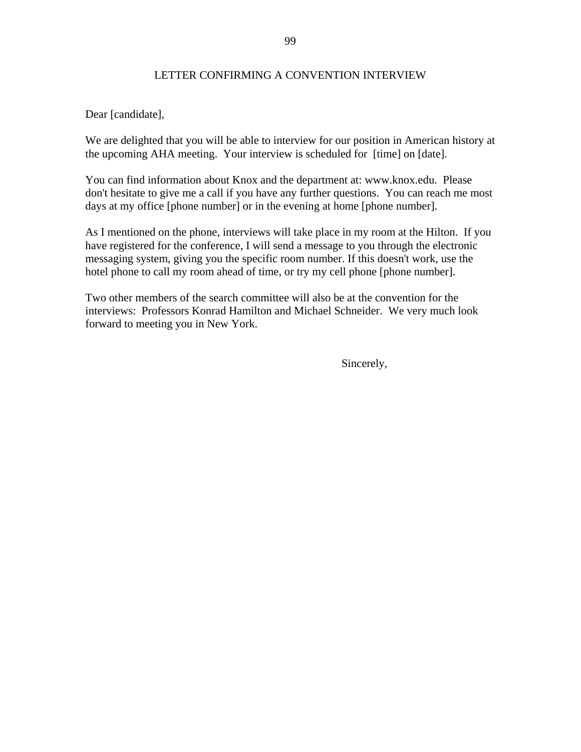## LETTER CONFIRMING A CONVENTION INTERVIEW

Dear [candidate],

We are delighted that you will be able to interview for our position in American history at the upcoming AHA meeting. Your interview is scheduled for [time] on [date].

You can find information about Knox and the department at: www.knox.edu. Please don't hesitate to give me a call if you have any further questions. You can reach me most days at my office [phone number] or in the evening at home [phone number].

As I mentioned on the phone, interviews will take place in my room at the Hilton. If you have registered for the conference, I will send a message to you through the electronic messaging system, giving you the specific room number. If this doesn't work, use the hotel phone to call my room ahead of time, or try my cell phone [phone number].

Two other members of the search committee will also be at the convention for the interviews: Professors Konrad Hamilton and Michael Schneider. We very much look forward to meeting you in New York.

Sincerely,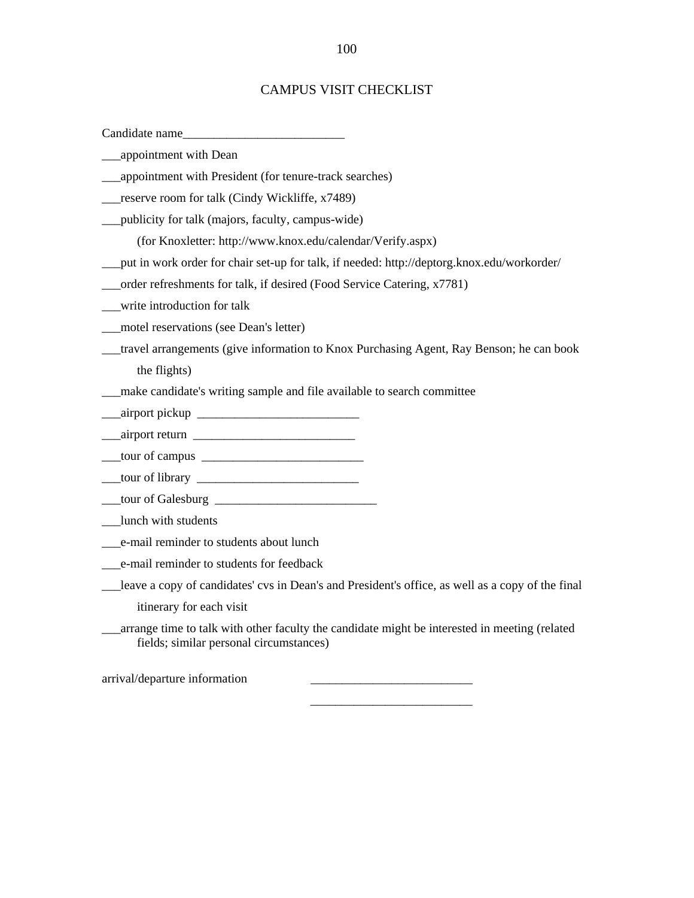# CAMPUS VISIT CHECKLIST

Candidate name__________________________

___appointment with Dean

___appointment with President (for tenure-track searches)

___reserve room for talk (Cindy Wickliffe, x7489)

___publicity for talk (majors, faculty, campus-wide)

(for Knoxletter: http://www.knox.edu/calendar/Verify.aspx)

___put in work order for chair set-up for talk, if needed: http://deptorg.knox.edu/workorder/

___order refreshments for talk, if desired (Food Service Catering, x7781)

___write introduction for talk

___motel reservations (see Dean's letter)

___travel arrangements (give information to Knox Purchasing Agent, Ray Benson; he can book the flights)

___make candidate's writing sample and file available to search committee

___airport pickup __________________________

___airport return __________________________

___tour of campus __________________________

___tour of library __________________________

___tour of Galesburg __________________________

___lunch with students

___e-mail reminder to students about lunch

___e-mail reminder to students for feedback

___leave a copy of candidates' cvs in Dean's and President's office, as well as a copy of the final itinerary for each visit

___arrange time to talk with other faculty the candidate might be interested in meeting (related fields; similar personal circumstances)

arrival/departure information __________________________

__________________________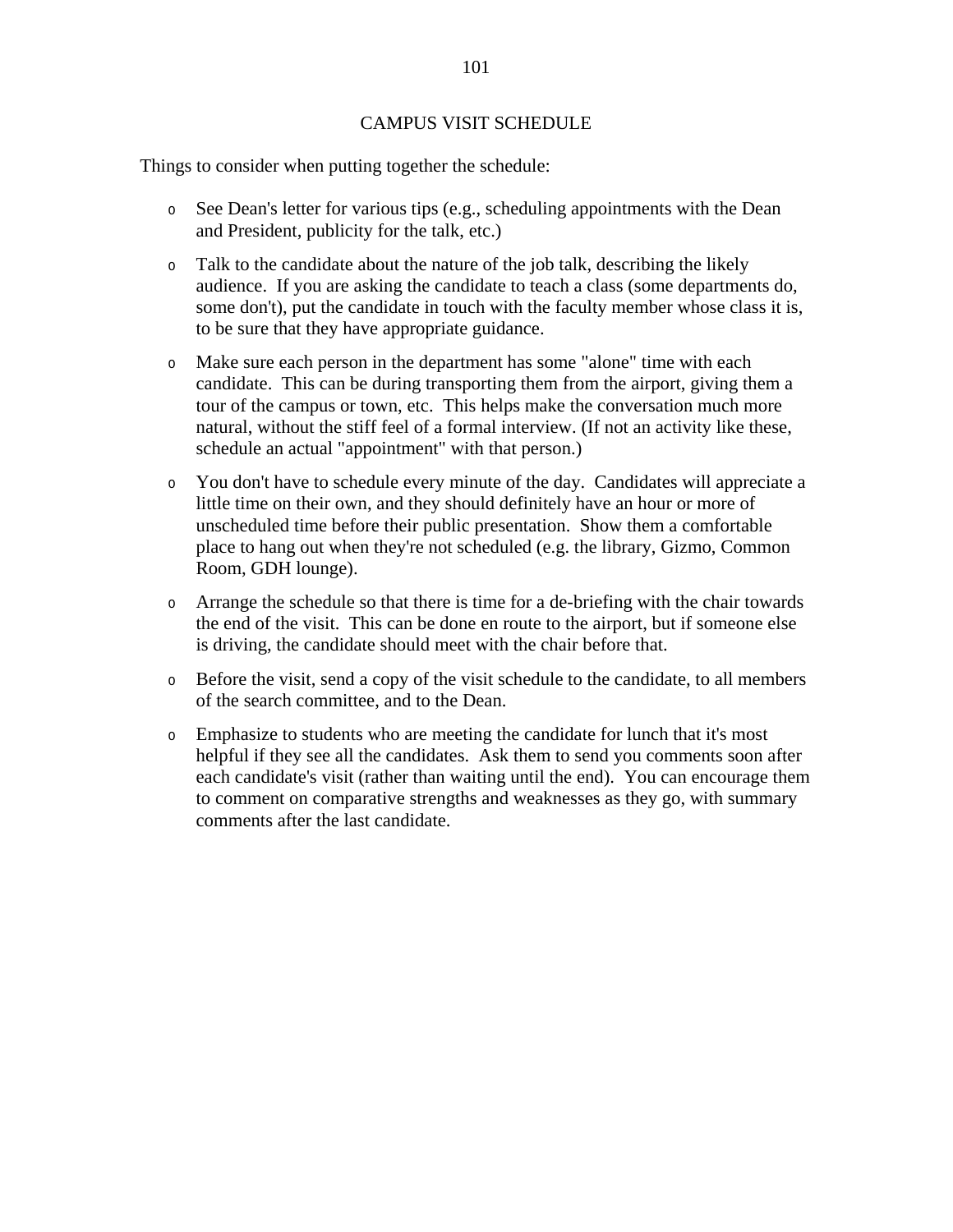# CAMPUS VISIT SCHEDULE

Things to consider when putting together the schedule:

- See Dean's letter for various tips (e.g., scheduling appointments with the Dean and President, publicity for the talk, etc.)
- Talk to the candidate about the nature of the job talk, describing the likely audience. If you are asking the candidate to teach a class (some departments do, some don't), put the candidate in touch with the faculty member whose class it is, to be sure that they have appropriate guidance.
- Make sure each person in the department has some "alone" time with each candidate. This can be during transporting them from the airport, giving them a tour of the campus or town, etc. This helps make the conversation much more natural, without the stiff feel of a formal interview. (If not an activity like these, schedule an actual "appointment" with that person.)
- You don't have to schedule every minute of the day. Candidates will appreciate a little time on their own, and they should definitely have an hour or more of unscheduled time before their public presentation. Show them a comfortable place to hang out when they're not scheduled (e.g. the library, Gizmo, Common Room, GDH lounge).
- Arrange the schedule so that there is time for a de-briefing with the chair towards the end of the visit. This can be done en route to the airport, but if someone else is driving, the candidate should meet with the chair before that.
- Before the visit, send a copy of the visit schedule to the candidate, to all members of the search committee, and to the Dean.
- Emphasize to students who are meeting the candidate for lunch that it's most helpful if they see all the candidates. Ask them to send you comments soon after each candidate's visit (rather than waiting until the end). You can encourage them to comment on comparative strengths and weaknesses as they go, with summary comments after the last candidate.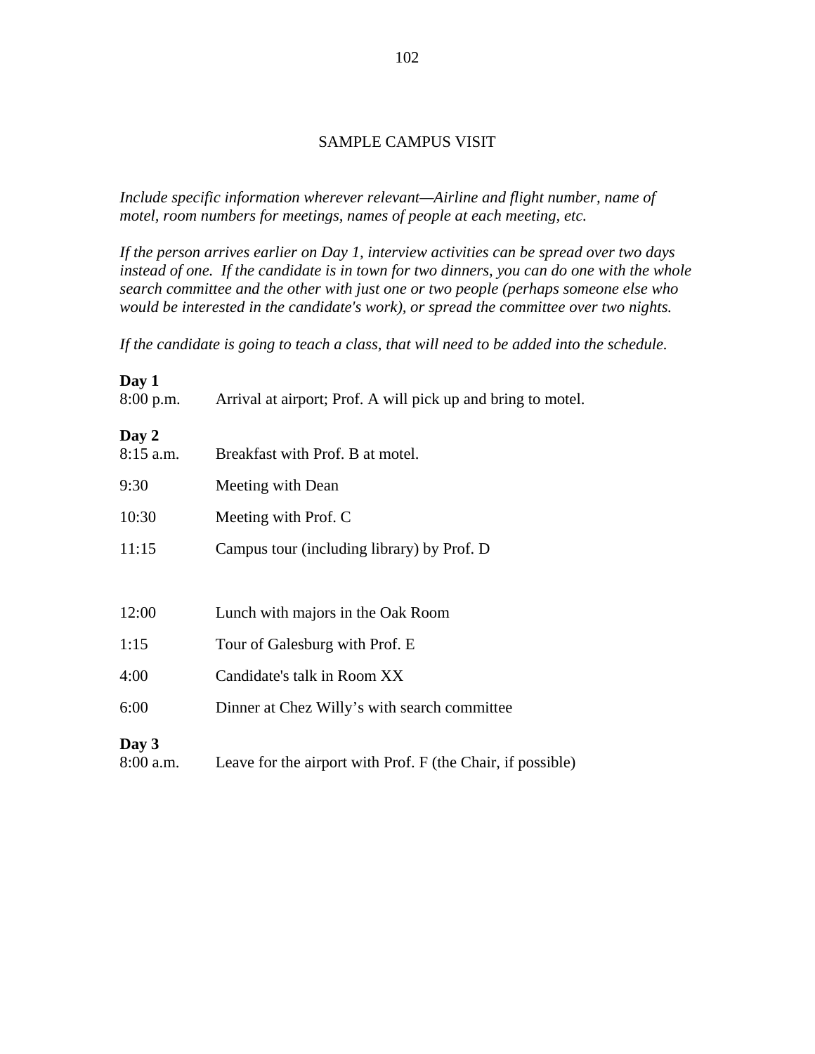# SAMPLE CAMPUS VISIT

*Include specific information wherever relevant—Airline and flight number, name of motel, room numbers for meetings, names of people at each meeting, etc.*

*If the person arrives earlier on Day 1, interview activities can be spread over two days instead of one. If the candidate is in town for two dinners, you can do one with the whole search committee and the other with just one or two people (perhaps someone else who would be interested in the candidate's work), or spread the committee over two nights.*

*If the candidate is going to teach a class, that will need to be added into the schedule.*

**Day 1**

8:00 p.m. Arrival at airport; Prof. A will pick up and bring to motel.

**Day 2**

8:15 a.m. Breakfast with Prof. B at motel.

9:30 Meeting with Dean

10:30 Meeting with Prof. C

11:15 Campus tour (including library) by Prof. D

12:00 Lunch with majors in the Oak Room

1:15 Tour of Galesburg with Prof. E

4:00 Candidate's talk in Room XX

6:00 Dinner at Chez Willy's with search committee

**Day 3**

8:00 a.m. Leave for the airport with Prof. F (the Chair, if possible)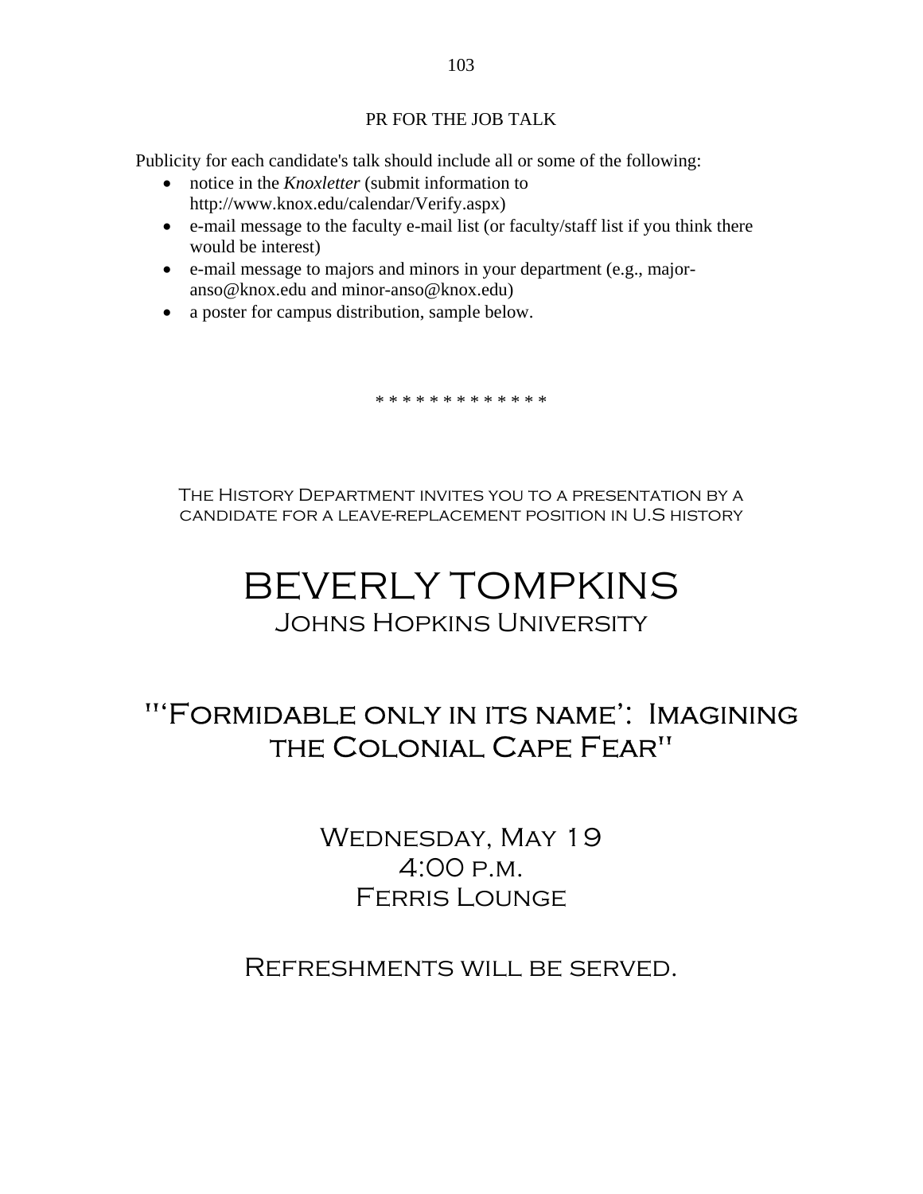## PR FOR THE JOB TALK

Publicity for each candidate's talk should include all or some of the following:

- notice in the *Knoxletter* (submit information to http://www.knox.edu/calendar/Verify.aspx)
- e-mail message to the faculty e-mail list (or faculty/staff list if you think there would be interest)
- e-mail message to majors and minors in your department (e.g., major-anso@knox.edu and minor-anso@knox.edu)
- a poster for campus distribution, sample below.

\* \* \* \* \* \* \* \* \* \* \* \* \*

The History Department invites you to a presentation by a candidate for a leave-replacement position in U.S history

# BEVERLY TOMPKINS

Johns Hopkins University

## "'Formidable only in its name': Imagining the Colonial Cape Fear"

Wednesday, May 19
4:00 p.m.
Ferris Lounge

Refreshments will be served.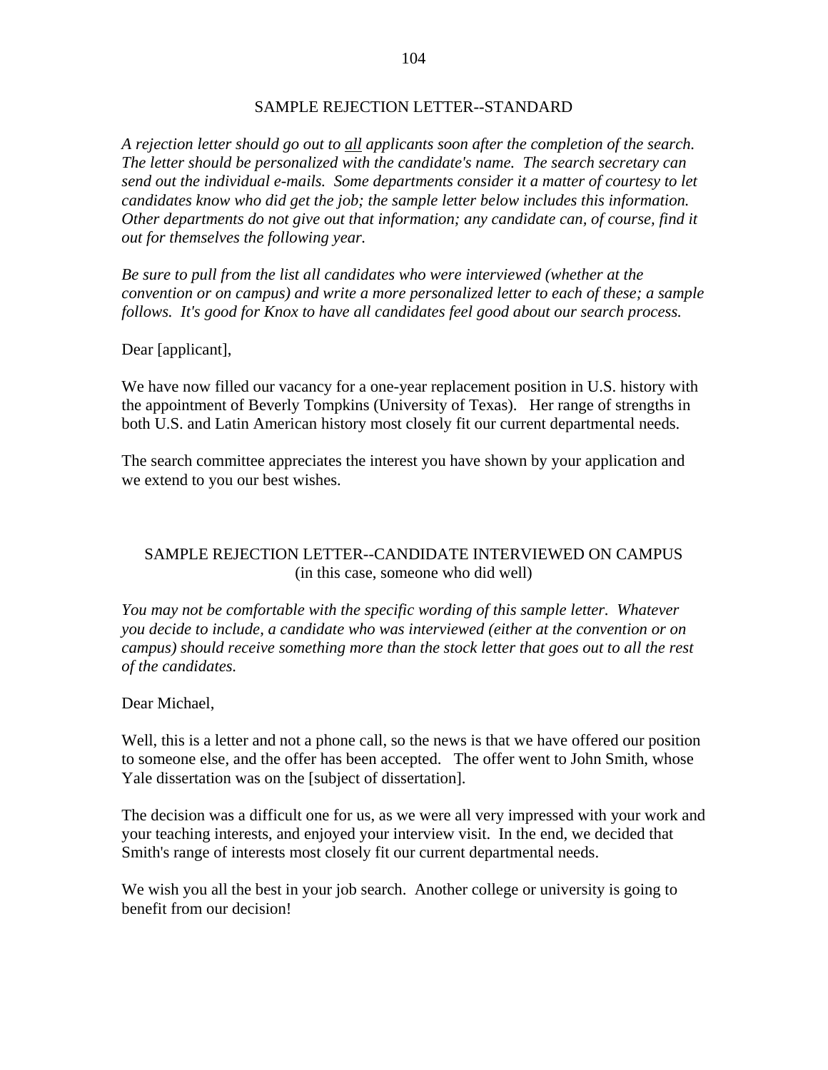## SAMPLE REJECTION LETTER--STANDARD

*A rejection letter should go out to* <u>*all*</u> *applicants soon after the completion of the search. The letter should be personalized with the candidate's name. The search secretary can send out the individual e-mails. Some departments consider it a matter of courtesy to let candidates know who did get the job; the sample letter below includes this information. Other departments do not give out that information; any candidate can, of course, find it out for themselves the following year.*

*Be sure to pull from the list all candidates who were interviewed (whether at the convention or on campus) and write a more personalized letter to each of these; a sample follows. It's good for Knox to have all candidates feel good about our search process.*

Dear [applicant],

We have now filled our vacancy for a one-year replacement position in U.S. history with the appointment of Beverly Tompkins (University of Texas). Her range of strengths in both U.S. and Latin American history most closely fit our current departmental needs.

The search committee appreciates the interest you have shown by your application and we extend to you our best wishes.

## SAMPLE REJECTION LETTER--CANDIDATE INTERVIEWED ON CAMPUS
(in this case, someone who did well)

*You may not be comfortable with the specific wording of this sample letter. Whatever you decide to include, a candidate who was interviewed (either at the convention or on campus) should receive something more than the stock letter that goes out to all the rest of the candidates.*

Dear Michael,

Well, this is a letter and not a phone call, so the news is that we have offered our position to someone else, and the offer has been accepted. The offer went to John Smith, whose Yale dissertation was on the [subject of dissertation].

The decision was a difficult one for us, as we were all very impressed with your work and your teaching interests, and enjoyed your interview visit. In the end, we decided that Smith's range of interests most closely fit our current departmental needs.

We wish you all the best in your job search. Another college or university is going to benefit from our decision!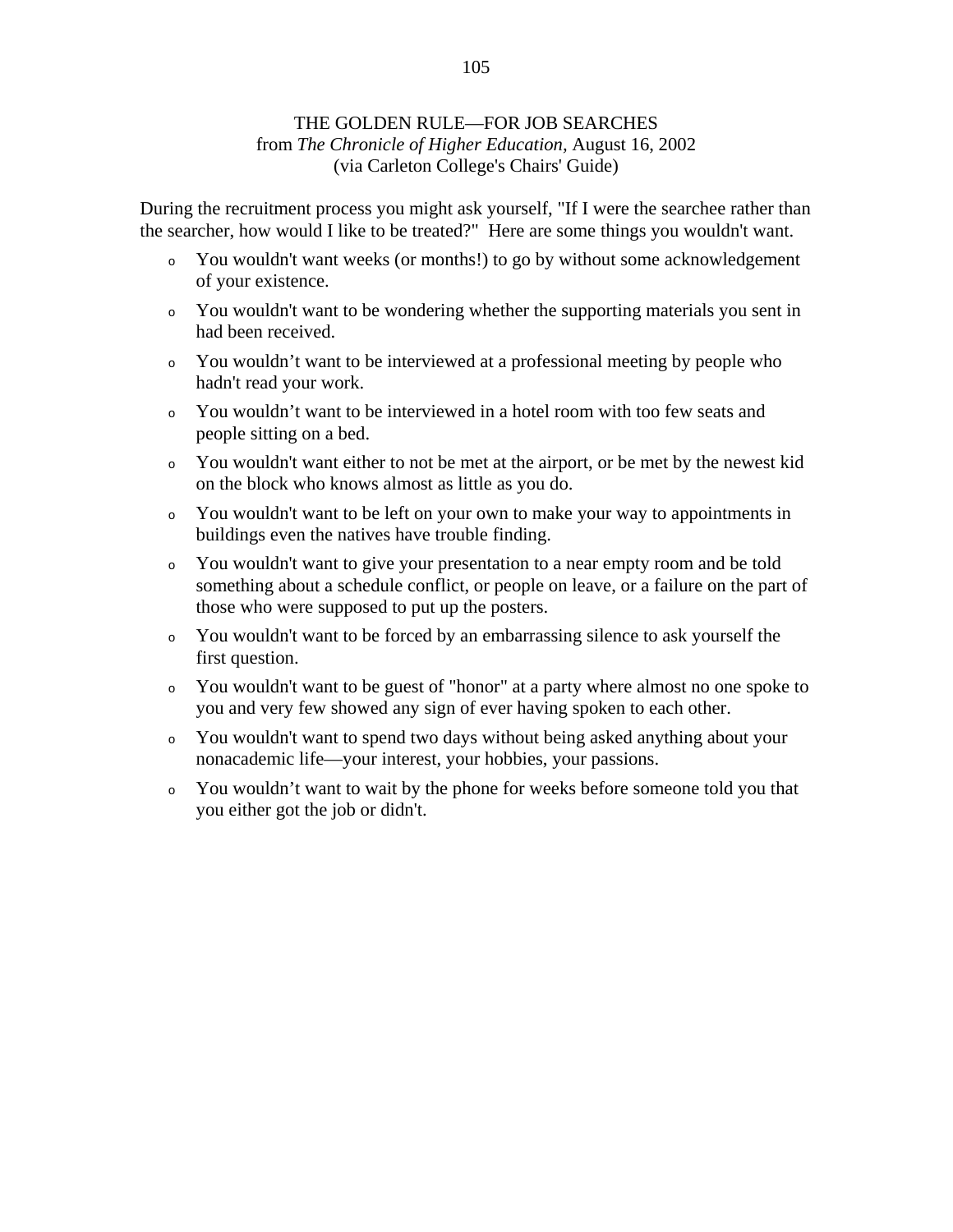# THE GOLDEN RULE—FOR JOB SEARCHES

from *The Chronicle of Higher Education*, August 16, 2002
(via Carleton College's Chairs' Guide)

During the recruitment process you might ask yourself, "If I were the searchee rather than the searcher, how would I like to be treated?" Here are some things you wouldn't want.

- You wouldn't want weeks (or months!) to go by without some acknowledgement of your existence.
- You wouldn't want to be wondering whether the supporting materials you sent in had been received.
- You wouldn't want to be interviewed at a professional meeting by people who hadn't read your work.
- You wouldn't want to be interviewed in a hotel room with too few seats and people sitting on a bed.
- You wouldn't want either to not be met at the airport, or be met by the newest kid on the block who knows almost as little as you do.
- You wouldn't want to be left on your own to make your way to appointments in buildings even the natives have trouble finding.
- You wouldn't want to give your presentation to a near empty room and be told something about a schedule conflict, or people on leave, or a failure on the part of those who were supposed to put up the posters.
- You wouldn't want to be forced by an embarrassing silence to ask yourself the first question.
- You wouldn't want to be guest of "honor" at a party where almost no one spoke to you and very few showed any sign of ever having spoken to each other.
- You wouldn't want to spend two days without being asked anything about your nonacademic life—your interest, your hobbies, your passions.
- You wouldn't want to wait by the phone for weeks before someone told you that you either got the job or didn't.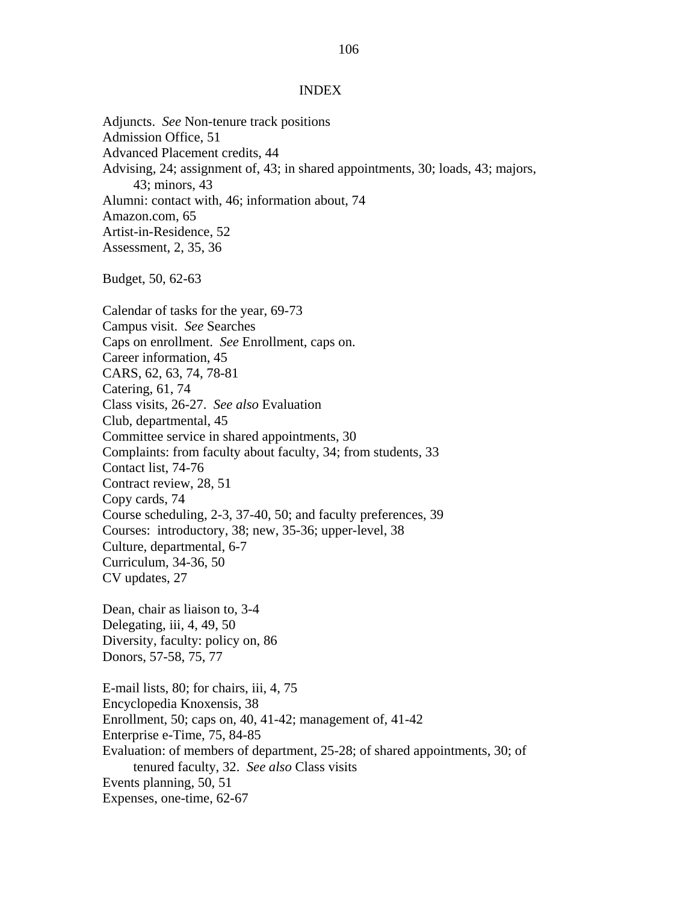# INDEX

Adjuncts. *See* Non-tenure track positions
Admission Office, 51
Advanced Placement credits, 44
Advising, 24; assignment of, 43; in shared appointments, 30; loads, 43; majors, 43; minors, 43
Alumni: contact with, 46; information about, 74
Amazon.com, 65
Artist-in-Residence, 52
Assessment, 2, 35, 36

Budget, 50, 62-63

Calendar of tasks for the year, 69-73
Campus visit. *See* Searches
Caps on enrollment. *See* Enrollment, caps on.
Career information, 45
CARS, 62, 63, 74, 78-81
Catering, 61, 74
Class visits, 26-27. *See also* Evaluation
Club, departmental, 45
Committee service in shared appointments, 30
Complaints: from faculty about faculty, 34; from students, 33
Contact list, 74-76
Contract review, 28, 51
Copy cards, 74
Course scheduling, 2-3, 37-40, 50; and faculty preferences, 39
Courses: introductory, 38; new, 35-36; upper-level, 38
Culture, departmental, 6-7
Curriculum, 34-36, 50
CV updates, 27

Dean, chair as liaison to, 3-4
Delegating, iii, 4, 49, 50
Diversity, faculty: policy on, 86
Donors, 57-58, 75, 77

E-mail lists, 80; for chairs, iii, 4, 75
Encyclopedia Knoxensis, 38
Enrollment, 50; caps on, 40, 41-42; management of, 41-42
Enterprise e-Time, 75, 84-85
Evaluation: of members of department, 25-28; of shared appointments, 30; of tenured faculty, 32. *See also* Class visits
Events planning, 50, 51
Expenses, one-time, 62-67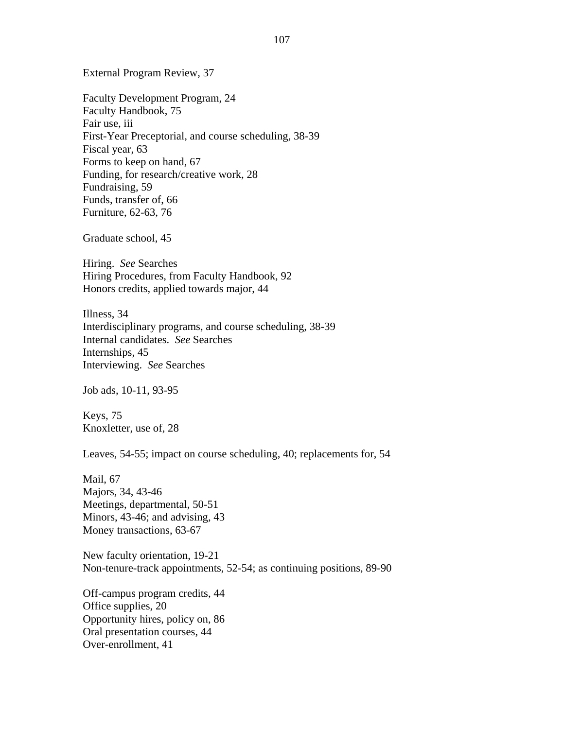External Program Review, 37

Faculty Development Program, 24
Faculty Handbook, 75
Fair use, iii
First-Year Preceptorial, and course scheduling, 38-39
Fiscal year, 63
Forms to keep on hand, 67
Funding, for research/creative work, 28
Fundraising, 59
Funds, transfer of, 66
Furniture, 62-63, 76

Graduate school, 45

Hiring. *See* Searches
Hiring Procedures, from Faculty Handbook, 92
Honors credits, applied towards major, 44

Illness, 34
Interdisciplinary programs, and course scheduling, 38-39
Internal candidates. *See* Searches
Internships, 45
Interviewing. *See* Searches

Job ads, 10-11, 93-95

Keys, 75
Knoxletter, use of, 28

Leaves, 54-55; impact on course scheduling, 40; replacements for, 54

Mail, 67
Majors, 34, 43-46
Meetings, departmental, 50-51
Minors, 43-46; and advising, 43
Money transactions, 63-67

New faculty orientation, 19-21
Non-tenure-track appointments, 52-54; as continuing positions, 89-90

Off-campus program credits, 44
Office supplies, 20
Opportunity hires, policy on, 86
Oral presentation courses, 44
Over-enrollment, 41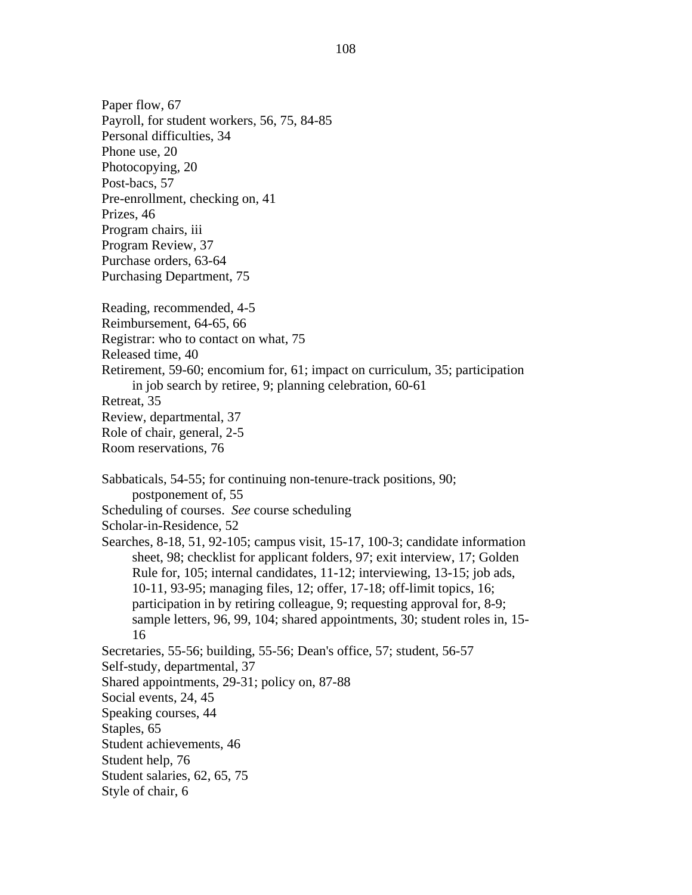Paper flow, 67
Payroll, for student workers, 56, 75, 84-85
Personal difficulties, 34
Phone use, 20
Photocopying, 20
Post-bacs, 57
Pre-enrollment, checking on, 41
Prizes, 46
Program chairs, iii
Program Review, 37
Purchase orders, 63-64
Purchasing Department, 75

Reading, recommended, 4-5
Reimbursement, 64-65, 66
Registrar: who to contact on what, 75
Released time, 40
Retirement, 59-60; encomium for, 61; impact on curriculum, 35; participation in job search by retiree, 9; planning celebration, 60-61
Retreat, 35
Review, departmental, 37
Role of chair, general, 2-5
Room reservations, 76

Sabbaticals, 54-55; for continuing non-tenure-track positions, 90; postponement of, 55
Scheduling of courses. *See* course scheduling
Scholar-in-Residence, 52
Searches, 8-18, 51, 92-105; campus visit, 15-17, 100-3; candidate information sheet, 98; checklist for applicant folders, 97; exit interview, 17; Golden Rule for, 105; internal candidates, 11-12; interviewing, 13-15; job ads, 10-11, 93-95; managing files, 12; offer, 17-18; off-limit topics, 16; participation in by retiring colleague, 9; requesting approval for, 8-9; sample letters, 96, 99, 104; shared appointments, 30; student roles in, 15-16
Secretaries, 55-56; building, 55-56; Dean's office, 57; student, 56-57
Self-study, departmental, 37
Shared appointments, 29-31; policy on, 87-88
Social events, 24, 45
Speaking courses, 44
Staples, 65
Student achievements, 46
Student help, 76
Student salaries, 62, 65, 75
Style of chair, 6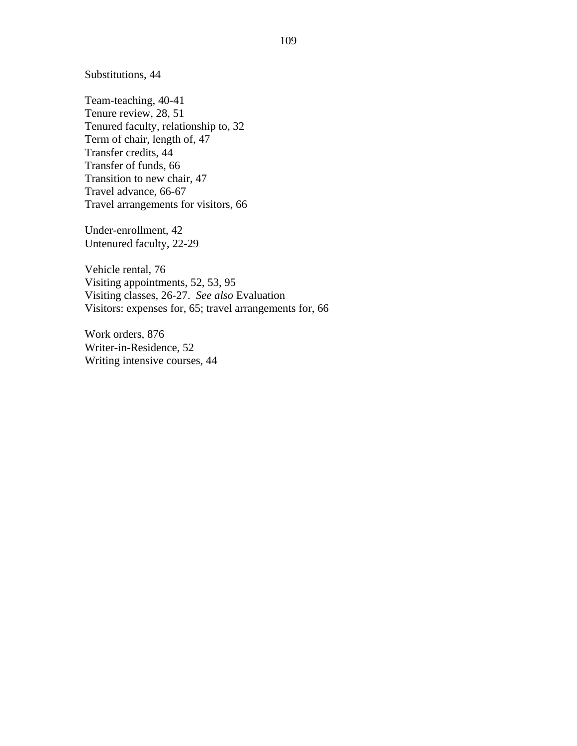Substitutions, 44

Team-teaching, 40-41
Tenure review, 28, 51
Tenured faculty, relationship to, 32
Term of chair, length of, 47
Transfer credits, 44
Transfer of funds, 66
Transition to new chair, 47
Travel advance, 66-67
Travel arrangements for visitors, 66

Under-enrollment, 42
Untenured faculty, 22-29

Vehicle rental, 76
Visiting appointments, 52, 53, 95
Visiting classes, 26-27. *See also* Evaluation
Visitors: expenses for, 65; travel arrangements for, 66

Work orders, 876
Writer-in-Residence, 52
Writing intensive courses, 44